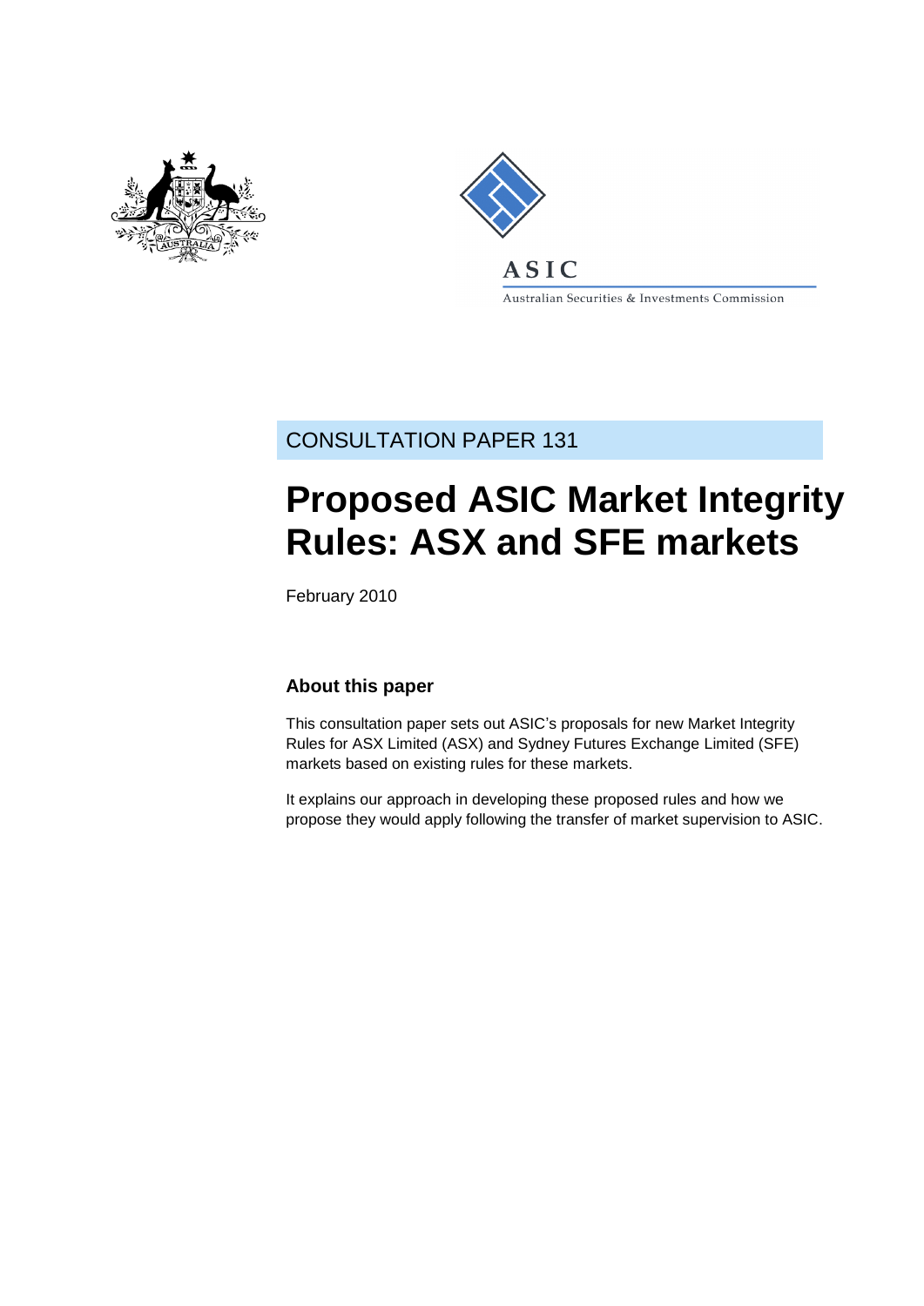ASIC

Australian Securities & Investments Commission

CONSULTATION PAPER 131

# Proposed ASIC Market Integrity Rules: ASX and SFE markets

February 2010

## About this paper

This consultation paper sets out ASIC's proposals for new Market Integrity Rules for ASX Limited (ASX) and Sydney Futures Exchange Limited (SFE) markets based on existing rules for these markets.

It explains our approach in developing these proposed rules and how we propose they would apply following the transfer of market supervision to ASIC.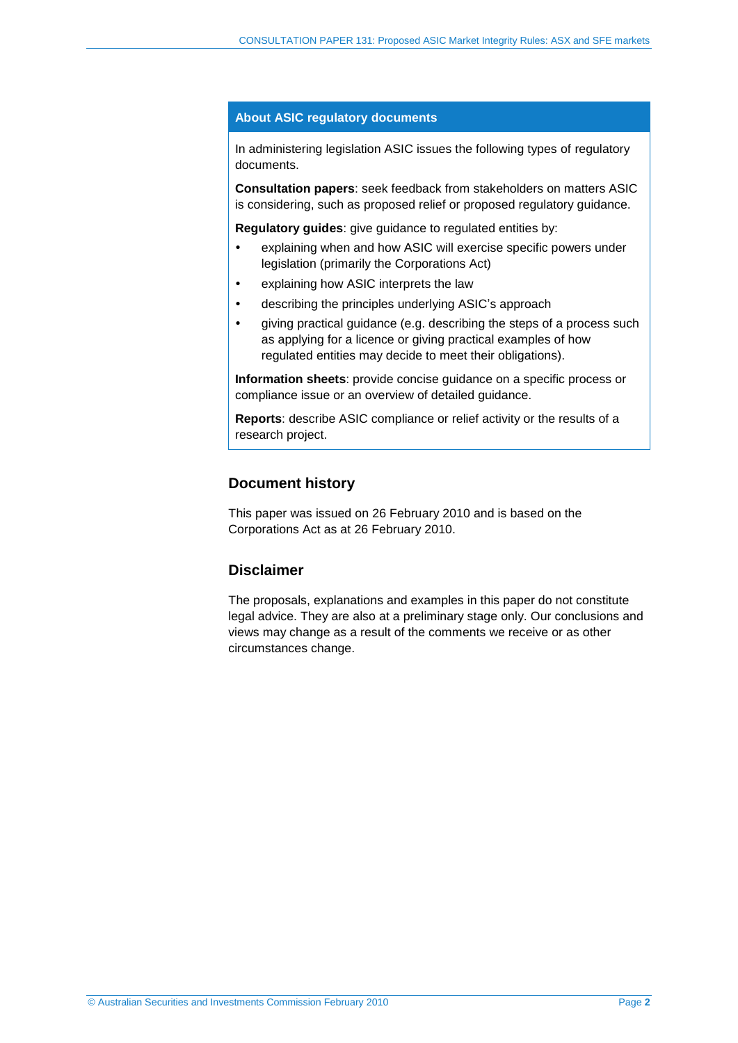## About ASIC regulatory documents

In administering legislation ASIC issues the following types of regulatory documents.

**Consultation papers**: seek feedback from stakeholders on matters ASIC is considering, such as proposed relief or proposed regulatory guidance.

**Regulatory guides**: give guidance to regulated entities by:

- explaining when and how ASIC will exercise specific powers under legislation (primarily the Corporations Act)
- explaining how ASIC interprets the law
- describing the principles underlying ASIC's approach
- giving practical guidance (e.g. describing the steps of a process such as applying for a licence or giving practical examples of how regulated entities may decide to meet their obligations).

**Information sheets**: provide concise guidance on a specific process or compliance issue or an overview of detailed guidance.

**Reports**: describe ASIC compliance or relief activity or the results of a research project.

## Document history

This paper was issued on 26 February 2010 and is based on the Corporations Act as at 26 February 2010.

## Disclaimer

The proposals, explanations and examples in this paper do not constitute legal advice. They are also at a preliminary stage only. Our conclusions and views may change as a result of the comments we receive or as other circumstances change.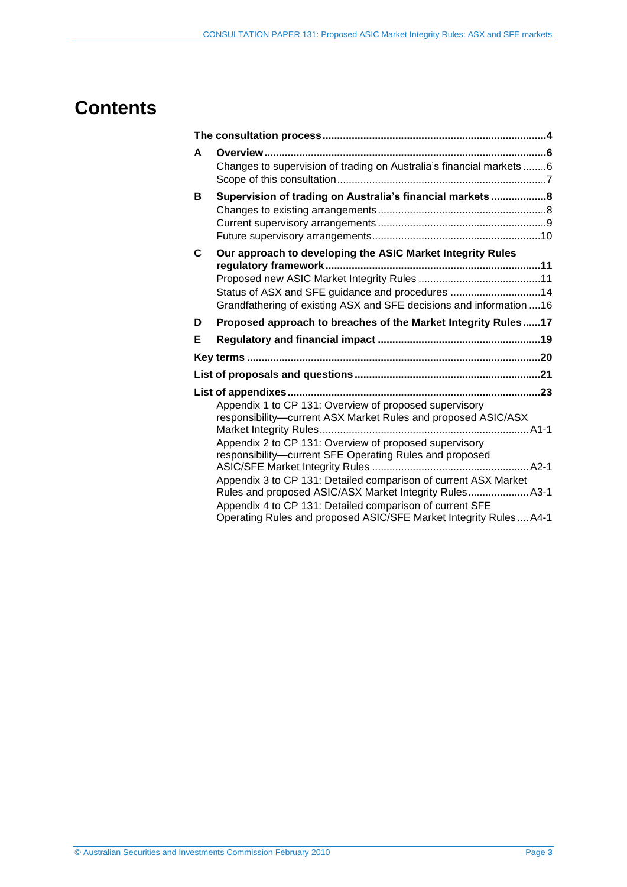# Contents

**The consultation process** ... 4

**A Overview** ... 6
- Changes to supervision of trading on Australia's financial markets ... 6
- Scope of this consultation ... 7

**B Supervision of trading on Australia's financial markets** ... 8
- Changes to existing arrangements ... 8
- Current supervisory arrangements ... 9
- Future supervisory arrangements ... 10

**C Our approach to developing the ASIC Market Integrity Rules regulatory framework** ... 11
- Proposed new ASIC Market Integrity Rules ... 11
- Status of ASX and SFE guidance and procedures ... 14
- Grandfathering of existing ASX and SFE decisions and information ... 16

**D Proposed approach to breaches of the Market Integrity Rules** ... 17

**E Regulatory and financial impact** ... 19

**Key terms** ... 20

**List of proposals and questions** ... 21

**List of appendixes** ... 23
- Appendix 1 to CP 131: Overview of proposed supervisory responsibility—current ASX Market Rules and proposed ASIC/ASX Market Integrity Rules ... A1-1
- Appendix 2 to CP 131: Overview of proposed supervisory responsibility—current SFE Operating Rules and proposed ASIC/SFE Market Integrity Rules ... A2-1
- Appendix 3 to CP 131: Detailed comparison of current ASX Market Rules and proposed ASIC/ASX Market Integrity Rules ... A3-1
- Appendix 4 to CP 131: Detailed comparison of current SFE Operating Rules and proposed ASIC/SFE Market Integrity Rules ... A4-1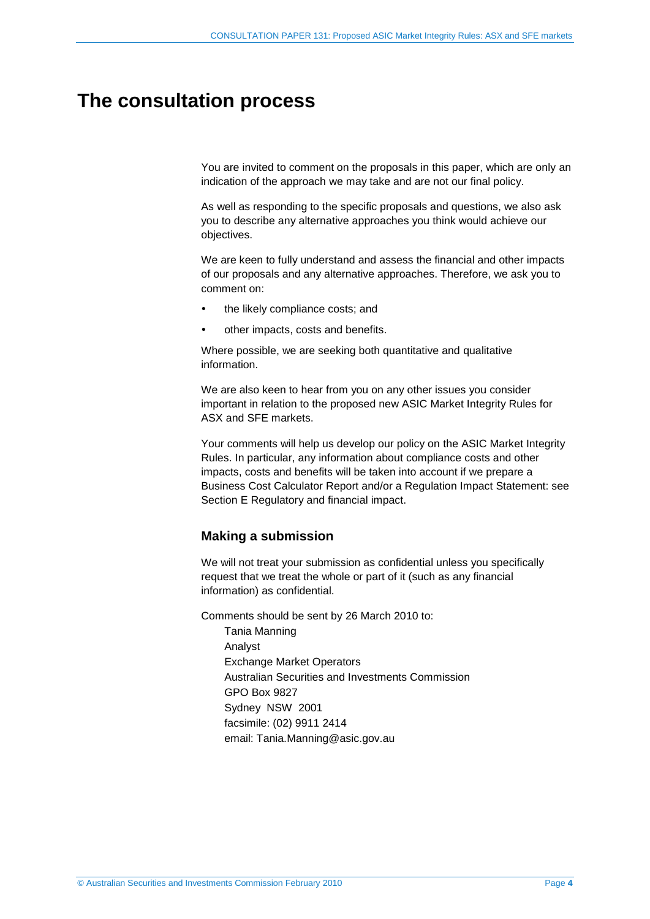# The consultation process

You are invited to comment on the proposals in this paper, which are only an indication of the approach we may take and are not our final policy.

As well as responding to the specific proposals and questions, we also ask you to describe any alternative approaches you think would achieve our objectives.

We are keen to fully understand and assess the financial and other impacts of our proposals and any alternative approaches. Therefore, we ask you to comment on:

- the likely compliance costs; and
- other impacts, costs and benefits.

Where possible, we are seeking both quantitative and qualitative information.

We are also keen to hear from you on any other issues you consider important in relation to the proposed new ASIC Market Integrity Rules for ASX and SFE markets.

Your comments will help us develop our policy on the ASIC Market Integrity Rules. In particular, any information about compliance costs and other impacts, costs and benefits will be taken into account if we prepare a Business Cost Calculator Report and/or a Regulation Impact Statement: see Section E Regulatory and financial impact.

## Making a submission

We will not treat your submission as confidential unless you specifically request that we treat the whole or part of it (such as any financial information) as confidential.

Comments should be sent by 26 March 2010 to:

Tania Manning
Analyst
Exchange Market Operators
Australian Securities and Investments Commission
GPO Box 9827
Sydney NSW 2001
facsimile: (02) 9911 2414
email: Tania.Manning@asic.gov.au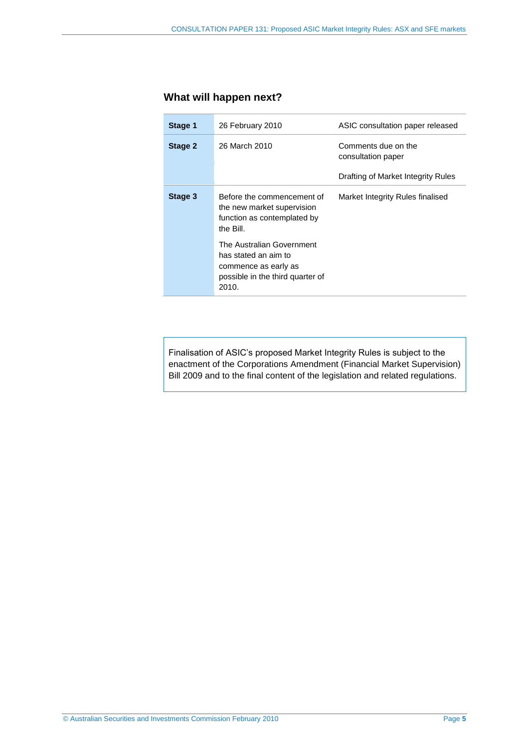## What will happen next?

| | | |
|---|---|---|
| **Stage 1** | 26 February 2010 | ASIC consultation paper released |
| **Stage 2** | 26 March 2010 | Comments due on the consultation paper<br><br>Drafting of Market Integrity Rules |
| **Stage 3** | Before the commencement of the new market supervision function as contemplated by the Bill.<br><br>The Australian Government has stated an aim to commence as early as possible in the third quarter of 2010. | Market Integrity Rules finalised |

Finalisation of ASIC's proposed Market Integrity Rules is subject to the enactment of the Corporations Amendment (Financial Market Supervision) Bill 2009 and to the final content of the legislation and related regulations.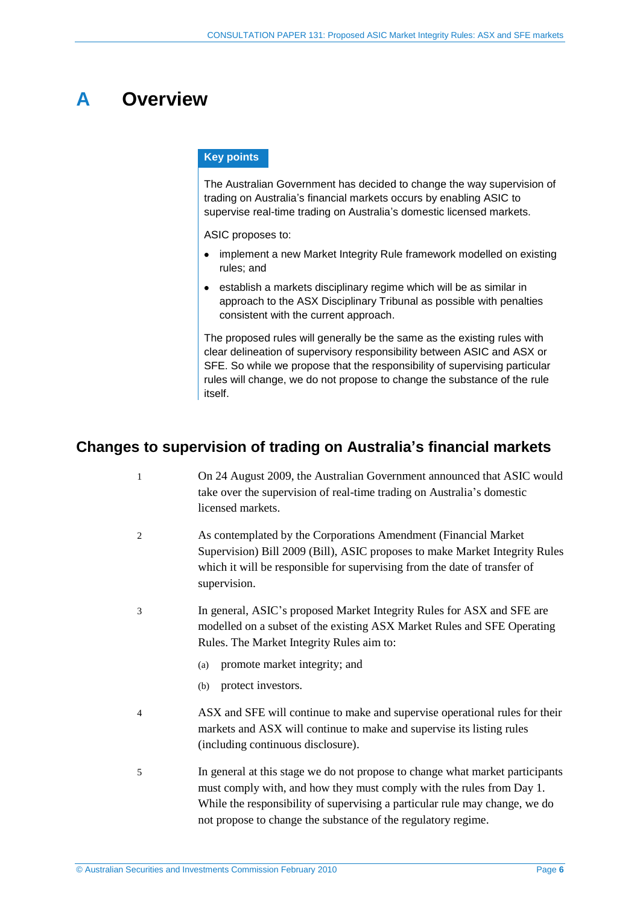# A Overview

**Key points**

The Australian Government has decided to change the way supervision of trading on Australia's financial markets occurs by enabling ASIC to supervise real-time trading on Australia's domestic licensed markets.

ASIC proposes to:

- implement a new Market Integrity Rule framework modelled on existing rules; and
- establish a markets disciplinary regime which will be as similar in approach to the ASX Disciplinary Tribunal as possible with penalties consistent with the current approach.

The proposed rules will generally be the same as the existing rules with clear delineation of supervisory responsibility between ASIC and ASX or SFE. So while we propose that the responsibility of supervising particular rules will change, we do not propose to change the substance of the rule itself.

## Changes to supervision of trading on Australia's financial markets

1 On 24 August 2009, the Australian Government announced that ASIC would take over the supervision of real-time trading on Australia's domestic licensed markets.

2 As contemplated by the Corporations Amendment (Financial Market Supervision) Bill 2009 (Bill), ASIC proposes to make Market Integrity Rules which it will be responsible for supervising from the date of transfer of supervision.

3 In general, ASIC's proposed Market Integrity Rules for ASX and SFE are modelled on a subset of the existing ASX Market Rules and SFE Operating Rules. The Market Integrity Rules aim to:

(a) promote market integrity; and

(b) protect investors.

4 ASX and SFE will continue to make and supervise operational rules for their markets and ASX will continue to make and supervise its listing rules (including continuous disclosure).

5 In general at this stage we do not propose to change what market participants must comply with, and how they must comply with the rules from Day 1. While the responsibility of supervising a particular rule may change, we do not propose to change the substance of the regulatory regime.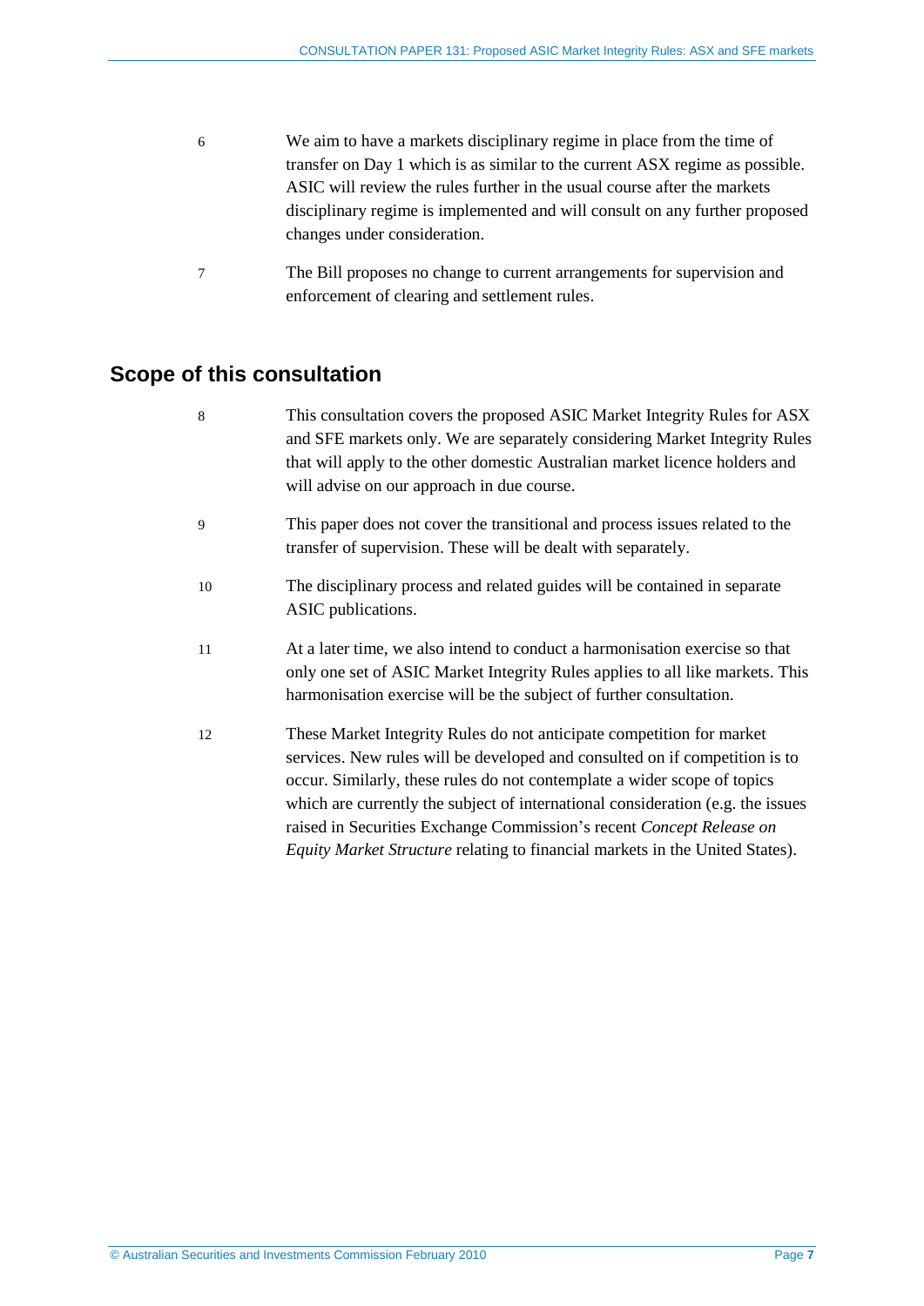6 We aim to have a markets disciplinary regime in place from the time of transfer on Day 1 which is as similar to the current ASX regime as possible. ASIC will review the rules further in the usual course after the markets disciplinary regime is implemented and will consult on any further proposed changes under consideration.

7 The Bill proposes no change to current arrangements for supervision and enforcement of clearing and settlement rules.

## Scope of this consultation

8 This consultation covers the proposed ASIC Market Integrity Rules for ASX and SFE markets only. We are separately considering Market Integrity Rules that will apply to the other domestic Australian market licence holders and will advise on our approach in due course.

9 This paper does not cover the transitional and process issues related to the transfer of supervision. These will be dealt with separately.

10 The disciplinary process and related guides will be contained in separate ASIC publications.

11 At a later time, we also intend to conduct a harmonisation exercise so that only one set of ASIC Market Integrity Rules applies to all like markets. This harmonisation exercise will be the subject of further consultation.

12 These Market Integrity Rules do not anticipate competition for market services. New rules will be developed and consulted on if competition is to occur. Similarly, these rules do not contemplate a wider scope of topics which are currently the subject of international consideration (e.g. the issues raised in Securities Exchange Commission's recent *Concept Release on Equity Market Structure* relating to financial markets in the United States).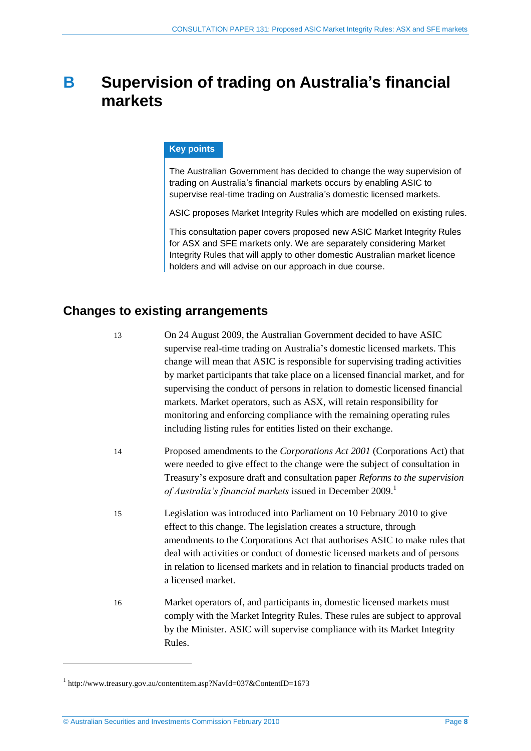# B Supervision of trading on Australia's financial markets

**Key points**

The Australian Government has decided to change the way supervision of trading on Australia's financial markets occurs by enabling ASIC to supervise real-time trading on Australia's domestic licensed markets.

ASIC proposes Market Integrity Rules which are modelled on existing rules.

This consultation paper covers proposed new ASIC Market Integrity Rules for ASX and SFE markets only. We are separately considering Market Integrity Rules that will apply to other domestic Australian market licence holders and will advise on our approach in due course.

## Changes to existing arrangements

13 On 24 August 2009, the Australian Government decided to have ASIC supervise real-time trading on Australia's domestic licensed markets. This change will mean that ASIC is responsible for supervising trading activities by market participants that take place on a licensed financial market, and for supervising the conduct of persons in relation to domestic licensed financial markets. Market operators, such as ASX, will retain responsibility for monitoring and enforcing compliance with the remaining operating rules including listing rules for entities listed on their exchange.

14 Proposed amendments to the *Corporations Act 2001* (Corporations Act) that were needed to give effect to the change were the subject of consultation in Treasury's exposure draft and consultation paper *Reforms to the supervision of Australia's financial markets* issued in December 2009.[1]

15 Legislation was introduced into Parliament on 10 February 2010 to give effect to this change. The legislation creates a structure, through amendments to the Corporations Act that authorises ASIC to make rules that deal with activities or conduct of domestic licensed markets and of persons in relation to licensed markets and in relation to financial products traded on a licensed market.

16 Market operators of, and participants in, domestic licensed markets must comply with the Market Integrity Rules. These rules are subject to approval by the Minister. ASIC will supervise compliance with its Market Integrity Rules.

[1] http://www.treasury.gov.au/contentitem.asp?NavId=037&ContentID=1673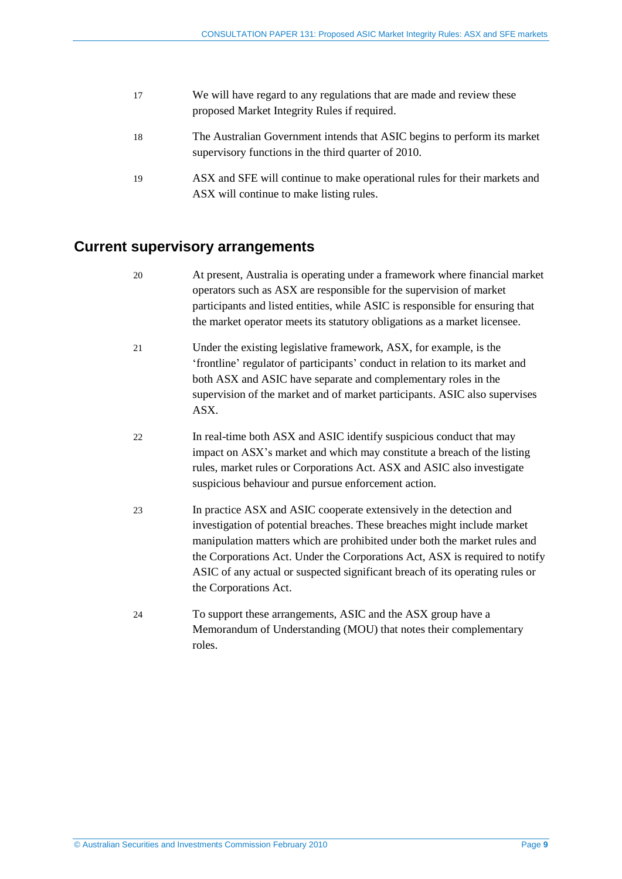17 We will have regard to any regulations that are made and review these proposed Market Integrity Rules if required.

18 The Australian Government intends that ASIC begins to perform its market supervisory functions in the third quarter of 2010.

19 ASX and SFE will continue to make operational rules for their markets and ASX will continue to make listing rules.

## Current supervisory arrangements

20 At present, Australia is operating under a framework where financial market operators such as ASX are responsible for the supervision of market participants and listed entities, while ASIC is responsible for ensuring that the market operator meets its statutory obligations as a market licensee.

21 Under the existing legislative framework, ASX, for example, is the 'frontline' regulator of participants' conduct in relation to its market and both ASX and ASIC have separate and complementary roles in the supervision of the market and of market participants. ASIC also supervises ASX.

22 In real-time both ASX and ASIC identify suspicious conduct that may impact on ASX's market and which may constitute a breach of the listing rules, market rules or Corporations Act. ASX and ASIC also investigate suspicious behaviour and pursue enforcement action.

23 In practice ASX and ASIC cooperate extensively in the detection and investigation of potential breaches. These breaches might include market manipulation matters which are prohibited under both the market rules and the Corporations Act. Under the Corporations Act, ASX is required to notify ASIC of any actual or suspected significant breach of its operating rules or the Corporations Act.

24 To support these arrangements, ASIC and the ASX group have a Memorandum of Understanding (MOU) that notes their complementary roles.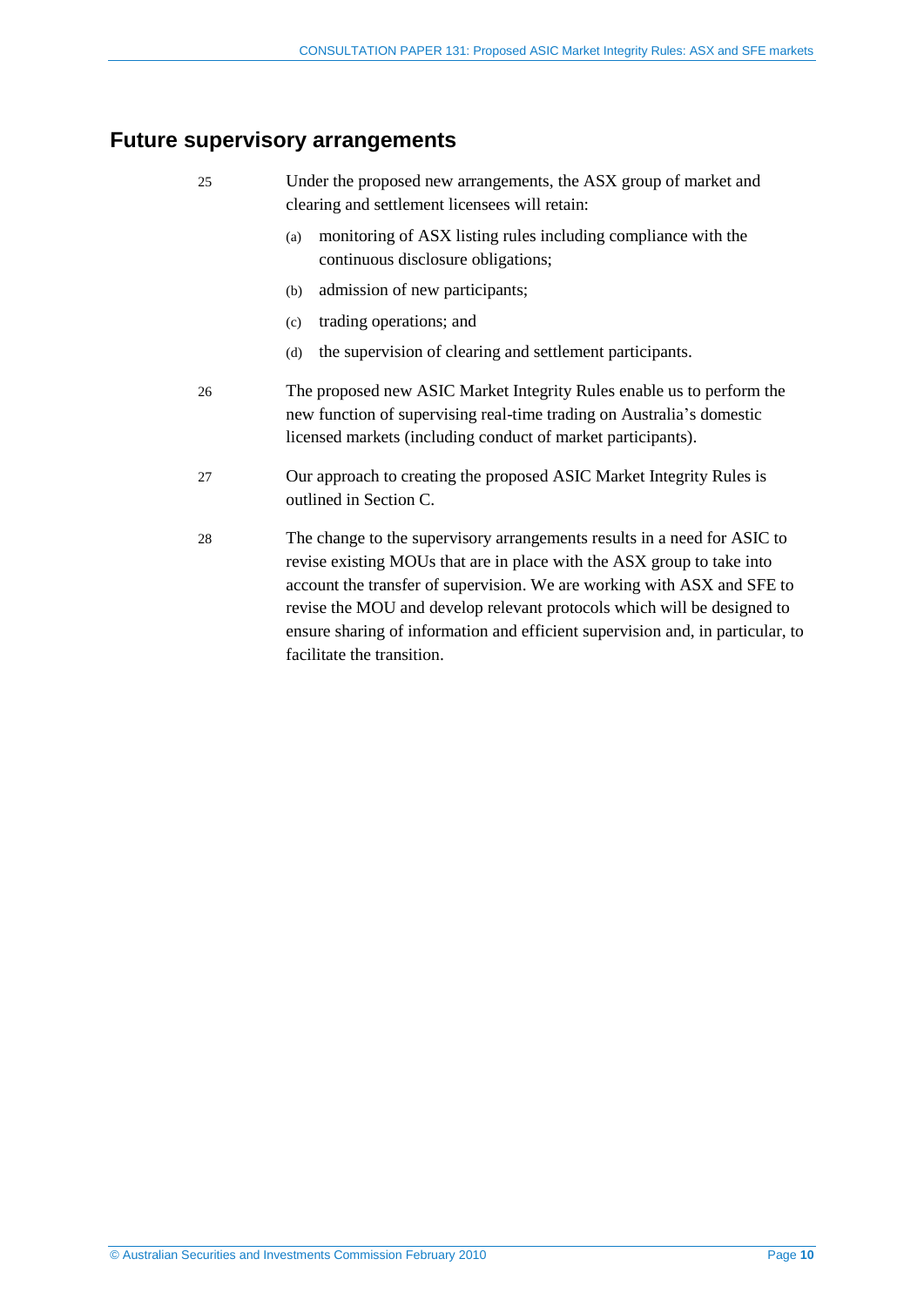## Future supervisory arrangements

25 Under the proposed new arrangements, the ASX group of market and clearing and settlement licensees will retain:

(a) monitoring of ASX listing rules including compliance with the continuous disclosure obligations;

(b) admission of new participants;

(c) trading operations; and

(d) the supervision of clearing and settlement participants.

26 The proposed new ASIC Market Integrity Rules enable us to perform the new function of supervising real-time trading on Australia's domestic licensed markets (including conduct of market participants).

27 Our approach to creating the proposed ASIC Market Integrity Rules is outlined in Section C.

28 The change to the supervisory arrangements results in a need for ASIC to revise existing MOUs that are in place with the ASX group to take into account the transfer of supervision. We are working with ASX and SFE to revise the MOU and develop relevant protocols which will be designed to ensure sharing of information and efficient supervision and, in particular, to facilitate the transition.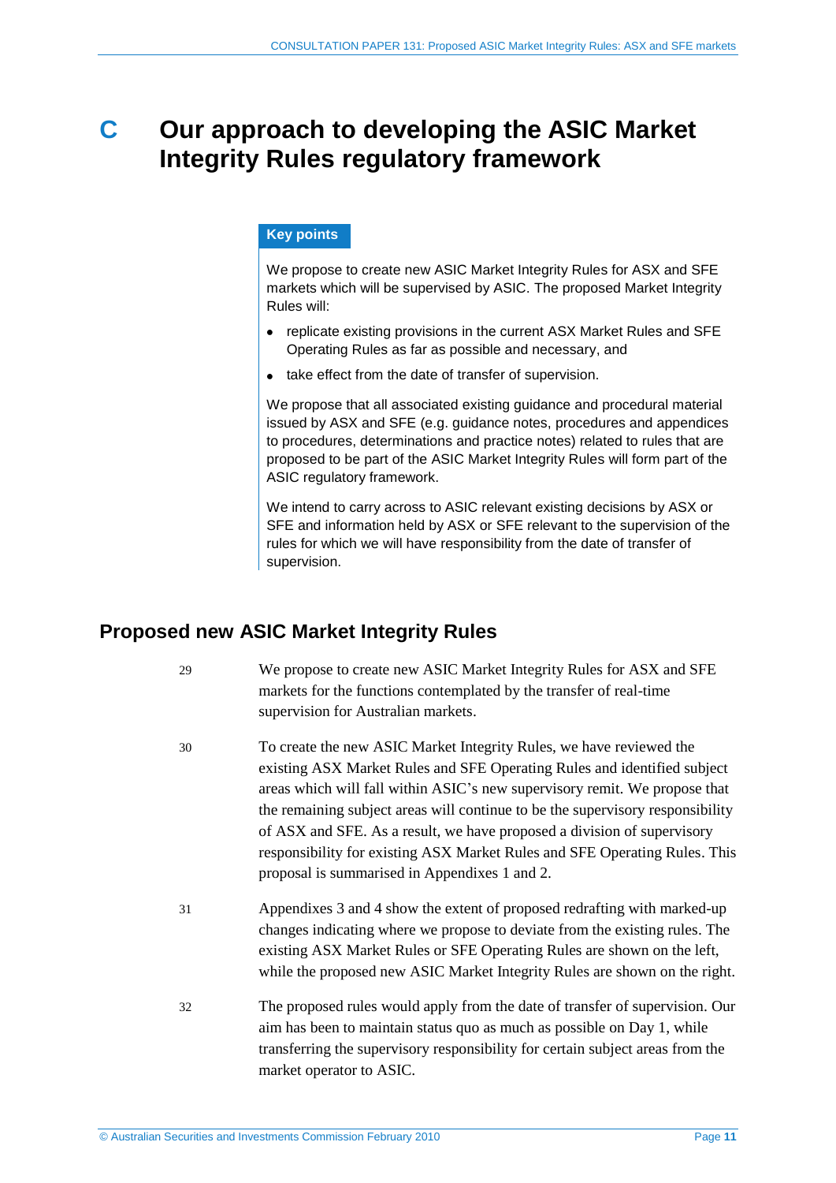# C Our approach to developing the ASIC Market Integrity Rules regulatory framework

**Key points**

We propose to create new ASIC Market Integrity Rules for ASX and SFE markets which will be supervised by ASIC. The proposed Market Integrity Rules will:

- replicate existing provisions in the current ASX Market Rules and SFE Operating Rules as far as possible and necessary, and
- take effect from the date of transfer of supervision.

We propose that all associated existing guidance and procedural material issued by ASX and SFE (e.g. guidance notes, procedures and appendices to procedures, determinations and practice notes) related to rules that are proposed to be part of the ASIC Market Integrity Rules will form part of the ASIC regulatory framework.

We intend to carry across to ASIC relevant existing decisions by ASX or SFE and information held by ASX or SFE relevant to the supervision of the rules for which we will have responsibility from the date of transfer of supervision.

## Proposed new ASIC Market Integrity Rules

29 We propose to create new ASIC Market Integrity Rules for ASX and SFE markets for the functions contemplated by the transfer of real-time supervision for Australian markets.

30 To create the new ASIC Market Integrity Rules, we have reviewed the existing ASX Market Rules and SFE Operating Rules and identified subject areas which will fall within ASIC's new supervisory remit. We propose that the remaining subject areas will continue to be the supervisory responsibility of ASX and SFE. As a result, we have proposed a division of supervisory responsibility for existing ASX Market Rules and SFE Operating Rules. This proposal is summarised in Appendixes 1 and 2.

31 Appendixes 3 and 4 show the extent of proposed redrafting with marked-up changes indicating where we propose to deviate from the existing rules. The existing ASX Market Rules or SFE Operating Rules are shown on the left, while the proposed new ASIC Market Integrity Rules are shown on the right.

32 The proposed rules would apply from the date of transfer of supervision. Our aim has been to maintain status quo as much as possible on Day 1, while transferring the supervisory responsibility for certain subject areas from the market operator to ASIC.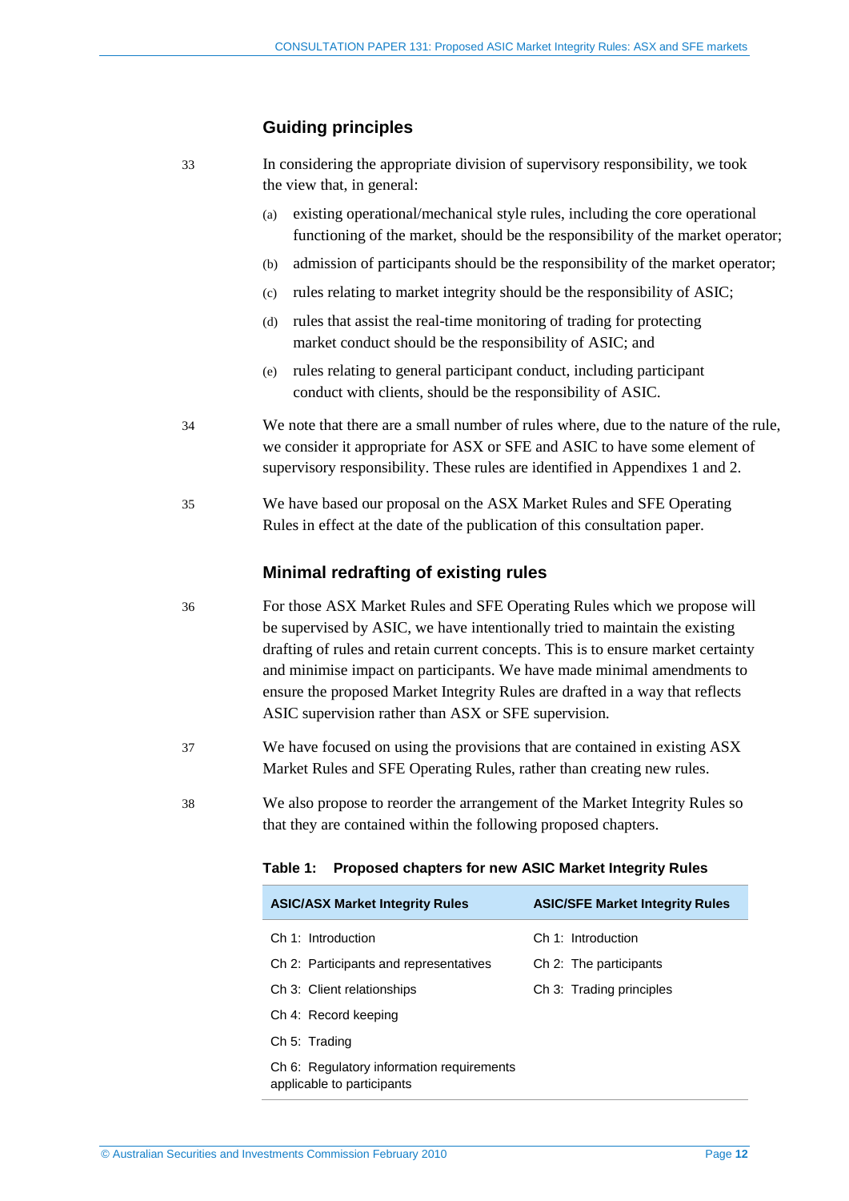## Guiding principles

33 In considering the appropriate division of supervisory responsibility, we took the view that, in general:

(a) existing operational/mechanical style rules, including the core operational functioning of the market, should be the responsibility of the market operator;

(b) admission of participants should be the responsibility of the market operator;

(c) rules relating to market integrity should be the responsibility of ASIC;

(d) rules that assist the real-time monitoring of trading for protecting market conduct should be the responsibility of ASIC; and

(e) rules relating to general participant conduct, including participant conduct with clients, should be the responsibility of ASIC.

34 We note that there are a small number of rules where, due to the nature of the rule, we consider it appropriate for ASX or SFE and ASIC to have some element of supervisory responsibility. These rules are identified in Appendixes 1 and 2.

35 We have based our proposal on the ASX Market Rules and SFE Operating Rules in effect at the date of the publication of this consultation paper.

## Minimal redrafting of existing rules

36 For those ASX Market Rules and SFE Operating Rules which we propose will be supervised by ASIC, we have intentionally tried to maintain the existing drafting of rules and retain current concepts. This is to ensure market certainty and minimise impact on participants. We have made minimal amendments to ensure the proposed Market Integrity Rules are drafted in a way that reflects ASIC supervision rather than ASX or SFE supervision.

37 We have focused on using the provisions that are contained in existing ASX Market Rules and SFE Operating Rules, rather than creating new rules.

38 We also propose to reorder the arrangement of the Market Integrity Rules so that they are contained within the following proposed chapters.

**Table 1: Proposed chapters for new ASIC Market Integrity Rules**

| ASIC/ASX Market Integrity Rules | ASIC/SFE Market Integrity Rules |
|---|---|
| Ch 1: Introduction | Ch 1: Introduction |
| Ch 2: Participants and representatives | Ch 2: The participants |
| Ch 3: Client relationships | Ch 3: Trading principles |
| Ch 4: Record keeping | |
| Ch 5: Trading | |
| Ch 6: Regulatory information requirements applicable to participants | |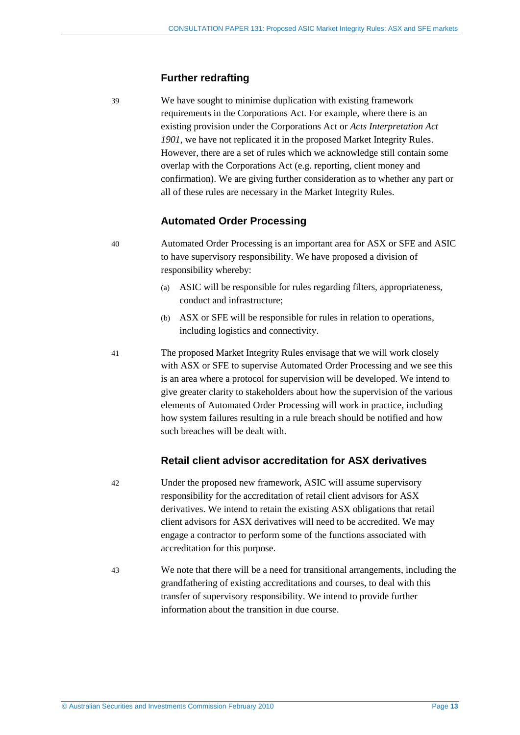## Further redrafting

39 We have sought to minimise duplication with existing framework requirements in the Corporations Act. For example, where there is an existing provision under the Corporations Act or *Acts Interpretation Act 1901*, we have not replicated it in the proposed Market Integrity Rules. However, there are a set of rules which we acknowledge still contain some overlap with the Corporations Act (e.g. reporting, client money and confirmation). We are giving further consideration as to whether any part or all of these rules are necessary in the Market Integrity Rules.

## Automated Order Processing

40 Automated Order Processing is an important area for ASX or SFE and ASIC to have supervisory responsibility. We have proposed a division of responsibility whereby:

(a) ASIC will be responsible for rules regarding filters, appropriateness, conduct and infrastructure;

(b) ASX or SFE will be responsible for rules in relation to operations, including logistics and connectivity.

41 The proposed Market Integrity Rules envisage that we will work closely with ASX or SFE to supervise Automated Order Processing and we see this is an area where a protocol for supervision will be developed. We intend to give greater clarity to stakeholders about how the supervision of the various elements of Automated Order Processing will work in practice, including how system failures resulting in a rule breach should be notified and how such breaches will be dealt with.

## Retail client advisor accreditation for ASX derivatives

42 Under the proposed new framework, ASIC will assume supervisory responsibility for the accreditation of retail client advisors for ASX derivatives. We intend to retain the existing ASX obligations that retail client advisors for ASX derivatives will need to be accredited. We may engage a contractor to perform some of the functions associated with accreditation for this purpose.

43 We note that there will be a need for transitional arrangements, including the grandfathering of existing accreditations and courses, to deal with this transfer of supervisory responsibility. We intend to provide further information about the transition in due course.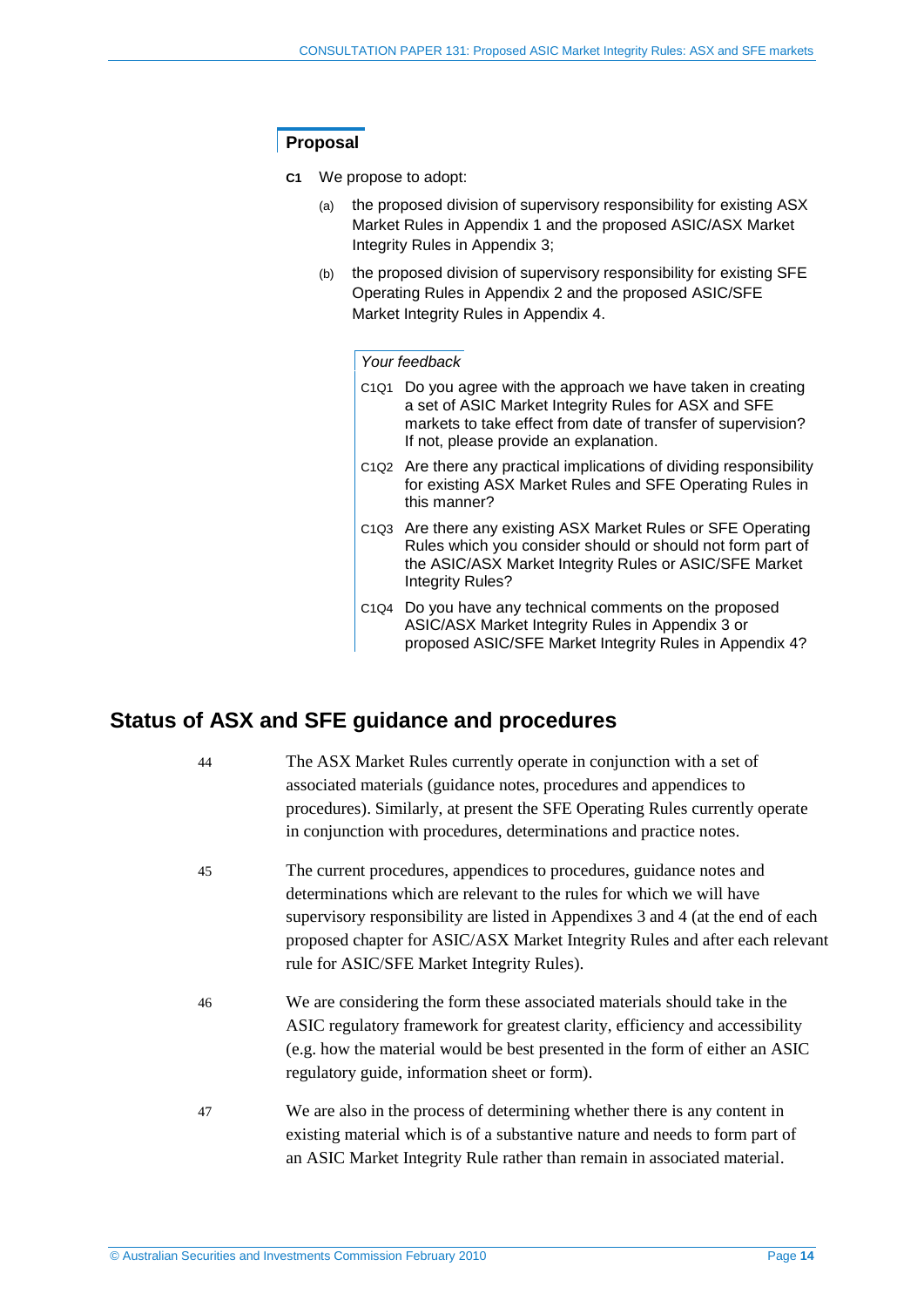### Proposal

**C1** We propose to adopt:

(a) the proposed division of supervisory responsibility for existing ASX Market Rules in Appendix 1 and the proposed ASIC/ASX Market Integrity Rules in Appendix 3;

(b) the proposed division of supervisory responsibility for existing SFE Operating Rules in Appendix 2 and the proposed ASIC/SFE Market Integrity Rules in Appendix 4.

*Your feedback*

C1Q1 Do you agree with the approach we have taken in creating a set of ASIC Market Integrity Rules for ASX and SFE markets to take effect from date of transfer of supervision? If not, please provide an explanation.

C1Q2 Are there any practical implications of dividing responsibility for existing ASX Market Rules and SFE Operating Rules in this manner?

C1Q3 Are there any existing ASX Market Rules or SFE Operating Rules which you consider should or should not form part of the ASIC/ASX Market Integrity Rules or ASIC/SFE Market Integrity Rules?

C1Q4 Do you have any technical comments on the proposed ASIC/ASX Market Integrity Rules in Appendix 3 or proposed ASIC/SFE Market Integrity Rules in Appendix 4?

## Status of ASX and SFE guidance and procedures

44 The ASX Market Rules currently operate in conjunction with a set of associated materials (guidance notes, procedures and appendices to procedures). Similarly, at present the SFE Operating Rules currently operate in conjunction with procedures, determinations and practice notes.

45 The current procedures, appendices to procedures, guidance notes and determinations which are relevant to the rules for which we will have supervisory responsibility are listed in Appendixes 3 and 4 (at the end of each proposed chapter for ASIC/ASX Market Integrity Rules and after each relevant rule for ASIC/SFE Market Integrity Rules).

46 We are considering the form these associated materials should take in the ASIC regulatory framework for greatest clarity, efficiency and accessibility (e.g. how the material would be best presented in the form of either an ASIC regulatory guide, information sheet or form).

47 We are also in the process of determining whether there is any content in existing material which is of a substantive nature and needs to form part of an ASIC Market Integrity Rule rather than remain in associated material.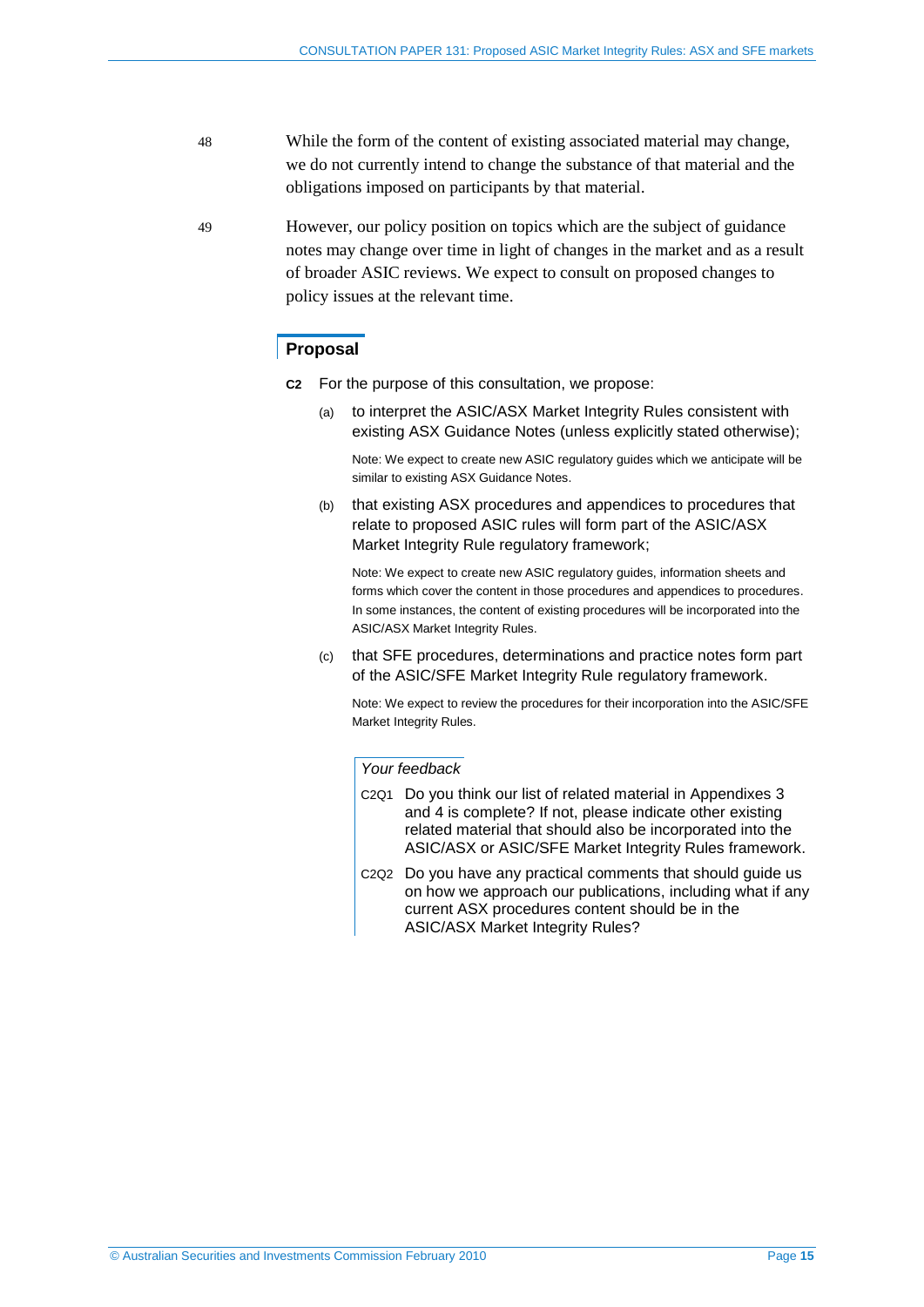48 While the form of the content of existing associated material may change, we do not currently intend to change the substance of that material and the obligations imposed on participants by that material.

49 However, our policy position on topics which are the subject of guidance notes may change over time in light of changes in the market and as a result of broader ASIC reviews. We expect to consult on proposed changes to policy issues at the relevant time.

## Proposal

**C2** For the purpose of this consultation, we propose:

(a) to interpret the ASIC/ASX Market Integrity Rules consistent with existing ASX Guidance Notes (unless explicitly stated otherwise);

Note: We expect to create new ASIC regulatory guides which we anticipate will be similar to existing ASX Guidance Notes.

(b) that existing ASX procedures and appendices to procedures that relate to proposed ASIC rules will form part of the ASIC/ASX Market Integrity Rule regulatory framework;

Note: We expect to create new ASIC regulatory guides, information sheets and forms which cover the content in those procedures and appendices to procedures. In some instances, the content of existing procedures will be incorporated into the ASIC/ASX Market Integrity Rules.

(c) that SFE procedures, determinations and practice notes form part of the ASIC/SFE Market Integrity Rule regulatory framework.

Note: We expect to review the procedures for their incorporation into the ASIC/SFE Market Integrity Rules.

*Your feedback*

C2Q1 Do you think our list of related material in Appendixes 3 and 4 is complete? If not, please indicate other existing related material that should also be incorporated into the ASIC/ASX or ASIC/SFE Market Integrity Rules framework.

C2Q2 Do you have any practical comments that should guide us on how we approach our publications, including what if any current ASX procedures content should be in the ASIC/ASX Market Integrity Rules?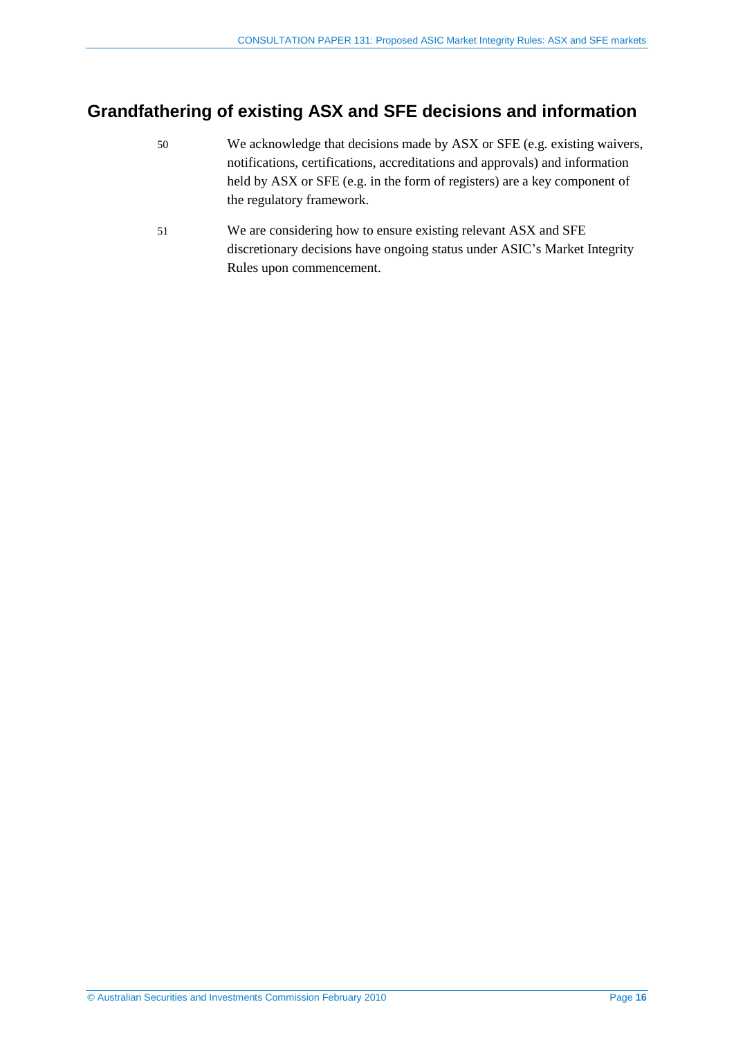## Grandfathering of existing ASX and SFE decisions and information

50 We acknowledge that decisions made by ASX or SFE (e.g. existing waivers, notifications, certifications, accreditations and approvals) and information held by ASX or SFE (e.g. in the form of registers) are a key component of the regulatory framework.

51 We are considering how to ensure existing relevant ASX and SFE discretionary decisions have ongoing status under ASIC's Market Integrity Rules upon commencement.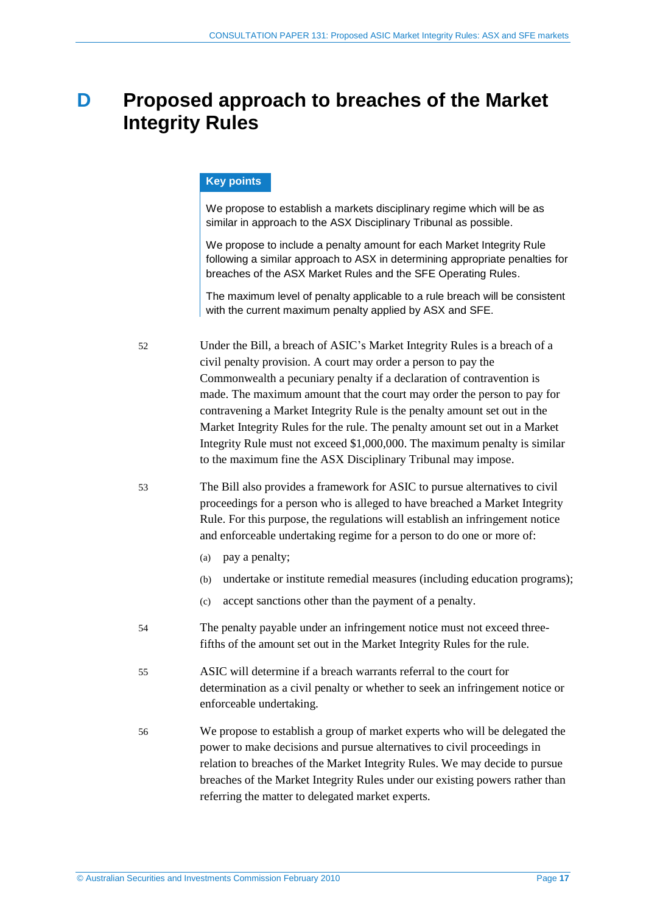# D Proposed approach to breaches of the Market Integrity Rules

**Key points**

We propose to establish a markets disciplinary regime which will be as similar in approach to the ASX Disciplinary Tribunal as possible.

We propose to include a penalty amount for each Market Integrity Rule following a similar approach to ASX in determining appropriate penalties for breaches of the ASX Market Rules and the SFE Operating Rules.

The maximum level of penalty applicable to a rule breach will be consistent with the current maximum penalty applied by ASX and SFE.

52 Under the Bill, a breach of ASIC's Market Integrity Rules is a breach of a civil penalty provision. A court may order a person to pay the Commonwealth a pecuniary penalty if a declaration of contravention is made. The maximum amount that the court may order the person to pay for contravening a Market Integrity Rule is the penalty amount set out in the Market Integrity Rules for the rule. The penalty amount set out in a Market Integrity Rule must not exceed $1,000,000. The maximum penalty is similar to the maximum fine the ASX Disciplinary Tribunal may impose.

53 The Bill also provides a framework for ASIC to pursue alternatives to civil proceedings for a person who is alleged to have breached a Market Integrity Rule. For this purpose, the regulations will establish an infringement notice and enforceable undertaking regime for a person to do one or more of:

(a) pay a penalty;

(b) undertake or institute remedial measures (including education programs);

(c) accept sanctions other than the payment of a penalty.

54 The penalty payable under an infringement notice must not exceed three-fifths of the amount set out in the Market Integrity Rules for the rule.

55 ASIC will determine if a breach warrants referral to the court for determination as a civil penalty or whether to seek an infringement notice or enforceable undertaking.

56 We propose to establish a group of market experts who will be delegated the power to make decisions and pursue alternatives to civil proceedings in relation to breaches of the Market Integrity Rules. We may decide to pursue breaches of the Market Integrity Rules under our existing powers rather than referring the matter to delegated market experts.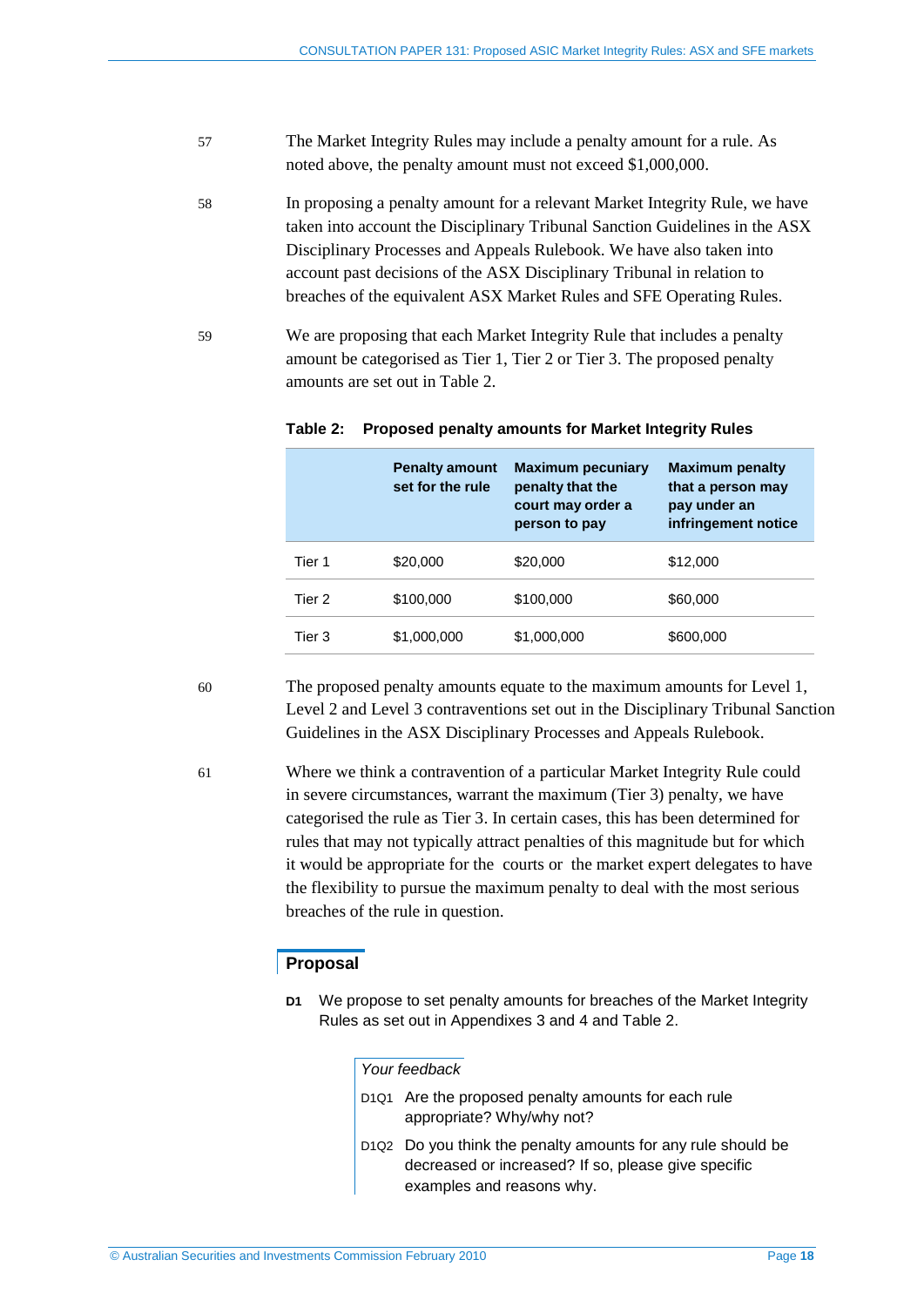57 The Market Integrity Rules may include a penalty amount for a rule. As noted above, the penalty amount must not exceed $1,000,000.

58 In proposing a penalty amount for a relevant Market Integrity Rule, we have taken into account the Disciplinary Tribunal Sanction Guidelines in the ASX Disciplinary Processes and Appeals Rulebook. We have also taken into account past decisions of the ASX Disciplinary Tribunal in relation to breaches of the equivalent ASX Market Rules and SFE Operating Rules.

59 We are proposing that each Market Integrity Rule that includes a penalty amount be categorised as Tier 1, Tier 2 or Tier 3. The proposed penalty amounts are set out in Table 2.

**Table 2: Proposed penalty amounts for Market Integrity Rules**

| | Penalty amount set for the rule | Maximum pecuniary penalty that the court may order a person to pay | Maximum penalty that a person may pay under an infringement notice |
|---|---|---|---|
| Tier 1 | $20,000 | $20,000 | $12,000 |
| Tier 2 | $100,000 | $100,000 | $60,000 |
| Tier 3 | $1,000,000 | $1,000,000 | $600,000 |

60 The proposed penalty amounts equate to the maximum amounts for Level 1, Level 2 and Level 3 contraventions set out in the Disciplinary Tribunal Sanction Guidelines in the ASX Disciplinary Processes and Appeals Rulebook.

61 Where we think a contravention of a particular Market Integrity Rule could in severe circumstances, warrant the maximum (Tier 3) penalty, we have categorised the rule as Tier 3. In certain cases, this has been determined for rules that may not typically attract penalties of this magnitude but for which it would be appropriate for the courts or the market expert delegates to have the flexibility to pursue the maximum penalty to deal with the most serious breaches of the rule in question.

## Proposal

**D1** We propose to set penalty amounts for breaches of the Market Integrity Rules as set out in Appendixes 3 and 4 and Table 2.

*Your feedback*

D1Q1 Are the proposed penalty amounts for each rule appropriate? Why/why not?

D1Q2 Do you think the penalty amounts for any rule should be decreased or increased? If so, please give specific examples and reasons why.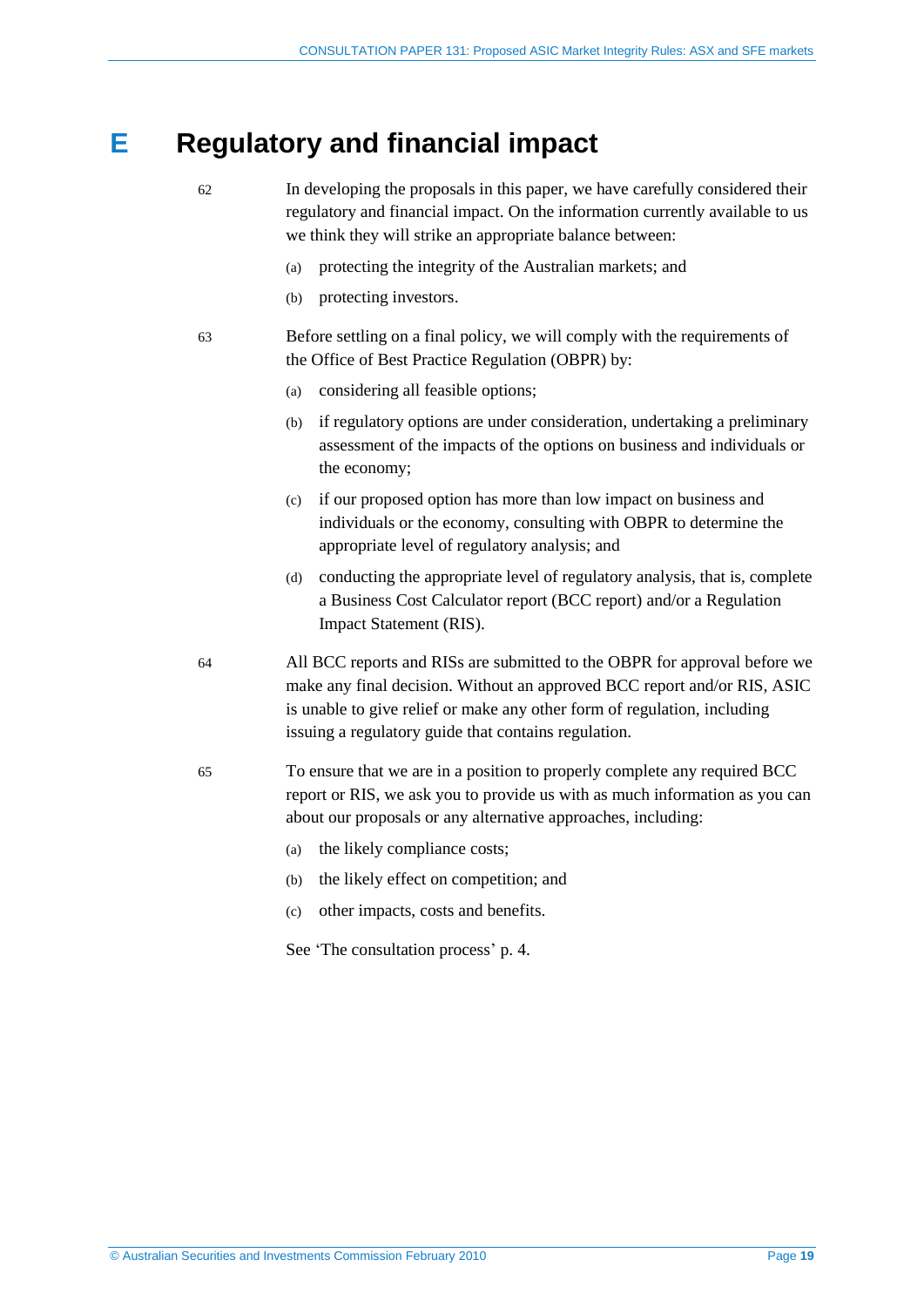# E Regulatory and financial impact

62 In developing the proposals in this paper, we have carefully considered their regulatory and financial impact. On the information currently available to us we think they will strike an appropriate balance between:

(a) protecting the integrity of the Australian markets; and

(b) protecting investors.

63 Before settling on a final policy, we will comply with the requirements of the Office of Best Practice Regulation (OBPR) by:

(a) considering all feasible options;

(b) if regulatory options are under consideration, undertaking a preliminary assessment of the impacts of the options on business and individuals or the economy;

(c) if our proposed option has more than low impact on business and individuals or the economy, consulting with OBPR to determine the appropriate level of regulatory analysis; and

(d) conducting the appropriate level of regulatory analysis, that is, complete a Business Cost Calculator report (BCC report) and/or a Regulation Impact Statement (RIS).

64 All BCC reports and RISs are submitted to the OBPR for approval before we make any final decision. Without an approved BCC report and/or RIS, ASIC is unable to give relief or make any other form of regulation, including issuing a regulatory guide that contains regulation.

65 To ensure that we are in a position to properly complete any required BCC report or RIS, we ask you to provide us with as much information as you can about our proposals or any alternative approaches, including:

(a) the likely compliance costs;

(b) the likely effect on competition; and

(c) other impacts, costs and benefits.

See 'The consultation process' p. 4.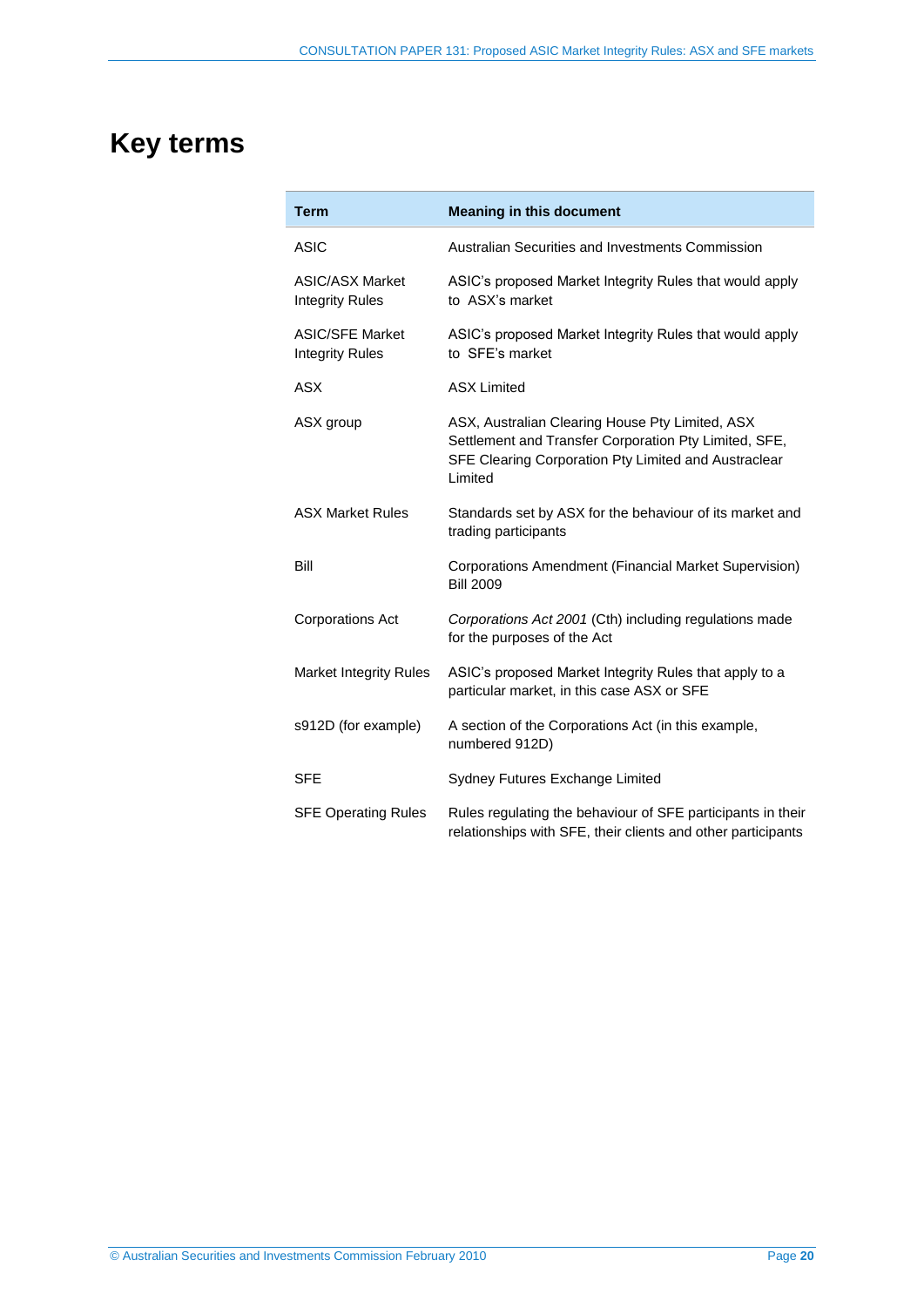# Key terms

| Term | Meaning in this document |
|---|---|
| ASIC | Australian Securities and Investments Commission |
| ASIC/ASX Market Integrity Rules | ASIC's proposed Market Integrity Rules that would apply to ASX's market |
| ASIC/SFE Market Integrity Rules | ASIC's proposed Market Integrity Rules that would apply to SFE's market |
| ASX | ASX Limited |
| ASX group | ASX, Australian Clearing House Pty Limited, ASX Settlement and Transfer Corporation Pty Limited, SFE, SFE Clearing Corporation Pty Limited and Austraclear Limited |
| ASX Market Rules | Standards set by ASX for the behaviour of its market and trading participants |
| Bill | Corporations Amendment (Financial Market Supervision) Bill 2009 |
| Corporations Act | *Corporations Act 2001* (Cth) including regulations made for the purposes of the Act |
| Market Integrity Rules | ASIC's proposed Market Integrity Rules that apply to a particular market, in this case ASX or SFE |
| s912D (for example) | A section of the Corporations Act (in this example, numbered 912D) |
| SFE | Sydney Futures Exchange Limited |
| SFE Operating Rules | Rules regulating the behaviour of SFE participants in their relationships with SFE, their clients and other participants |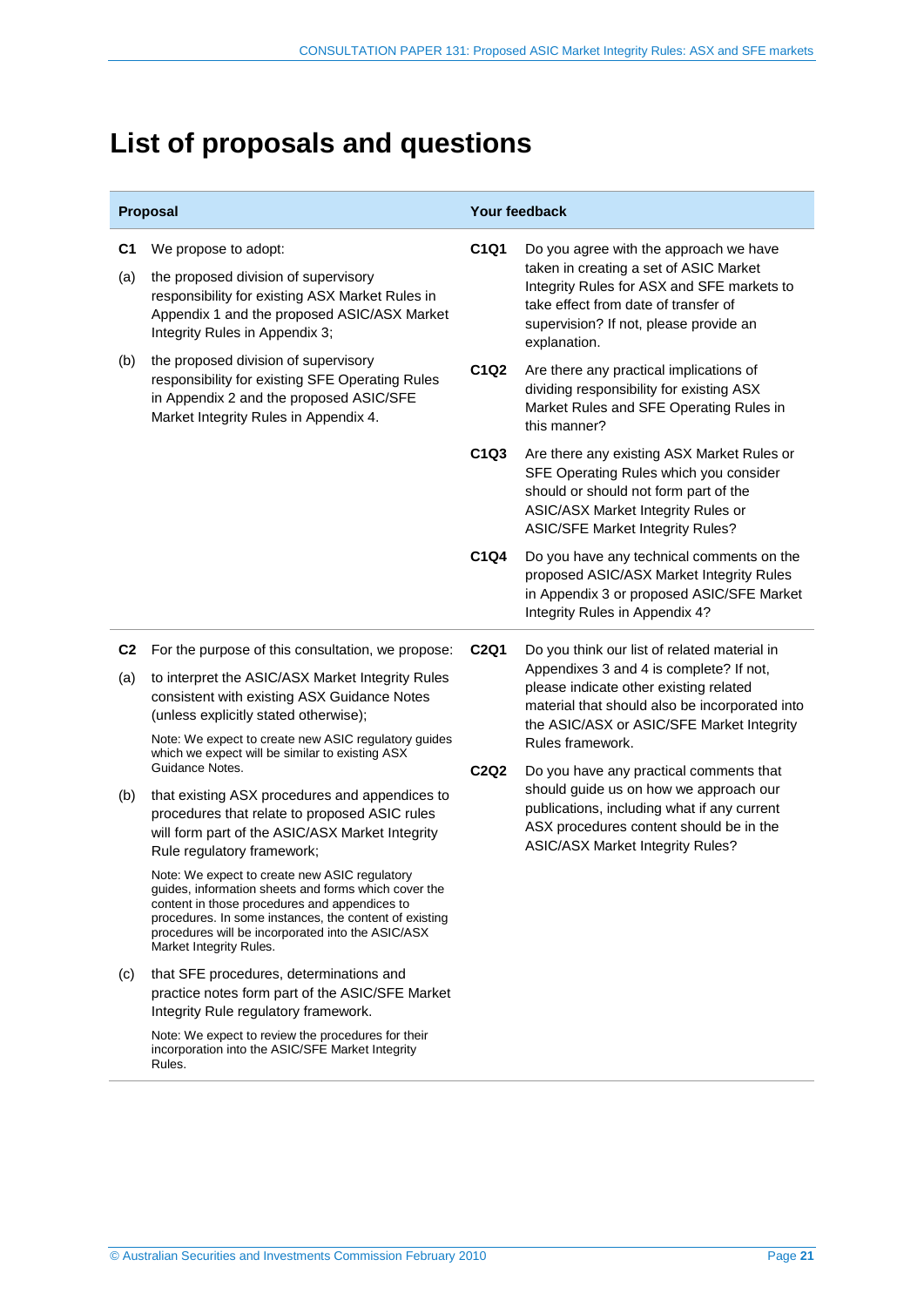# List of proposals and questions

| Proposal | Your feedback |
|---|---|
| **C1** We propose to adopt:<br><br>(a) the proposed division of supervisory responsibility for existing ASX Market Rules in Appendix 1 and the proposed ASIC/ASX Market Integrity Rules in Appendix 3;<br><br>(b) the proposed division of supervisory responsibility for existing SFE Operating Rules in Appendix 2 and the proposed ASIC/SFE Market Integrity Rules in Appendix 4. | **C1Q1** Do you agree with the approach we have taken in creating a set of ASIC Market Integrity Rules for ASX and SFE markets to take effect from date of transfer of supervision? If not, please provide an explanation.<br><br>**C1Q2** Are there any practical implications of dividing responsibility for existing ASX Market Rules and SFE Operating Rules in this manner?<br><br>**C1Q3** Are there any existing ASX Market Rules or SFE Operating Rules which you consider should or should not form part of the ASIC/ASX Market Integrity Rules or ASIC/SFE Market Integrity Rules?<br><br>**C1Q4** Do you have any technical comments on the proposed ASIC/ASX Market Integrity Rules in Appendix 3 or proposed ASIC/SFE Market Integrity Rules in Appendix 4? |
| **C2** For the purpose of this consultation, we propose:<br><br>(a) to interpret the ASIC/ASX Market Integrity Rules consistent with existing ASX Guidance Notes (unless explicitly stated otherwise);<br><br>Note: We expect to create new ASIC regulatory guides which we expect will be similar to existing ASX Guidance Notes.<br><br>(b) that existing ASX procedures and appendices to procedures that relate to proposed ASIC rules will form part of the ASIC/ASX Market Integrity Rule regulatory framework;<br><br>Note: We expect to create new ASIC regulatory guides, information sheets and forms which cover the content in those procedures and appendices to procedures. In some instances, the content of existing procedures will be incorporated into the ASIC/ASX Market Integrity Rules.<br><br>(c) that SFE procedures, determinations and practice notes form part of the ASIC/SFE Market Integrity Rule regulatory framework.<br><br>Note: We expect to review the procedures for their incorporation into the ASIC/SFE Market Integrity Rules. | **C2Q1** Do you think our list of related material in Appendixes 3 and 4 is complete? If not, please indicate other existing related material that should also be incorporated into the ASIC/ASX or ASIC/SFE Market Integrity Rules framework.<br><br>**C2Q2** Do you have any practical comments that should guide us on how we approach our publications, including what if any current ASX procedures content should be in the ASIC/ASX Market Integrity Rules? |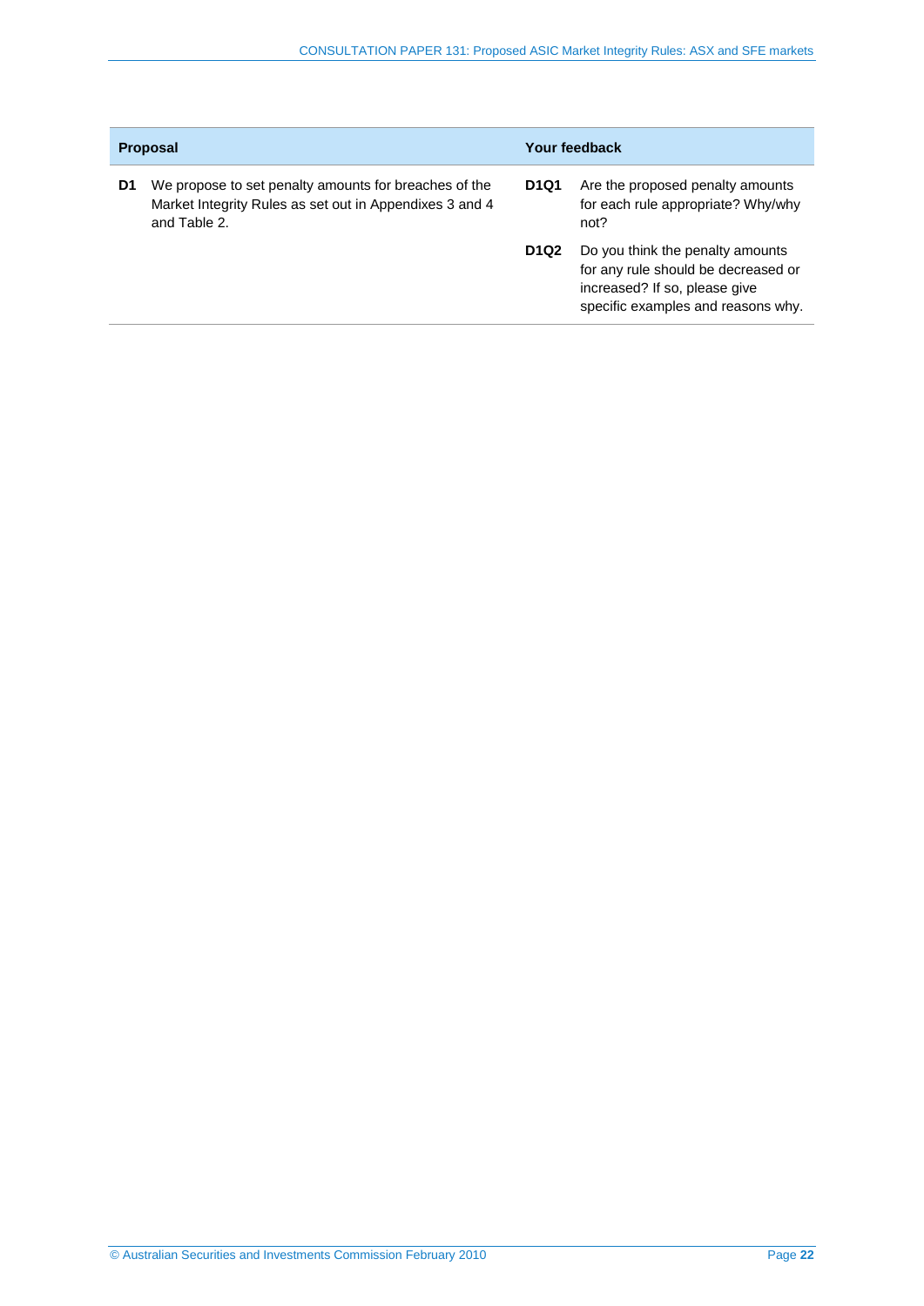| Proposal | | Your feedback | |
|---|---|---|---|
| **D1** | We propose to set penalty amounts for breaches of the Market Integrity Rules as set out in Appendixes 3 and 4 and Table 2. | **D1Q1** | Are the proposed penalty amounts for each rule appropriate? Why/why not? |
| | | **D1Q2** | Do you think the penalty amounts for any rule should be decreased or increased? If so, please give specific examples and reasons why. |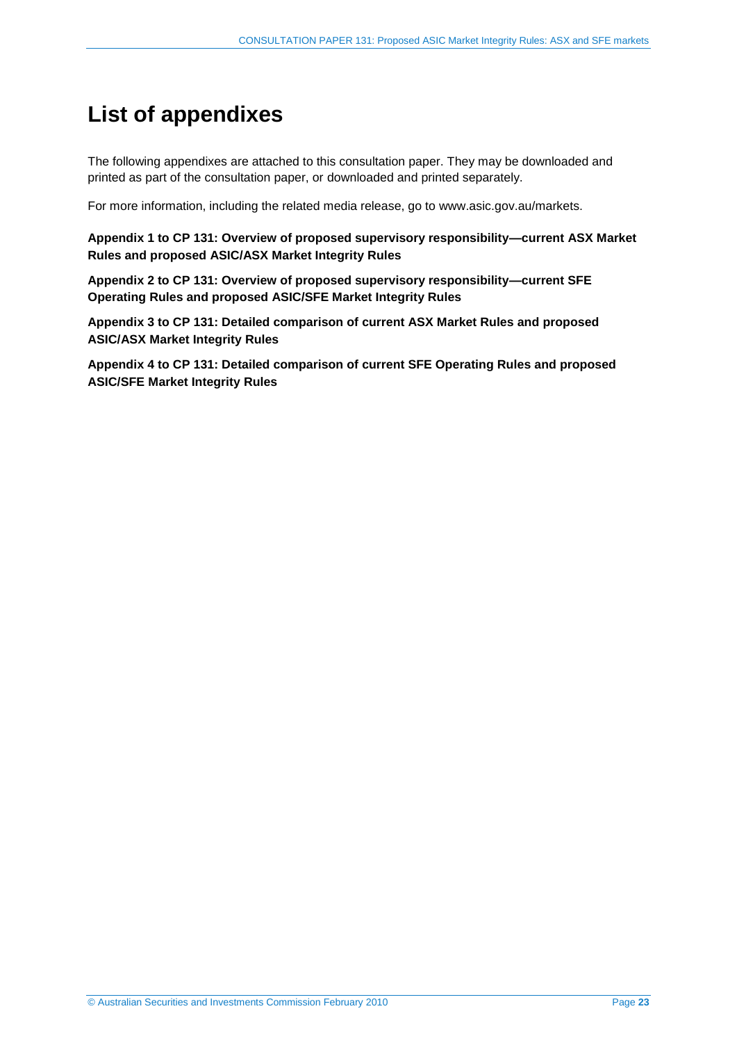# List of appendixes

The following appendixes are attached to this consultation paper. They may be downloaded and printed as part of the consultation paper, or downloaded and printed separately.

For more information, including the related media release, go to www.asic.gov.au/markets.

**Appendix 1 to CP 131: Overview of proposed supervisory responsibility—current ASX Market Rules and proposed ASIC/ASX Market Integrity Rules**

**Appendix 2 to CP 131: Overview of proposed supervisory responsibility—current SFE Operating Rules and proposed ASIC/SFE Market Integrity Rules**

**Appendix 3 to CP 131: Detailed comparison of current ASX Market Rules and proposed ASIC/ASX Market Integrity Rules**

**Appendix 4 to CP 131: Detailed comparison of current SFE Operating Rules and proposed ASIC/SFE Market Integrity Rules**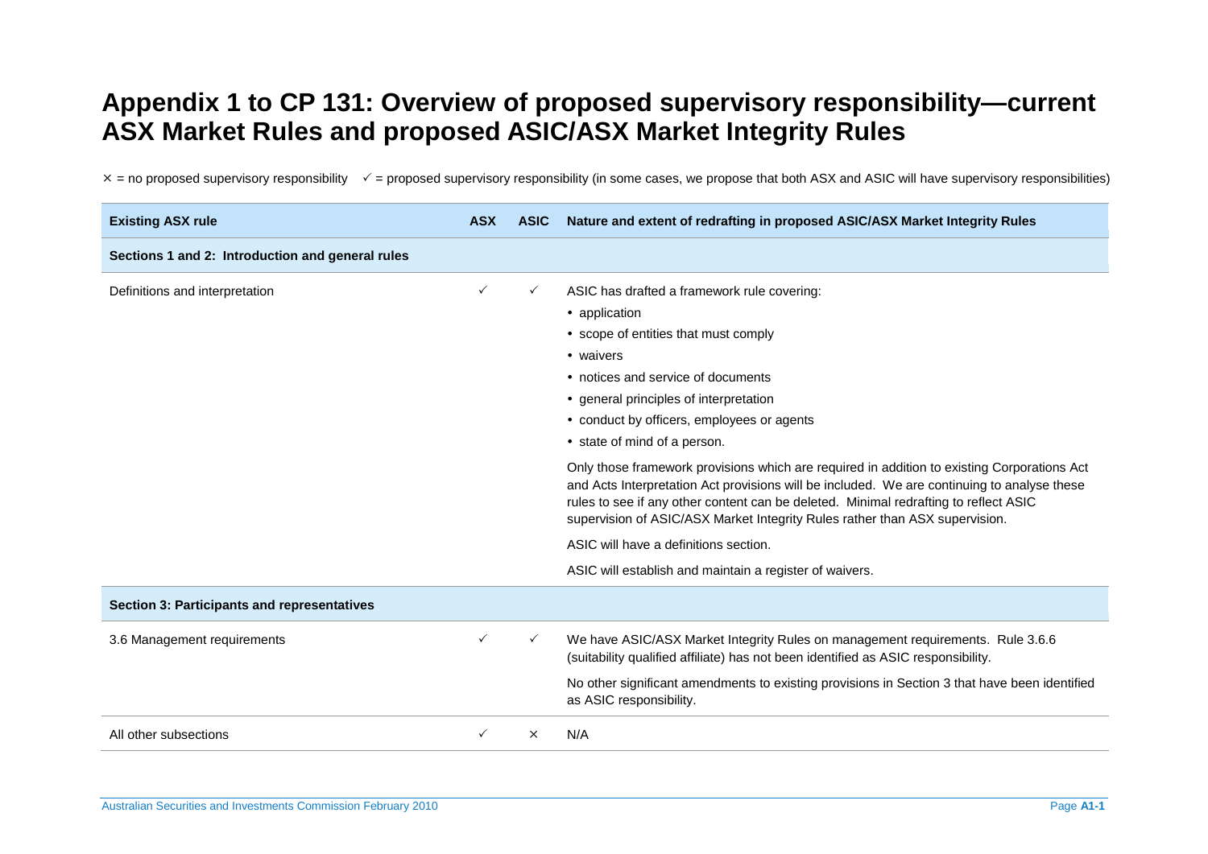# Appendix 1 to CP 131: Overview of proposed supervisory responsibility—current ASX Market Rules and proposed ASIC/ASX Market Integrity Rules

× = no proposed supervisory responsibility ✓ = proposed supervisory responsibility (in some cases, we propose that both ASX and ASIC will have supervisory responsibilities)

| Existing ASX rule | ASX | ASIC | Nature and extent of redrafting in proposed ASIC/ASX Market Integrity Rules |
|---|---|---|---|
| **Sections 1 and 2: Introduction and general rules** | | | |
| Definitions and interpretation | ✓ | ✓ | ASIC has drafted a framework rule covering:<br>• application<br>• scope of entities that must comply<br>• waivers<br>• notices and service of documents<br>• general principles of interpretation<br>• conduct by officers, employees or agents<br>• state of mind of a person.<br><br>Only those framework provisions which are required in addition to existing Corporations Act and Acts Interpretation Act provisions will be included. We are continuing to analyse these rules to see if any other content can be deleted. Minimal redrafting to reflect ASIC supervision of ASIC/ASX Market Integrity Rules rather than ASX supervision.<br><br>ASIC will have a definitions section.<br><br>ASIC will establish and maintain a register of waivers. |
| **Section 3: Participants and representatives** | | | |
| 3.6 Management requirements | ✓ | ✓ | We have ASIC/ASX Market Integrity Rules on management requirements. Rule 3.6.6 (suitability qualified affiliate) has not been identified as ASIC responsibility.<br><br>No other significant amendments to existing provisions in Section 3 that have been identified as ASIC responsibility. |
| All other subsections | ✓ | × | N/A |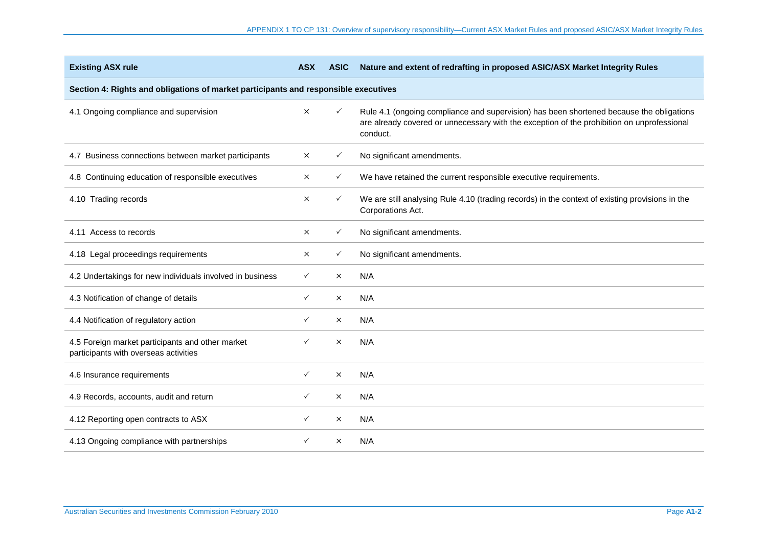| Existing ASX rule | ASX | ASIC | Nature and extent of redrafting in proposed ASIC/ASX Market Integrity Rules |
|---|---|---|---|
| **Section 4: Rights and obligations of market participants and responsible executives** | | | |
| 4.1 Ongoing compliance and supervision | × | ✓ | Rule 4.1 (ongoing compliance and supervision) has been shortened because the obligations are already covered or unnecessary with the exception of the prohibition on unprofessional conduct. |
| 4.7 Business connections between market participants | × | ✓ | No significant amendments. |
| 4.8 Continuing education of responsible executives | × | ✓ | We have retained the current responsible executive requirements. |
| 4.10 Trading records | × | ✓ | We are still analysing Rule 4.10 (trading records) in the context of existing provisions in the Corporations Act. |
| 4.11 Access to records | × | ✓ | No significant amendments. |
| 4.18 Legal proceedings requirements | × | ✓ | No significant amendments. |
| 4.2 Undertakings for new individuals involved in business | ✓ | × | N/A |
| 4.3 Notification of change of details | ✓ | × | N/A |
| 4.4 Notification of regulatory action | ✓ | × | N/A |
| 4.5 Foreign market participants and other market participants with overseas activities | ✓ | × | N/A |
| 4.6 Insurance requirements | ✓ | × | N/A |
| 4.9 Records, accounts, audit and return | ✓ | × | N/A |
| 4.12 Reporting open contracts to ASX | ✓ | × | N/A |
| 4.13 Ongoing compliance with partnerships | ✓ | × | N/A |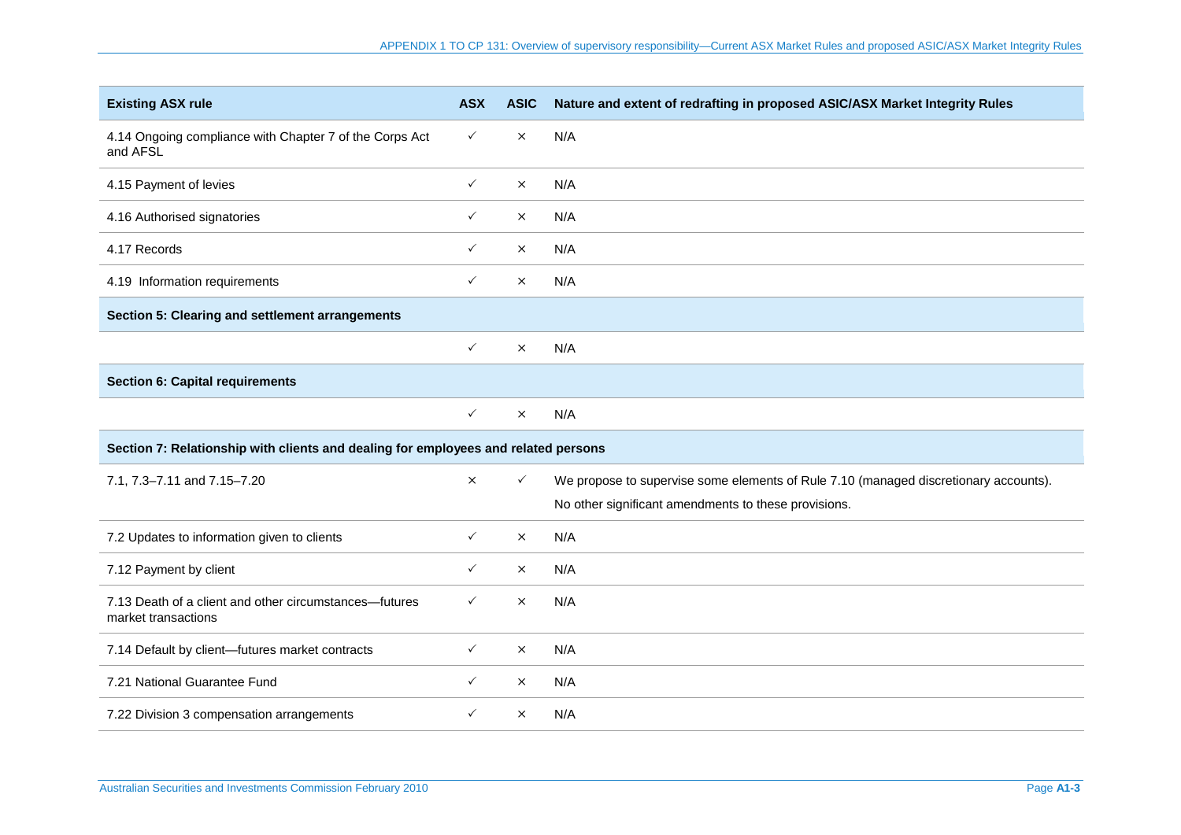| Existing ASX rule | ASX | ASIC | Nature and extent of redrafting in proposed ASIC/ASX Market Integrity Rules |
|---|---|---|---|
| 4.14 Ongoing compliance with Chapter 7 of the Corps Act and AFSL | ✓ | × | N/A |
| 4.15 Payment of levies | ✓ | × | N/A |
| 4.16 Authorised signatories | ✓ | × | N/A |
| 4.17 Records | ✓ | × | N/A |
| 4.19 Information requirements | ✓ | × | N/A |
| **Section 5: Clearing and settlement arrangements** | | | |
| | ✓ | × | N/A |
| **Section 6: Capital requirements** | | | |
| | ✓ | × | N/A |
| **Section 7: Relationship with clients and dealing for employees and related persons** | | | |
| 7.1, 7.3–7.11 and 7.15–7.20 | × | ✓ | We propose to supervise some elements of Rule 7.10 (managed discretionary accounts).<br>No other significant amendments to these provisions. |
| 7.2 Updates to information given to clients | ✓ | × | N/A |
| 7.12 Payment by client | ✓ | × | N/A |
| 7.13 Death of a client and other circumstances—futures market transactions | ✓ | × | N/A |
| 7.14 Default by client—futures market contracts | ✓ | × | N/A |
| 7.21 National Guarantee Fund | ✓ | × | N/A |
| 7.22 Division 3 compensation arrangements | ✓ | × | N/A |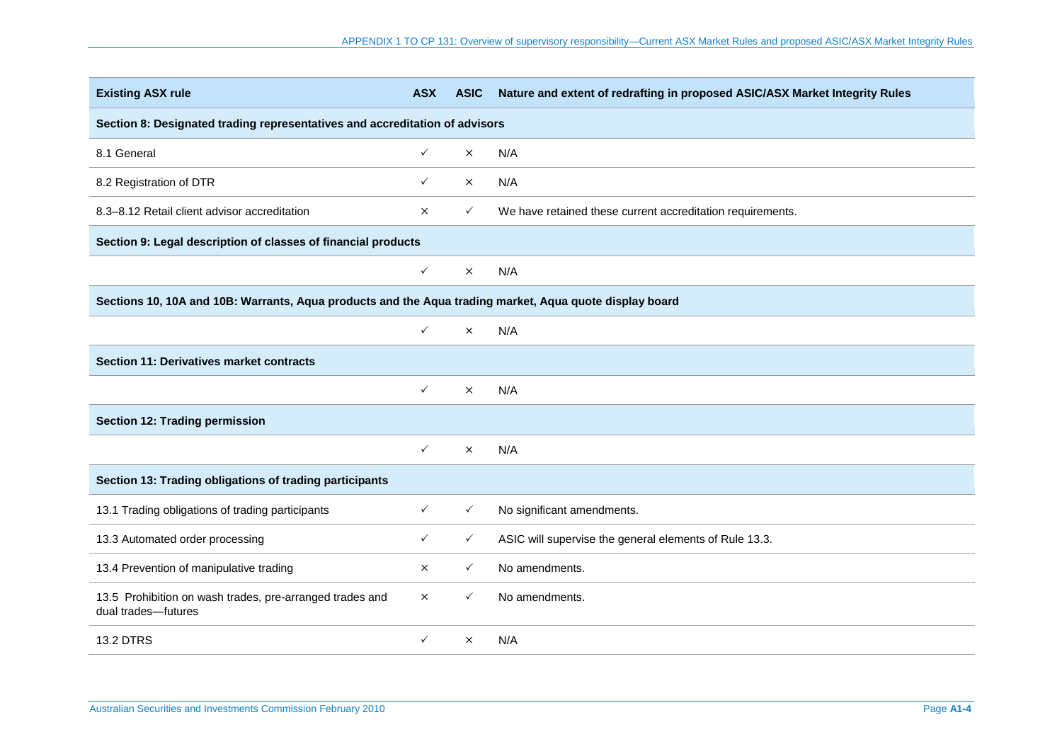| Existing ASX rule | ASX | ASIC | Nature and extent of redrafting in proposed ASIC/ASX Market Integrity Rules |
|---|---|---|---|
| **Section 8: Designated trading representatives and accreditation of advisors** | | | |
| 8.1 General | ✓ | × | N/A |
| 8.2 Registration of DTR | ✓ | × | N/A |
| 8.3–8.12 Retail client advisor accreditation | × | ✓ | We have retained these current accreditation requirements. |
| **Section 9: Legal description of classes of financial products** | | | |
| | ✓ | × | N/A |
| **Sections 10, 10A and 10B: Warrants, Aqua products and the Aqua trading market, Aqua quote display board** | | | |
| | ✓ | × | N/A |
| **Section 11: Derivatives market contracts** | | | |
| | ✓ | × | N/A |
| **Section 12: Trading permission** | | | |
| | ✓ | × | N/A |
| **Section 13: Trading obligations of trading participants** | | | |
| 13.1 Trading obligations of trading participants | ✓ | ✓ | No significant amendments. |
| 13.3 Automated order processing | ✓ | ✓ | ASIC will supervise the general elements of Rule 13.3. |
| 13.4 Prevention of manipulative trading | × | ✓ | No amendments. |
| 13.5 Prohibition on wash trades, pre-arranged trades and dual trades—futures | × | ✓ | No amendments. |
| 13.2 DTRS | ✓ | × | N/A |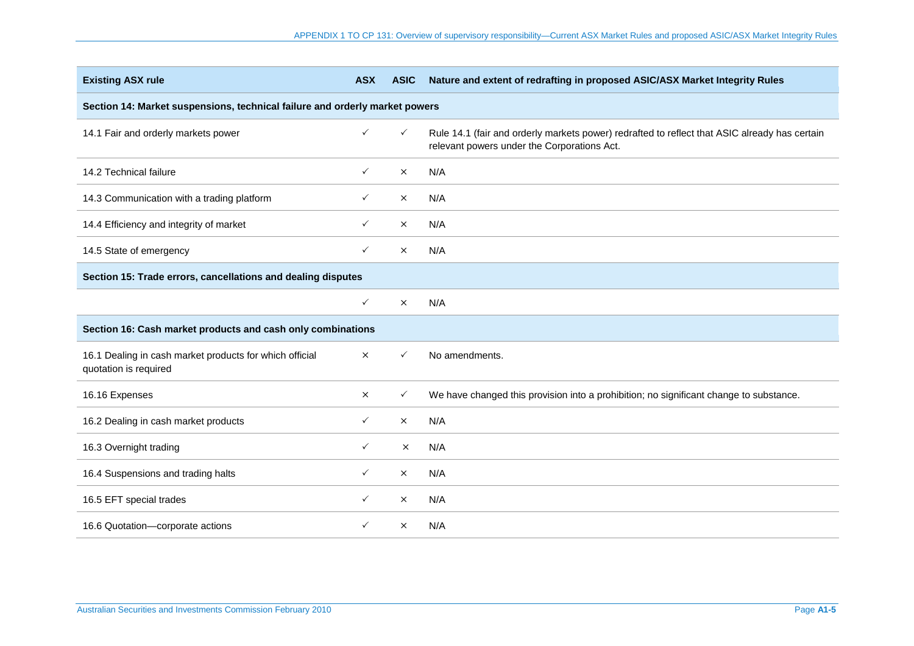| Existing ASX rule | ASX | ASIC | Nature and extent of redrafting in proposed ASIC/ASX Market Integrity Rules |
|---|---|---|---|
| **Section 14: Market suspensions, technical failure and orderly market powers** | | | |
| 14.1 Fair and orderly markets power | ✓ | ✓ | Rule 14.1 (fair and orderly markets power) redrafted to reflect that ASIC already has certain relevant powers under the Corporations Act. |
| 14.2 Technical failure | ✓ | × | N/A |
| 14.3 Communication with a trading platform | ✓ | × | N/A |
| 14.4 Efficiency and integrity of market | ✓ | × | N/A |
| 14.5 State of emergency | ✓ | × | N/A |
| **Section 15: Trade errors, cancellations and dealing disputes** | | | |
| | ✓ | × | N/A |
| **Section 16: Cash market products and cash only combinations** | | | |
| 16.1 Dealing in cash market products for which official quotation is required | × | ✓ | No amendments. |
| 16.16 Expenses | × | ✓ | We have changed this provision into a prohibition; no significant change to substance. |
| 16.2 Dealing in cash market products | ✓ | × | N/A |
| 16.3 Overnight trading | ✓ | × | N/A |
| 16.4 Suspensions and trading halts | ✓ | × | N/A |
| 16.5 EFT special trades | ✓ | × | N/A |
| 16.6 Quotation—corporate actions | ✓ | × | N/A |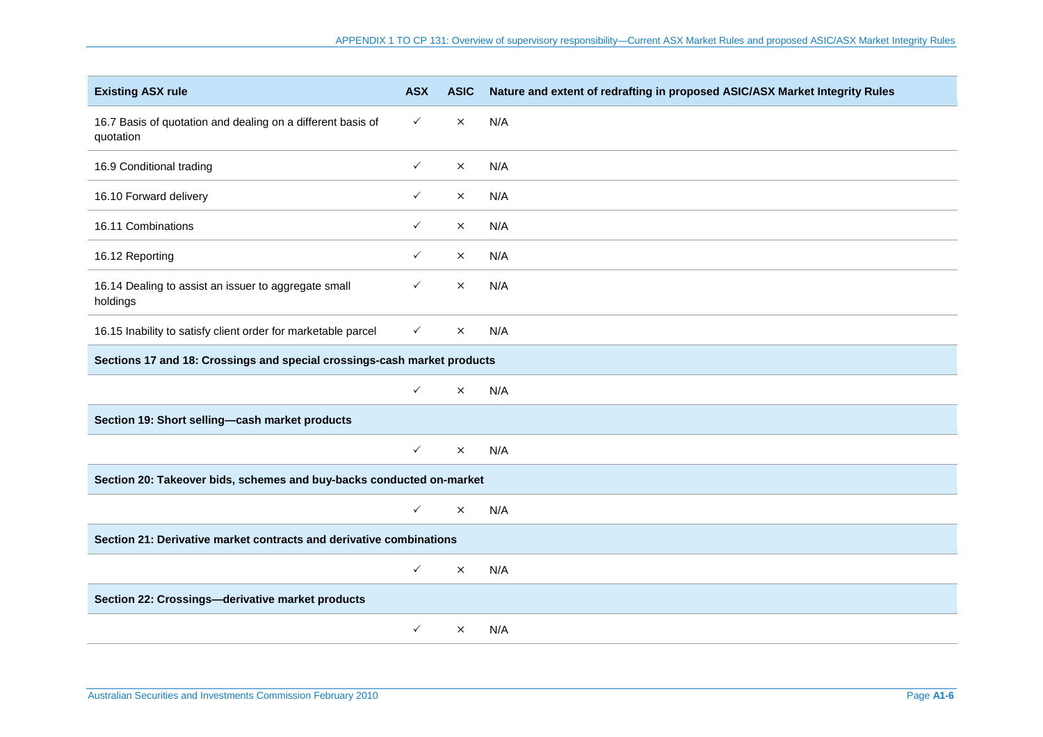| Existing ASX rule | ASX | ASIC | Nature and extent of redrafting in proposed ASIC/ASX Market Integrity Rules |
|---|---|---|---|
| 16.7 Basis of quotation and dealing on a different basis of quotation | ✓ | × | N/A |
| 16.9 Conditional trading | ✓ | × | N/A |
| 16.10 Forward delivery | ✓ | × | N/A |
| 16.11 Combinations | ✓ | × | N/A |
| 16.12 Reporting | ✓ | × | N/A |
| 16.14 Dealing to assist an issuer to aggregate small holdings | ✓ | × | N/A |
| 16.15 Inability to satisfy client order for marketable parcel | ✓ | × | N/A |
| **Sections 17 and 18: Crossings and special crossings-cash market products** | | | |
| | ✓ | × | N/A |
| **Section 19: Short selling—cash market products** | | | |
| | ✓ | × | N/A |
| **Section 20: Takeover bids, schemes and buy-backs conducted on-market** | | | |
| | ✓ | × | N/A |
| **Section 21: Derivative market contracts and derivative combinations** | | | |
| | ✓ | × | N/A |
| **Section 22: Crossings—derivative market products** | | | |
| | ✓ | × | N/A |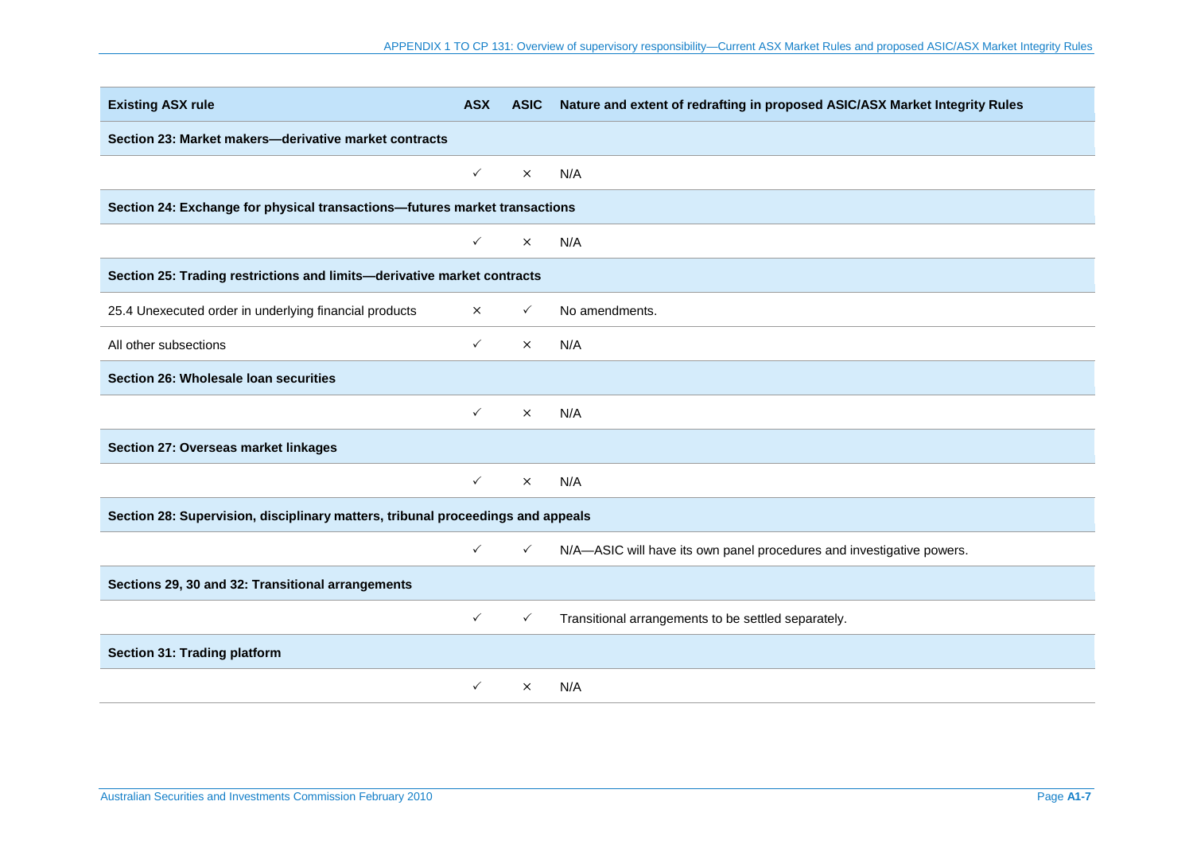| Existing ASX rule | ASX | ASIC | Nature and extent of redrafting in proposed ASIC/ASX Market Integrity Rules |
|---|---|---|---|
| **Section 23: Market makers—derivative market contracts** | | | |
| | ✓ | × | N/A |
| **Section 24: Exchange for physical transactions—futures market transactions** | | | |
| | ✓ | × | N/A |
| **Section 25: Trading restrictions and limits—derivative market contracts** | | | |
| 25.4 Unexecuted order in underlying financial products | × | ✓ | No amendments. |
| All other subsections | ✓ | × | N/A |
| **Section 26: Wholesale loan securities** | | | |
| | ✓ | × | N/A |
| **Section 27: Overseas market linkages** | | | |
| | ✓ | × | N/A |
| **Section 28: Supervision, disciplinary matters, tribunal proceedings and appeals** | | | |
| | ✓ | ✓ | N/A—ASIC will have its own panel procedures and investigative powers. |
| **Sections 29, 30 and 32: Transitional arrangements** | | | |
| | ✓ | ✓ | Transitional arrangements to be settled separately. |
| **Section 31: Trading platform** | | | |
| | ✓ | × | N/A |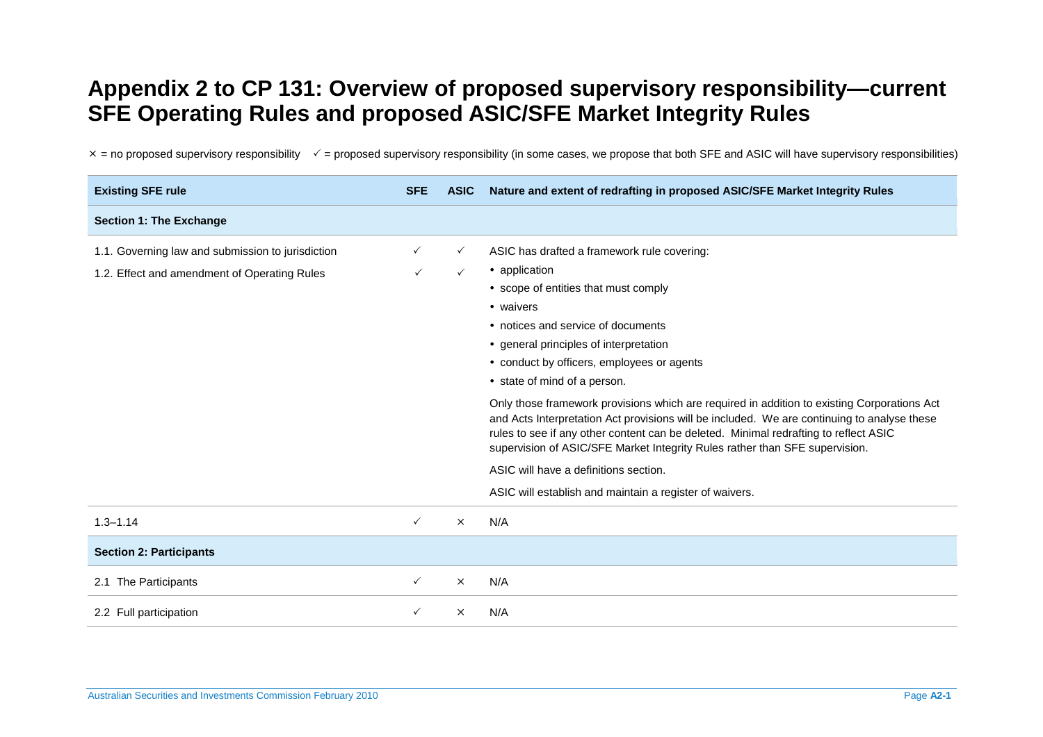# Appendix 2 to CP 131: Overview of proposed supervisory responsibility—current SFE Operating Rules and proposed ASIC/SFE Market Integrity Rules

× = no proposed supervisory responsibility ✓ = proposed supervisory responsibility (in some cases, we propose that both SFE and ASIC will have supervisory responsibilities)

| Existing SFE rule | SFE | ASIC | Nature and extent of redrafting in proposed ASIC/SFE Market Integrity Rules |
|---|---|---|---|
| **Section 1: The Exchange** | | | |
| 1.1. Governing law and submission to jurisdiction<br>1.2. Effect and amendment of Operating Rules | ✓<br>✓ | ✓<br>✓ | ASIC has drafted a framework rule covering:<br>• application<br>• scope of entities that must comply<br>• waivers<br>• notices and service of documents<br>• general principles of interpretation<br>• conduct by officers, employees or agents<br>• state of mind of a person.<br>Only those framework provisions which are required in addition to existing Corporations Act and Acts Interpretation Act provisions will be included. We are continuing to analyse these rules to see if any other content can be deleted. Minimal redrafting to reflect ASIC supervision of ASIC/SFE Market Integrity Rules rather than SFE supervision.<br>ASIC will have a definitions section.<br>ASIC will establish and maintain a register of waivers. |
| 1.3–1.14 | ✓ | × | N/A |
| **Section 2: Participants** | | | |
| 2.1 The Participants | ✓ | × | N/A |
| 2.2 Full participation | ✓ | × | N/A |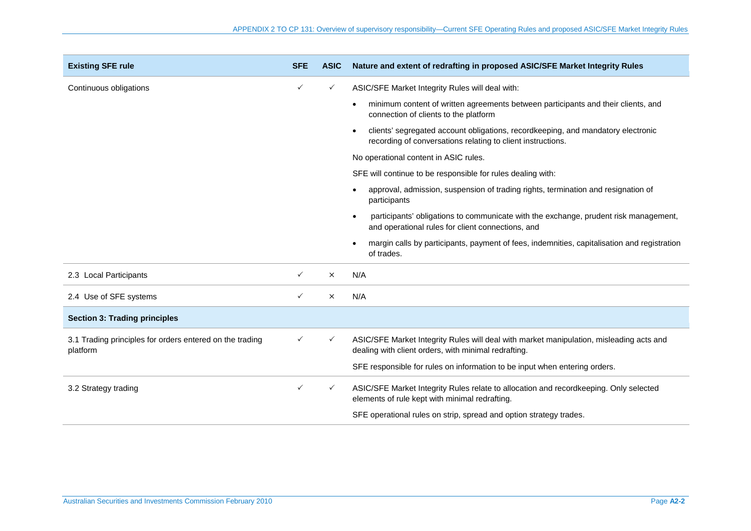| Existing SFE rule | SFE | ASIC | Nature and extent of redrafting in proposed ASIC/SFE Market Integrity Rules |
|---|---|---|---|
| Continuous obligations | ✓ | ✓ | ASIC/SFE Market Integrity Rules will deal with: <br>• minimum content of written agreements between participants and their clients, and connection of clients to the platform <br>• clients' segregated account obligations, recordkeeping, and mandatory electronic recording of conversations relating to client instructions. <br>No operational content in ASIC rules. <br>SFE will continue to be responsible for rules dealing with: <br>• approval, admission, suspension of trading rights, termination and resignation of participants <br>• participants' obligations to communicate with the exchange, prudent risk management, and operational rules for client connections, and <br>• margin calls by participants, payment of fees, indemnities, capitalisation and registration of trades. |
| 2.3 Local Participants | ✓ | × | N/A |
| 2.4 Use of SFE systems | ✓ | × | N/A |
| **Section 3: Trading principles** | | | |
| 3.1 Trading principles for orders entered on the trading platform | ✓ | ✓ | ASIC/SFE Market Integrity Rules will deal with market manipulation, misleading acts and dealing with client orders, with minimal redrafting. <br>SFE responsible for rules on information to be input when entering orders. |
| 3.2 Strategy trading | ✓ | ✓ | ASIC/SFE Market Integrity Rules relate to allocation and recordkeeping. Only selected elements of rule kept with minimal redrafting. <br>SFE operational rules on strip, spread and option strategy trades. |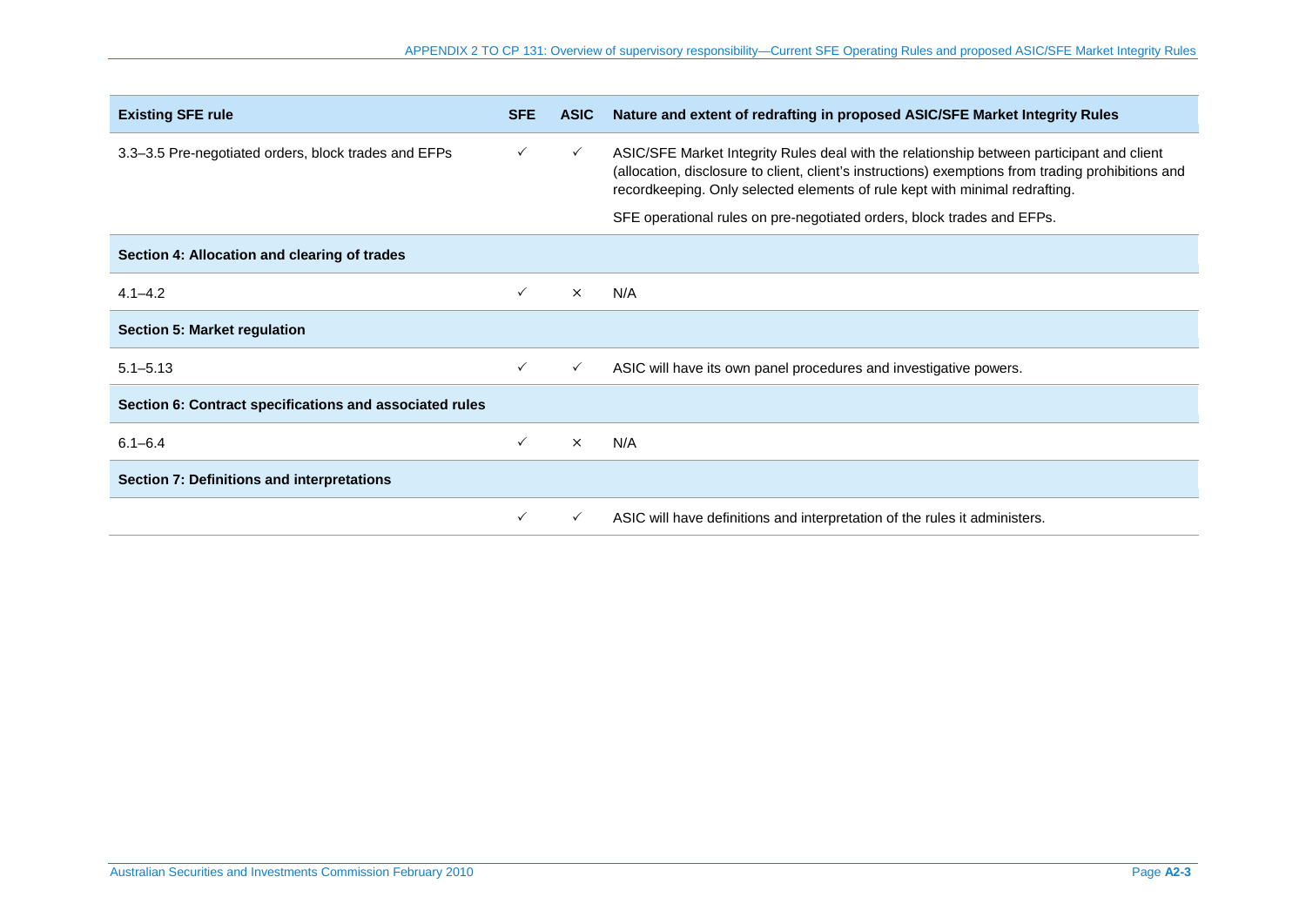| Existing SFE rule | SFE | ASIC | Nature and extent of redrafting in proposed ASIC/SFE Market Integrity Rules |
|---|---|---|---|
| 3.3–3.5 Pre-negotiated orders, block trades and EFPs | ✓ | ✓ | ASIC/SFE Market Integrity Rules deal with the relationship between participant and client (allocation, disclosure to client, client's instructions) exemptions from trading prohibitions and recordkeeping. Only selected elements of rule kept with minimal redrafting. SFE operational rules on pre-negotiated orders, block trades and EFPs. |
| **Section 4: Allocation and clearing of trades** | | | |
| 4.1–4.2 | ✓ | × | N/A |
| **Section 5: Market regulation** | | | |
| 5.1–5.13 | ✓ | ✓ | ASIC will have its own panel procedures and investigative powers. |
| **Section 6: Contract specifications and associated rules** | | | |
| 6.1–6.4 | ✓ | × | N/A |
| **Section 7: Definitions and interpretations** | | | |
| | ✓ | ✓ | ASIC will have definitions and interpretation of the rules it administers. |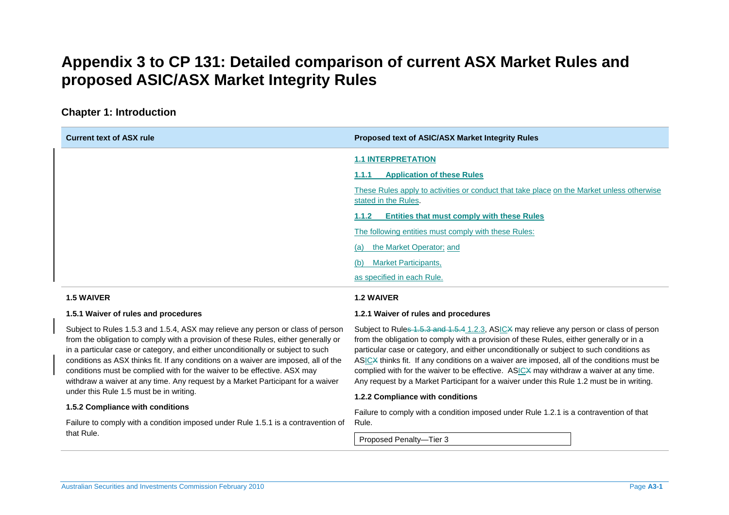# Appendix 3 to CP 131: Detailed comparison of current ASX Market Rules and proposed ASIC/ASX Market Integrity Rules

## Chapter 1: Introduction

| Current text of ASX rule | Proposed text of ASIC/ASX Market Integrity Rules |
|---|---|
| | **1.1 INTERPRETATION**<br><br>**1.1.1 Application of these Rules**<br><br>These Rules apply to activities or conduct that take place on the Market unless otherwise stated in the Rules.<br><br>**1.1.2 Entities that must comply with these Rules**<br><br>The following entities must comply with these Rules:<br><br>(a) the Market Operator; and<br><br>(b) Market Participants,<br><br>as specified in each Rule. |
| **1.5 WAIVER**<br><br>**1.5.1 Waiver of rules and procedures**<br><br>Subject to Rules 1.5.3 and 1.5.4, ASX may relieve any person or class of person from the obligation to comply with a provision of these Rules, either generally or in a particular case or category, and either unconditionally or subject to such conditions as ASX thinks fit. If any conditions on a waiver are imposed, all of the conditions must be complied with for the waiver to be effective. ASX may withdraw a waiver at any time. Any request by a Market Participant for a waiver under this Rule 1.5 must be in writing.<br><br>**1.5.2 Compliance with conditions**<br><br>Failure to comply with a condition imposed under Rule 1.5.1 is a contravention of that Rule. | **1.2 WAIVER**<br><br>**1.2.1 Waiver of rules and procedures**<br><br>Subject to Rule~~s 1.5.3 and 1.5.4~~ 1.2.3, ASIC~~X~~ may relieve any person or class of person from the obligation to comply with a provision of these Rules, either generally or in a particular case or category, and either unconditionally or subject to such conditions as ASIC~~X~~ thinks fit. If any conditions on a waiver are imposed, all of the conditions must be complied with for the waiver to be effective. ASIC~~X~~ may withdraw a waiver at any time. Any request by a Market Participant for a waiver under this Rule 1.2 must be in writing.<br><br>**1.2.2 Compliance with conditions**<br><br>Failure to comply with a condition imposed under Rule 1.2.1 is a contravention of that Rule.<br><br>Proposed Penalty—Tier 3 |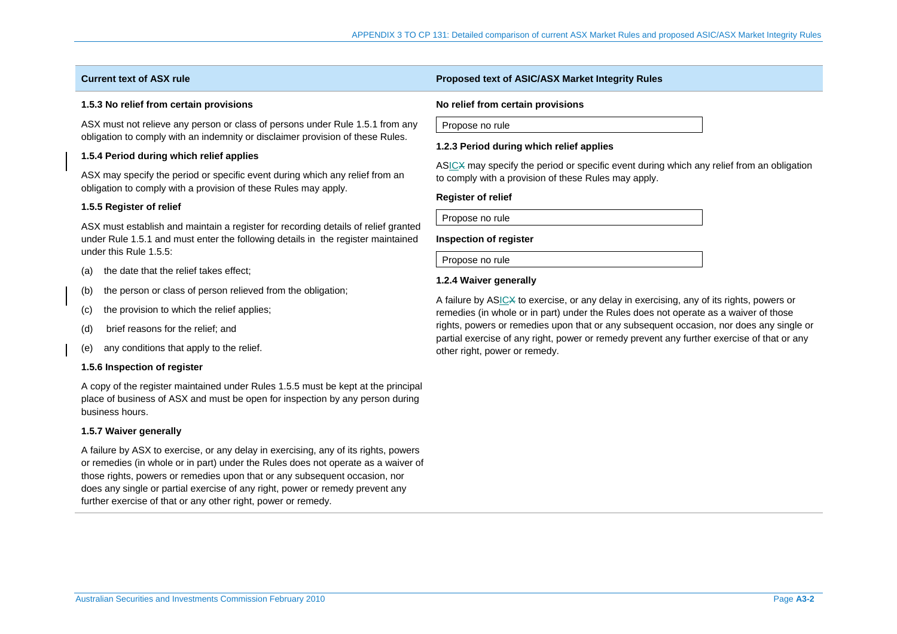| Current text of ASX rule | Proposed text of ASIC/ASX Market Integrity Rules |
|---|---|
| **1.5.3 No relief from certain provisions**<br><br>ASX must not relieve any person or class of persons under Rule 1.5.1 from any obligation to comply with an indemnity or disclaimer provision of these Rules. | **No relief from certain provisions**<br><br>Propose no rule |
| **1.5.4 Period during which relief applies**<br><br>ASX may specify the period or specific event during which any relief from an obligation to comply with a provision of these Rules may apply. | **1.2.3 Period during which relief applies**<br><br>ASIC~~X~~ may specify the period or specific event during which any relief from an obligation to comply with a provision of these Rules may apply. |
| **1.5.5 Register of relief**<br><br>ASX must establish and maintain a register for recording details of relief granted under Rule 1.5.1 and must enter the following details in the register maintained under this Rule 1.5.5:<br><br>(a) the date that the relief takes effect;<br><br>(b) the person or class of person relieved from the obligation;<br><br>(c) the provision to which the relief applies;<br><br>(d) brief reasons for the relief; and<br><br>(e) any conditions that apply to the relief. | **Register of relief**<br><br>Propose no rule |
| **1.5.6 Inspection of register**<br><br>A copy of the register maintained under Rules 1.5.5 must be kept at the principal place of business of ASX and must be open for inspection by any person during business hours. | **Inspection of register**<br><br>Propose no rule |
| **1.5.7 Waiver generally**<br><br>A failure by ASX to exercise, or any delay in exercising, any of its rights, powers or remedies (in whole or in part) under the Rules does not operate as a waiver of those rights, powers or remedies upon that or any subsequent occasion, nor does any single or partial exercise of any right, power or remedy prevent any further exercise of that or any other right, power or remedy. | **1.2.4 Waiver generally**<br><br>A failure by ASIC~~X~~ to exercise, or any delay in exercising, any of its rights, powers or remedies (in whole or in part) under the Rules does not operate as a waiver of those rights, powers or remedies upon that or any subsequent occasion, nor does any single or partial exercise of any right, power or remedy prevent any further exercise of that or any other right, power or remedy. |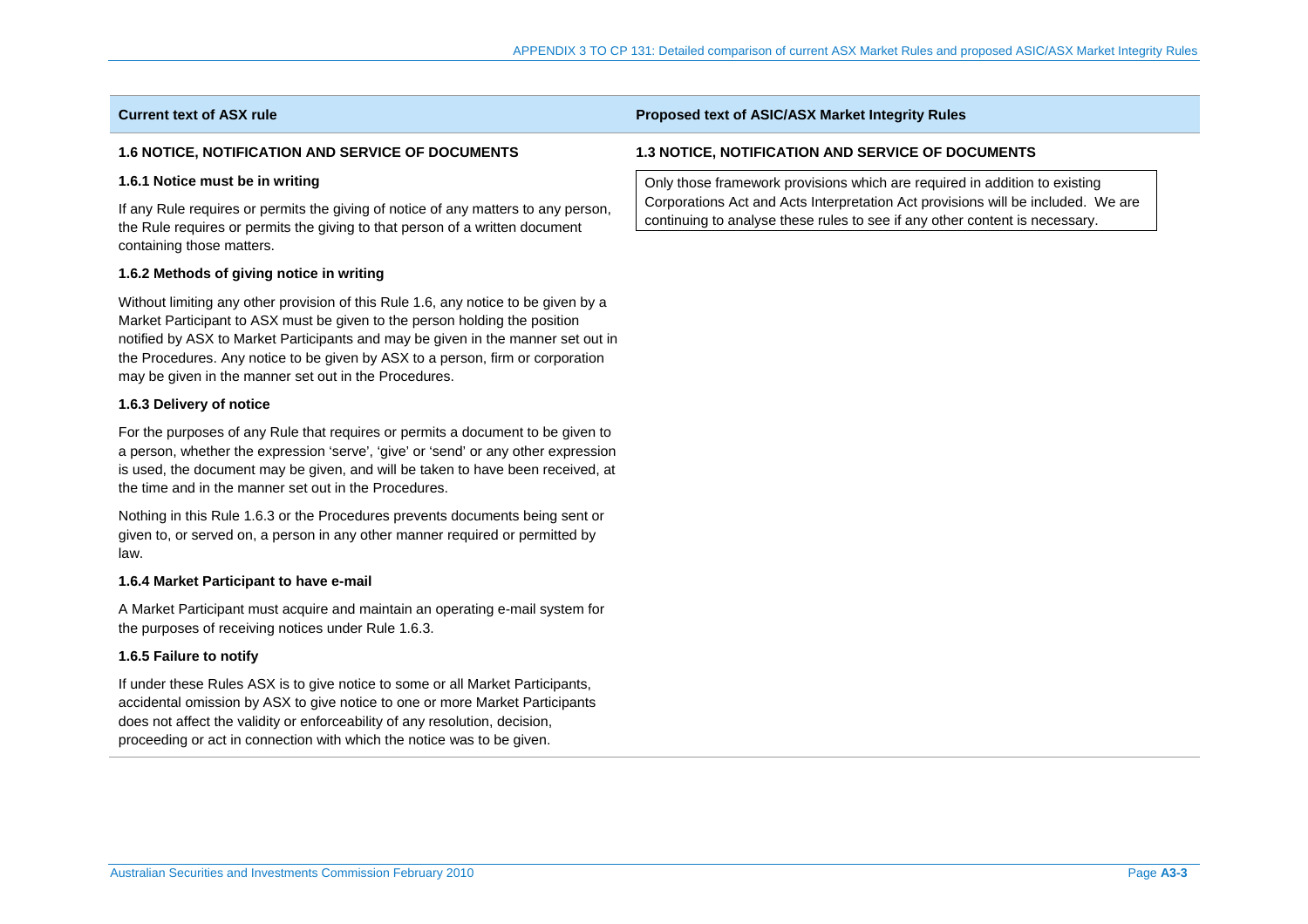| Current text of ASX rule | Proposed text of ASIC/ASX Market Integrity Rules |
| --- | --- |
| **1.6 NOTICE, NOTIFICATION AND SERVICE OF DOCUMENTS** | **1.3 NOTICE, NOTIFICATION AND SERVICE OF DOCUMENTS** |
| **1.6.1 Notice must be in writing**<br><br>If any Rule requires or permits the giving of notice of any matters to any person, the Rule requires or permits the giving to that person of a written document containing those matters.<br><br>**1.6.2 Methods of giving notice in writing**<br><br>Without limiting any other provision of this Rule 1.6, any notice to be given by a Market Participant to ASX must be given to the person holding the position notified by ASX to Market Participants and may be given in the manner set out in the Procedures. Any notice to be given by ASX to a person, firm or corporation may be given in the manner set out in the Procedures.<br><br>**1.6.3 Delivery of notice**<br><br>For the purposes of any Rule that requires or permits a document to be given to a person, whether the expression 'serve', 'give' or 'send' or any other expression is used, the document may be given, and will be taken to have been received, at the time and in the manner set out in the Procedures.<br><br>Nothing in this Rule 1.6.3 or the Procedures prevents documents being sent or given to, or served on, a person in any other manner required or permitted by law.<br><br>**1.6.4 Market Participant to have e-mail**<br><br>A Market Participant must acquire and maintain an operating e-mail system for the purposes of receiving notices under Rule 1.6.3.<br><br>**1.6.5 Failure to notify**<br><br>If under these Rules ASX is to give notice to some or all Market Participants, accidental omission by ASX to give notice to one or more Market Participants does not affect the validity or enforceability of any resolution, decision, proceeding or act in connection with which the notice was to be given. | Only those framework provisions which are required in addition to existing Corporations Act and Acts Interpretation Act provisions will be included. We are continuing to analyse these rules to see if any other content is necessary. |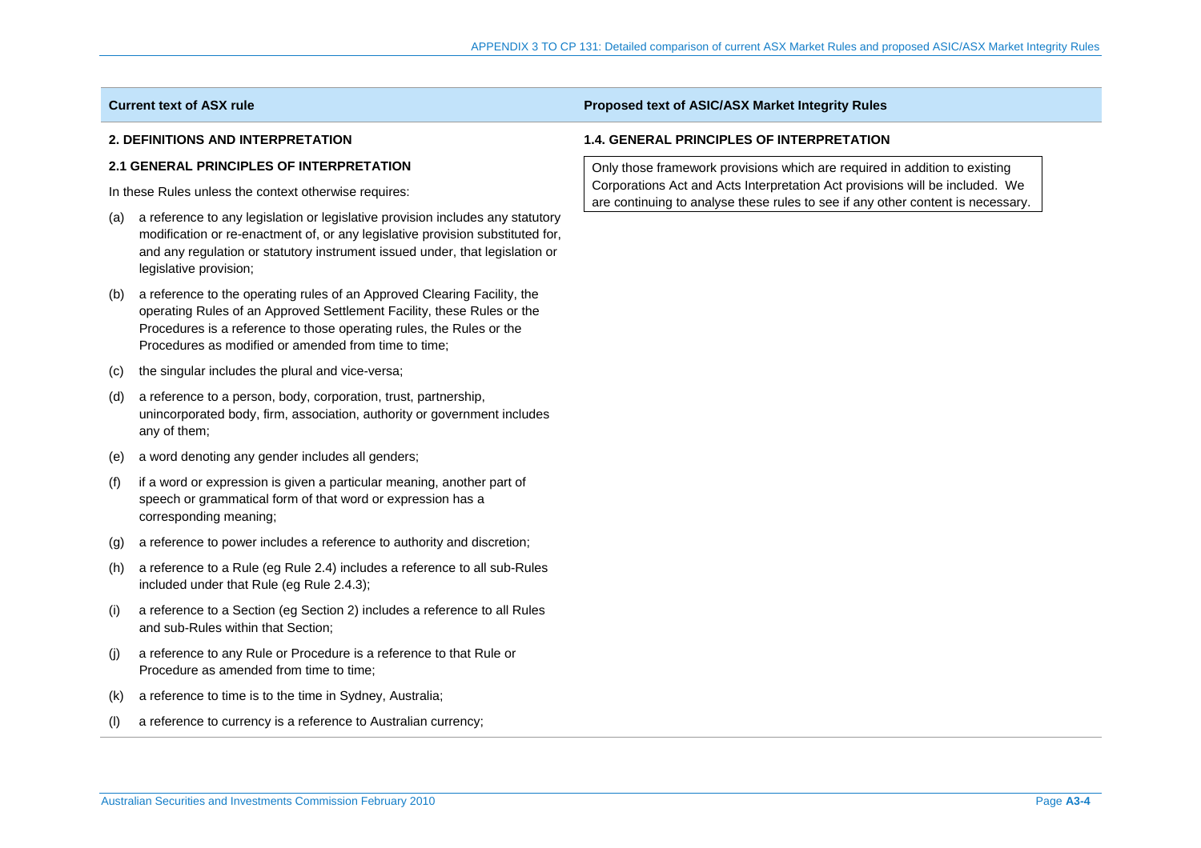| Current text of ASX rule | Proposed text of ASIC/ASX Market Integrity Rules |
|---|---|
| **2. DEFINITIONS AND INTERPRETATION**<br><br>**2.1 GENERAL PRINCIPLES OF INTERPRETATION**<br><br>In these Rules unless the context otherwise requires:<br><br>(a) a reference to any legislation or legislative provision includes any statutory modification or re-enactment of, or any legislative provision substituted for, and any regulation or statutory instrument issued under, that legislation or legislative provision;<br><br>(b) a reference to the operating rules of an Approved Clearing Facility, the operating Rules of an Approved Settlement Facility, these Rules or the Procedures is a reference to those operating rules, the Rules or the Procedures as modified or amended from time to time;<br><br>(c) the singular includes the plural and vice-versa;<br><br>(d) a reference to a person, body, corporation, trust, partnership, unincorporated body, firm, association, authority or government includes any of them;<br><br>(e) a word denoting any gender includes all genders;<br><br>(f) if a word or expression is given a particular meaning, another part of speech or grammatical form of that word or expression has a corresponding meaning;<br><br>(g) a reference to power includes a reference to authority and discretion;<br><br>(h) a reference to a Rule (eg Rule 2.4) includes a reference to all sub-Rules included under that Rule (eg Rule 2.4.3);<br><br>(i) a reference to a Section (eg Section 2) includes a reference to all Rules and sub-Rules within that Section;<br><br>(j) a reference to any Rule or Procedure is a reference to that Rule or Procedure as amended from time to time;<br><br>(k) a reference to time is to the time in Sydney, Australia;<br><br>(l) a reference to currency is a reference to Australian currency; | **1.4. GENERAL PRINCIPLES OF INTERPRETATION**<br><br>Only those framework provisions which are required in addition to existing Corporations Act and Acts Interpretation Act provisions will be included. We are continuing to analyse these rules to see if any other content is necessary. |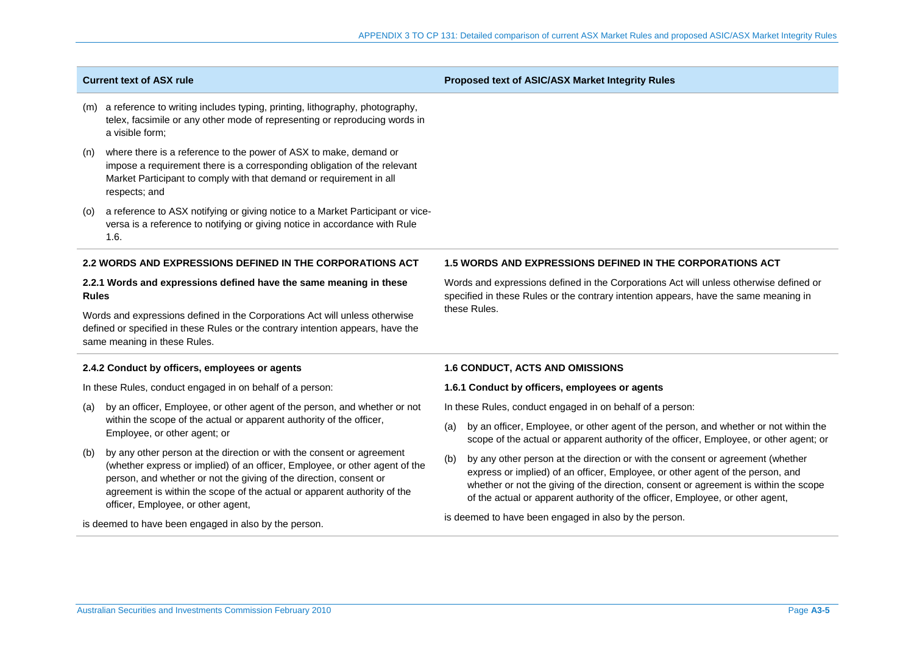| Current text of ASX rule | Proposed text of ASIC/ASX Market Integrity Rules |
|---|---|
| (m) a reference to writing includes typing, printing, lithography, photography, telex, facsimile or any other mode of representing or reproducing words in a visible form;<br><br>(n) where there is a reference to the power of ASX to make, demand or impose a requirement there is a corresponding obligation of the relevant Market Participant to comply with that demand or requirement in all respects; and<br><br>(o) a reference to ASX notifying or giving notice to a Market Participant or vice-versa is a reference to notifying or giving notice in accordance with Rule 1.6. | |
| **2.2 WORDS AND EXPRESSIONS DEFINED IN THE CORPORATIONS ACT**<br><br>**2.2.1 Words and expressions defined have the same meaning in these Rules**<br><br>Words and expressions defined in the Corporations Act will unless otherwise defined or specified in these Rules or the contrary intention appears, have the same meaning in these Rules. | **1.5 WORDS AND EXPRESSIONS DEFINED IN THE CORPORATIONS ACT**<br><br>Words and expressions defined in the Corporations Act will unless otherwise defined or specified in these Rules or the contrary intention appears, have the same meaning in these Rules. |
| **2.4.2 Conduct by officers, employees or agents**<br><br>In these Rules, conduct engaged in on behalf of a person:<br><br>(a) by an officer, Employee, or other agent of the person, and whether or not within the scope of the actual or apparent authority of the officer, Employee, or other agent; or<br><br>(b) by any other person at the direction or with the consent or agreement (whether express or implied) of an officer, Employee, or other agent of the person, and whether or not the giving of the direction, consent or agreement is within the scope of the actual or apparent authority of the officer, Employee, or other agent,<br><br>is deemed to have been engaged in also by the person. | **1.6 CONDUCT, ACTS AND OMISSIONS**<br><br>**1.6.1 Conduct by officers, employees or agents**<br><br>In these Rules, conduct engaged in on behalf of a person:<br><br>(a) by an officer, Employee, or other agent of the person, and whether or not within the scope of the actual or apparent authority of the officer, Employee, or other agent; or<br><br>(b) by any other person at the direction or with the consent or agreement (whether express or implied) of an officer, Employee, or other agent of the person, and whether or not the giving of the direction, consent or agreement is within the scope of the actual or apparent authority of the officer, Employee, or other agent,<br><br>is deemed to have been engaged in also by the person. |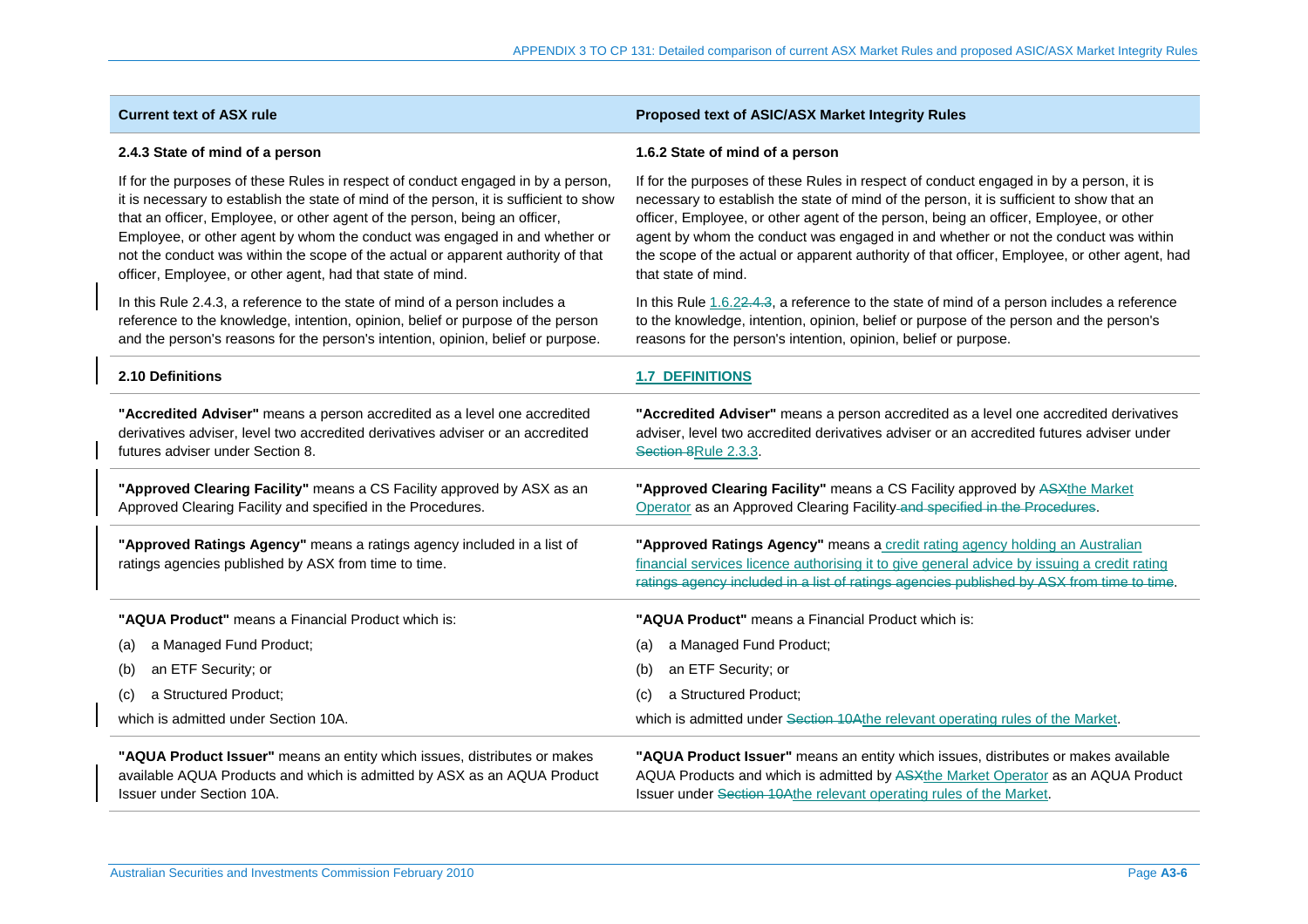| Current text of ASX rule | Proposed text of ASIC/ASX Market Integrity Rules |
|---|---|
| **2.4.3 State of mind of a person** | **1.6.2 State of mind of a person** |
| If for the purposes of these Rules in respect of conduct engaged in by a person, it is necessary to establish the state of mind of the person, it is sufficient to show that an officer, Employee, or other agent of the person, being an officer, Employee, or other agent by whom the conduct was engaged in and whether or not the conduct was within the scope of the actual or apparent authority of that officer, Employee, or other agent, had that state of mind. | If for the purposes of these Rules in respect of conduct engaged in by a person, it is necessary to establish the state of mind of the person, it is sufficient to show that an officer, Employee, or other agent of the person, being an officer, Employee, or other agent by whom the conduct was engaged in and whether or not the conduct was within the scope of the actual or apparent authority of that officer, Employee, or other agent, had that state of mind. |
| In this Rule 2.4.3, a reference to the state of mind of a person includes a reference to the knowledge, intention, opinion, belief or purpose of the person and the person's reasons for the person's intention, opinion, belief or purpose. | In this Rule <ins>1.6.2</ins>~~2.4.3~~, a reference to the state of mind of a person includes a reference to the knowledge, intention, opinion, belief or purpose of the person and the person's reasons for the person's intention, opinion, belief or purpose. |
| **2.10 Definitions** | **<ins>1.7 DEFINITIONS</ins>** |
| **"Accredited Adviser"** means a person accredited as a level one accredited derivatives adviser, level two accredited derivatives adviser or an accredited futures adviser under Section 8. | **"Accredited Adviser"** means a person accredited as a level one accredited derivatives adviser, level two accredited derivatives adviser or an accredited futures adviser under ~~Section 8~~<ins>Rule 2.3.3</ins>. |
| **"Approved Clearing Facility"** means a CS Facility approved by ASX as an Approved Clearing Facility and specified in the Procedures. | **"Approved Clearing Facility"** means a CS Facility approved by ~~ASX~~<ins>the Market Operator</ins> as an Approved Clearing Facility ~~and specified in the Procedures~~. |
| **"Approved Ratings Agency"** means a ratings agency included in a list of ratings agencies published by ASX from time to time. | **"Approved Ratings Agency"** means a <ins>credit rating agency holding an Australian financial services licence authorising it to give general advice by issuing a credit rating</ins> ~~ratings agency included in a list of ratings agencies published by ASX from time to time~~. |
| **"AQUA Product"** means a Financial Product which is:<br>(a) a Managed Fund Product;<br>(b) an ETF Security; or<br>(c) a Structured Product;<br>which is admitted under Section 10A. | **"AQUA Product"** means a Financial Product which is:<br>(a) a Managed Fund Product;<br>(b) an ETF Security; or<br>(c) a Structured Product;<br>which is admitted under ~~Section 10A~~<ins>the relevant operating rules of the Market</ins>. |
| **"AQUA Product Issuer"** means an entity which issues, distributes or makes available AQUA Products and which is admitted by ASX as an AQUA Product Issuer under Section 10A. | **"AQUA Product Issuer"** means an entity which issues, distributes or makes available AQUA Products and which is admitted by ~~ASX~~<ins>the Market Operator</ins> as an AQUA Product Issuer under ~~Section 10A~~<ins>the relevant operating rules of the Market</ins>. |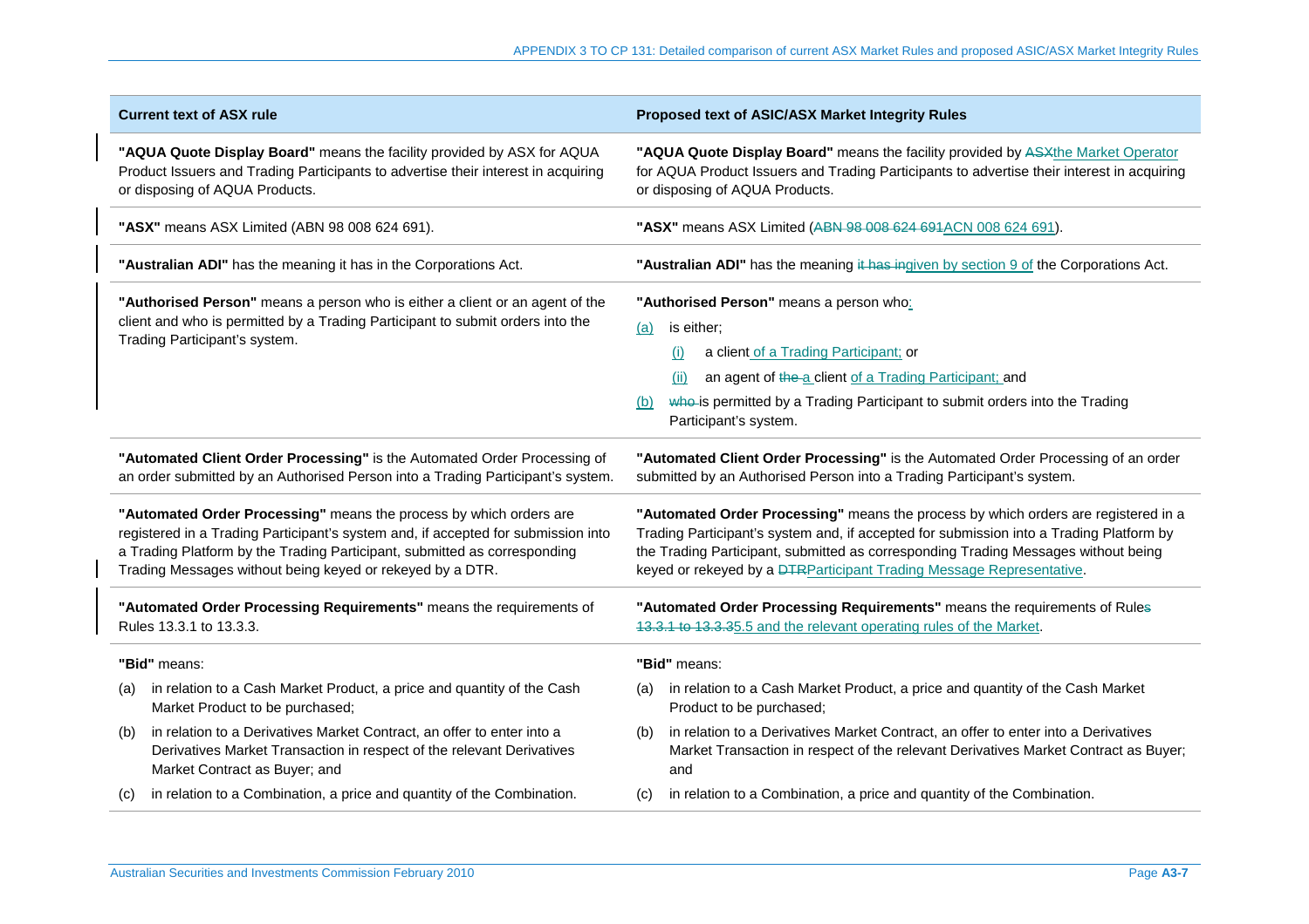| Current text of ASX rule | Proposed text of ASIC/ASX Market Integrity Rules |
|---|---|
| **"AQUA Quote Display Board"** means the facility provided by ASX for AQUA Product Issuers and Trading Participants to advertise their interest in acquiring or disposing of AQUA Products. | **"AQUA Quote Display Board"** means the facility provided by ~~ASX~~the Market Operator for AQUA Product Issuers and Trading Participants to advertise their interest in acquiring or disposing of AQUA Products. |
| **"ASX"** means ASX Limited (ABN 98 008 624 691). | **"ASX"** means ASX Limited (~~ABN 98 008 624 691~~ACN 008 624 691). |
| **"Australian ADI"** has the meaning it has in the Corporations Act. | **"Australian ADI"** has the meaning ~~it has in~~given by section 9 of the Corporations Act. |
| **"Authorised Person"** means a person who is either a client or an agent of the client and who is permitted by a Trading Participant to submit orders into the Trading Participant's system. | **"Authorised Person"** means a person who:<br>(a) is either;<br>(i) a client of a Trading Participant; or<br>(ii) an agent of ~~the~~ a client of a Trading Participant; and<br>(b) ~~who~~ is permitted by a Trading Participant to submit orders into the Trading Participant's system. |
| **"Automated Client Order Processing"** is the Automated Order Processing of an order submitted by an Authorised Person into a Trading Participant's system. | **"Automated Client Order Processing"** is the Automated Order Processing of an order submitted by an Authorised Person into a Trading Participant's system. |
| **"Automated Order Processing"** means the process by which orders are registered in a Trading Participant's system and, if accepted for submission into a Trading Platform by the Trading Participant, submitted as corresponding Trading Messages without being keyed or rekeyed by a DTR. | **"Automated Order Processing"** means the process by which orders are registered in a Trading Participant's system and, if accepted for submission into a Trading Platform by the Trading Participant, submitted as corresponding Trading Messages without being keyed or rekeyed by a ~~DTR~~Participant Trading Message Representative. |
| **"Automated Order Processing Requirements"** means the requirements of Rules 13.3.1 to 13.3.3. | **"Automated Order Processing Requirements"** means the requirements of Rule~~s~~ ~~13.3.1 to 13.3.3~~5.5 and the relevant operating rules of the Market. |
| **"Bid"** means:<br>(a) in relation to a Cash Market Product, a price and quantity of the Cash Market Product to be purchased;<br>(b) in relation to a Derivatives Market Contract, an offer to enter into a Derivatives Market Transaction in respect of the relevant Derivatives Market Contract as Buyer; and<br>(c) in relation to a Combination, a price and quantity of the Combination. | **"Bid"** means:<br>(a) in relation to a Cash Market Product, a price and quantity of the Cash Market Product to be purchased;<br>(b) in relation to a Derivatives Market Contract, an offer to enter into a Derivatives Market Transaction in respect of the relevant Derivatives Market Contract as Buyer; and<br>(c) in relation to a Combination, a price and quantity of the Combination. |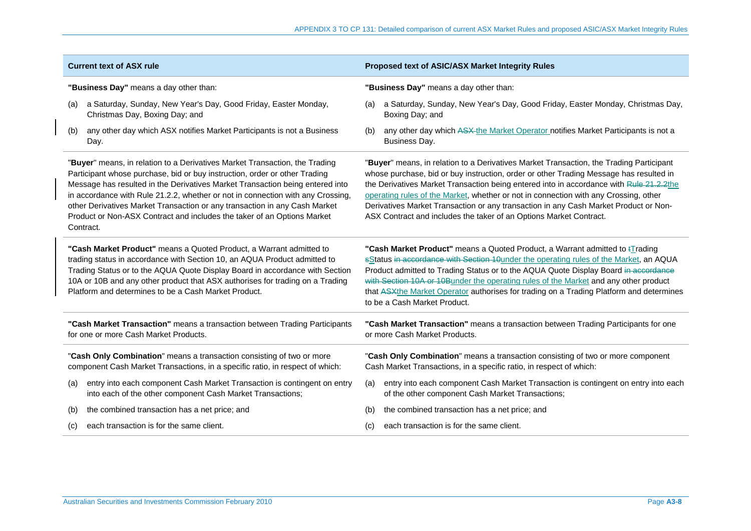| Current text of ASX rule | Proposed text of ASIC/ASX Market Integrity Rules |
|---|---|
| **"Business Day"** means a day other than:<br>(a) a Saturday, Sunday, New Year's Day, Good Friday, Easter Monday, Christmas Day, Boxing Day; and<br>(b) any other day which ASX notifies Market Participants is not a Business Day. | **"Business Day"** means a day other than:<br>(a) a Saturday, Sunday, New Year's Day, Good Friday, Easter Monday, Christmas Day, Boxing Day; and<br>(b) any other day which ~~ASX~~ the Market Operator notifies Market Participants is not a Business Day. |
| "**Buyer**" means, in relation to a Derivatives Market Transaction, the Trading Participant whose purchase, bid or buy instruction, order or other Trading Message has resulted in the Derivatives Market Transaction being entered into in accordance with Rule 21.2.2, whether or not in connection with any Crossing, other Derivatives Market Transaction or any transaction in any Cash Market Product or Non-ASX Contract and includes the taker of an Options Market Contract. | "**Buyer**" means, in relation to a Derivatives Market Transaction, the Trading Participant whose purchase, bid or buy instruction, order or other Trading Message has resulted in the Derivatives Market Transaction being entered into in accordance with ~~Rule 21.2.2~~the operating rules of the Market, whether or not in connection with any Crossing, other Derivatives Market Transaction or any transaction in any Cash Market Product or Non-ASX Contract and includes the taker of an Options Market Contract. |
| **"Cash Market Product"** means a Quoted Product, a Warrant admitted to trading status in accordance with Section 10, an AQUA Product admitted to Trading Status or to the AQUA Quote Display Board in accordance with Section 10A or 10B and any other product that ASX authorises for trading on a Trading Platform and determines to be a Cash Market Product. | **"Cash Market Product"** means a Quoted Product, a Warrant admitted to ~~t~~Trading ~~s~~Status ~~in accordance with Section 10~~under the operating rules of the Market, an AQUA Product admitted to Trading Status or to the AQUA Quote Display Board ~~in accordance with Section 10A or 10B~~under the operating rules of the Market and any other product that ~~ASX~~the Market Operator authorises for trading on a Trading Platform and determines to be a Cash Market Product. |
| **"Cash Market Transaction"** means a transaction between Trading Participants for one or more Cash Market Products. | **"Cash Market Transaction"** means a transaction between Trading Participants for one or more Cash Market Products. |
| "**Cash Only Combination**" means a transaction consisting of two or more component Cash Market Transactions, in a specific ratio, in respect of which:<br>(a) entry into each component Cash Market Transaction is contingent on entry into each of the other component Cash Market Transactions;<br>(b) the combined transaction has a net price; and<br>(c) each transaction is for the same client. | "**Cash Only Combination**" means a transaction consisting of two or more component Cash Market Transactions, in a specific ratio, in respect of which:<br>(a) entry into each component Cash Market Transaction is contingent on entry into each of the other component Cash Market Transactions;<br>(b) the combined transaction has a net price; and<br>(c) each transaction is for the same client. |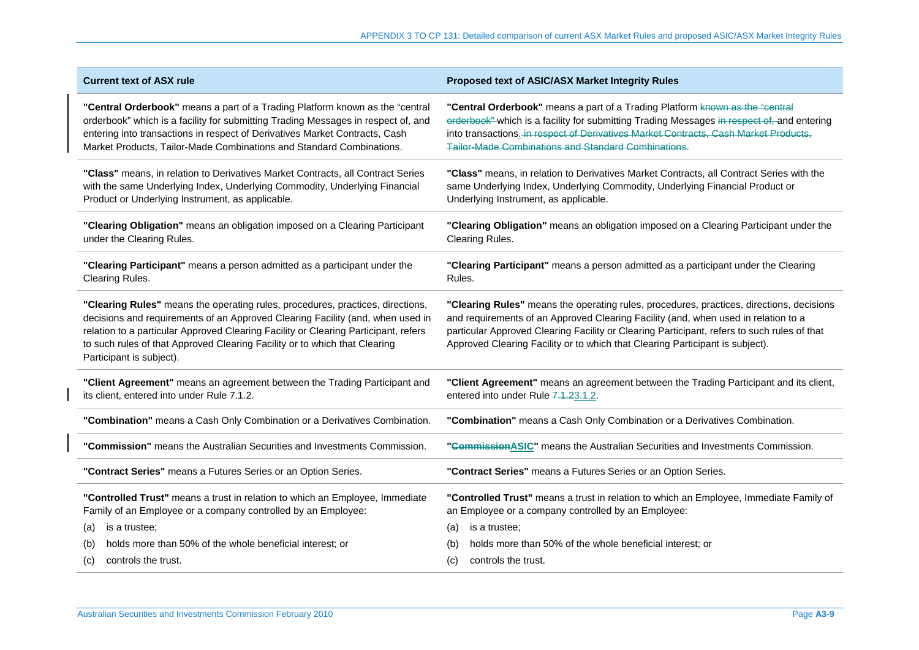| Current text of ASX rule | Proposed text of ASIC/ASX Market Integrity Rules |
|---|---|
| **"Central Orderbook"** means a part of a Trading Platform known as the "central orderbook" which is a facility for submitting Trading Messages in respect of, and entering into transactions in respect of Derivatives Market Contracts, Cash Market Products, Tailor-Made Combinations and Standard Combinations. | **"Central Orderbook"** means a part of a Trading Platform ~~known as the "central orderbook"~~ which is a facility for submitting Trading Messages ~~in respect of,~~ and entering into transactions. ~~in respect of Derivatives Market Contracts, Cash Market Products, Tailor-Made Combinations and Standard Combinations.~~ |
| **"Class"** means, in relation to Derivatives Market Contracts, all Contract Series with the same Underlying Index, Underlying Commodity, Underlying Financial Product or Underlying Instrument, as applicable. | **"Class"** means, in relation to Derivatives Market Contracts, all Contract Series with the same Underlying Index, Underlying Commodity, Underlying Financial Product or Underlying Instrument, as applicable. |
| **"Clearing Obligation"** means an obligation imposed on a Clearing Participant under the Clearing Rules. | **"Clearing Obligation"** means an obligation imposed on a Clearing Participant under the Clearing Rules. |
| **"Clearing Participant"** means a person admitted as a participant under the Clearing Rules. | **"Clearing Participant"** means a person admitted as a participant under the Clearing Rules. |
| **"Clearing Rules"** means the operating rules, procedures, practices, directions, decisions and requirements of an Approved Clearing Facility (and, when used in relation to a particular Approved Clearing Facility or Clearing Participant, refers to such rules of that Approved Clearing Facility or to which that Clearing Participant is subject). | **"Clearing Rules"** means the operating rules, procedures, practices, directions, decisions and requirements of an Approved Clearing Facility (and, when used in relation to a particular Approved Clearing Facility or Clearing Participant, refers to such rules of that Approved Clearing Facility or to which that Clearing Participant is subject). |
| **"Client Agreement"** means an agreement between the Trading Participant and its client, entered into under Rule 7.1.2. | **"Client Agreement"** means an agreement between the Trading Participant and its client, entered into under Rule ~~7.1.2~~3.1.2. |
| **"Combination"** means a Cash Only Combination or a Derivatives Combination. | **"Combination"** means a Cash Only Combination or a Derivatives Combination. |
| **"Commission"** means the Australian Securities and Investments Commission. | **"~~Commission~~ASIC"** means the Australian Securities and Investments Commission. |
| **"Contract Series"** means a Futures Series or an Option Series. | **"Contract Series"** means a Futures Series or an Option Series. |
| **"Controlled Trust"** means a trust in relation to which an Employee, Immediate Family of an Employee or a company controlled by an Employee:<br>(a) is a trustee;<br>(b) holds more than 50% of the whole beneficial interest; or<br>(c) controls the trust. | **"Controlled Trust"** means a trust in relation to which an Employee, Immediate Family of an Employee or a company controlled by an Employee:<br>(a) is a trustee;<br>(b) holds more than 50% of the whole beneficial interest; or<br>(c) controls the trust. |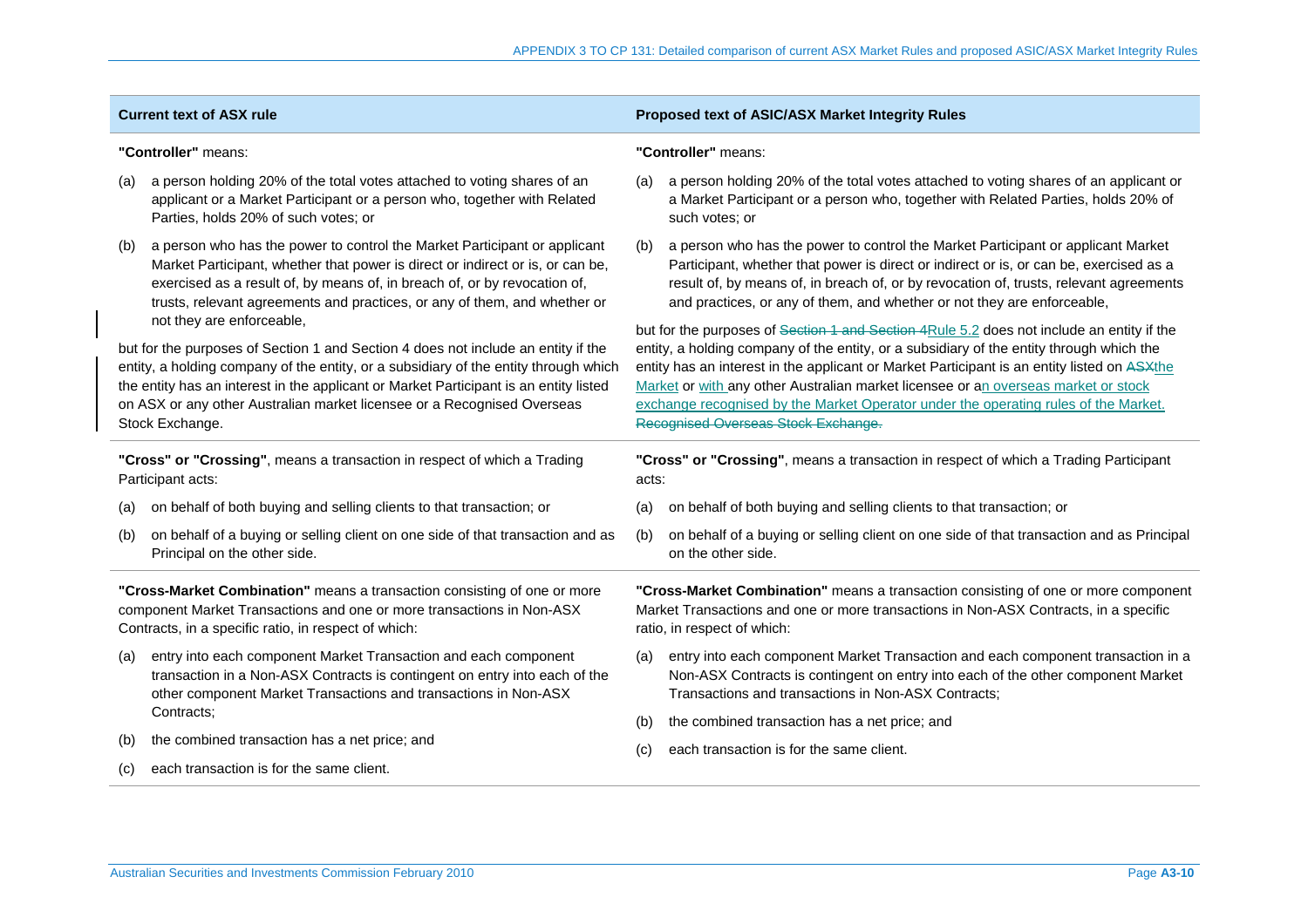| Current text of ASX rule | Proposed text of ASIC/ASX Market Integrity Rules |
|---|---|
| **"Controller"** means:<br><br>(a) a person holding 20% of the total votes attached to voting shares of an applicant or a Market Participant or a person who, together with Related Parties, holds 20% of such votes; or<br><br>(b) a person who has the power to control the Market Participant or applicant Market Participant, whether that power is direct or indirect or is, or can be, exercised as a result of, by means of, in breach of, or by revocation of, trusts, relevant agreements and practices, or any of them, and whether or not they are enforceable,<br><br>but for the purposes of Section 1 and Section 4 does not include an entity if the entity, a holding company of the entity, or a subsidiary of the entity through which the entity has an interest in the applicant or Market Participant is an entity listed on ASX or any other Australian market licensee or a Recognised Overseas Stock Exchange. | **"Controller"** means:<br><br>(a) a person holding 20% of the total votes attached to voting shares of an applicant or a Market Participant or a person who, together with Related Parties, holds 20% of such votes; or<br><br>(b) a person who has the power to control the Market Participant or applicant Market Participant, whether that power is direct or indirect or is, or can be, exercised as a result of, by means of, in breach of, or by revocation of, trusts, relevant agreements and practices, or any of them, and whether or not they are enforceable,<br><br>but for the purposes of ~~Section 1 and Section 4~~Rule 5.2 does not include an entity if the entity, a holding company of the entity, or a subsidiary of the entity through which the entity has an interest in the applicant or Market Participant is an entity listed on ~~ASX~~the Market or with any other Australian market licensee or an overseas market or stock exchange recognised by the Market Operator under the operating rules of the Market. ~~Recognised Overseas Stock Exchange.~~ |
| **"Cross" or "Crossing"**, means a transaction in respect of which a Trading Participant acts:<br><br>(a) on behalf of both buying and selling clients to that transaction; or<br><br>(b) on behalf of a buying or selling client on one side of that transaction and as Principal on the other side. | **"Cross" or "Crossing"**, means a transaction in respect of which a Trading Participant acts:<br><br>(a) on behalf of both buying and selling clients to that transaction; or<br><br>(b) on behalf of a buying or selling client on one side of that transaction and as Principal on the other side. |
| **"Cross-Market Combination"** means a transaction consisting of one or more component Market Transactions and one or more transactions in Non-ASX Contracts, in a specific ratio, in respect of which:<br><br>(a) entry into each component Market Transaction and each component transaction in a Non-ASX Contracts is contingent on entry into each of the other component Market Transactions and transactions in Non-ASX Contracts;<br><br>(b) the combined transaction has a net price; and<br><br>(c) each transaction is for the same client. | **"Cross-Market Combination"** means a transaction consisting of one or more component Market Transactions and one or more transactions in Non-ASX Contracts, in a specific ratio, in respect of which:<br><br>(a) entry into each component Market Transaction and each component transaction in a Non-ASX Contracts is contingent on entry into each of the other component Market Transactions and transactions in Non-ASX Contracts;<br><br>(b) the combined transaction has a net price; and<br><br>(c) each transaction is for the same client. |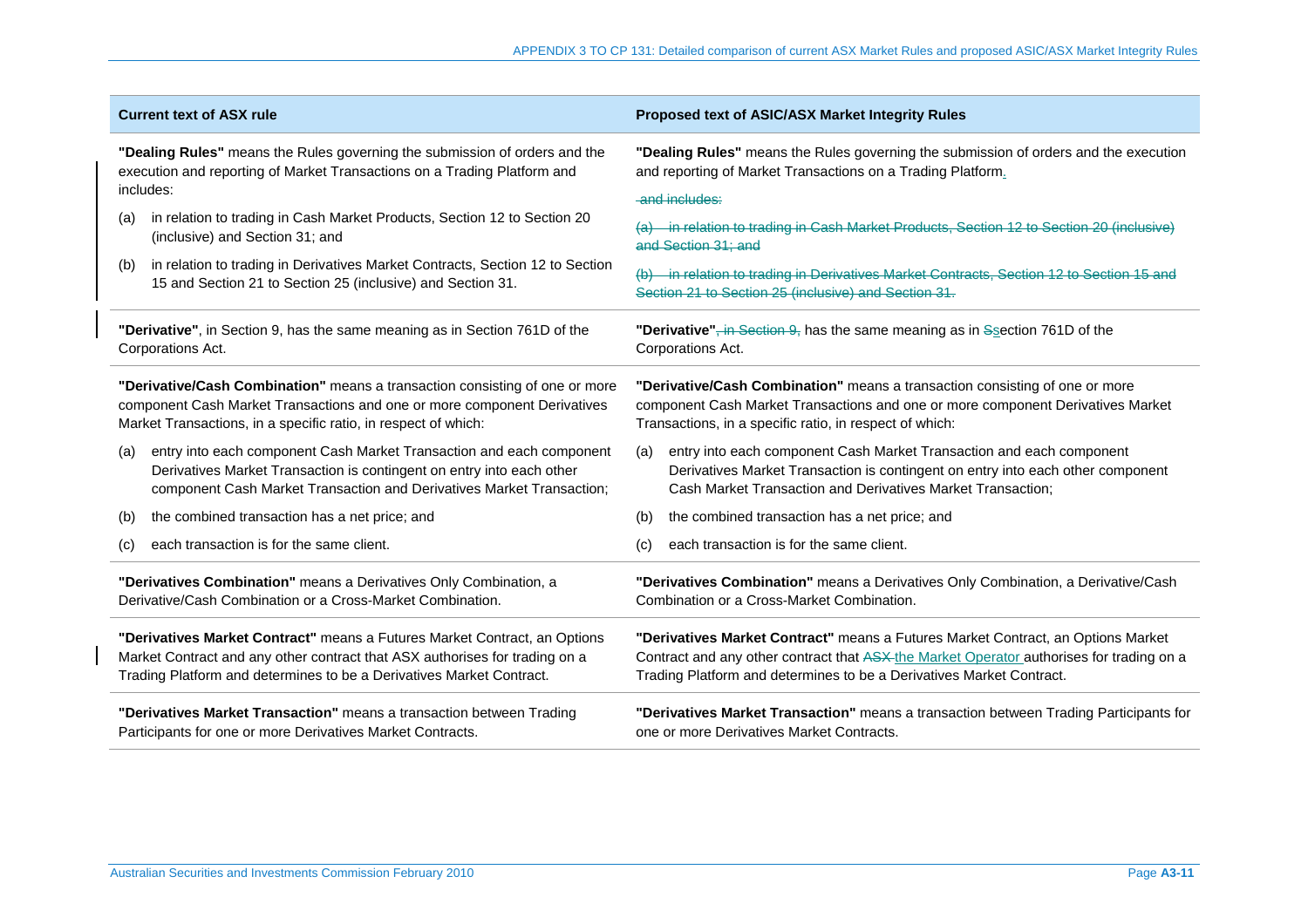| Current text of ASX rule | Proposed text of ASIC/ASX Market Integrity Rules |
|---|---|
| **"Dealing Rules"** means the Rules governing the submission of orders and the execution and reporting of Market Transactions on a Trading Platform and includes:<br>(a) in relation to trading in Cash Market Products, Section 12 to Section 20 (inclusive) and Section 31; and<br>(b) in relation to trading in Derivatives Market Contracts, Section 12 to Section 15 and Section 21 to Section 25 (inclusive) and Section 31. | **"Dealing Rules"** means the Rules governing the submission of orders and the execution and reporting of Market Transactions on a Trading Platform.<br>~~and includes:~~<br>~~(a) in relation to trading in Cash Market Products, Section 12 to Section 20 (inclusive) and Section 31; and~~<br>~~(b) in relation to trading in Derivatives Market Contracts, Section 12 to Section 15 and Section 21 to Section 25 (inclusive) and Section 31.~~ |
| **"Derivative"**, in Section 9, has the same meaning as in Section 761D of the Corporations Act. | **"Derivative"**~~, in Section 9,~~ has the same meaning as in ~~S~~section 761D of the Corporations Act. |
| **"Derivative/Cash Combination"** means a transaction consisting of one or more component Cash Market Transactions and one or more component Derivatives Market Transactions, in a specific ratio, in respect of which:<br>(a) entry into each component Cash Market Transaction and each component Derivatives Market Transaction is contingent on entry into each other component Cash Market Transaction and Derivatives Market Transaction;<br>(b) the combined transaction has a net price; and<br>(c) each transaction is for the same client. | **"Derivative/Cash Combination"** means a transaction consisting of one or more component Cash Market Transactions and one or more component Derivatives Market Transactions, in a specific ratio, in respect of which:<br>(a) entry into each component Cash Market Transaction and each component Derivatives Market Transaction is contingent on entry into each other component Cash Market Transaction and Derivatives Market Transaction;<br>(b) the combined transaction has a net price; and<br>(c) each transaction is for the same client. |
| **"Derivatives Combination"** means a Derivatives Only Combination, a Derivative/Cash Combination or a Cross-Market Combination. | **"Derivatives Combination"** means a Derivatives Only Combination, a Derivative/Cash Combination or a Cross-Market Combination. |
| **"Derivatives Market Contract"** means a Futures Market Contract, an Options Market Contract and any other contract that ASX authorises for trading on a Trading Platform and determines to be a Derivatives Market Contract. | **"Derivatives Market Contract"** means a Futures Market Contract, an Options Market Contract and any other contract that ~~ASX~~ the Market Operator authorises for trading on a Trading Platform and determines to be a Derivatives Market Contract. |
| **"Derivatives Market Transaction"** means a transaction between Trading Participants for one or more Derivatives Market Contracts. | **"Derivatives Market Transaction"** means a transaction between Trading Participants for one or more Derivatives Market Contracts. |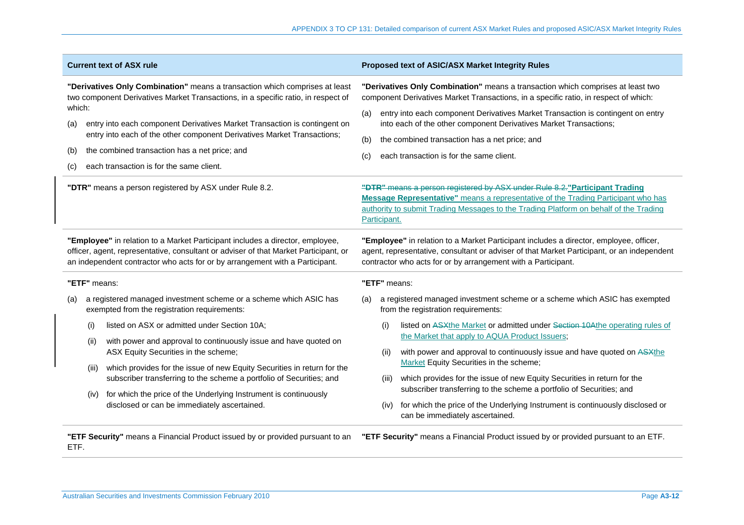| Current text of ASX rule | Proposed text of ASIC/ASX Market Integrity Rules |
|---|---|
| **"Derivatives Only Combination"** means a transaction which comprises at least two component Derivatives Market Transactions, in a specific ratio, in respect of which:<br>(a) entry into each component Derivatives Market Transaction is contingent on entry into each of the other component Derivatives Market Transactions;<br>(b) the combined transaction has a net price; and<br>(c) each transaction is for the same client. | **"Derivatives Only Combination"** means a transaction which comprises at least two component Derivatives Market Transactions, in a specific ratio, in respect of which:<br>(a) entry into each component Derivatives Market Transaction is contingent on entry into each of the other component Derivatives Market Transactions;<br>(b) the combined transaction has a net price; and<br>(c) each transaction is for the same client. |
| **"DTR"** means a person registered by ASX under Rule 8.2. | ~~**"DTR"** means a person registered by ASX under Rule 8.2.~~**"Participant Trading Message Representative"** means a representative of the Trading Participant who has authority to submit Trading Messages to the Trading Platform on behalf of the Trading Participant. |
| **"Employee"** in relation to a Market Participant includes a director, employee, officer, agent, representative, consultant or adviser of that Market Participant, or an independent contractor who acts for or by arrangement with a Participant. | **"Employee"** in relation to a Market Participant includes a director, employee, officer, agent, representative, consultant or adviser of that Market Participant, or an independent contractor who acts for or by arrangement with a Participant. |
| **"ETF"** means:<br>(a) a registered managed investment scheme or a scheme which ASIC has exempted from the registration requirements:<br>(i) listed on ASX or admitted under Section 10A;<br>(ii) with power and approval to continuously issue and have quoted on ASX Equity Securities in the scheme;<br>(iii) which provides for the issue of new Equity Securities in return for the subscriber transferring to the scheme a portfolio of Securities; and<br>(iv) for which the price of the Underlying Instrument is continuously disclosed or can be immediately ascertained. | **"ETF"** means:<br>(a) a registered managed investment scheme or a scheme which ASIC has exempted from the registration requirements:<br>(i) listed on ~~ASX~~the Market or admitted under ~~Section 10A~~the operating rules of the Market that apply to AQUA Product Issuers;<br>(ii) with power and approval to continuously issue and have quoted on ~~ASX~~the Market Equity Securities in the scheme;<br>(iii) which provides for the issue of new Equity Securities in return for the subscriber transferring to the scheme a portfolio of Securities; and<br>(iv) for which the price of the Underlying Instrument is continuously disclosed or can be immediately ascertained. |
| **"ETF Security"** means a Financial Product issued by or provided pursuant to an ETF. | **"ETF Security"** means a Financial Product issued by or provided pursuant to an ETF. |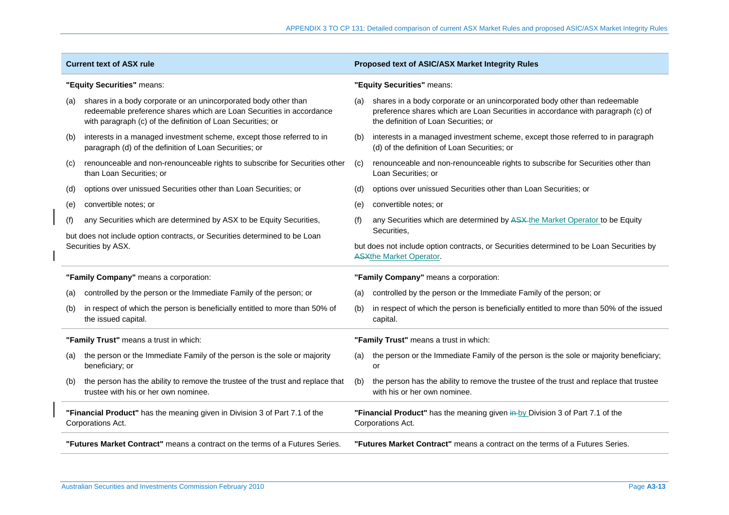| Current text of ASX rule | Proposed text of ASIC/ASX Market Integrity Rules |
|---|---|
| **"Equity Securities"** means:<br>(a) shares in a body corporate or an unincorporated body other than redeemable preference shares which are Loan Securities in accordance with paragraph (c) of the definition of Loan Securities; or<br>(b) interests in a managed investment scheme, except those referred to in paragraph (d) of the definition of Loan Securities; or<br>(c) renounceable and non-renounceable rights to subscribe for Securities other than Loan Securities; or<br>(d) options over unissued Securities other than Loan Securities; or<br>(e) convertible notes; or<br>(f) any Securities which are determined by ASX to be Equity Securities,<br>but does not include option contracts, or Securities determined to be Loan Securities by ASX. | **"Equity Securities"** means:<br>(a) shares in a body corporate or an unincorporated body other than redeemable preference shares which are Loan Securities in accordance with paragraph (c) of the definition of Loan Securities; or<br>(b) interests in a managed investment scheme, except those referred to in paragraph (d) of the definition of Loan Securities; or<br>(c) renounceable and non-renounceable rights to subscribe for Securities other than Loan Securities; or<br>(d) options over unissued Securities other than Loan Securities; or<br>(e) convertible notes; or<br>(f) any Securities which are determined by ~~ASX~~ the Market Operator to be Equity Securities,<br>but does not include option contracts, or Securities determined to be Loan Securities by ~~ASX~~the Market Operator. |
| **"Family Company"** means a corporation:<br>(a) controlled by the person or the Immediate Family of the person; or<br>(b) in respect of which the person is beneficially entitled to more than 50% of the issued capital. | **"Family Company"** means a corporation:<br>(a) controlled by the person or the Immediate Family of the person; or<br>(b) in respect of which the person is beneficially entitled to more than 50% of the issued capital. |
| **"Family Trust"** means a trust in which:<br>(a) the person or the Immediate Family of the person is the sole or majority beneficiary; or<br>(b) the person has the ability to remove the trustee of the trust and replace that trustee with his or her own nominee. | **"Family Trust"** means a trust in which:<br>(a) the person or the Immediate Family of the person is the sole or majority beneficiary; or<br>(b) the person has the ability to remove the trustee of the trust and replace that trustee with his or her own nominee. |
| **"Financial Product"** has the meaning given in Division 3 of Part 7.1 of the Corporations Act. | **"Financial Product"** has the meaning given ~~in~~ by Division 3 of Part 7.1 of the Corporations Act. |
| **"Futures Market Contract"** means a contract on the terms of a Futures Series. | **"Futures Market Contract"** means a contract on the terms of a Futures Series. |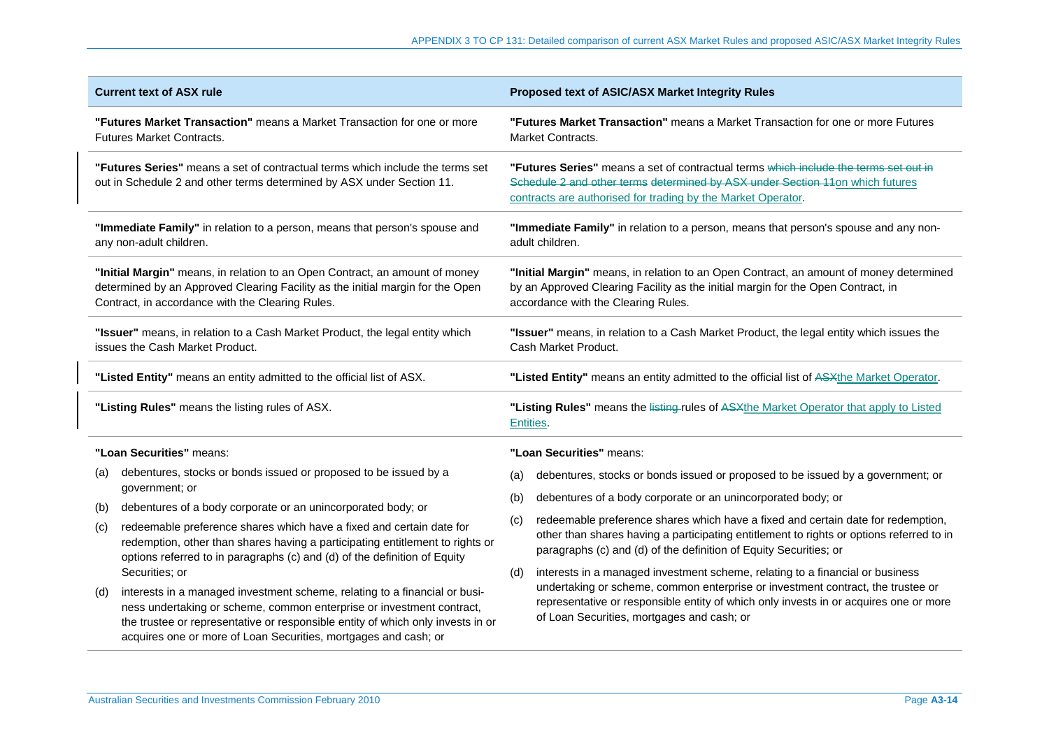| Current text of ASX rule | Proposed text of ASIC/ASX Market Integrity Rules |
|---|---|
| **"Futures Market Transaction"** means a Market Transaction for one or more Futures Market Contracts. | **"Futures Market Transaction"** means a Market Transaction for one or more Futures Market Contracts. |
| **"Futures Series"** means a set of contractual terms which include the terms set out in Schedule 2 and other terms determined by ASX under Section 11. | **"Futures Series"** means a set of contractual terms ~~which include the terms set out in Schedule 2 and other terms determined by ASX under Section 11~~on which futures contracts are authorised for trading by the Market Operator. |
| **"Immediate Family"** in relation to a person, means that person's spouse and any non-adult children. | **"Immediate Family"** in relation to a person, means that person's spouse and any non-adult children. |
| **"Initial Margin"** means, in relation to an Open Contract, an amount of money determined by an Approved Clearing Facility as the initial margin for the Open Contract, in accordance with the Clearing Rules. | **"Initial Margin"** means, in relation to an Open Contract, an amount of money determined by an Approved Clearing Facility as the initial margin for the Open Contract, in accordance with the Clearing Rules. |
| **"Issuer"** means, in relation to a Cash Market Product, the legal entity which issues the Cash Market Product. | **"Issuer"** means, in relation to a Cash Market Product, the legal entity which issues the Cash Market Product. |
| **"Listed Entity"** means an entity admitted to the official list of ASX. | **"Listed Entity"** means an entity admitted to the official list of ~~ASX~~the Market Operator. |
| **"Listing Rules"** means the listing rules of ASX. | **"Listing Rules"** means the ~~listing~~ rules of ~~ASX~~the Market Operator that apply to Listed Entities. |
| **"Loan Securities"** means:<br>(a) debentures, stocks or bonds issued or proposed to be issued by a government; or<br>(b) debentures of a body corporate or an unincorporated body; or<br>(c) redeemable preference shares which have a fixed and certain date for redemption, other than shares having a participating entitlement to rights or options referred to in paragraphs (c) and (d) of the definition of Equity Securities; or<br>(d) interests in a managed investment scheme, relating to a financial or business undertaking or scheme, common enterprise or investment contract, the trustee or representative or responsible entity of which only invests in or acquires one or more of Loan Securities, mortgages and cash; or | **"Loan Securities"** means:<br>(a) debentures, stocks or bonds issued or proposed to be issued by a government; or<br>(b) debentures of a body corporate or an unincorporated body; or<br>(c) redeemable preference shares which have a fixed and certain date for redemption, other than shares having a participating entitlement to rights or options referred to in paragraphs (c) and (d) of the definition of Equity Securities; or<br>(d) interests in a managed investment scheme, relating to a financial or business undertaking or scheme, common enterprise or investment contract, the trustee or representative or responsible entity of which only invests in or acquires one or more of Loan Securities, mortgages and cash; or |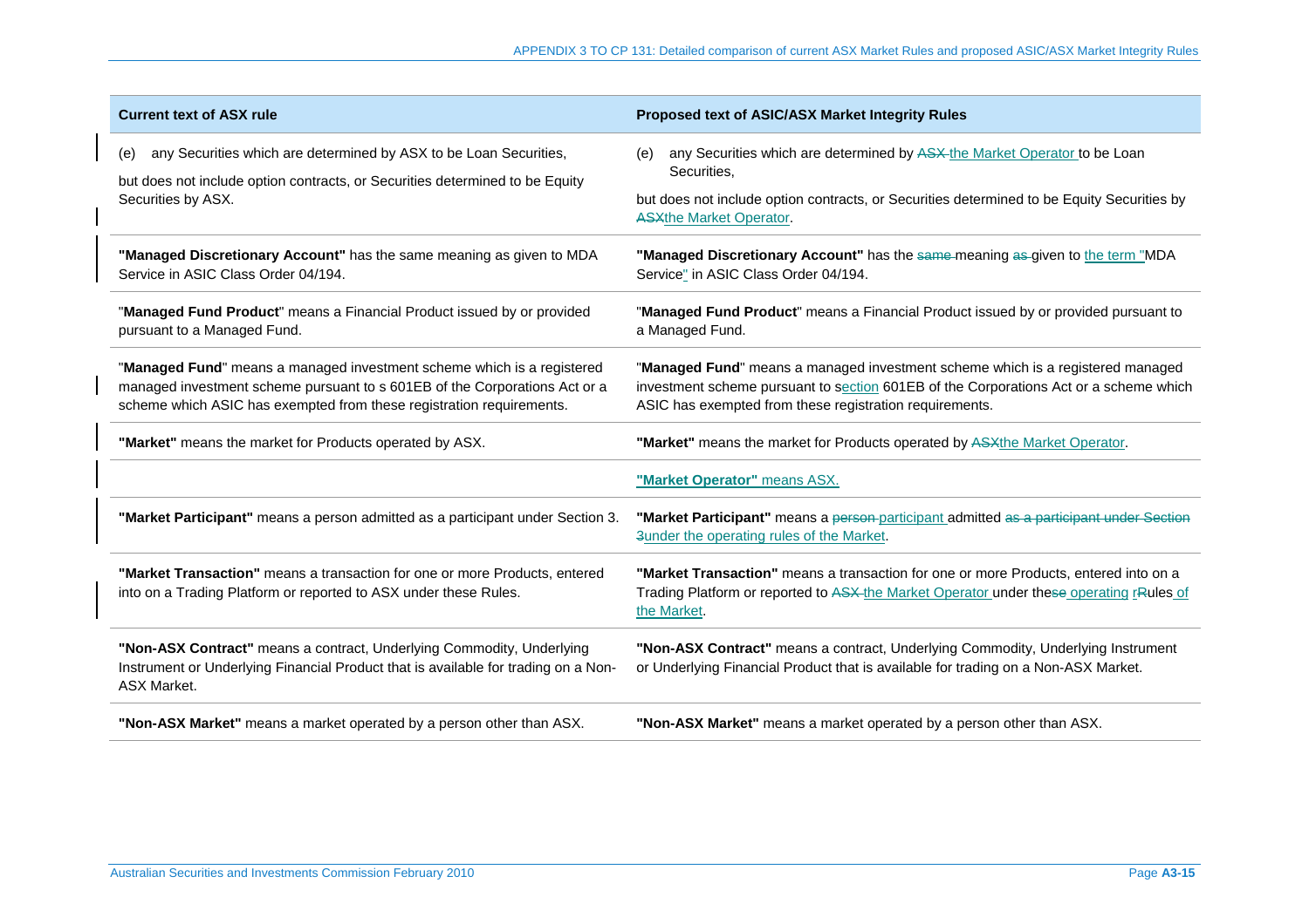| Current text of ASX rule | Proposed text of ASIC/ASX Market Integrity Rules |
|---|---|
| (e) any Securities which are determined by ASX to be Loan Securities,<br><br>but does not include option contracts, or Securities determined to be Equity Securities by ASX. | (e) any Securities which are determined by ~~ASX~~ the Market Operator to be Loan Securities,<br><br>but does not include option contracts, or Securities determined to be Equity Securities by ~~ASX~~the Market Operator. |
| **"Managed Discretionary Account"** has the same meaning as given to MDA Service in ASIC Class Order 04/194. | **"Managed Discretionary Account"** has the ~~same~~ meaning ~~as~~ given to the term "MDA Service" in ASIC Class Order 04/194. |
| "**Managed Fund Product**" means a Financial Product issued by or provided pursuant to a Managed Fund. | "**Managed Fund Product**" means a Financial Product issued by or provided pursuant to a Managed Fund. |
| "**Managed Fund**" means a managed investment scheme which is a registered managed investment scheme pursuant to s 601EB of the Corporations Act or a scheme which ASIC has exempted from these registration requirements. | "**Managed Fund**" means a managed investment scheme which is a registered managed investment scheme pursuant to section 601EB of the Corporations Act or a scheme which ASIC has exempted from these registration requirements. |
| **"Market"** means the market for Products operated by ASX. | **"Market"** means the market for Products operated by ~~ASX~~the Market Operator. |
| | **"Market Operator"** means ASX. |
| **"Market Participant"** means a person admitted as a participant under Section 3. | **"Market Participant"** means a ~~person~~ participant admitted ~~as a participant under Section 3~~under the operating rules of the Market. |
| **"Market Transaction"** means a transaction for one or more Products, entered into on a Trading Platform or reported to ASX under these Rules. | **"Market Transaction"** means a transaction for one or more Products, entered into on a Trading Platform or reported to ~~ASX~~ the Market Operator under the~~se~~ operating r~~R~~ules of the Market. |
| **"Non-ASX Contract"** means a contract, Underlying Commodity, Underlying Instrument or Underlying Financial Product that is available for trading on a Non-ASX Market. | **"Non-ASX Contract"** means a contract, Underlying Commodity, Underlying Instrument or Underlying Financial Product that is available for trading on a Non-ASX Market. |
| **"Non-ASX Market"** means a market operated by a person other than ASX. | **"Non-ASX Market"** means a market operated by a person other than ASX. |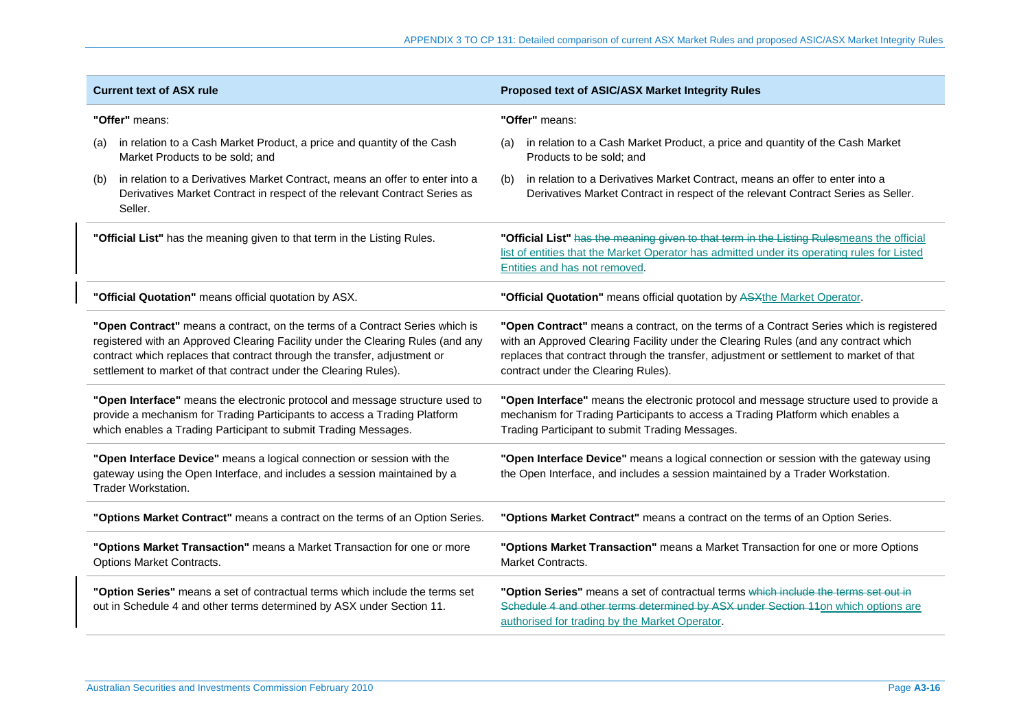| Current text of ASX rule | Proposed text of ASIC/ASX Market Integrity Rules |
|---|---|
| **"Offer"** means:<br>(a) in relation to a Cash Market Product, a price and quantity of the Cash Market Products to be sold; and<br>(b) in relation to a Derivatives Market Contract, means an offer to enter into a Derivatives Market Contract in respect of the relevant Contract Series as Seller. | **"Offer"** means:<br>(a) in relation to a Cash Market Product, a price and quantity of the Cash Market Products to be sold; and<br>(b) in relation to a Derivatives Market Contract, means an offer to enter into a Derivatives Market Contract in respect of the relevant Contract Series as Seller. |
| **"Official List"** has the meaning given to that term in the Listing Rules. | **"Official List"** ~~has the meaning given to that term in the Listing Rules~~<u>means the official list of entities that the Market Operator has admitted under its operating rules for Listed Entities and has not removed</u>. |
| **"Official Quotation"** means official quotation by ASX. | **"Official Quotation"** means official quotation by ~~ASX~~<u>the Market Operator</u>. |
| **"Open Contract"** means a contract, on the terms of a Contract Series which is registered with an Approved Clearing Facility under the Clearing Rules (and any contract which replaces that contract through the transfer, adjustment or settlement to market of that contract under the Clearing Rules). | **"Open Contract"** means a contract, on the terms of a Contract Series which is registered with an Approved Clearing Facility under the Clearing Rules (and any contract which replaces that contract through the transfer, adjustment or settlement to market of that contract under the Clearing Rules). |
| **"Open Interface"** means the electronic protocol and message structure used to provide a mechanism for Trading Participants to access a Trading Platform which enables a Trading Participant to submit Trading Messages. | **"Open Interface"** means the electronic protocol and message structure used to provide a mechanism for Trading Participants to access a Trading Platform which enables a Trading Participant to submit Trading Messages. |
| **"Open Interface Device"** means a logical connection or session with the gateway using the Open Interface, and includes a session maintained by a Trader Workstation. | **"Open Interface Device"** means a logical connection or session with the gateway using the Open Interface, and includes a session maintained by a Trader Workstation. |
| **"Options Market Contract"** means a contract on the terms of an Option Series. | **"Options Market Contract"** means a contract on the terms of an Option Series. |
| **"Options Market Transaction"** means a Market Transaction for one or more Options Market Contracts. | **"Options Market Transaction"** means a Market Transaction for one or more Options Market Contracts. |
| **"Option Series"** means a set of contractual terms which include the terms set out in Schedule 4 and other terms determined by ASX under Section 11. | **"Option Series"** means a set of contractual terms ~~which include the terms set out in Schedule 4 and other terms determined by ASX under Section 11~~<u>on which options are authorised for trading by the Market Operator</u>. |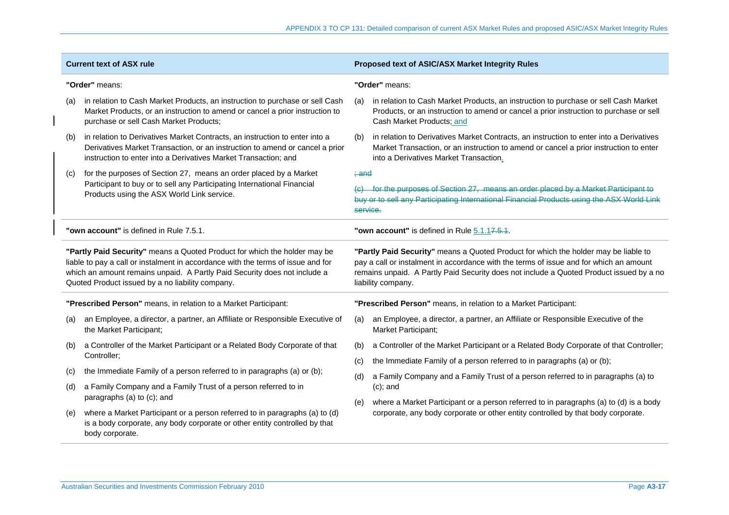| Current text of ASX rule | Proposed text of ASIC/ASX Market Integrity Rules |
| --- | --- |
| **"Order"** means:<br>(a) in relation to Cash Market Products, an instruction to purchase or sell Cash Market Products, or an instruction to amend or cancel a prior instruction to purchase or sell Cash Market Products;<br>(b) in relation to Derivatives Market Contracts, an instruction to enter into a Derivatives Market Transaction, or an instruction to amend or cancel a prior instruction to enter into a Derivatives Market Transaction; and<br>(c) for the purposes of Section 27, means an order placed by a Market Participant to buy or to sell any Participating International Financial Products using the ASX World Link service. | **"Order"** means:<br>(a) in relation to Cash Market Products, an instruction to purchase or sell Cash Market Products, or an instruction to amend or cancel a prior instruction to purchase or sell Cash Market Products; and<br>(b) in relation to Derivatives Market Contracts, an instruction to enter into a Derivatives Market Transaction, or an instruction to amend or cancel a prior instruction to enter into a Derivatives Market Transaction.<br>~~; and~~<br>~~(c) for the purposes of Section 27, means an order placed by a Market Participant to buy or to sell any Participating International Financial Products using the ASX World Link service.~~ |
| **"own account"** is defined in Rule 7.5.1. | **"own account"** is defined in Rule 5.1.1~~7.5.1~~. |
| **"Partly Paid Security"** means a Quoted Product for which the holder may be liable to pay a call or instalment in accordance with the terms of issue and for which an amount remains unpaid. A Partly Paid Security does not include a Quoted Product issued by a no liability company. | **"Partly Paid Security"** means a Quoted Product for which the holder may be liable to pay a call or instalment in accordance with the terms of issue and for which an amount remains unpaid. A Partly Paid Security does not include a Quoted Product issued by a no liability company. |
| **"Prescribed Person"** means, in relation to a Market Participant:<br>(a) an Employee, a director, a partner, an Affiliate or Responsible Executive of the Market Participant;<br>(b) a Controller of the Market Participant or a Related Body Corporate of that Controller;<br>(c) the Immediate Family of a person referred to in paragraphs (a) or (b);<br>(d) a Family Company and a Family Trust of a person referred to in paragraphs (a) to (c); and<br>(e) where a Market Participant or a person referred to in paragraphs (a) to (d) is a body corporate, any body corporate or other entity controlled by that body corporate. | **"Prescribed Person"** means, in relation to a Market Participant:<br>(a) an Employee, a director, a partner, an Affiliate or Responsible Executive of the Market Participant;<br>(b) a Controller of the Market Participant or a Related Body Corporate of that Controller;<br>(c) the Immediate Family of a person referred to in paragraphs (a) or (b);<br>(d) a Family Company and a Family Trust of a person referred to in paragraphs (a) to (c); and<br>(e) where a Market Participant or a person referred to in paragraphs (a) to (d) is a body corporate, any body corporate or other entity controlled by that body corporate. |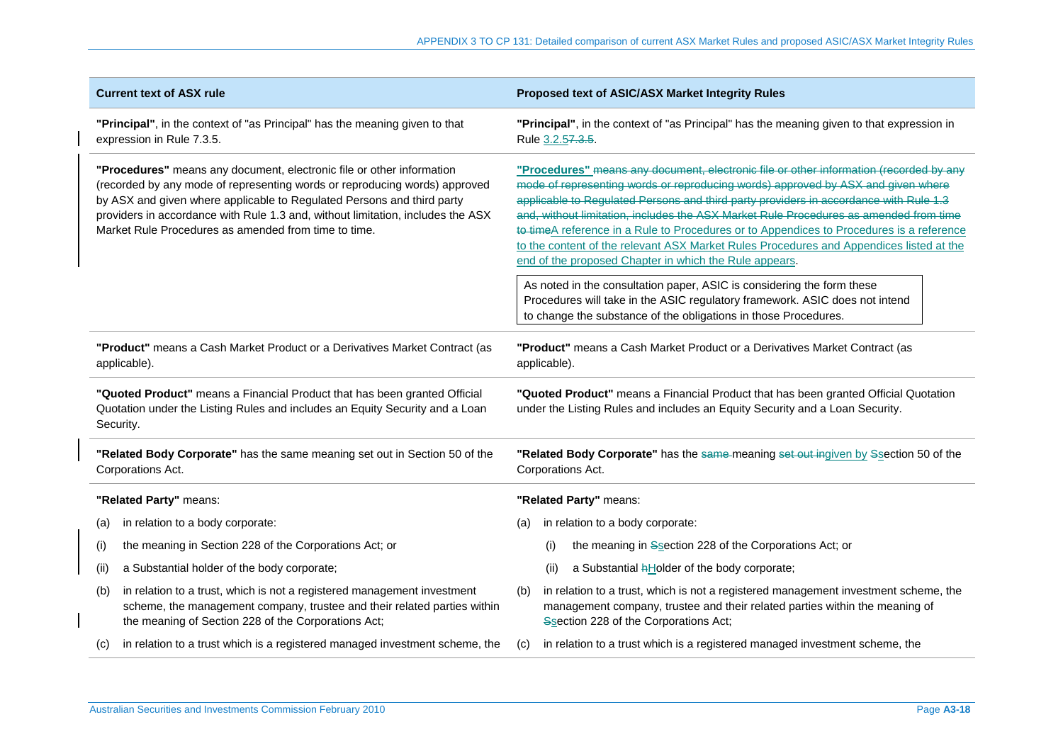| Current text of ASX rule | Proposed text of ASIC/ASX Market Integrity Rules |
|---|---|
| **"Principal"**, in the context of "as Principal" has the meaning given to that expression in Rule 7.3.5. | **"Principal"**, in the context of "as Principal" has the meaning given to that expression in Rule <u>3.2.5</u>~~7.3.5~~. |
| **"Procedures"** means any document, electronic file or other information (recorded by any mode of representing words or reproducing words) approved by ASX and given where applicable to Regulated Persons and third party providers in accordance with Rule 1.3 and, without limitation, includes the ASX Market Rule Procedures as amended from time to time. | <u>**"Procedures"**</u> ~~means any document, electronic file or other information (recorded by any mode of representing words or reproducing words) approved by ASX and given where applicable to Regulated Persons and third party providers in accordance with Rule 1.3 and, without limitation, includes the ASX Market Rule Procedures as amended from time to time~~<u>A reference in a Rule to Procedures or to Appendices to Procedures is a reference to the content of the relevant ASX Market Rules Procedures and Appendices listed at the end of the proposed Chapter in which the Rule appears</u>.<br><br>As noted in the consultation paper, ASIC is considering the form these Procedures will take in the ASIC regulatory framework. ASIC does not intend to change the substance of the obligations in those Procedures. |
| **"Product"** means a Cash Market Product or a Derivatives Market Contract (as applicable). | **"Product"** means a Cash Market Product or a Derivatives Market Contract (as applicable). |
| **"Quoted Product"** means a Financial Product that has been granted Official Quotation under the Listing Rules and includes an Equity Security and a Loan Security. | **"Quoted Product"** means a Financial Product that has been granted Official Quotation under the Listing Rules and includes an Equity Security and a Loan Security. |
| **"Related Body Corporate"** has the same meaning set out in Section 50 of the Corporations Act. | **"Related Body Corporate"** has the ~~same~~ meaning ~~set out in~~<u>given by</u> ~~S~~<u>s</u>ection 50 of the Corporations Act. |
| **"Related Party"** means:<br>(a) in relation to a body corporate:<br>(i) the meaning in Section 228 of the Corporations Act; or<br>(ii) a Substantial holder of the body corporate;<br>(b) in relation to a trust, which is not a registered management investment scheme, the management company, trustee and their related parties within the meaning of Section 228 of the Corporations Act;<br>(c) in relation to a trust which is a registered managed investment scheme, the | **"Related Party"** means:<br>(a) in relation to a body corporate:<br>(i) the meaning in ~~S~~<u>s</u>ection 228 of the Corporations Act; or<br>(ii) a Substantial ~~h~~<u>H</u>older of the body corporate;<br>(b) in relation to a trust, which is not a registered management investment scheme, the management company, trustee and their related parties within the meaning of ~~S~~<u>s</u>ection 228 of the Corporations Act;<br>(c) in relation to a trust which is a registered managed investment scheme, the |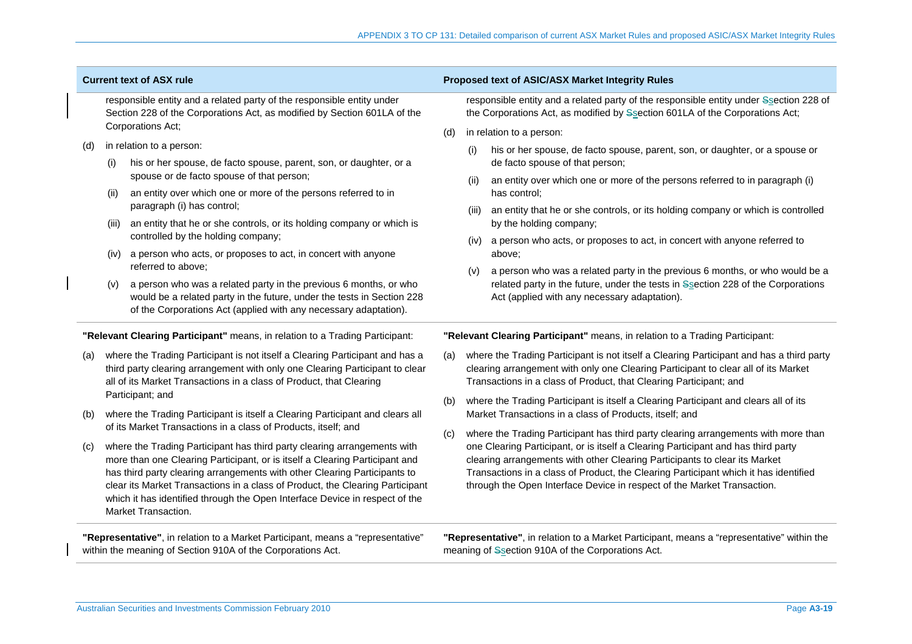| Current text of ASX rule | Proposed text of ASIC/ASX Market Integrity Rules |
|---|---|
| responsible entity and a related party of the responsible entity under Section 228 of the Corporations Act, as modified by Section 601LA of the Corporations Act;<br><br>(d) in relation to a person:<br>(i) his or her spouse, de facto spouse, parent, son, or daughter, or a spouse or de facto spouse of that person;<br>(ii) an entity over which one or more of the persons referred to in paragraph (i) has control;<br>(iii) an entity that he or she controls, or its holding company or which is controlled by the holding company;<br>(iv) a person who acts, or proposes to act, in concert with anyone referred to above;<br>(v) a person who was a related party in the previous 6 months, or who would be a related party in the future, under the tests in Section 228 of the Corporations Act (applied with any necessary adaptation). | responsible entity and a related party of the responsible entity under ~~S~~section 228 of the Corporations Act, as modified by ~~S~~section 601LA of the Corporations Act;<br><br>(d) in relation to a person:<br>(i) his or her spouse, de facto spouse, parent, son, or daughter, or a spouse or de facto spouse of that person;<br>(ii) an entity over which one or more of the persons referred to in paragraph (i) has control;<br>(iii) an entity that he or she controls, or its holding company or which is controlled by the holding company;<br>(iv) a person who acts, or proposes to act, in concert with anyone referred to above;<br>(v) a person who was a related party in the previous 6 months, or who would be a related party in the future, under the tests in ~~S~~section 228 of the Corporations Act (applied with any necessary adaptation). |
| **"Relevant Clearing Participant"** means, in relation to a Trading Participant:<br><br>(a) where the Trading Participant is not itself a Clearing Participant and has a third party clearing arrangement with only one Clearing Participant to clear all of its Market Transactions in a class of Product, that Clearing Participant; and<br>(b) where the Trading Participant is itself a Clearing Participant and clears all of its Market Transactions in a class of Products, itself; and<br>(c) where the Trading Participant has third party clearing arrangements with more than one Clearing Participant, or is itself a Clearing Participant and has third party clearing arrangements with other Clearing Participants to clear its Market Transactions in a class of Product, the Clearing Participant which it has identified through the Open Interface Device in respect of the Market Transaction. | **"Relevant Clearing Participant"** means, in relation to a Trading Participant:<br><br>(a) where the Trading Participant is not itself a Clearing Participant and has a third party clearing arrangement with only one Clearing Participant to clear all of its Market Transactions in a class of Product, that Clearing Participant; and<br>(b) where the Trading Participant is itself a Clearing Participant and clears all of its Market Transactions in a class of Products, itself; and<br>(c) where the Trading Participant has third party clearing arrangements with more than one Clearing Participant, or is itself a Clearing Participant and has third party clearing arrangements with other Clearing Participants to clear its Market Transactions in a class of Product, the Clearing Participant which it has identified through the Open Interface Device in respect of the Market Transaction. |
| **"Representative"**, in relation to a Market Participant, means a "representative" within the meaning of Section 910A of the Corporations Act. | **"Representative"**, in relation to a Market Participant, means a "representative" within the meaning of ~~S~~section 910A of the Corporations Act. |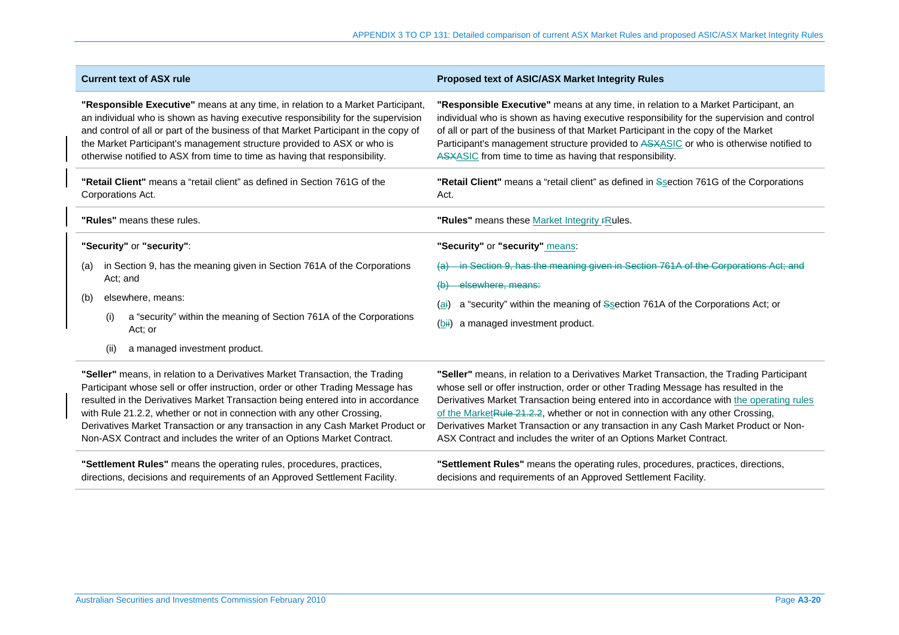| Current text of ASX rule | Proposed text of ASIC/ASX Market Integrity Rules |
|---|---|
| **"Responsible Executive"** means at any time, in relation to a Market Participant, an individual who is shown as having executive responsibility for the supervision and control of all or part of the business of that Market Participant in the copy of the Market Participant's management structure provided to ASX or who is otherwise notified to ASX from time to time as having that responsibility. | **"Responsible Executive"** means at any time, in relation to a Market Participant, an individual who is shown as having executive responsibility for the supervision and control of all or part of the business of that Market Participant in the copy of the Market Participant's management structure provided to ~~ASX~~ASIC or who is otherwise notified to ~~ASX~~ASIC from time to time as having that responsibility. |
| **"Retail Client"** means a "retail client" as defined in Section 761G of the Corporations Act. | **"Retail Client"** means a "retail client" as defined in ~~S~~section 761G of the Corporations Act. |
| **"Rules"** means these rules. | **"Rules"** means these Market Integrity ~~r~~Rules. |
| **"Security"** or **"security"**:<br>(a) in Section 9, has the meaning given in Section 761A of the Corporations Act; and<br>(b) elsewhere, means:<br>(i) a "security" within the meaning of Section 761A of the Corporations Act; or<br>(ii) a managed investment product. | **"Security"** or **"security"** means:<br>~~(a) in Section 9, has the meaning given in Section 761A of the Corporations Act; and~~<br>~~(b) elsewhere, means:~~<br>(a~~i~~) a "security" within the meaning of ~~S~~section 761A of the Corporations Act; or<br>(b~~ii~~) a managed investment product. |
| **"Seller"** means, in relation to a Derivatives Market Transaction, the Trading Participant whose sell or offer instruction, order or other Trading Message has resulted in the Derivatives Market Transaction being entered into in accordance with Rule 21.2.2, whether or not in connection with any other Crossing, Derivatives Market Transaction or any transaction in any Cash Market Product or Non-ASX Contract and includes the writer of an Options Market Contract. | **"Seller"** means, in relation to a Derivatives Market Transaction, the Trading Participant whose sell or offer instruction, order or other Trading Message has resulted in the Derivatives Market Transaction being entered into in accordance with the operating rules of the Market~~Rule 21.2.2~~, whether or not in connection with any other Crossing, Derivatives Market Transaction or any transaction in any Cash Market Product or Non-ASX Contract and includes the writer of an Options Market Contract. |
| **"Settlement Rules"** means the operating rules, procedures, practices, directions, decisions and requirements of an Approved Settlement Facility. | **"Settlement Rules"** means the operating rules, procedures, practices, directions, decisions and requirements of an Approved Settlement Facility. |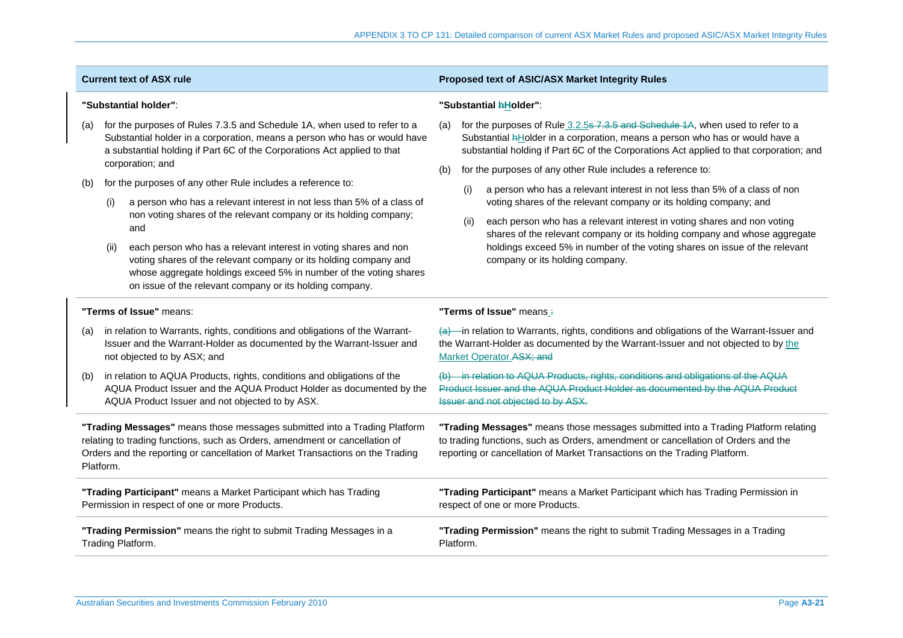| Current text of ASX rule | Proposed text of ASIC/ASX Market Integrity Rules |
| --- | --- |
| **"Substantial holder"**:<br>(a) for the purposes of Rules 7.3.5 and Schedule 1A, when used to refer to a Substantial holder in a corporation, means a person who has or would have a substantial holding if Part 6C of the Corporations Act applied to that corporation; and<br>(b) for the purposes of any other Rule includes a reference to:<br>(i) a person who has a relevant interest in not less than 5% of a class of non voting shares of the relevant company or its holding company; and<br>(ii) each person who has a relevant interest in voting shares and non voting shares of the relevant company or its holding company and whose aggregate holdings exceed 5% in number of the voting shares on issue of the relevant company or its holding company. | **"Substantial ~~h~~Holder"**:<br>(a) for the purposes of Rule 3.2.5~~s 7.3.5 and Schedule 1A~~, when used to refer to a Substantial ~~h~~Holder in a corporation, means a person who has or would have a substantial holding if Part 6C of the Corporations Act applied to that corporation; and<br>(b) for the purposes of any other Rule includes a reference to:<br>(i) a person who has a relevant interest in not less than 5% of a class of non voting shares of the relevant company or its holding company; and<br>(ii) each person who has a relevant interest in voting shares and non voting shares of the relevant company or its holding company and whose aggregate holdings exceed 5% in number of the voting shares on issue of the relevant company or its holding company. |
| **"Terms of Issue"** means:<br>(a) in relation to Warrants, rights, conditions and obligations of the Warrant-Issuer and the Warrant-Holder as documented by the Warrant-Issuer and not objected to by ASX; and<br>(b) in relation to AQUA Products, rights, conditions and obligations of the AQUA Product Issuer and the AQUA Product Holder as documented by the AQUA Product Issuer and not objected to by ASX. | **"Terms of Issue"** means ~~:~~<br>~~(a)~~ in relation to Warrants, rights, conditions and obligations of the Warrant-Issuer and the Warrant-Holder as documented by the Warrant-Issuer and not objected to by the Market Operator.~~ASX; and~~<br>~~(b) in relation to AQUA Products, rights, conditions and obligations of the AQUA Product Issuer and the AQUA Product Holder as documented by the AQUA Product Issuer and not objected to by ASX.~~ |
| **"Trading Messages"** means those messages submitted into a Trading Platform relating to trading functions, such as Orders, amendment or cancellation of Orders and the reporting or cancellation of Market Transactions on the Trading Platform. | **"Trading Messages"** means those messages submitted into a Trading Platform relating to trading functions, such as Orders, amendment or cancellation of Orders and the reporting or cancellation of Market Transactions on the Trading Platform. |
| **"Trading Participant"** means a Market Participant which has Trading Permission in respect of one or more Products. | **"Trading Participant"** means a Market Participant which has Trading Permission in respect of one or more Products. |
| **"Trading Permission"** means the right to submit Trading Messages in a Trading Platform. | **"Trading Permission"** means the right to submit Trading Messages in a Trading Platform. |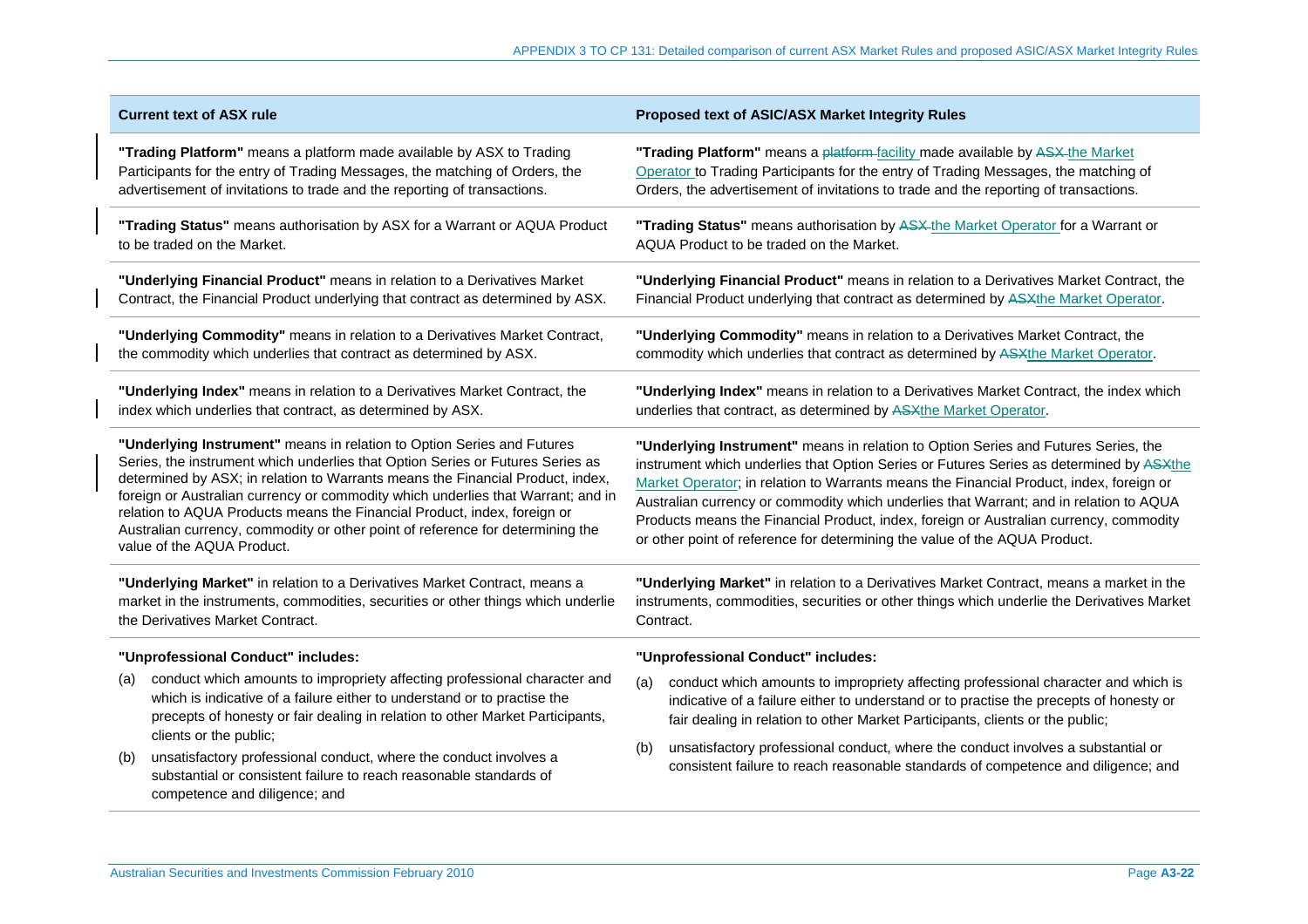| Current text of ASX rule | Proposed text of ASIC/ASX Market Integrity Rules |
|---|---|
| **"Trading Platform"** means a platform made available by ASX to Trading Participants for the entry of Trading Messages, the matching of Orders, the advertisement of invitations to trade and the reporting of transactions. | **"Trading Platform"** means a ~~platform~~ facility made available by ~~ASX~~ the Market Operator to Trading Participants for the entry of Trading Messages, the matching of Orders, the advertisement of invitations to trade and the reporting of transactions. |
| **"Trading Status"** means authorisation by ASX for a Warrant or AQUA Product to be traded on the Market. | **"Trading Status"** means authorisation by ~~ASX~~ the Market Operator for a Warrant or AQUA Product to be traded on the Market. |
| **"Underlying Financial Product"** means in relation to a Derivatives Market Contract, the Financial Product underlying that contract as determined by ASX. | **"Underlying Financial Product"** means in relation to a Derivatives Market Contract, the Financial Product underlying that contract as determined by ~~ASX~~the Market Operator. |
| **"Underlying Commodity"** means in relation to a Derivatives Market Contract, the commodity which underlies that contract as determined by ASX. | **"Underlying Commodity"** means in relation to a Derivatives Market Contract, the commodity which underlies that contract as determined by ~~ASX~~the Market Operator. |
| **"Underlying Index"** means in relation to a Derivatives Market Contract, the index which underlies that contract, as determined by ASX. | **"Underlying Index"** means in relation to a Derivatives Market Contract, the index which underlies that contract, as determined by ~~ASX~~the Market Operator. |
| **"Underlying Instrument"** means in relation to Option Series and Futures Series, the instrument which underlies that Option Series or Futures Series as determined by ASX; in relation to Warrants means the Financial Product, index, foreign or Australian currency or commodity which underlies that Warrant; and in relation to AQUA Products means the Financial Product, index, foreign or Australian currency, commodity or other point of reference for determining the value of the AQUA Product. | **"Underlying Instrument"** means in relation to Option Series and Futures Series, the instrument which underlies that Option Series or Futures Series as determined by ~~ASX~~the Market Operator; in relation to Warrants means the Financial Product, index, foreign or Australian currency or commodity which underlies that Warrant; and in relation to AQUA Products means the Financial Product, index, foreign or Australian currency, commodity or other point of reference for determining the value of the AQUA Product. |
| **"Underlying Market"** in relation to a Derivatives Market Contract, means a market in the instruments, commodities, securities or other things which underlie the Derivatives Market Contract. | **"Underlying Market"** in relation to a Derivatives Market Contract, means a market in the instruments, commodities, securities or other things which underlie the Derivatives Market Contract. |
| **"Unprofessional Conduct" includes:**<br>(a) conduct which amounts to impropriety affecting professional character and which is indicative of a failure either to understand or to practise the precepts of honesty or fair dealing in relation to other Market Participants, clients or the public;<br>(b) unsatisfactory professional conduct, where the conduct involves a substantial or consistent failure to reach reasonable standards of competence and diligence; and | **"Unprofessional Conduct" includes:**<br>(a) conduct which amounts to impropriety affecting professional character and which is indicative of a failure either to understand or to practise the precepts of honesty or fair dealing in relation to other Market Participants, clients or the public;<br>(b) unsatisfactory professional conduct, where the conduct involves a substantial or consistent failure to reach reasonable standards of competence and diligence; and |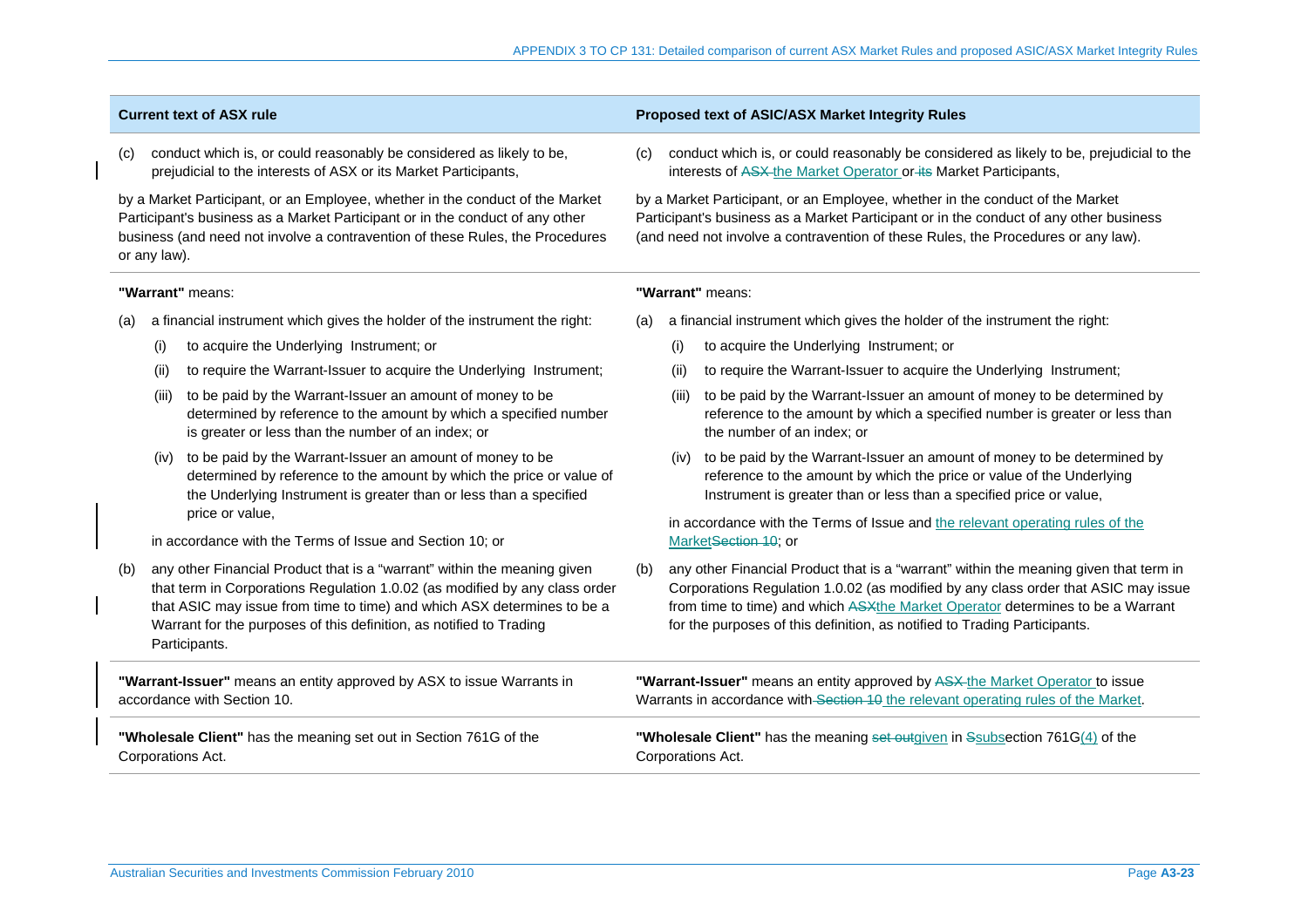| Current text of ASX rule | Proposed text of ASIC/ASX Market Integrity Rules |
|---|---|
| (c) conduct which is, or could reasonably be considered as likely to be, prejudicial to the interests of ASX or its Market Participants,<br><br>by a Market Participant, or an Employee, whether in the conduct of the Market Participant's business as a Market Participant or in the conduct of any other business (and need not involve a contravention of these Rules, the Procedures or any law). | (c) conduct which is, or could reasonably be considered as likely to be, prejudicial to the interests of ~~ASX~~ the Market Operator or ~~its~~ Market Participants,<br><br>by a Market Participant, or an Employee, whether in the conduct of the Market Participant's business as a Market Participant or in the conduct of any other business (and need not involve a contravention of these Rules, the Procedures or any law). |
| **"Warrant"** means:<br><br>(a) a financial instrument which gives the holder of the instrument the right:<br>(i) to acquire the Underlying Instrument; or<br>(ii) to require the Warrant-Issuer to acquire the Underlying Instrument;<br>(iii) to be paid by the Warrant-Issuer an amount of money to be determined by reference to the amount by which a specified number is greater or less than the number of an index; or<br>(iv) to be paid by the Warrant-Issuer an amount of money to be determined by reference to the amount by which the price or value of the Underlying Instrument is greater than or less than a specified price or value,<br><br>in accordance with the Terms of Issue and Section 10; or<br><br>(b) any other Financial Product that is a "warrant" within the meaning given that term in Corporations Regulation 1.0.02 (as modified by any class order that ASIC may issue from time to time) and which ASX determines to be a Warrant for the purposes of this definition, as notified to Trading Participants. | **"Warrant"** means:<br><br>(a) a financial instrument which gives the holder of the instrument the right:<br>(i) to acquire the Underlying Instrument; or<br>(ii) to require the Warrant-Issuer to acquire the Underlying Instrument;<br>(iii) to be paid by the Warrant-Issuer an amount of money to be determined by reference to the amount by which a specified number is greater or less than the number of an index; or<br>(iv) to be paid by the Warrant-Issuer an amount of money to be determined by reference to the amount by which the price or value of the Underlying Instrument is greater than or less than a specified price or value,<br><br>in accordance with the Terms of Issue and <u>the relevant operating rules of the Market</u>~~Section 10~~; or<br><br>(b) any other Financial Product that is a "warrant" within the meaning given that term in Corporations Regulation 1.0.02 (as modified by any class order that ASIC may issue from time to time) and which ~~ASX~~<u>the Market Operator</u> determines to be a Warrant for the purposes of this definition, as notified to Trading Participants. |
| **"Warrant-Issuer"** means an entity approved by ASX to issue Warrants in accordance with Section 10. | **"Warrant-Issuer"** means an entity approved by ~~ASX~~ <u>the Market Operator</u> to issue Warrants in accordance with ~~Section 10~~ <u>the relevant operating rules of the Market</u>. |
| **"Wholesale Client"** has the meaning set out in Section 761G of the Corporations Act. | **"Wholesale Client"** has the meaning ~~set out~~<u>given</u> in ~~S~~<u>subs</u>ection 761G<u>(4)</u> of the Corporations Act. |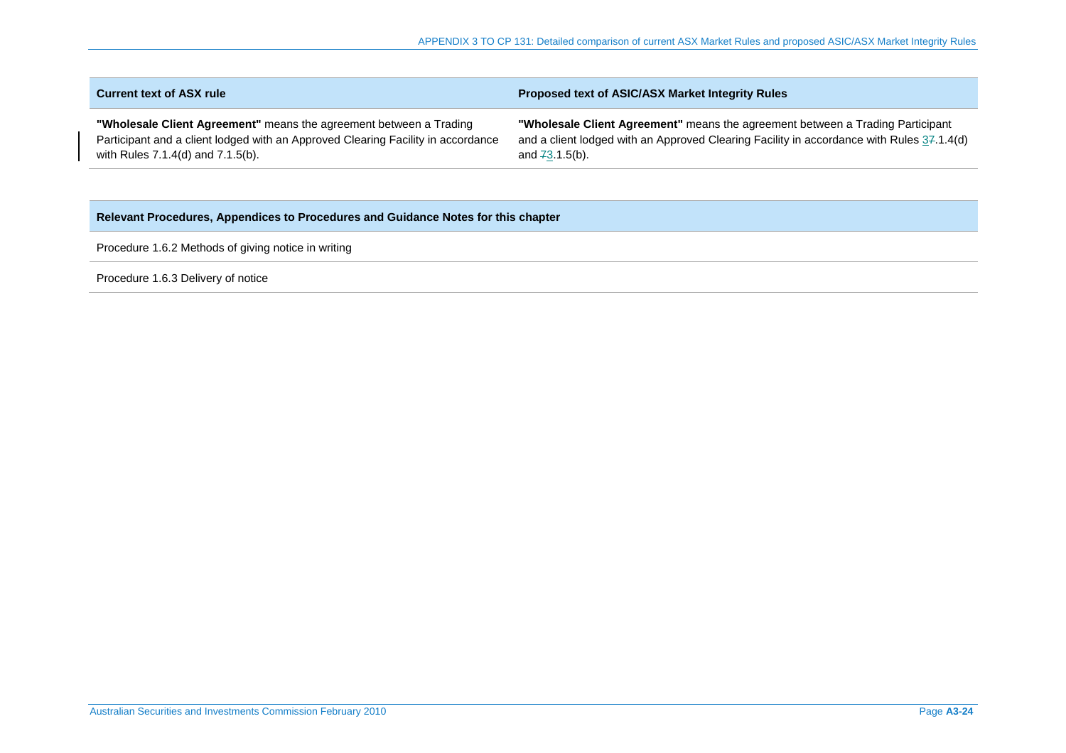| Current text of ASX rule | Proposed text of ASIC/ASX Market Integrity Rules |
|---|---|
| **"Wholesale Client Agreement"** means the agreement between a Trading Participant and a client lodged with an Approved Clearing Facility in accordance with Rules 7.1.4(d) and 7.1.5(b). | **"Wholesale Client Agreement"** means the agreement between a Trading Participant and a client lodged with an Approved Clearing Facility in accordance with Rules ~~7~~3.1.4(d) and ~~7~~3.1.5(b). |

| Relevant Procedures, Appendices to Procedures and Guidance Notes for this chapter |
|---|
| Procedure 1.6.2 Methods of giving notice in writing |
| Procedure 1.6.3 Delivery of notice |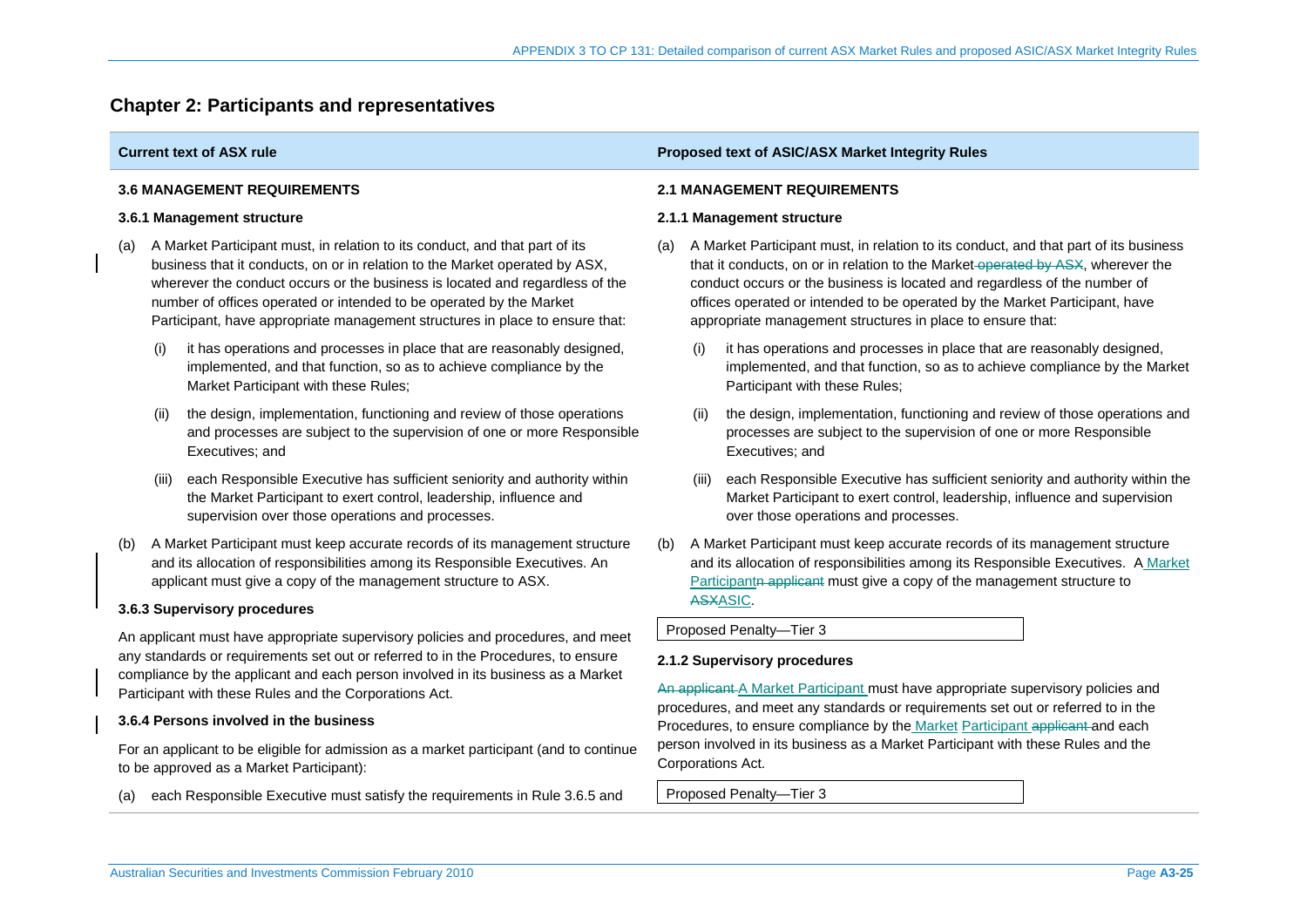## Chapter 2: Participants and representatives

| Current text of ASX rule | Proposed text of ASIC/ASX Market Integrity Rules |
|---|---|
| **3.6 MANAGEMENT REQUIREMENTS** | **2.1 MANAGEMENT REQUIREMENTS** |
| **3.6.1 Management structure** | **2.1.1 Management structure** |
| (a) A Market Participant must, in relation to its conduct, and that part of its business that it conducts, on or in relation to the Market operated by ASX, wherever the conduct occurs or the business is located and regardless of the number of offices operated or intended to be operated by the Market Participant, have appropriate management structures in place to ensure that: | (a) A Market Participant must, in relation to its conduct, and that part of its business that it conducts, on or in relation to the Market ~~operated by ASX~~, wherever the conduct occurs or the business is located and regardless of the number of offices operated or intended to be operated by the Market Participant, have appropriate management structures in place to ensure that: |
| (i) it has operations and processes in place that are reasonably designed, implemented, and that function, so as to achieve compliance by the Market Participant with these Rules; | (i) it has operations and processes in place that are reasonably designed, implemented, and that function, so as to achieve compliance by the Market Participant with these Rules; |
| (ii) the design, implementation, functioning and review of those operations and processes are subject to the supervision of one or more Responsible Executives; and | (ii) the design, implementation, functioning and review of those operations and processes are subject to the supervision of one or more Responsible Executives; and |
| (iii) each Responsible Executive has sufficient seniority and authority within the Market Participant to exert control, leadership, influence and supervision over those operations and processes. | (iii) each Responsible Executive has sufficient seniority and authority within the Market Participant to exert control, leadership, influence and supervision over those operations and processes. |
| (b) A Market Participant must keep accurate records of its management structure and its allocation of responsibilities among its Responsible Executives. An applicant must give a copy of the management structure to ASX. | (b) A Market Participant must keep accurate records of its management structure and its allocation of responsibilities among its Responsible Executives. A Market Participant~~n applicant~~ must give a copy of the management structure to ~~ASX~~ASIC.<br><br>Proposed Penalty—Tier 3 |
| **3.6.3 Supervisory procedures** | **2.1.2 Supervisory procedures** |
| An applicant must have appropriate supervisory policies and procedures, and meet any standards or requirements set out or referred to in the Procedures, to ensure compliance by the applicant and each person involved in its business as a Market Participant with these Rules and the Corporations Act. | ~~An applicant~~ A Market Participant must have appropriate supervisory policies and procedures, and meet any standards or requirements set out or referred to in the Procedures, to ensure compliance by the Market Participant ~~applicant~~ and each person involved in its business as a Market Participant with these Rules and the Corporations Act.<br><br>Proposed Penalty—Tier 3 |
| **3.6.4 Persons involved in the business** | |
| For an applicant to be eligible for admission as a market participant (and to continue to be approved as a Market Participant): | |
| (a) each Responsible Executive must satisfy the requirements in Rule 3.6.5 and | |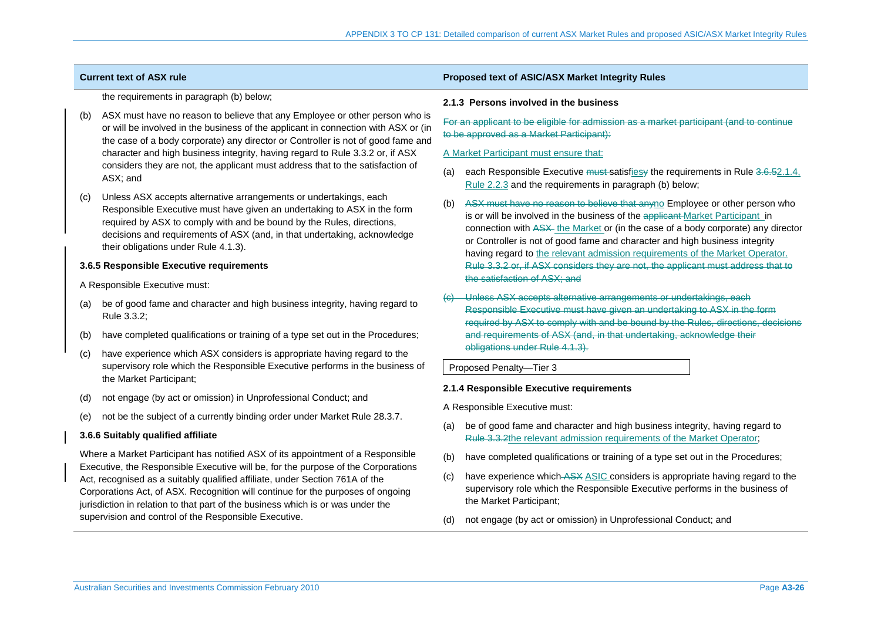| Current text of ASX rule | Proposed text of ASIC/ASX Market Integrity Rules |
|---|---|
| the requirements in paragraph (b) below;<br><br>(b) ASX must have no reason to believe that any Employee or other person who is or will be involved in the business of the applicant in connection with ASX or (in the case of a body corporate) any director or Controller is not of good fame and character and high business integrity, having regard to Rule 3.3.2 or, if ASX considers they are not, the applicant must address that to the satisfaction of ASX; and<br><br>(c) Unless ASX accepts alternative arrangements or undertakings, each Responsible Executive must have given an undertaking to ASX in the form required by ASX to comply with and be bound by the Rules, directions, decisions and requirements of ASX (and, in that undertaking, acknowledge their obligations under Rule 4.1.3).<br><br>**3.6.5 Responsible Executive requirements**<br><br>A Responsible Executive must:<br><br>(a) be of good fame and character and high business integrity, having regard to Rule 3.3.2;<br><br>(b) have completed qualifications or training of a type set out in the Procedures;<br><br>(c) have experience which ASX considers is appropriate having regard to the supervisory role which the Responsible Executive performs in the business of the Market Participant;<br><br>(d) not engage (by act or omission) in Unprofessional Conduct; and<br><br>(e) not be the subject of a currently binding order under Market Rule 28.3.7.<br><br>**3.6.6 Suitably qualified affiliate**<br><br>Where a Market Participant has notified ASX of its appointment of a Responsible Executive, the Responsible Executive will be, for the purpose of the Corporations Act, recognised as a suitably qualified affiliate, under Section 761A of the Corporations Act, of ASX. Recognition will continue for the purposes of ongoing jurisdiction in relation to that part of the business which is or was under the supervision and control of the Responsible Executive. | **2.1.3 Persons involved in the business**<br><br>~~For an applicant to be eligible for admission as a market participant (and to continue to be approved as a Market Participant):~~<br><br>A Market Participant must ensure that:<br><br>(a) each Responsible Executive ~~must~~ satisf~~y~~ies the requirements in Rule ~~3.6.5~~2.1.4, Rule 2.2.3 and the requirements in paragraph (b) below;<br><br>(b) ~~ASX must have no reason to believe that any~~no Employee or other person who is or will be involved in the business of the ~~applicant~~ Market Participant in connection with ~~ASX~~ the Market or (in the case of a body corporate) any director or Controller is not of good fame and character and high business integrity having regard to the relevant admission requirements of the Market Operator. ~~Rule 3.3.2 or, if ASX considers they are not, the applicant must address that to the satisfaction of ASX; and~~<br><br>~~(c) Unless ASX accepts alternative arrangements or undertakings, each Responsible Executive must have given an undertaking to ASX in the form required by ASX to comply with and be bound by the Rules, directions, decisions and requirements of ASX (and, in that undertaking, acknowledge their obligations under Rule 4.1.3).~~<br><br>Proposed Penalty—Tier 3<br><br>**2.1.4 Responsible Executive requirements**<br><br>A Responsible Executive must:<br><br>(a) be of good fame and character and high business integrity, having regard to ~~Rule 3.3.2~~the relevant admission requirements of the Market Operator;<br><br>(b) have completed qualifications or training of a type set out in the Procedures;<br><br>(c) have experience which ~~ASX~~ ASIC considers is appropriate having regard to the supervisory role which the Responsible Executive performs in the business of the Market Participant;<br><br>(d) not engage (by act or omission) in Unprofessional Conduct; and |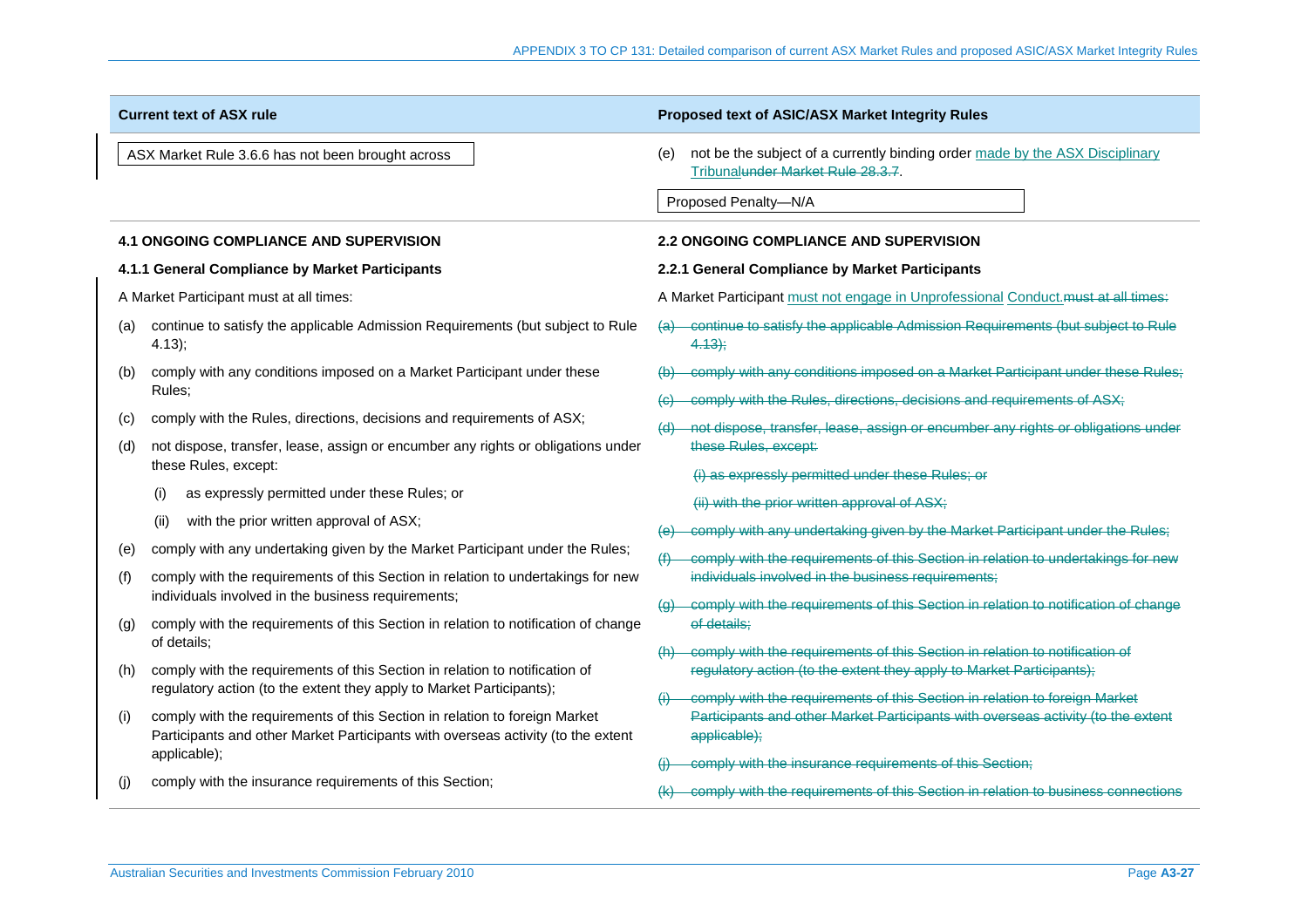| Current text of ASX rule | Proposed text of ASIC/ASX Market Integrity Rules |
|---|---|
| ASX Market Rule 3.6.6 has not been brought across | (e) not be the subject of a currently binding order made by the ASX Disciplinary Tribunal~~under Market Rule 28.3.7~~.<br><br>Proposed Penalty—N/A |
| **4.1 ONGOING COMPLIANCE AND SUPERVISION**<br><br>**4.1.1 General Compliance by Market Participants**<br><br>A Market Participant must at all times:<br><br>(a) continue to satisfy the applicable Admission Requirements (but subject to Rule 4.13);<br><br>(b) comply with any conditions imposed on a Market Participant under these Rules;<br><br>(c) comply with the Rules, directions, decisions and requirements of ASX;<br><br>(d) not dispose, transfer, lease, assign or encumber any rights or obligations under these Rules, except:<br><br>(i) as expressly permitted under these Rules; or<br><br>(ii) with the prior written approval of ASX;<br><br>(e) comply with any undertaking given by the Market Participant under the Rules;<br><br>(f) comply with the requirements of this Section in relation to undertakings for new individuals involved in the business requirements;<br><br>(g) comply with the requirements of this Section in relation to notification of change of details;<br><br>(h) comply with the requirements of this Section in relation to notification of regulatory action (to the extent they apply to Market Participants);<br><br>(i) comply with the requirements of this Section in relation to foreign Market Participants and other Market Participants with overseas activity (to the extent applicable);<br><br>(j) comply with the insurance requirements of this Section; | **2.2 ONGOING COMPLIANCE AND SUPERVISION**<br><br>**2.2.1 General Compliance by Market Participants**<br><br>A Market Participant must not engage in Unprofessional Conduct.~~must at all times:~~<br><br>~~(a) continue to satisfy the applicable Admission Requirements (but subject to Rule 4.13);~~<br><br>~~(b) comply with any conditions imposed on a Market Participant under these Rules;~~<br><br>~~(c) comply with the Rules, directions, decisions and requirements of ASX;~~<br><br>~~(d) not dispose, transfer, lease, assign or encumber any rights or obligations under these Rules, except:~~<br><br>~~(i) as expressly permitted under these Rules; or~~<br><br>~~(ii) with the prior written approval of ASX;~~<br><br>~~(e) comply with any undertaking given by the Market Participant under the Rules;~~<br><br>~~(f) comply with the requirements of this Section in relation to undertakings for new individuals involved in the business requirements;~~<br><br>~~(g) comply with the requirements of this Section in relation to notification of change of details;~~<br><br>~~(h) comply with the requirements of this Section in relation to notification of regulatory action (to the extent they apply to Market Participants);~~<br><br>~~(i) comply with the requirements of this Section in relation to foreign Market Participants and other Market Participants with overseas activity (to the extent applicable);~~<br><br>~~(j) comply with the insurance requirements of this Section;~~<br><br>~~(k) comply with the requirements of this Section in relation to business connections~~ |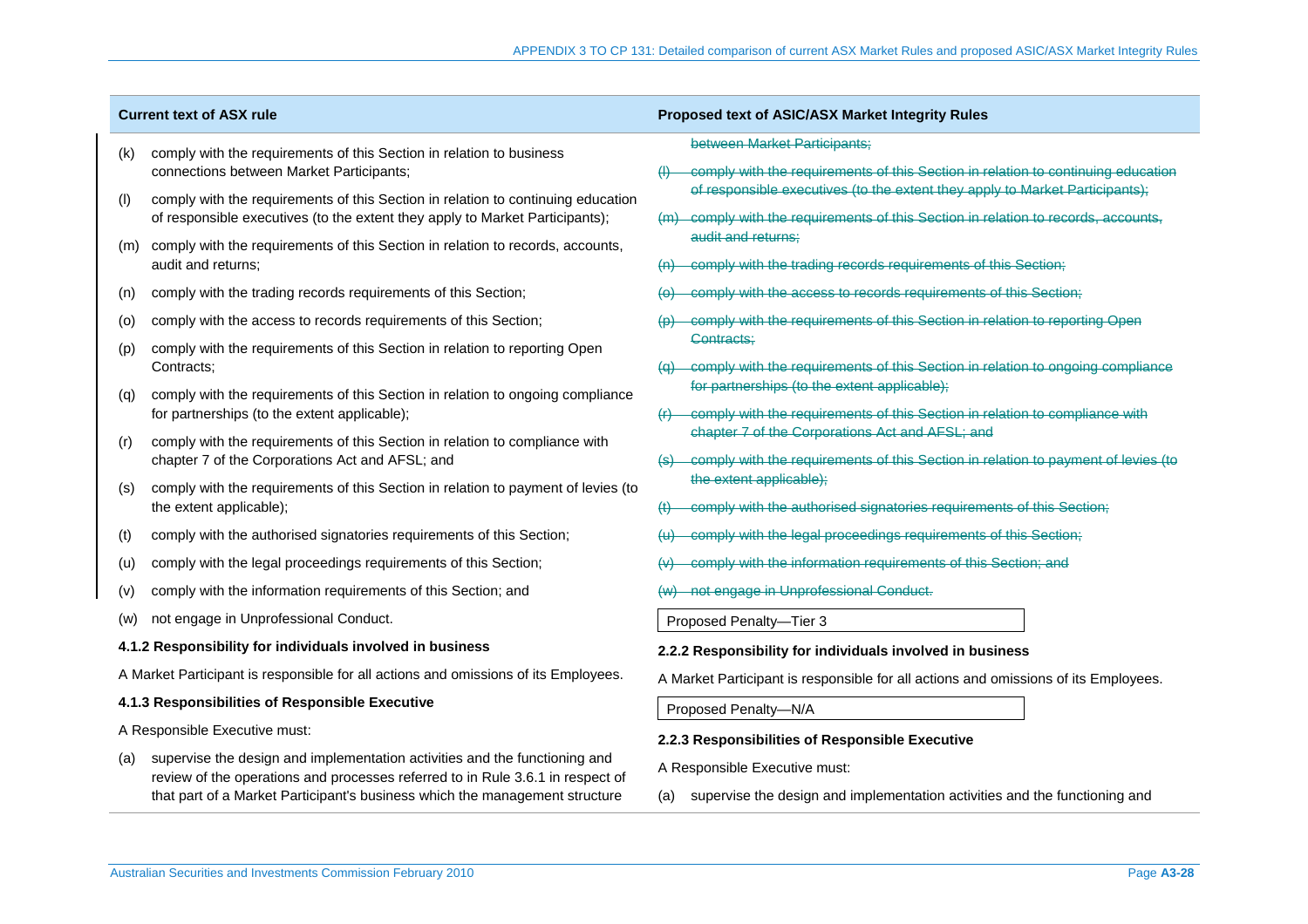| Current text of ASX rule | Proposed text of ASIC/ASX Market Integrity Rules |
|---|---|
| (k) comply with the requirements of this Section in relation to business connections between Market Participants; | ~~between Market Participants;~~ |
| (l) comply with the requirements of this Section in relation to continuing education of responsible executives (to the extent they apply to Market Participants); | ~~(l) comply with the requirements of this Section in relation to continuing education of responsible executives (to the extent they apply to Market Participants);~~ |
| (m) comply with the requirements of this Section in relation to records, accounts, audit and returns; | ~~(m) comply with the requirements of this Section in relation to records, accounts, audit and returns;~~ |
| (n) comply with the trading records requirements of this Section; | ~~(n) comply with the trading records requirements of this Section;~~ |
| (o) comply with the access to records requirements of this Section; | ~~(o) comply with the access to records requirements of this Section;~~ |
| (p) comply with the requirements of this Section in relation to reporting Open Contracts; | ~~(p) comply with the requirements of this Section in relation to reporting Open Contracts;~~ |
| (q) comply with the requirements of this Section in relation to ongoing compliance for partnerships (to the extent applicable); | ~~(q) comply with the requirements of this Section in relation to ongoing compliance for partnerships (to the extent applicable);~~ |
| (r) comply with the requirements of this Section in relation to compliance with chapter 7 of the Corporations Act and AFSL; and | ~~(r) comply with the requirements of this Section in relation to compliance with chapter 7 of the Corporations Act and AFSL; and~~ |
| (s) comply with the requirements of this Section in relation to payment of levies (to the extent applicable); | ~~(s) comply with the requirements of this Section in relation to payment of levies (to the extent applicable);~~ |
| (t) comply with the authorised signatories requirements of this Section; | ~~(t) comply with the authorised signatories requirements of this Section;~~ |
| (u) comply with the legal proceedings requirements of this Section; | ~~(u) comply with the legal proceedings requirements of this Section;~~ |
| (v) comply with the information requirements of this Section; and | ~~(v) comply with the information requirements of this Section; and~~ |
| (w) not engage in Unprofessional Conduct. | ~~(w) not engage in Unprofessional Conduct.~~ |
| | Proposed Penalty—Tier 3 |
| **4.1.2 Responsibility for individuals involved in business** | **2.2.2 Responsibility for individuals involved in business** |
| A Market Participant is responsible for all actions and omissions of its Employees. | A Market Participant is responsible for all actions and omissions of its Employees. |
| | Proposed Penalty—N/A |
| **4.1.3 Responsibilities of Responsible Executive** | **2.2.3 Responsibilities of Responsible Executive** |
| A Responsible Executive must: | A Responsible Executive must: |
| (a) supervise the design and implementation activities and the functioning and review of the operations and processes referred to in Rule 3.6.1 in respect of that part of a Market Participant's business which the management structure | (a) supervise the design and implementation activities and the functioning and |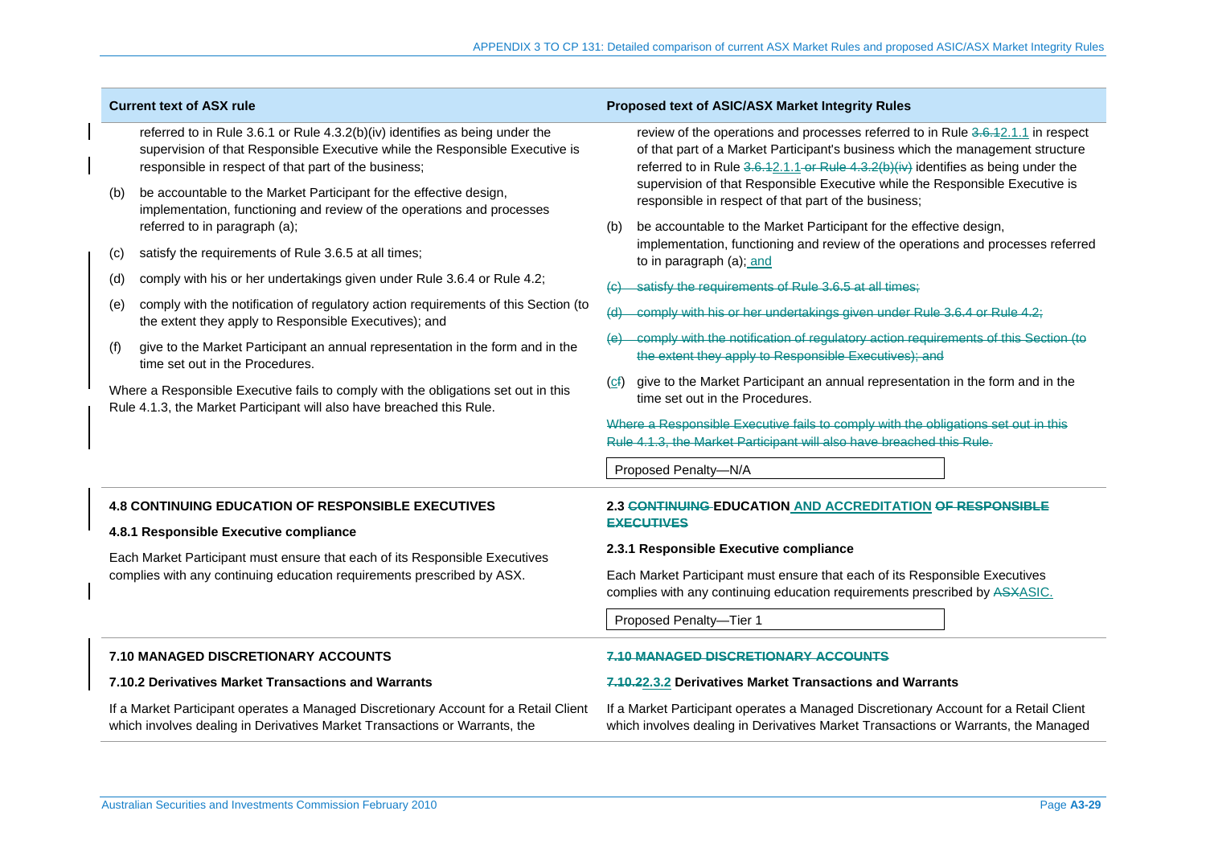| Current text of ASX rule | Proposed text of ASIC/ASX Market Integrity Rules |
|---|---|
| referred to in Rule 3.6.1 or Rule 4.3.2(b)(iv) identifies as being under the supervision of that Responsible Executive while the Responsible Executive is responsible in respect of that part of the business;<br>(b) be accountable to the Market Participant for the effective design, implementation, functioning and review of the operations and processes referred to in paragraph (a);<br>(c) satisfy the requirements of Rule 3.6.5 at all times;<br>(d) comply with his or her undertakings given under Rule 3.6.4 or Rule 4.2;<br>(e) comply with the notification of regulatory action requirements of this Section (to the extent they apply to Responsible Executives); and<br>(f) give to the Market Participant an annual representation in the form and in the time set out in the Procedures.<br>Where a Responsible Executive fails to comply with the obligations set out in this Rule 4.1.3, the Market Participant will also have breached this Rule. | review of the operations and processes referred to in Rule ~~3.6.1~~2.1.1 in respect of that part of a Market Participant's business which the management structure referred to in Rule ~~3.6.1~~2.1.1 ~~or Rule 4.3.2(b)(iv)~~ identifies as being under the supervision of that Responsible Executive while the Responsible Executive is responsible in respect of that part of the business;<br>(b) be accountable to the Market Participant for the effective design, implementation, functioning and review of the operations and processes referred to in paragraph (a); and<br>~~(c) satisfy the requirements of Rule 3.6.5 at all times;~~<br>~~(d) comply with his or her undertakings given under Rule 3.6.4 or Rule 4.2;~~<br>~~(e) comply with the notification of regulatory action requirements of this Section (to the extent they apply to Responsible Executives); and~~<br>(c~~f~~) give to the Market Participant an annual representation in the form and in the time set out in the Procedures.<br>~~Where a Responsible Executive fails to comply with the obligations set out in this Rule 4.1.3, the Market Participant will also have breached this Rule.~~<br>Proposed Penalty—N/A |
| **4.8 CONTINUING EDUCATION OF RESPONSIBLE EXECUTIVES**<br>**4.8.1 Responsible Executive compliance**<br>Each Market Participant must ensure that each of its Responsible Executives complies with any continuing education requirements prescribed by ASX. | **2.3 ~~CONTINUING~~ EDUCATION AND ACCREDITATION ~~OF RESPONSIBLE EXECUTIVES~~**<br>**2.3.1 Responsible Executive compliance**<br>Each Market Participant must ensure that each of its Responsible Executives complies with any continuing education requirements prescribed by ~~ASX~~ASIC.<br>Proposed Penalty—Tier 1 |
| **7.10 MANAGED DISCRETIONARY ACCOUNTS**<br>**7.10.2 Derivatives Market Transactions and Warrants**<br>If a Market Participant operates a Managed Discretionary Account for a Retail Client which involves dealing in Derivatives Market Transactions or Warrants, the | ~~**7.10 MANAGED DISCRETIONARY ACCOUNTS**~~<br>**~~7.10.2~~2.3.2 Derivatives Market Transactions and Warrants**<br>If a Market Participant operates a Managed Discretionary Account for a Retail Client which involves dealing in Derivatives Market Transactions or Warrants, the Managed |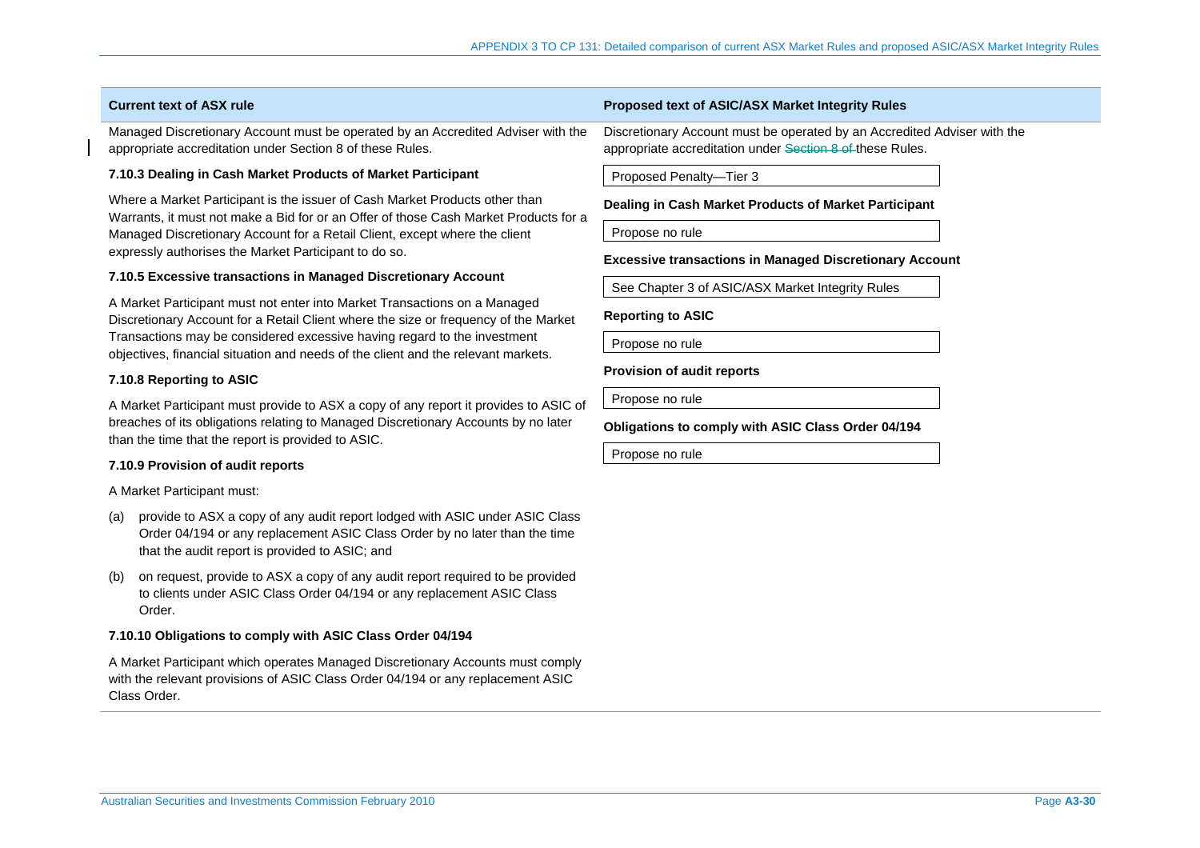| Current text of ASX rule | Proposed text of ASIC/ASX Market Integrity Rules |
|---|---|
| Managed Discretionary Account must be operated by an Accredited Adviser with the appropriate accreditation under Section 8 of these Rules. | Discretionary Account must be operated by an Accredited Adviser with the appropriate accreditation under ~~Section 8 of~~ these Rules.<br><br>Proposed Penalty—Tier 3 |
| **7.10.3 Dealing in Cash Market Products of Market Participant**<br><br>Where a Market Participant is the issuer of Cash Market Products other than Warrants, it must not make a Bid for or an Offer of those Cash Market Products for a Managed Discretionary Account for a Retail Client, except where the client expressly authorises the Market Participant to do so. | **Dealing in Cash Market Products of Market Participant**<br><br>Propose no rule |
| **7.10.5 Excessive transactions in Managed Discretionary Account**<br><br>A Market Participant must not enter into Market Transactions on a Managed Discretionary Account for a Retail Client where the size or frequency of the Market Transactions may be considered excessive having regard to the investment objectives, financial situation and needs of the client and the relevant markets. | **Excessive transactions in Managed Discretionary Account**<br><br>See Chapter 3 of ASIC/ASX Market Integrity Rules |
| **7.10.8 Reporting to ASIC**<br><br>A Market Participant must provide to ASX a copy of any report it provides to ASIC of breaches of its obligations relating to Managed Discretionary Accounts by no later than the time that the report is provided to ASIC. | **Reporting to ASIC**<br><br>Propose no rule |
| **7.10.9 Provision of audit reports**<br><br>A Market Participant must:<br><br>(a) provide to ASX a copy of any audit report lodged with ASIC under ASIC Class Order 04/194 or any replacement ASIC Class Order by no later than the time that the audit report is provided to ASIC; and<br><br>(b) on request, provide to ASX a copy of any audit report required to be provided to clients under ASIC Class Order 04/194 or any replacement ASIC Class Order. | **Provision of audit reports**<br><br>Propose no rule |
| **7.10.10 Obligations to comply with ASIC Class Order 04/194**<br><br>A Market Participant which operates Managed Discretionary Accounts must comply with the relevant provisions of ASIC Class Order 04/194 or any replacement ASIC Class Order. | **Obligations to comply with ASIC Class Order 04/194**<br><br>Propose no rule |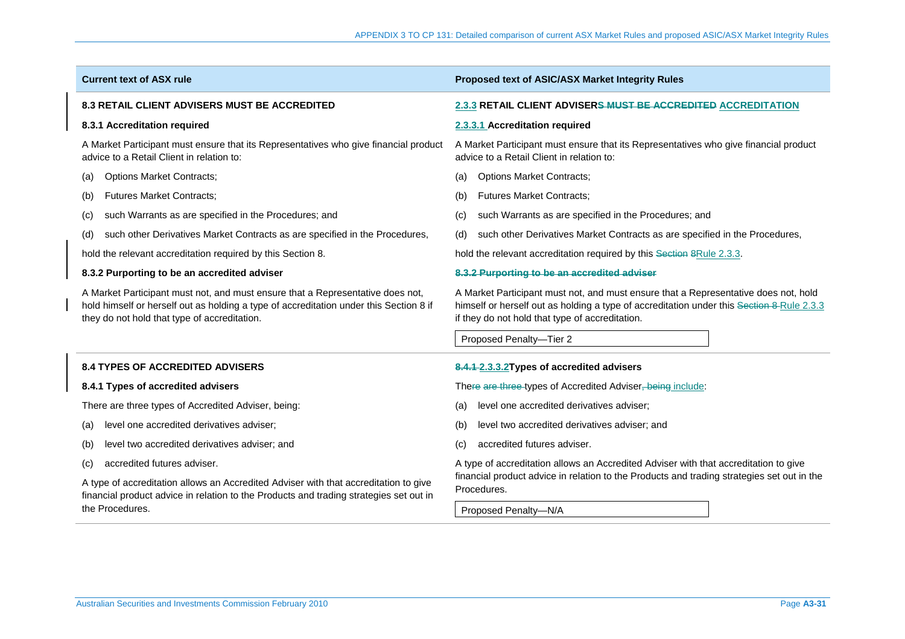| Current text of ASX rule | Proposed text of ASIC/ASX Market Integrity Rules |
|---|---|
| **8.3 RETAIL CLIENT ADVISERS MUST BE ACCREDITED** | **2.3.3 RETAIL CLIENT ADVISERS ~~MUST BE ACCREDITED~~ ACCREDITATION** |
| **8.3.1 Accreditation required** | **2.3.3.1 Accreditation required** |
| A Market Participant must ensure that its Representatives who give financial product advice to a Retail Client in relation to: | A Market Participant must ensure that its Representatives who give financial product advice to a Retail Client in relation to: |
| (a) Options Market Contracts; | (a) Options Market Contracts; |
| (b) Futures Market Contracts; | (b) Futures Market Contracts; |
| (c) such Warrants as are specified in the Procedures; and | (c) such Warrants as are specified in the Procedures; and |
| (d) such other Derivatives Market Contracts as are specified in the Procedures, | (d) such other Derivatives Market Contracts as are specified in the Procedures, |
| hold the relevant accreditation required by this Section 8. | hold the relevant accreditation required by this ~~Section 8~~Rule 2.3.3. |
| **8.3.2 Purporting to be an accredited adviser** | ~~**8.3.2 Purporting to be an accredited adviser**~~ |
| A Market Participant must not, and must ensure that a Representative does not, hold himself or herself out as holding a type of accreditation under this Section 8 if they do not hold that type of accreditation. | A Market Participant must not, and must ensure that a Representative does not, hold himself or herself out as holding a type of accreditation under this ~~Section 8~~ Rule 2.3.3 if they do not hold that type of accreditation.<br><br>Proposed Penalty—Tier 2 |
| **8.4 TYPES OF ACCREDITED ADVISERS** | ~~**8.4.1**~~ **2.3.3.2Types of accredited advisers** |
| **8.4.1 Types of accredited advisers** | The~~re are three~~ types of Accredited Adviser~~, being~~ include: |
| There are three types of Accredited Adviser, being: | (a) level one accredited derivatives adviser; |
| (a) level one accredited derivatives adviser; | (b) level two accredited derivatives adviser; and |
| (b) level two accredited derivatives adviser; and | (c) accredited futures adviser. |
| (c) accredited futures adviser. | A type of accreditation allows an Accredited Adviser with that accreditation to give financial product advice in relation to the Products and trading strategies set out in the Procedures. |
| A type of accreditation allows an Accredited Adviser with that accreditation to give financial product advice in relation to the Products and trading strategies set out in the Procedures. | Proposed Penalty—N/A |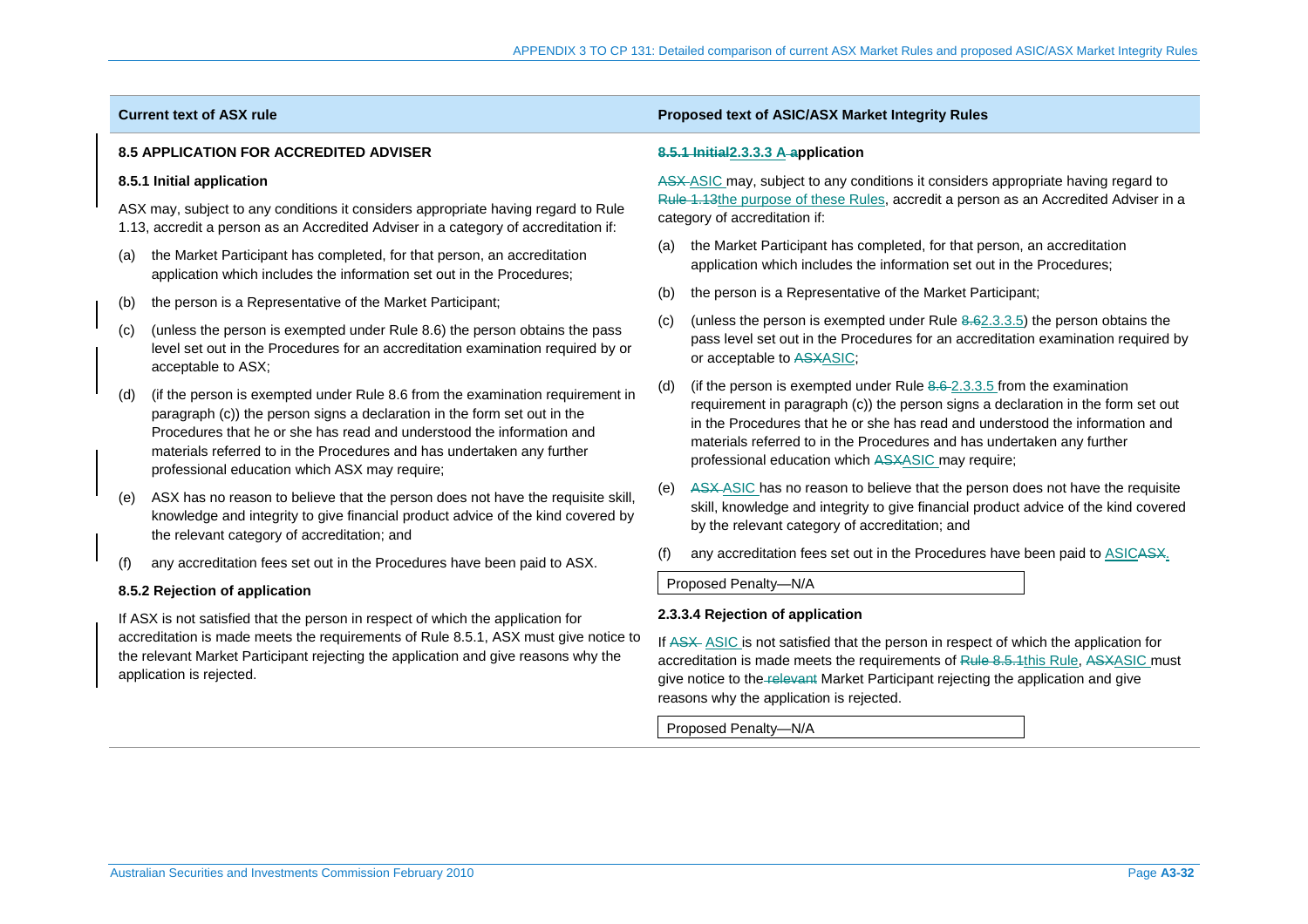| Current text of ASX rule | Proposed text of ASIC/ASX Market Integrity Rules |
| --- | --- |
| **8.5 APPLICATION FOR ACCREDITED ADVISER**<br><br>**8.5.1 Initial application**<br><br>ASX may, subject to any conditions it considers appropriate having regard to Rule 1.13, accredit a person as an Accredited Adviser in a category of accreditation if:<br><br>(a) the Market Participant has completed, for that person, an accreditation application which includes the information set out in the Procedures;<br><br>(b) the person is a Representative of the Market Participant;<br><br>(c) (unless the person is exempted under Rule 8.6) the person obtains the pass level set out in the Procedures for an accreditation examination required by or acceptable to ASX;<br><br>(d) (if the person is exempted under Rule 8.6 from the examination requirement in paragraph (c)) the person signs a declaration in the form set out in the Procedures that he or she has read and understood the information and materials referred to in the Procedures and has undertaken any further professional education which ASX may require;<br><br>(e) ASX has no reason to believe that the person does not have the requisite skill, knowledge and integrity to give financial product advice of the kind covered by the relevant category of accreditation; and<br><br>(f) any accreditation fees set out in the Procedures have been paid to ASX.<br><br>**8.5.2 Rejection of application**<br><br>If ASX is not satisfied that the person in respect of which the application for accreditation is made meets the requirements of Rule 8.5.1, ASX must give notice to the relevant Market Participant rejecting the application and give reasons why the application is rejected. | **~~8.5.1 Initial~~2.3.3.3 A ~~a~~pplication**<br><br>~~ASX~~ ASIC may, subject to any conditions it considers appropriate having regard to ~~Rule 1.13~~the purpose of these Rules, accredit a person as an Accredited Adviser in a category of accreditation if:<br><br>(a) the Market Participant has completed, for that person, an accreditation application which includes the information set out in the Procedures;<br><br>(b) the person is a Representative of the Market Participant;<br><br>(c) (unless the person is exempted under Rule ~~8.6~~2.3.3.5) the person obtains the pass level set out in the Procedures for an accreditation examination required by or acceptable to ~~ASX~~ASIC;<br><br>(d) (if the person is exempted under Rule ~~8.6~~ 2.3.3.5 from the examination requirement in paragraph (c)) the person signs a declaration in the form set out in the Procedures that he or she has read and understood the information and materials referred to in the Procedures and has undertaken any further professional education which ~~ASX~~ASIC may require;<br><br>(e) ~~ASX~~ ASIC has no reason to believe that the person does not have the requisite skill, knowledge and integrity to give financial product advice of the kind covered by the relevant category of accreditation; and<br><br>(f) any accreditation fees set out in the Procedures have been paid to ASIC~~ASX~~.<br><br>Proposed Penalty—N/A<br><br>**2.3.3.4 Rejection of application**<br><br>If ~~ASX~~ ASIC is not satisfied that the person in respect of which the application for accreditation is made meets the requirements of ~~Rule 8.5.1~~this Rule, ~~ASX~~ASIC must give notice to the ~~relevant~~ Market Participant rejecting the application and give reasons why the application is rejected.<br><br>Proposed Penalty—N/A |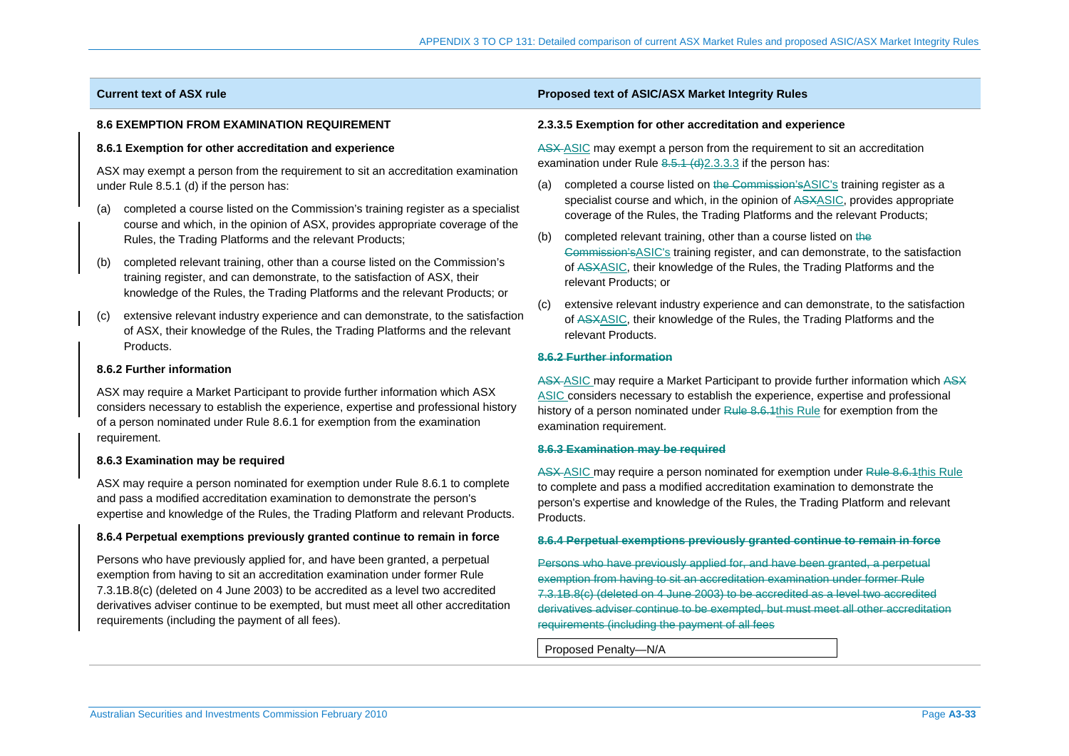| Current text of ASX rule | Proposed text of ASIC/ASX Market Integrity Rules |
| --- | --- |
| **8.6 EXEMPTION FROM EXAMINATION REQUIREMENT**<br><br>**8.6.1 Exemption for other accreditation and experience**<br><br>ASX may exempt a person from the requirement to sit an accreditation examination under Rule 8.5.1 (d) if the person has:<br><br>(a) completed a course listed on the Commission's training register as a specialist course and which, in the opinion of ASX, provides appropriate coverage of the Rules, the Trading Platforms and the relevant Products;<br><br>(b) completed relevant training, other than a course listed on the Commission's training register, and can demonstrate, to the satisfaction of ASX, their knowledge of the Rules, the Trading Platforms and the relevant Products; or<br><br>(c) extensive relevant industry experience and can demonstrate, to the satisfaction of ASX, their knowledge of the Rules, the Trading Platforms and the relevant Products.<br><br>**8.6.2 Further information**<br><br>ASX may require a Market Participant to provide further information which ASX considers necessary to establish the experience, expertise and professional history of a person nominated under Rule 8.6.1 for exemption from the examination requirement.<br><br>**8.6.3 Examination may be required**<br><br>ASX may require a person nominated for exemption under Rule 8.6.1 to complete and pass a modified accreditation examination to demonstrate the person's expertise and knowledge of the Rules, the Trading Platform and relevant Products.<br><br>**8.6.4 Perpetual exemptions previously granted continue to remain in force**<br><br>Persons who have previously applied for, and have been granted, a perpetual exemption from having to sit an accreditation examination under former Rule 7.3.1B.8(c) (deleted on 4 June 2003) to be accredited as a level two accredited derivatives adviser continue to be exempted, but must meet all other accreditation requirements (including the payment of all fees). | **2.3.3.5 Exemption for other accreditation and experience**<br><br>~~ASX~~ ASIC may exempt a person from the requirement to sit an accreditation examination under Rule ~~8.5.1 (d)~~2.3.3.3 if the person has:<br><br>(a) completed a course listed on ~~the Commission's~~ASIC's training register as a specialist course and which, in the opinion of ~~ASX~~ASIC, provides appropriate coverage of the Rules, the Trading Platforms and the relevant Products;<br><br>(b) completed relevant training, other than a course listed on ~~the Commission's~~ASIC's training register, and can demonstrate, to the satisfaction of ~~ASX~~ASIC, their knowledge of the Rules, the Trading Platforms and the relevant Products; or<br><br>(c) extensive relevant industry experience and can demonstrate, to the satisfaction of ~~ASX~~ASIC, their knowledge of the Rules, the Trading Platforms and the relevant Products.<br><br>~~**8.6.2 Further information**~~<br><br>~~ASX~~ ASIC may require a Market Participant to provide further information which ~~ASX~~ ASIC considers necessary to establish the experience, expertise and professional history of a person nominated under ~~Rule 8.6.1~~this Rule for exemption from the examination requirement.<br><br>~~**8.6.3 Examination may be required**~~<br><br>~~ASX~~ ASIC may require a person nominated for exemption under ~~Rule 8.6.1~~this Rule to complete and pass a modified accreditation examination to demonstrate the person's expertise and knowledge of the Rules, the Trading Platform and relevant Products.<br><br>~~**8.6.4 Perpetual exemptions previously granted continue to remain in force**~~<br><br>~~Persons who have previously applied for, and have been granted, a perpetual exemption from having to sit an accreditation examination under former Rule 7.3.1B.8(c) (deleted on 4 June 2003) to be accredited as a level two accredited derivatives adviser continue to be exempted, but must meet all other accreditation requirements (including the payment of all fees~~<br><br>Proposed Penalty—N/A |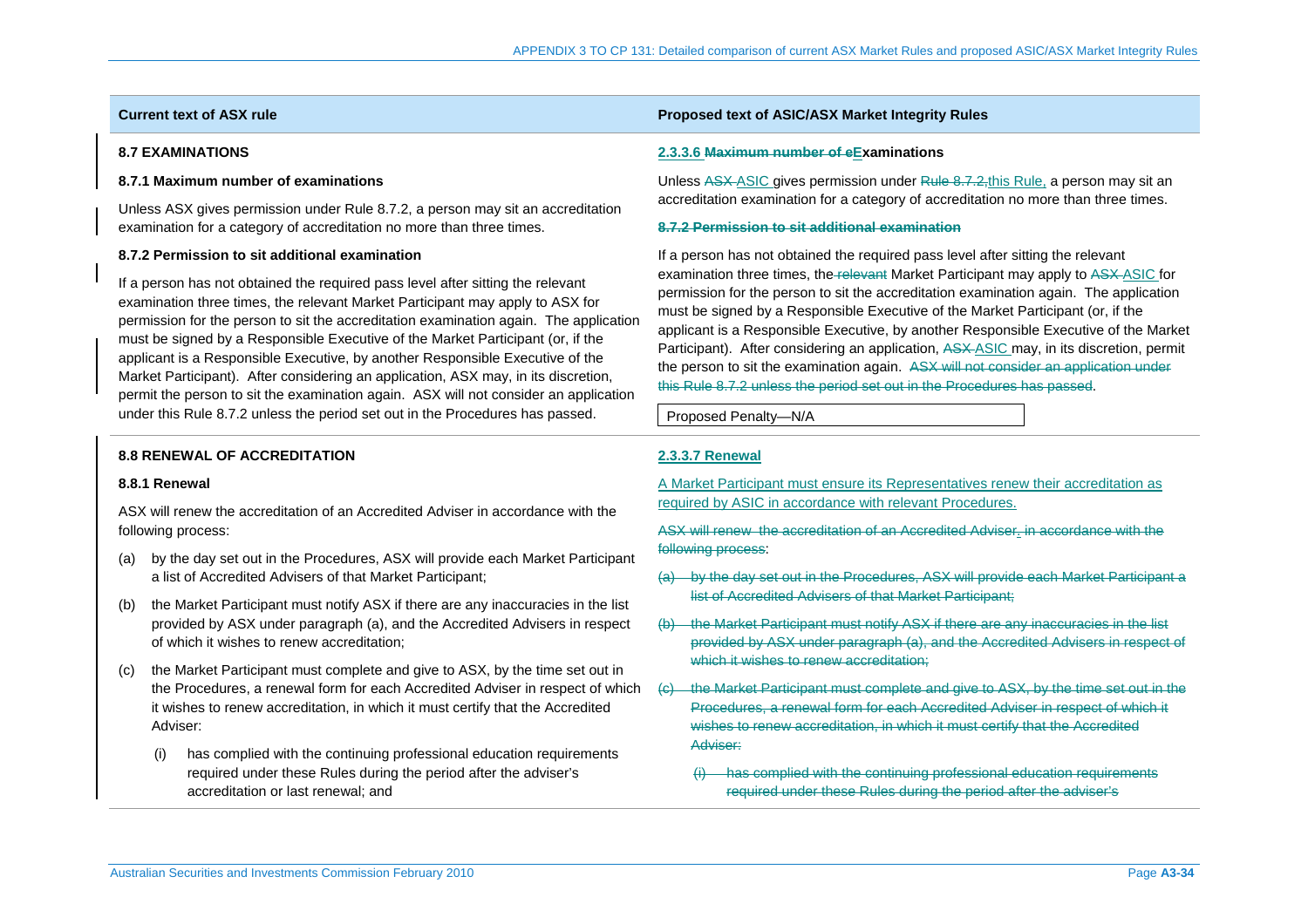| Current text of ASX rule | Proposed text of ASIC/ASX Market Integrity Rules |
|---|---|
| **8.7 EXAMINATIONS**<br><br>**8.7.1 Maximum number of examinations**<br><br>Unless ASX gives permission under Rule 8.7.2, a person may sit an accreditation examination for a category of accreditation no more than three times.<br><br>**8.7.2 Permission to sit additional examination**<br><br>If a person has not obtained the required pass level after sitting the relevant examination three times, the relevant Market Participant may apply to ASX for permission for the person to sit the accreditation examination again. The application must be signed by a Responsible Executive of the Market Participant (or, if the applicant is a Responsible Executive, by another Responsible Executive of the Market Participant). After considering an application, ASX may, in its discretion, permit the person to sit the examination again. ASX will not consider an application under this Rule 8.7.2 unless the period set out in the Procedures has passed. | **2.3.3.6 ~~Maximum number of e~~Examinations**<br><br>Unless ~~ASX~~ ASIC gives permission under ~~Rule 8.7.2,~~this Rule, a person may sit an accreditation examination for a category of accreditation no more than three times.<br><br>~~**8.7.2 Permission to sit additional examination**~~<br><br>If a person has not obtained the required pass level after sitting the relevant examination three times, the ~~relevant~~ Market Participant may apply to ~~ASX~~ ASIC for permission for the person to sit the accreditation examination again. The application must be signed by a Responsible Executive of the Market Participant (or, if the applicant is a Responsible Executive, by another Responsible Executive of the Market Participant). After considering an application, ~~ASX~~ ASIC may, in its discretion, permit the person to sit the examination again. ~~ASX will not consider an application under this Rule 8.7.2 unless the period set out in the Procedures has passed~~.<br><br>Proposed Penalty—N/A |
| **8.8 RENEWAL OF ACCREDITATION**<br><br>**8.8.1 Renewal**<br><br>ASX will renew the accreditation of an Accredited Adviser in accordance with the following process:<br><br>(a) by the day set out in the Procedures, ASX will provide each Market Participant a list of Accredited Advisers of that Market Participant;<br><br>(b) the Market Participant must notify ASX if there are any inaccuracies in the list provided by ASX under paragraph (a), and the Accredited Advisers in respect of which it wishes to renew accreditation;<br><br>(c) the Market Participant must complete and give to ASX, by the time set out in the Procedures, a renewal form for each Accredited Adviser in respect of which it wishes to renew accreditation, in which it must certify that the Accredited Adviser:<br><br>(i) has complied with the continuing professional education requirements required under these Rules during the period after the adviser's accreditation or last renewal; and | **2.3.3.7 Renewal**<br><br>A Market Participant must ensure its Representatives renew their accreditation as required by ASIC in accordance with relevant Procedures.<br><br>~~ASX will renew the accreditation of an Accredited Adviser, in accordance with the following process~~:<br><br>~~(a) by the day set out in the Procedures, ASX will provide each Market Participant a list of Accredited Advisers of that Market Participant;~~<br><br>~~(b) the Market Participant must notify ASX if there are any inaccuracies in the list provided by ASX under paragraph (a), and the Accredited Advisers in respect of which it wishes to renew accreditation;~~<br><br>~~(c) the Market Participant must complete and give to ASX, by the time set out in the Procedures, a renewal form for each Accredited Adviser in respect of which it wishes to renew accreditation, in which it must certify that the Accredited Adviser:~~<br><br>~~(i) has complied with the continuing professional education requirements required under these Rules during the period after the adviser's~~ |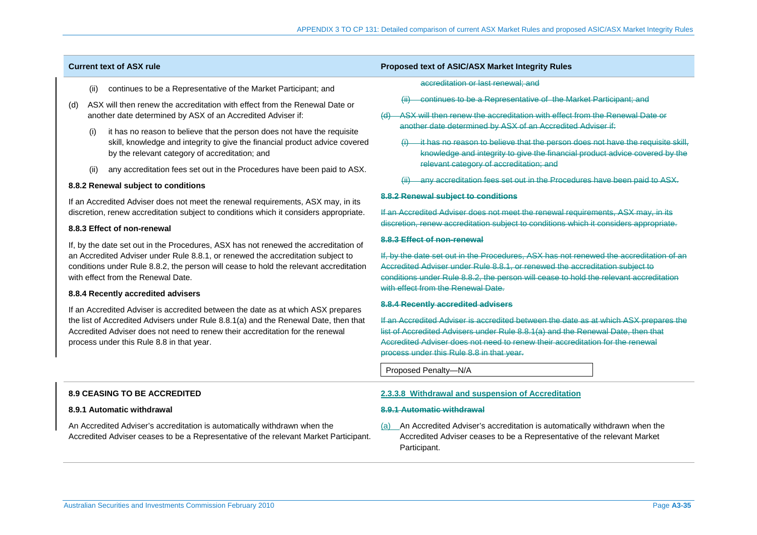| Current text of ASX rule | Proposed text of ASIC/ASX Market Integrity Rules |
|---|---|
| (ii) continues to be a Representative of the Market Participant; and<br><br>(d) ASX will then renew the accreditation with effect from the Renewal Date or another date determined by ASX of an Accredited Adviser if:<br><br>(i) it has no reason to believe that the person does not have the requisite skill, knowledge and integrity to give the financial product advice covered by the relevant category of accreditation; and<br><br>(ii) any accreditation fees set out in the Procedures have been paid to ASX.<br><br>**8.8.2 Renewal subject to conditions**<br><br>If an Accredited Adviser does not meet the renewal requirements, ASX may, in its discretion, renew accreditation subject to conditions which it considers appropriate.<br><br>**8.8.3 Effect of non-renewal**<br><br>If, by the date set out in the Procedures, ASX has not renewed the accreditation of an Accredited Adviser under Rule 8.8.1, or renewed the accreditation subject to conditions under Rule 8.8.2, the person will cease to hold the relevant accreditation with effect from the Renewal Date.<br><br>**8.8.4 Recently accredited advisers**<br><br>If an Accredited Adviser is accredited between the date as at which ASX prepares the list of Accredited Advisers under Rule 8.8.1(a) and the Renewal Date, then that Accredited Adviser does not need to renew their accreditation for the renewal process under this Rule 8.8 in that year. | ~~accreditation or last renewal; and~~<br><br>~~(ii) continues to be a Representative of the Market Participant; and~~<br><br>~~(d) ASX will then renew the accreditation with effect from the Renewal Date or another date determined by ASX of an Accredited Adviser if:~~<br><br>~~(i) it has no reason to believe that the person does not have the requisite skill, knowledge and integrity to give the financial product advice covered by the relevant category of accreditation; and~~<br><br>~~(ii) any accreditation fees set out in the Procedures have been paid to ASX.~~<br><br>~~**8.8.2 Renewal subject to conditions**~~<br><br>~~If an Accredited Adviser does not meet the renewal requirements, ASX may, in its discretion, renew accreditation subject to conditions which it considers appropriate.~~<br><br>~~**8.8.3 Effect of non-renewal**~~<br><br>~~If, by the date set out in the Procedures, ASX has not renewed the accreditation of an Accredited Adviser under Rule 8.8.1, or renewed the accreditation subject to conditions under Rule 8.8.2, the person will cease to hold the relevant accreditation with effect from the Renewal Date.~~<br><br>~~**8.8.4 Recently accredited advisers**~~<br><br>~~If an Accredited Adviser is accredited between the date as at which ASX prepares the list of Accredited Advisers under Rule 8.8.1(a) and the Renewal Date, then that Accredited Adviser does not need to renew their accreditation for the renewal process under this Rule 8.8 in that year.~~<br><br>Proposed Penalty—N/A |
| **8.9 CEASING TO BE ACCREDITED**<br><br>**8.9.1 Automatic withdrawal**<br><br>An Accredited Adviser's accreditation is automatically withdrawn when the Accredited Adviser ceases to be a Representative of the relevant Market Participant. | **2.3.3.8 Withdrawal and suspension of Accreditation**<br><br>~~**8.9.1 Automatic withdrawal**~~<br><br>(a) An Accredited Adviser's accreditation is automatically withdrawn when the Accredited Adviser ceases to be a Representative of the relevant Market Participant. |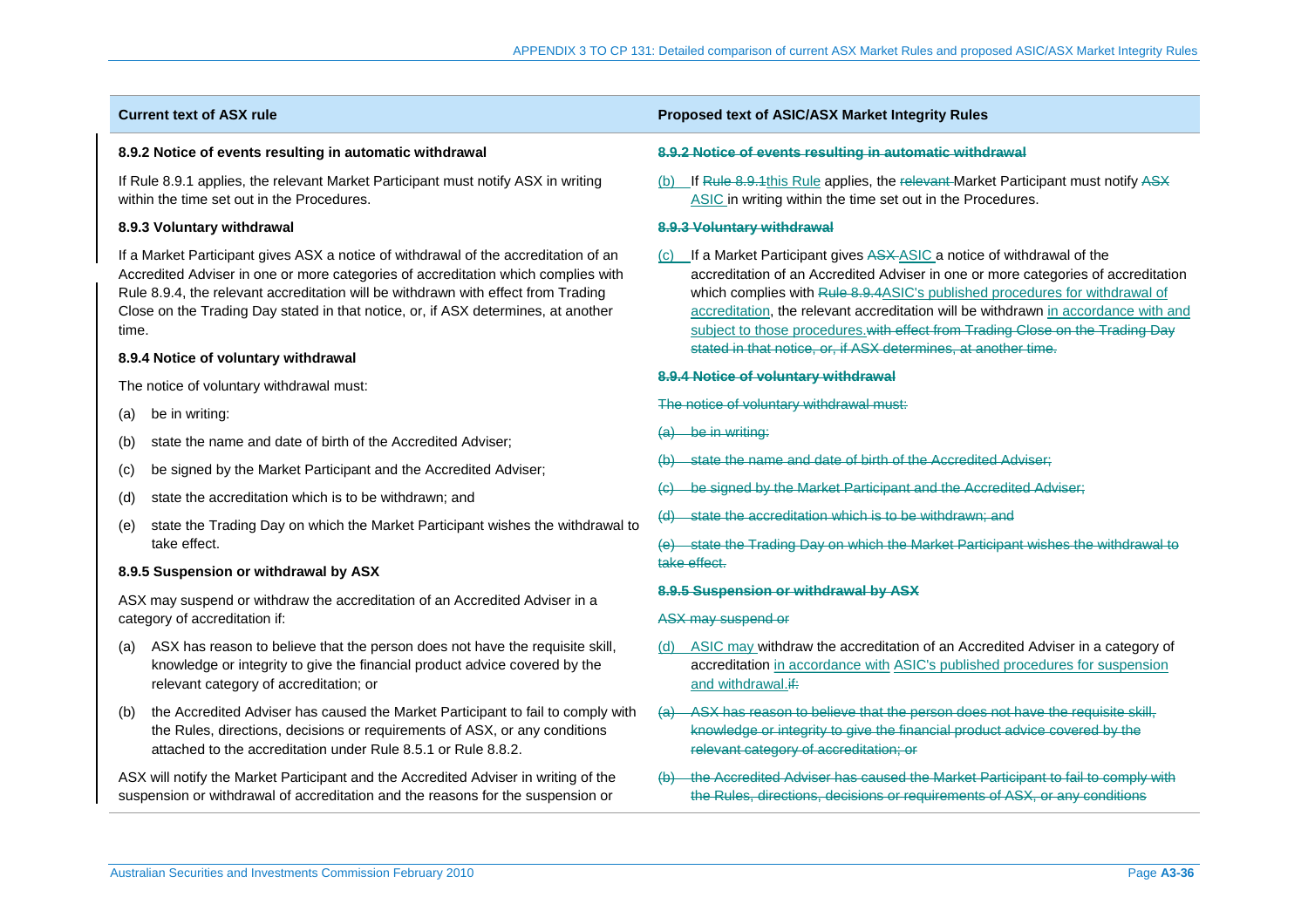| Current text of ASX rule | Proposed text of ASIC/ASX Market Integrity Rules |
|---|---|
| **8.9.2 Notice of events resulting in automatic withdrawal**<br><br>If Rule 8.9.1 applies, the relevant Market Participant must notify ASX in writing within the time set out in the Procedures.<br><br>**8.9.3 Voluntary withdrawal**<br><br>If a Market Participant gives ASX a notice of withdrawal of the accreditation of an Accredited Adviser in one or more categories of accreditation which complies with Rule 8.9.4, the relevant accreditation will be withdrawn with effect from Trading Close on the Trading Day stated in that notice, or, if ASX determines, at another time.<br><br>**8.9.4 Notice of voluntary withdrawal**<br><br>The notice of voluntary withdrawal must:<br><br>(a) be in writing:<br><br>(b) state the name and date of birth of the Accredited Adviser;<br><br>(c) be signed by the Market Participant and the Accredited Adviser;<br><br>(d) state the accreditation which is to be withdrawn; and<br><br>(e) state the Trading Day on which the Market Participant wishes the withdrawal to take effect.<br><br>**8.9.5 Suspension or withdrawal by ASX**<br><br>ASX may suspend or withdraw the accreditation of an Accredited Adviser in a category of accreditation if:<br><br>(a) ASX has reason to believe that the person does not have the requisite skill, knowledge or integrity to give the financial product advice covered by the relevant category of accreditation; or<br><br>(b) the Accredited Adviser has caused the Market Participant to fail to comply with the Rules, directions, decisions or requirements of ASX, or any conditions attached to the accreditation under Rule 8.5.1 or Rule 8.8.2.<br><br>ASX will notify the Market Participant and the Accredited Adviser in writing of the suspension or withdrawal of accreditation and the reasons for the suspension or | ~~**8.9.2 Notice of events resulting in automatic withdrawal**~~<br><br>(b) If ~~Rule 8.9.1~~this Rule applies, the ~~relevant~~ Market Participant must notify ~~ASX~~ ASIC in writing within the time set out in the Procedures.<br><br>~~**8.9.3 Voluntary withdrawal**~~<br><br>(c) If a Market Participant gives ~~ASX~~ ASIC a notice of withdrawal of the accreditation of an Accredited Adviser in one or more categories of accreditation which complies with ~~Rule 8.9.4~~ASIC's published procedures for withdrawal of accreditation, the relevant accreditation will be withdrawn in accordance with and subject to those procedures.~~with effect from Trading Close on the Trading Day stated in that notice, or, if ASX determines, at another time.~~<br><br>~~**8.9.4 Notice of voluntary withdrawal**~~<br><br>~~The notice of voluntary withdrawal must:~~<br><br>~~(a) be in writing:~~<br><br>~~(b) state the name and date of birth of the Accredited Adviser;~~<br><br>~~(c) be signed by the Market Participant and the Accredited Adviser;~~<br><br>~~(d) state the accreditation which is to be withdrawn; and~~<br><br>~~(e) state the Trading Day on which the Market Participant wishes the withdrawal to take effect.~~<br><br>~~**8.9.5 Suspension or withdrawal by ASX**~~<br><br>~~ASX may suspend or~~<br><br>(d) ASIC may withdraw the accreditation of an Accredited Adviser in a category of accreditation in accordance with ASIC's published procedures for suspension and withdrawal.~~if:~~<br><br>~~(a) ASX has reason to believe that the person does not have the requisite skill, knowledge or integrity to give the financial product advice covered by the relevant category of accreditation; or~~<br><br>~~(b) the Accredited Adviser has caused the Market Participant to fail to comply with the Rules, directions, decisions or requirements of ASX, or any conditions~~ |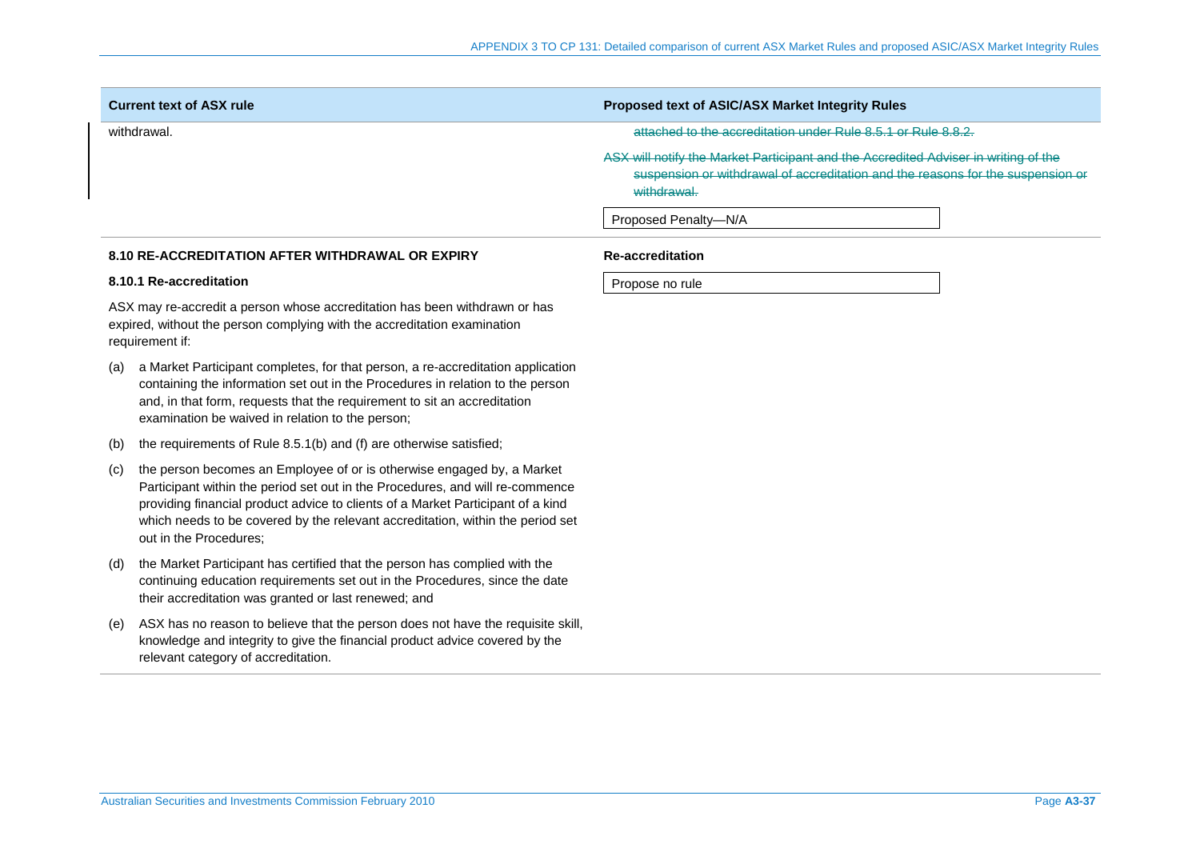| Current text of ASX rule | Proposed text of ASIC/ASX Market Integrity Rules |
|---|---|
| withdrawal. | ~~attached to the accreditation under Rule 8.5.1 or Rule 8.8.2.~~<br><br>~~ASX will notify the Market Participant and the Accredited Adviser in writing of the suspension or withdrawal of accreditation and the reasons for the suspension or withdrawal.~~<br><br>Proposed Penalty—N/A |
| **8.10 RE-ACCREDITATION AFTER WITHDRAWAL OR EXPIRY**<br><br>**8.10.1 Re-accreditation**<br><br>ASX may re-accredit a person whose accreditation has been withdrawn or has expired, without the person complying with the accreditation examination requirement if:<br><br>(a) a Market Participant completes, for that person, a re-accreditation application containing the information set out in the Procedures in relation to the person and, in that form, requests that the requirement to sit an accreditation examination be waived in relation to the person;<br><br>(b) the requirements of Rule 8.5.1(b) and (f) are otherwise satisfied;<br><br>(c) the person becomes an Employee of or is otherwise engaged by, a Market Participant within the period set out in the Procedures, and will re-commence providing financial product advice to clients of a Market Participant of a kind which needs to be covered by the relevant accreditation, within the period set out in the Procedures;<br><br>(d) the Market Participant has certified that the person has complied with the continuing education requirements set out in the Procedures, since the date their accreditation was granted or last renewed; and<br><br>(e) ASX has no reason to believe that the person does not have the requisite skill, knowledge and integrity to give the financial product advice covered by the relevant category of accreditation. | **Re-accreditation**<br><br>Propose no rule |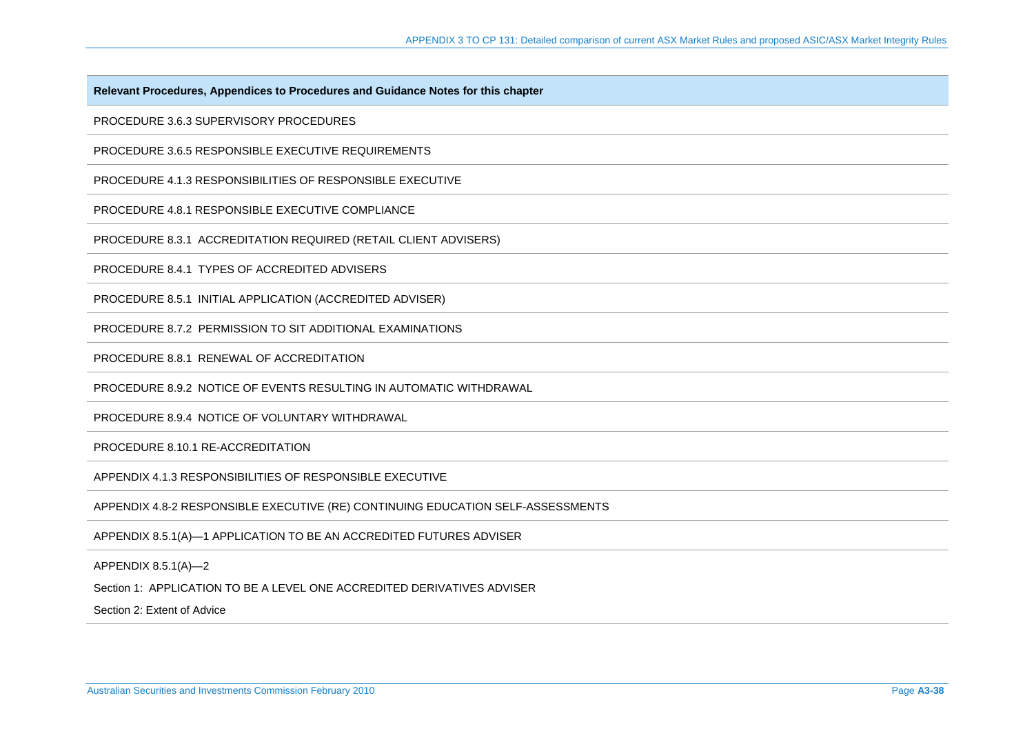| Relevant Procedures, Appendices to Procedures and Guidance Notes for this chapter |
|---|
| PROCEDURE 3.6.3 SUPERVISORY PROCEDURES |
| PROCEDURE 3.6.5 RESPONSIBLE EXECUTIVE REQUIREMENTS |
| PROCEDURE 4.1.3 RESPONSIBILITIES OF RESPONSIBLE EXECUTIVE |
| PROCEDURE 4.8.1 RESPONSIBLE EXECUTIVE COMPLIANCE |
| PROCEDURE 8.3.1 ACCREDITATION REQUIRED (RETAIL CLIENT ADVISERS) |
| PROCEDURE 8.4.1 TYPES OF ACCREDITED ADVISERS |
| PROCEDURE 8.5.1 INITIAL APPLICATION (ACCREDITED ADVISER) |
| PROCEDURE 8.7.2 PERMISSION TO SIT ADDITIONAL EXAMINATIONS |
| PROCEDURE 8.8.1 RENEWAL OF ACCREDITATION |
| PROCEDURE 8.9.2 NOTICE OF EVENTS RESULTING IN AUTOMATIC WITHDRAWAL |
| PROCEDURE 8.9.4 NOTICE OF VOLUNTARY WITHDRAWAL |
| PROCEDURE 8.10.1 RE-ACCREDITATION |
| APPENDIX 4.1.3 RESPONSIBILITIES OF RESPONSIBLE EXECUTIVE |
| APPENDIX 4.8-2 RESPONSIBLE EXECUTIVE (RE) CONTINUING EDUCATION SELF-ASSESSMENTS |
| APPENDIX 8.5.1(A)—1 APPLICATION TO BE AN ACCREDITED FUTURES ADVISER |
| APPENDIX 8.5.1(A)—2<br>Section 1: APPLICATION TO BE A LEVEL ONE ACCREDITED DERIVATIVES ADVISER<br>Section 2: Extent of Advice |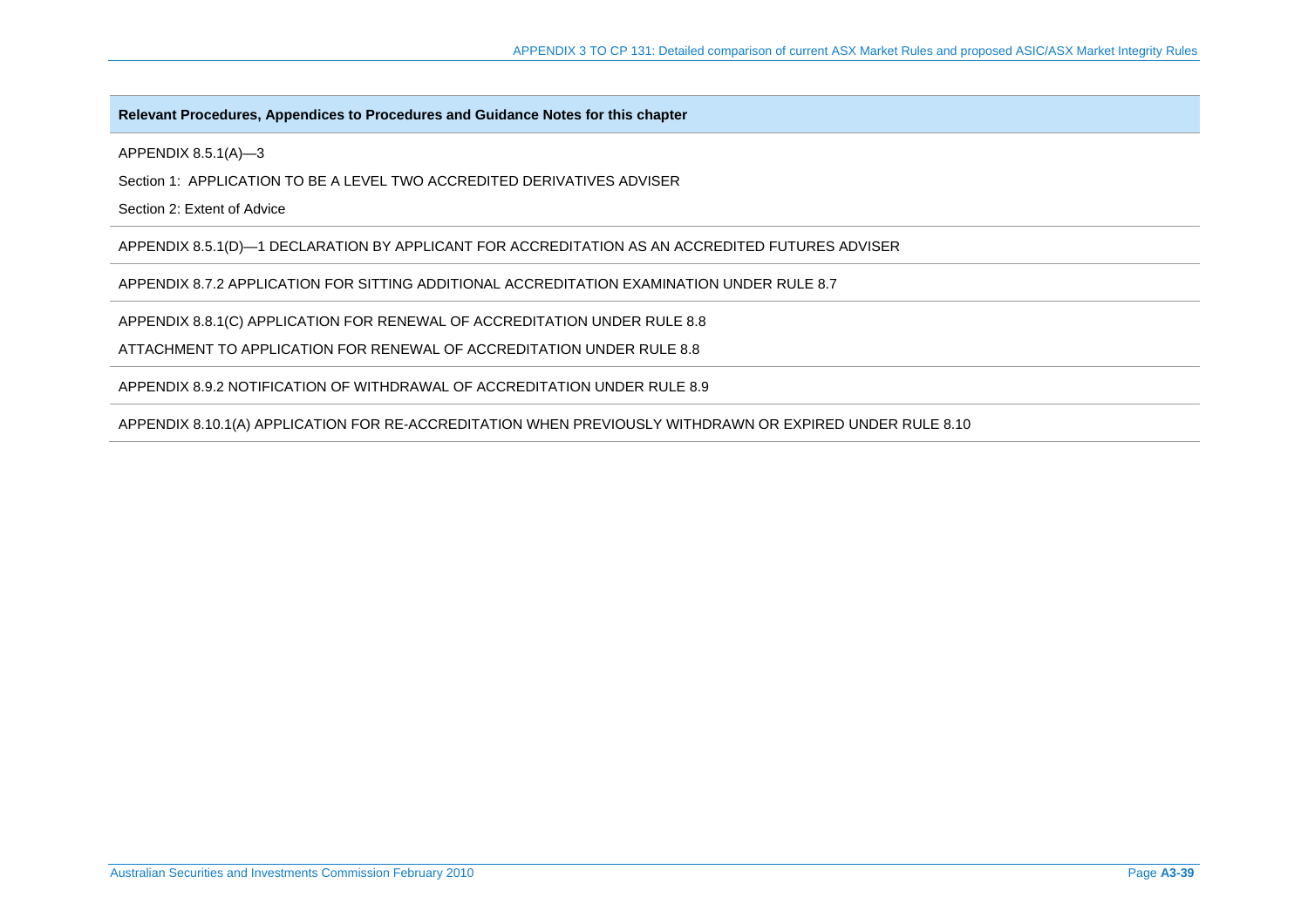| Relevant Procedures, Appendices to Procedures and Guidance Notes for this chapter |
|---|
| APPENDIX 8.5.1(A)—3<br><br>Section 1: APPLICATION TO BE A LEVEL TWO ACCREDITED DERIVATIVES ADVISER<br><br>Section 2: Extent of Advice |
| APPENDIX 8.5.1(D)—1 DECLARATION BY APPLICANT FOR ACCREDITATION AS AN ACCREDITED FUTURES ADVISER |
| APPENDIX 8.7.2 APPLICATION FOR SITTING ADDITIONAL ACCREDITATION EXAMINATION UNDER RULE 8.7 |
| APPENDIX 8.8.1(C) APPLICATION FOR RENEWAL OF ACCREDITATION UNDER RULE 8.8<br><br>ATTACHMENT TO APPLICATION FOR RENEWAL OF ACCREDITATION UNDER RULE 8.8 |
| APPENDIX 8.9.2 NOTIFICATION OF WITHDRAWAL OF ACCREDITATION UNDER RULE 8.9 |
| APPENDIX 8.10.1(A) APPLICATION FOR RE-ACCREDITATION WHEN PREVIOUSLY WITHDRAWN OR EXPIRED UNDER RULE 8.10 |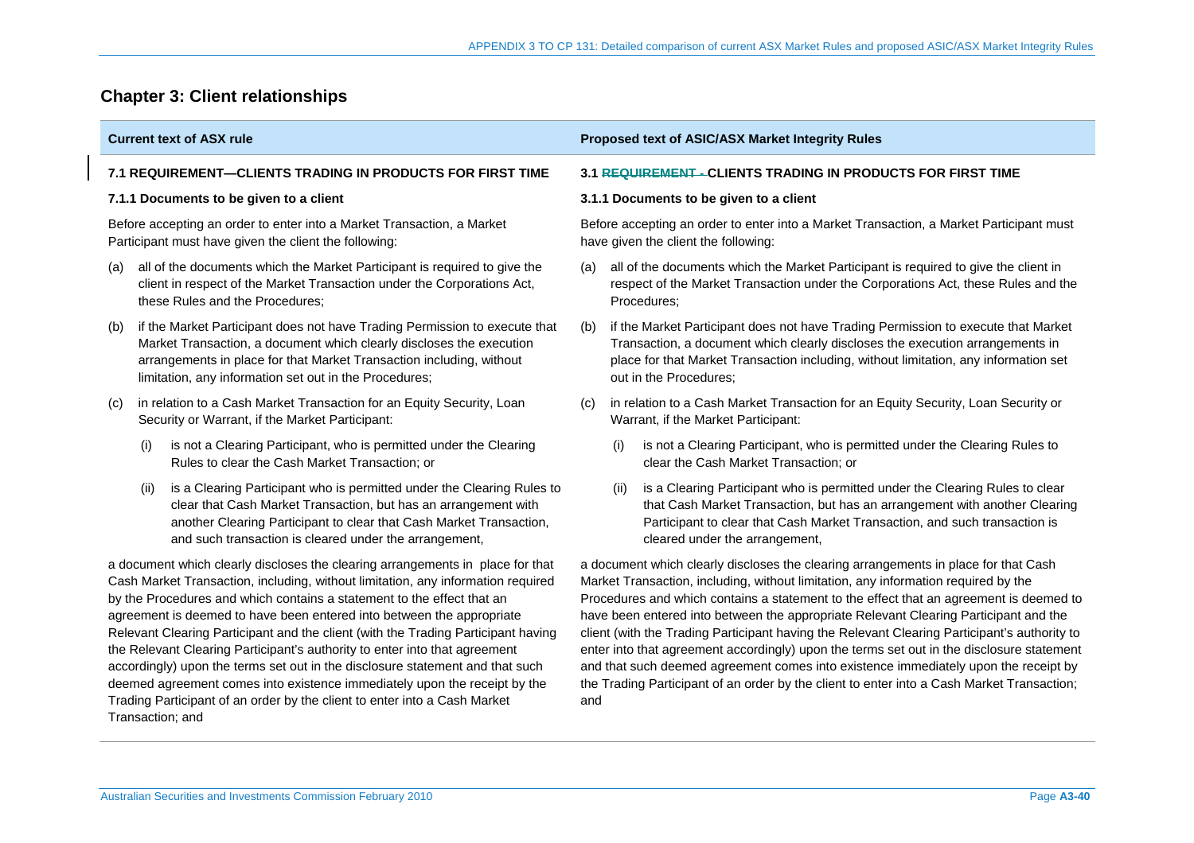## Chapter 3: Client relationships

| Current text of ASX rule | Proposed text of ASIC/ASX Market Integrity Rules |
|---|---|
| **7.1 REQUIREMENT—CLIENTS TRADING IN PRODUCTS FOR FIRST TIME** | **3.1 ~~REQUIREMENT -~~ CLIENTS TRADING IN PRODUCTS FOR FIRST TIME** |
| **7.1.1 Documents to be given to a client** | **3.1.1 Documents to be given to a client** |
| Before accepting an order to enter into a Market Transaction, a Market Participant must have given the client the following: | Before accepting an order to enter into a Market Transaction, a Market Participant must have given the client the following: |
| (a) all of the documents which the Market Participant is required to give the client in respect of the Market Transaction under the Corporations Act, these Rules and the Procedures; | (a) all of the documents which the Market Participant is required to give the client in respect of the Market Transaction under the Corporations Act, these Rules and the Procedures; |
| (b) if the Market Participant does not have Trading Permission to execute that Market Transaction, a document which clearly discloses the execution arrangements in place for that Market Transaction including, without limitation, any information set out in the Procedures; | (b) if the Market Participant does not have Trading Permission to execute that Market Transaction, a document which clearly discloses the execution arrangements in place for that Market Transaction including, without limitation, any information set out in the Procedures; |
| (c) in relation to a Cash Market Transaction for an Equity Security, Loan Security or Warrant, if the Market Participant: | (c) in relation to a Cash Market Transaction for an Equity Security, Loan Security or Warrant, if the Market Participant: |
| (i) is not a Clearing Participant, who is permitted under the Clearing Rules to clear the Cash Market Transaction; or | (i) is not a Clearing Participant, who is permitted under the Clearing Rules to clear the Cash Market Transaction; or |
| (ii) is a Clearing Participant who is permitted under the Clearing Rules to clear that Cash Market Transaction, but has an arrangement with another Clearing Participant to clear that Cash Market Transaction, and such transaction is cleared under the arrangement, | (ii) is a Clearing Participant who is permitted under the Clearing Rules to clear that Cash Market Transaction, but has an arrangement with another Clearing Participant to clear that Cash Market Transaction, and such transaction is cleared under the arrangement, |
| a document which clearly discloses the clearing arrangements in place for that Cash Market Transaction, including, without limitation, any information required by the Procedures and which contains a statement to the effect that an agreement is deemed to have been entered into between the appropriate Relevant Clearing Participant and the client (with the Trading Participant having the Relevant Clearing Participant's authority to enter into that agreement accordingly) upon the terms set out in the disclosure statement and that such deemed agreement comes into existence immediately upon the receipt by the Trading Participant of an order by the client to enter into a Cash Market Transaction; and | a document which clearly discloses the clearing arrangements in place for that Cash Market Transaction, including, without limitation, any information required by the Procedures and which contains a statement to the effect that an agreement is deemed to have been entered into between the appropriate Relevant Clearing Participant and the client (with the Trading Participant having the Relevant Clearing Participant's authority to enter into that agreement accordingly) upon the terms set out in the disclosure statement and that such deemed agreement comes into existence immediately upon the receipt by the Trading Participant of an order by the client to enter into a Cash Market Transaction; and |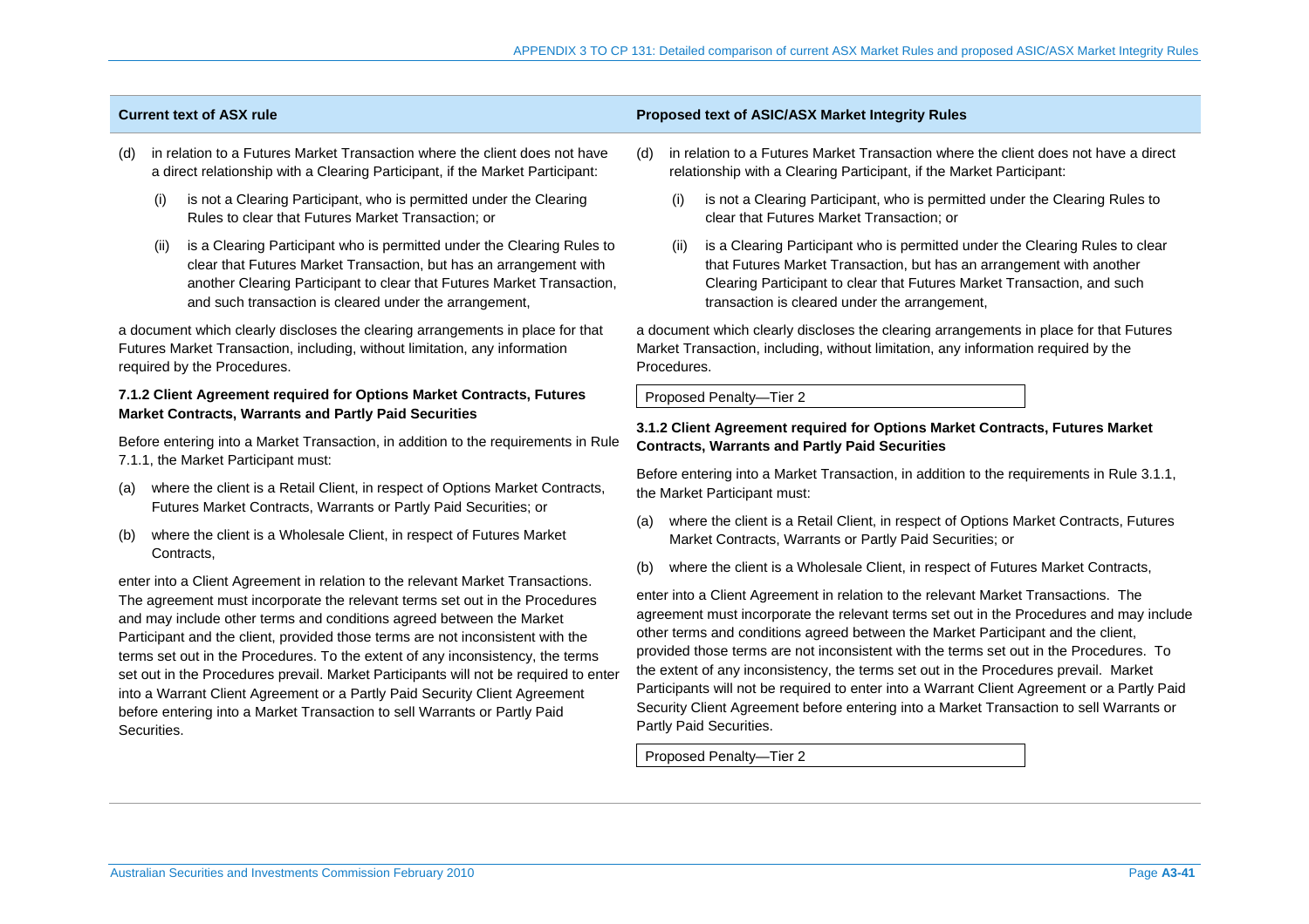| Current text of ASX rule | Proposed text of ASIC/ASX Market Integrity Rules |
|---|---|
| (d) in relation to a Futures Market Transaction where the client does not have a direct relationship with a Clearing Participant, if the Market Participant:<br>(i) is not a Clearing Participant, who is permitted under the Clearing Rules to clear that Futures Market Transaction; or<br>(ii) is a Clearing Participant who is permitted under the Clearing Rules to clear that Futures Market Transaction, but has an arrangement with another Clearing Participant to clear that Futures Market Transaction, and such transaction is cleared under the arrangement,<br><br>a document which clearly discloses the clearing arrangements in place for that Futures Market Transaction, including, without limitation, any information required by the Procedures. | (d) in relation to a Futures Market Transaction where the client does not have a direct relationship with a Clearing Participant, if the Market Participant:<br>(i) is not a Clearing Participant, who is permitted under the Clearing Rules to clear that Futures Market Transaction; or<br>(ii) is a Clearing Participant who is permitted under the Clearing Rules to clear that Futures Market Transaction, but has an arrangement with another Clearing Participant to clear that Futures Market Transaction, and such transaction is cleared under the arrangement,<br><br>a document which clearly discloses the clearing arrangements in place for that Futures Market Transaction, including, without limitation, any information required by the Procedures.<br><br>Proposed Penalty—Tier 2 |
| **7.1.2 Client Agreement required for Options Market Contracts, Futures Market Contracts, Warrants and Partly Paid Securities**<br><br>Before entering into a Market Transaction, in addition to the requirements in Rule 7.1.1, the Market Participant must:<br>(a) where the client is a Retail Client, in respect of Options Market Contracts, Futures Market Contracts, Warrants or Partly Paid Securities; or<br>(b) where the client is a Wholesale Client, in respect of Futures Market Contracts,<br><br>enter into a Client Agreement in relation to the relevant Market Transactions. The agreement must incorporate the relevant terms set out in the Procedures and may include other terms and conditions agreed between the Market Participant and the client, provided those terms are not inconsistent with the terms set out in the Procedures. To the extent of any inconsistency, the terms set out in the Procedures prevail. Market Participants will not be required to enter into a Warrant Client Agreement or a Partly Paid Security Client Agreement before entering into a Market Transaction to sell Warrants or Partly Paid Securities. | **3.1.2 Client Agreement required for Options Market Contracts, Futures Market Contracts, Warrants and Partly Paid Securities**<br><br>Before entering into a Market Transaction, in addition to the requirements in Rule 3.1.1, the Market Participant must:<br>(a) where the client is a Retail Client, in respect of Options Market Contracts, Futures Market Contracts, Warrants or Partly Paid Securities; or<br>(b) where the client is a Wholesale Client, in respect of Futures Market Contracts,<br><br>enter into a Client Agreement in relation to the relevant Market Transactions. The agreement must incorporate the relevant terms set out in the Procedures and may include other terms and conditions agreed between the Market Participant and the client, provided those terms are not inconsistent with the terms set out in the Procedures. To the extent of any inconsistency, the terms set out in the Procedures prevail. Market Participants will not be required to enter into a Warrant Client Agreement or a Partly Paid Security Client Agreement before entering into a Market Transaction to sell Warrants or Partly Paid Securities.<br><br>Proposed Penalty—Tier 2 |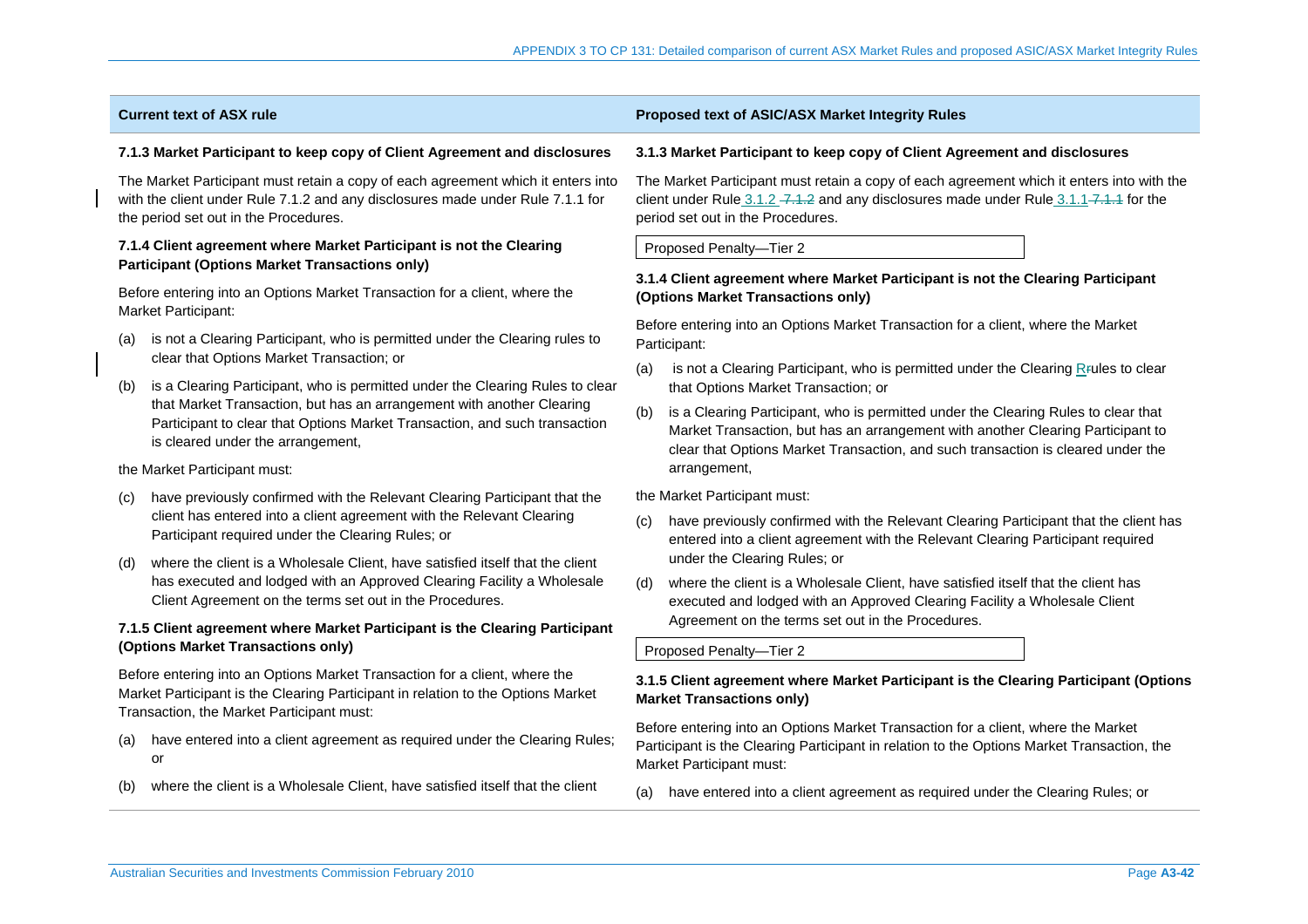| Current text of ASX rule | Proposed text of ASIC/ASX Market Integrity Rules |
|---|---|
| **7.1.3 Market Participant to keep copy of Client Agreement and disclosures**<br><br>The Market Participant must retain a copy of each agreement which it enters into with the client under Rule 7.1.2 and any disclosures made under Rule 7.1.1 for the period set out in the Procedures. | **3.1.3 Market Participant to keep copy of Client Agreement and disclosures**<br><br>The Market Participant must retain a copy of each agreement which it enters into with the client under Rule 3.1.2 ~~7.1.2~~ and any disclosures made under Rule 3.1.1 ~~7.1.1~~ for the period set out in the Procedures.<br><br>Proposed Penalty—Tier 2 |
| **7.1.4 Client agreement where Market Participant is not the Clearing Participant (Options Market Transactions only)**<br><br>Before entering into an Options Market Transaction for a client, where the Market Participant:<br><br>(a) is not a Clearing Participant, who is permitted under the Clearing rules to clear that Options Market Transaction; or<br><br>(b) is a Clearing Participant, who is permitted under the Clearing Rules to clear that Market Transaction, but has an arrangement with another Clearing Participant to clear that Options Market Transaction, and such transaction is cleared under the arrangement,<br><br>the Market Participant must:<br><br>(c) have previously confirmed with the Relevant Clearing Participant that the client has entered into a client agreement with the Relevant Clearing Participant required under the Clearing Rules; or<br><br>(d) where the client is a Wholesale Client, have satisfied itself that the client has executed and lodged with an Approved Clearing Facility a Wholesale Client Agreement on the terms set out in the Procedures. | **3.1.4 Client agreement where Market Participant is not the Clearing Participant (Options Market Transactions only)**<br><br>Before entering into an Options Market Transaction for a client, where the Market Participant:<br><br>(a) is not a Clearing Participant, who is permitted under the Clearing R~~r~~ules to clear that Options Market Transaction; or<br><br>(b) is a Clearing Participant, who is permitted under the Clearing Rules to clear that Market Transaction, but has an arrangement with another Clearing Participant to clear that Options Market Transaction, and such transaction is cleared under the arrangement,<br><br>the Market Participant must:<br><br>(c) have previously confirmed with the Relevant Clearing Participant that the client has entered into a client agreement with the Relevant Clearing Participant required under the Clearing Rules; or<br><br>(d) where the client is a Wholesale Client, have satisfied itself that the client has executed and lodged with an Approved Clearing Facility a Wholesale Client Agreement on the terms set out in the Procedures.<br><br>Proposed Penalty—Tier 2 |
| **7.1.5 Client agreement where Market Participant is the Clearing Participant (Options Market Transactions only)**<br><br>Before entering into an Options Market Transaction for a client, where the Market Participant is the Clearing Participant in relation to the Options Market Transaction, the Market Participant must:<br><br>(a) have entered into a client agreement as required under the Clearing Rules; or<br><br>(b) where the client is a Wholesale Client, have satisfied itself that the client | **3.1.5 Client agreement where Market Participant is the Clearing Participant (Options Market Transactions only)**<br><br>Before entering into an Options Market Transaction for a client, where the Market Participant is the Clearing Participant in relation to the Options Market Transaction, the Market Participant must:<br><br>(a) have entered into a client agreement as required under the Clearing Rules; or |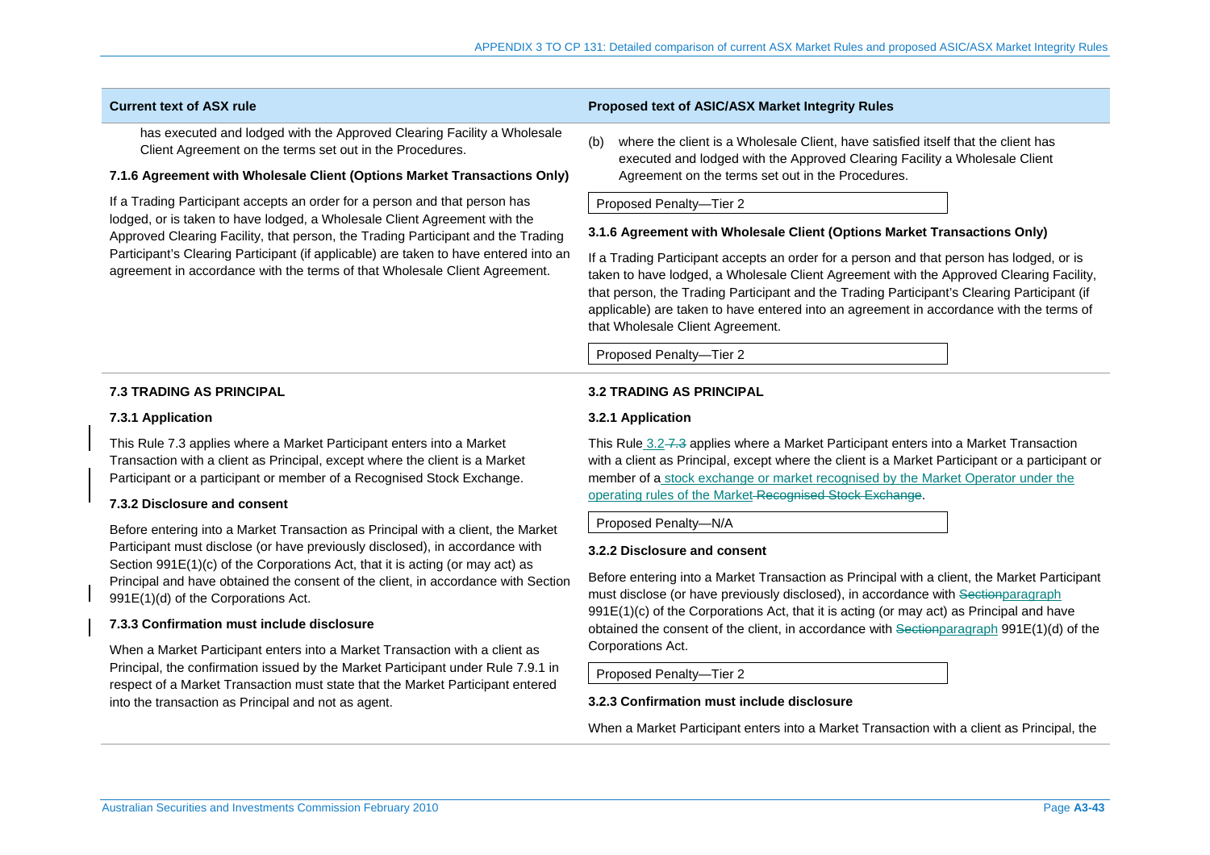| Current text of ASX rule | Proposed text of ASIC/ASX Market Integrity Rules |
|---|---|
| has executed and lodged with the Approved Clearing Facility a Wholesale Client Agreement on the terms set out in the Procedures.<br><br>**7.1.6 Agreement with Wholesale Client (Options Market Transactions Only)**<br><br>If a Trading Participant accepts an order for a person and that person has lodged, or is taken to have lodged, a Wholesale Client Agreement with the Approved Clearing Facility, that person, the Trading Participant and the Trading Participant's Clearing Participant (if applicable) are taken to have entered into an agreement in accordance with the terms of that Wholesale Client Agreement. | (b) where the client is a Wholesale Client, have satisfied itself that the client has executed and lodged with the Approved Clearing Facility a Wholesale Client Agreement on the terms set out in the Procedures.<br><br>Proposed Penalty—Tier 2<br><br>**3.1.6 Agreement with Wholesale Client (Options Market Transactions Only)**<br><br>If a Trading Participant accepts an order for a person and that person has lodged, or is taken to have lodged, a Wholesale Client Agreement with the Approved Clearing Facility, that person, the Trading Participant and the Trading Participant's Clearing Participant (if applicable) are taken to have entered into an agreement in accordance with the terms of that Wholesale Client Agreement.<br><br>Proposed Penalty—Tier 2 |
| **7.3 TRADING AS PRINCIPAL**<br><br>**7.3.1 Application**<br><br>This Rule 7.3 applies where a Market Participant enters into a Market Transaction with a client as Principal, except where the client is a Market Participant or a participant or member of a Recognised Stock Exchange.<br><br>**7.3.2 Disclosure and consent**<br><br>Before entering into a Market Transaction as Principal with a client, the Market Participant must disclose (or have previously disclosed), in accordance with Section 991E(1)(c) of the Corporations Act, that it is acting (or may act) as Principal and have obtained the consent of the client, in accordance with Section 991E(1)(d) of the Corporations Act.<br><br>**7.3.3 Confirmation must include disclosure**<br><br>When a Market Participant enters into a Market Transaction with a client as Principal, the confirmation issued by the Market Participant under Rule 7.9.1 in respect of a Market Transaction must state that the Market Participant entered into the transaction as Principal and not as agent. | **3.2 TRADING AS PRINCIPAL**<br><br>**3.2.1 Application**<br><br>This Rule 3.2 ~~7.3~~ applies where a Market Participant enters into a Market Transaction with a client as Principal, except where the client is a Market Participant or a participant or member of a stock exchange or market recognised by the Market Operator under the operating rules of the Market ~~Recognised Stock Exchange~~.<br><br>Proposed Penalty—N/A<br><br>**3.2.2 Disclosure and consent**<br><br>Before entering into a Market Transaction as Principal with a client, the Market Participant must disclose (or have previously disclosed), in accordance with ~~Section~~paragraph 991E(1)(c) of the Corporations Act, that it is acting (or may act) as Principal and have obtained the consent of the client, in accordance with ~~Section~~paragraph 991E(1)(d) of the Corporations Act.<br><br>Proposed Penalty—Tier 2<br><br>**3.2.3 Confirmation must include disclosure**<br><br>When a Market Participant enters into a Market Transaction with a client as Principal, the |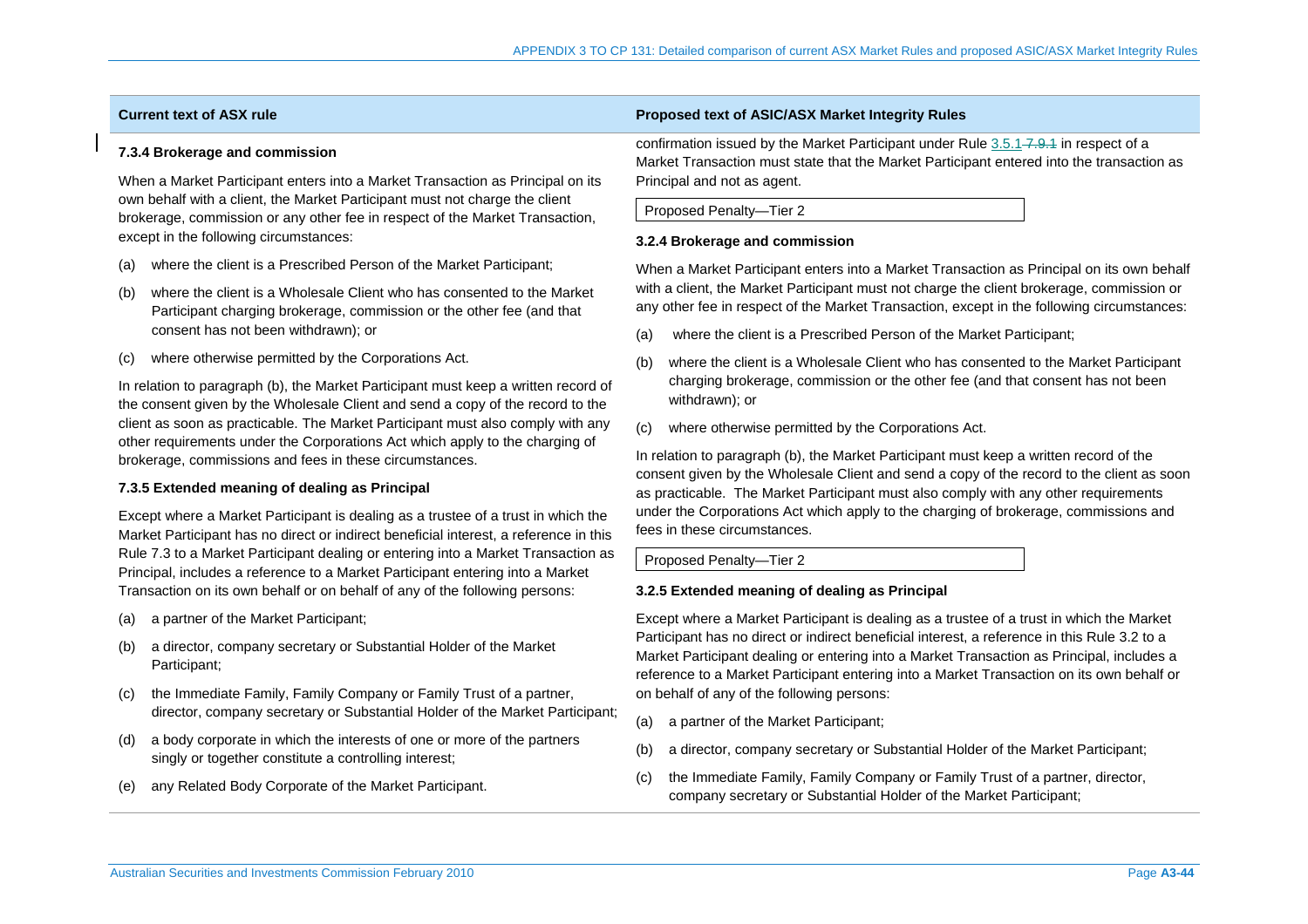| Current text of ASX rule | Proposed text of ASIC/ASX Market Integrity Rules |
|---|---|
| **7.3.4 Brokerage and commission**<br><br>When a Market Participant enters into a Market Transaction as Principal on its own behalf with a client, the Market Participant must not charge the client brokerage, commission or any other fee in respect of the Market Transaction, except in the following circumstances:<br><br>(a) where the client is a Prescribed Person of the Market Participant;<br><br>(b) where the client is a Wholesale Client who has consented to the Market Participant charging brokerage, commission or the other fee (and that consent has not been withdrawn); or<br><br>(c) where otherwise permitted by the Corporations Act.<br><br>In relation to paragraph (b), the Market Participant must keep a written record of the consent given by the Wholesale Client and send a copy of the record to the client as soon as practicable. The Market Participant must also comply with any other requirements under the Corporations Act which apply to the charging of brokerage, commissions and fees in these circumstances.<br><br>**7.3.5 Extended meaning of dealing as Principal**<br><br>Except where a Market Participant is dealing as a trustee of a trust in which the Market Participant has no direct or indirect beneficial interest, a reference in this Rule 7.3 to a Market Participant dealing or entering into a Market Transaction as Principal, includes a reference to a Market Participant entering into a Market Transaction on its own behalf or on behalf of any of the following persons:<br><br>(a) a partner of the Market Participant;<br><br>(b) a director, company secretary or Substantial Holder of the Market Participant;<br><br>(c) the Immediate Family, Family Company or Family Trust of a partner, director, company secretary or Substantial Holder of the Market Participant;<br><br>(d) a body corporate in which the interests of one or more of the partners singly or together constitute a controlling interest;<br><br>(e) any Related Body Corporate of the Market Participant. | confirmation issued by the Market Participant under Rule 3.5.1 ~~7.9.1~~ in respect of a Market Transaction must state that the Market Participant entered into the transaction as Principal and not as agent.<br><br>Proposed Penalty—Tier 2<br><br>**3.2.4 Brokerage and commission**<br><br>When a Market Participant enters into a Market Transaction as Principal on its own behalf with a client, the Market Participant must not charge the client brokerage, commission or any other fee in respect of the Market Transaction, except in the following circumstances:<br><br>(a) where the client is a Prescribed Person of the Market Participant;<br><br>(b) where the client is a Wholesale Client who has consented to the Market Participant charging brokerage, commission or the other fee (and that consent has not been withdrawn); or<br><br>(c) where otherwise permitted by the Corporations Act.<br><br>In relation to paragraph (b), the Market Participant must keep a written record of the consent given by the Wholesale Client and send a copy of the record to the client as soon as practicable. The Market Participant must also comply with any other requirements under the Corporations Act which apply to the charging of brokerage, commissions and fees in these circumstances.<br><br>Proposed Penalty—Tier 2<br><br>**3.2.5 Extended meaning of dealing as Principal**<br><br>Except where a Market Participant is dealing as a trustee of a trust in which the Market Participant has no direct or indirect beneficial interest, a reference in this Rule 3.2 to a Market Participant dealing or entering into a Market Transaction as Principal, includes a reference to a Market Participant entering into a Market Transaction on its own behalf or on behalf of any of the following persons:<br><br>(a) a partner of the Market Participant;<br><br>(b) a director, company secretary or Substantial Holder of the Market Participant;<br><br>(c) the Immediate Family, Family Company or Family Trust of a partner, director, company secretary or Substantial Holder of the Market Participant; |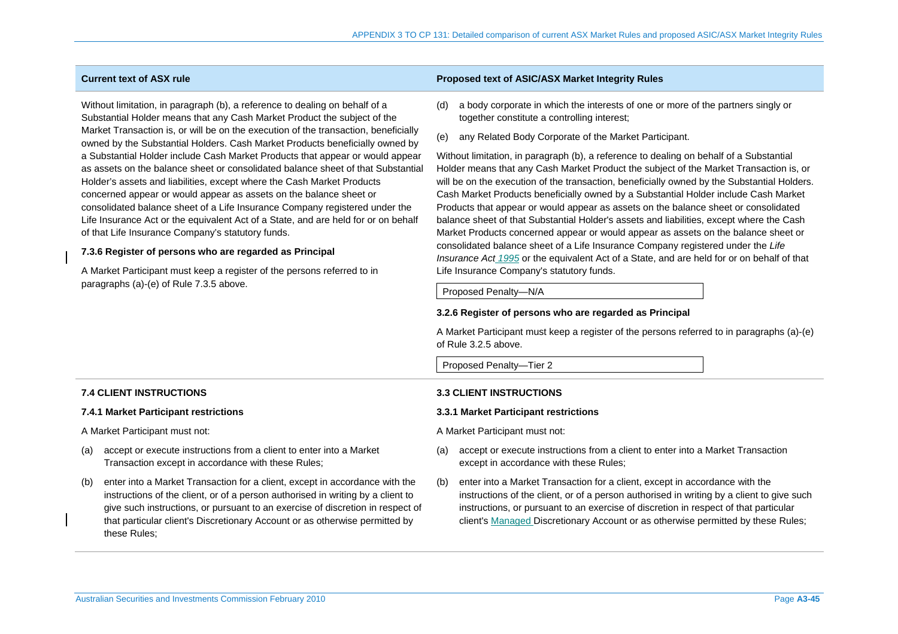| Current text of ASX rule | Proposed text of ASIC/ASX Market Integrity Rules |
| --- | --- |
| Without limitation, in paragraph (b), a reference to dealing on behalf of a Substantial Holder means that any Cash Market Product the subject of the Market Transaction is, or will be on the execution of the transaction, beneficially owned by the Substantial Holders. Cash Market Products beneficially owned by a Substantial Holder include Cash Market Products that appear or would appear as assets on the balance sheet or consolidated balance sheet of that Substantial Holder's assets and liabilities, except where the Cash Market Products concerned appear or would appear as assets on the balance sheet or consolidated balance sheet of a Life Insurance Company registered under the Life Insurance Act or the equivalent Act of a State, and are held for or on behalf of that Life Insurance Company's statutory funds.<br><br>**7.3.6 Register of persons who are regarded as Principal**<br><br>A Market Participant must keep a register of the persons referred to in paragraphs (a)-(e) of Rule 7.3.5 above. | (d) a body corporate in which the interests of one or more of the partners singly or together constitute a controlling interest;<br><br>(e) any Related Body Corporate of the Market Participant.<br><br>Without limitation, in paragraph (b), a reference to dealing on behalf of a Substantial Holder means that any Cash Market Product the subject of the Market Transaction is, or will be on the execution of the transaction, beneficially owned by the Substantial Holders. Cash Market Products beneficially owned by a Substantial Holder include Cash Market Products that appear or would appear as assets on the balance sheet or consolidated balance sheet of that Substantial Holder's assets and liabilities, except where the Cash Market Products concerned appear or would appear as assets on the balance sheet or consolidated balance sheet of a Life Insurance Company registered under the *Life Insurance Act 1995* or the equivalent Act of a State, and are held for or on behalf of that Life Insurance Company's statutory funds.<br><br>Proposed Penalty—N/A<br><br>**3.2.6 Register of persons who are regarded as Principal**<br><br>A Market Participant must keep a register of the persons referred to in paragraphs (a)-(e) of Rule 3.2.5 above.<br><br>Proposed Penalty—Tier 2 |
| **7.4 CLIENT INSTRUCTIONS**<br><br>**7.4.1 Market Participant restrictions**<br><br>A Market Participant must not:<br><br>(a) accept or execute instructions from a client to enter into a Market Transaction except in accordance with these Rules;<br><br>(b) enter into a Market Transaction for a client, except in accordance with the instructions of the client, or of a person authorised in writing by a client to give such instructions, or pursuant to an exercise of discretion in respect of that particular client's Discretionary Account or as otherwise permitted by these Rules; | **3.3 CLIENT INSTRUCTIONS**<br><br>**3.3.1 Market Participant restrictions**<br><br>A Market Participant must not:<br><br>(a) accept or execute instructions from a client to enter into a Market Transaction except in accordance with these Rules;<br><br>(b) enter into a Market Transaction for a client, except in accordance with the instructions of the client, or of a person authorised in writing by a client to give such instructions, or pursuant to an exercise of discretion in respect of that particular client's Managed Discretionary Account or as otherwise permitted by these Rules; |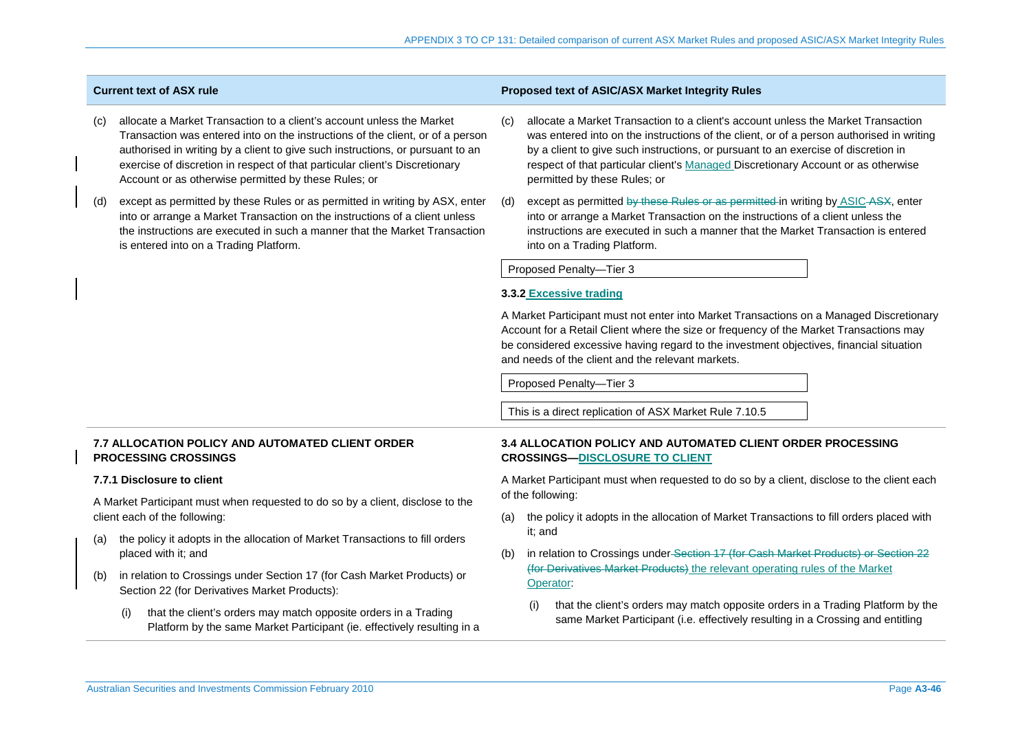| Current text of ASX rule | Proposed text of ASIC/ASX Market Integrity Rules |
|---|---|
| (c) allocate a Market Transaction to a client's account unless the Market Transaction was entered into on the instructions of the client, or of a person authorised in writing by a client to give such instructions, or pursuant to an exercise of discretion in respect of that particular client's Discretionary Account or as otherwise permitted by these Rules; or | (c) allocate a Market Transaction to a client's account unless the Market Transaction was entered into on the instructions of the client, or of a person authorised in writing by a client to give such instructions, or pursuant to an exercise of discretion in respect of that particular client's Managed Discretionary Account or as otherwise permitted by these Rules; or |
| (d) except as permitted by these Rules or as permitted in writing by ASX, enter into or arrange a Market Transaction on the instructions of a client unless the instructions are executed in such a manner that the Market Transaction is entered into on a Trading Platform. | (d) except as permitted ~~by these Rules or as permitted~~ in writing by ASIC ~~ASX~~, enter into or arrange a Market Transaction on the instructions of a client unless the instructions are executed in such a manner that the Market Transaction is entered into on a Trading Platform.<br><br>Proposed Penalty—Tier 3<br><br>**3.3.2 Excessive trading**<br><br>A Market Participant must not enter into Market Transactions on a Managed Discretionary Account for a Retail Client where the size or frequency of the Market Transactions may be considered excessive having regard to the investment objectives, financial situation and needs of the client and the relevant markets.<br><br>Proposed Penalty—Tier 3<br><br>This is a direct replication of ASX Market Rule 7.10.5 |
| **7.7 ALLOCATION POLICY AND AUTOMATED CLIENT ORDER PROCESSING CROSSINGS**<br><br>**7.7.1 Disclosure to client**<br><br>A Market Participant must when requested to do so by a client, disclose to the client each of the following:<br><br>(a) the policy it adopts in the allocation of Market Transactions to fill orders placed with it; and<br><br>(b) in relation to Crossings under Section 17 (for Cash Market Products) or Section 22 (for Derivatives Market Products):<br><br>(i) that the client's orders may match opposite orders in a Trading Platform by the same Market Participant (ie. effectively resulting in a | **3.4 ALLOCATION POLICY AND AUTOMATED CLIENT ORDER PROCESSING CROSSINGS—DISCLOSURE TO CLIENT**<br><br>A Market Participant must when requested to do so by a client, disclose to the client each of the following:<br><br>(a) the policy it adopts in the allocation of Market Transactions to fill orders placed with it; and<br><br>(b) in relation to Crossings under ~~Section 17 (for Cash Market Products) or Section 22 (for Derivatives Market Products)~~ the relevant operating rules of the Market Operator:<br><br>(i) that the client's orders may match opposite orders in a Trading Platform by the same Market Participant (i.e. effectively resulting in a Crossing and entitling |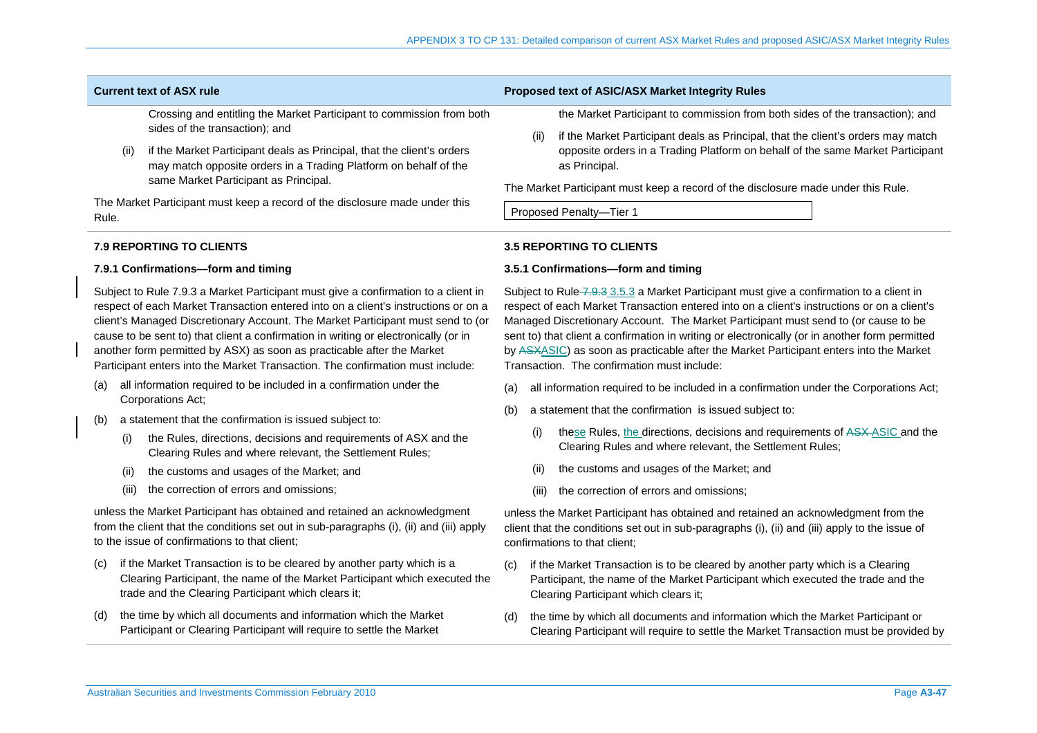| Current text of ASX rule | Proposed text of ASIC/ASX Market Integrity Rules |
|---|---|
| Crossing and entitling the Market Participant to commission from both sides of the transaction); and<br><br>(ii) if the Market Participant deals as Principal, that the client's orders may match opposite orders in a Trading Platform on behalf of the same Market Participant as Principal.<br><br>The Market Participant must keep a record of the disclosure made under this Rule. | the Market Participant to commission from both sides of the transaction); and<br><br>(ii) if the Market Participant deals as Principal, that the client's orders may match opposite orders in a Trading Platform on behalf of the same Market Participant as Principal.<br><br>The Market Participant must keep a record of the disclosure made under this Rule.<br><br>Proposed Penalty—Tier 1 |
| **7.9 REPORTING TO CLIENTS**<br><br>**7.9.1 Confirmations—form and timing**<br><br>Subject to Rule 7.9.3 a Market Participant must give a confirmation to a client in respect of each Market Transaction entered into on a client's instructions or on a client's Managed Discretionary Account. The Market Participant must send to (or cause to be sent to) that client a confirmation in writing or electronically (or in another form permitted by ASX) as soon as practicable after the Market Participant enters into the Market Transaction. The confirmation must include:<br><br>(a) all information required to be included in a confirmation under the Corporations Act;<br><br>(b) a statement that the confirmation is issued subject to:<br><br>(i) the Rules, directions, decisions and requirements of ASX and the Clearing Rules and where relevant, the Settlement Rules;<br><br>(ii) the customs and usages of the Market; and<br><br>(iii) the correction of errors and omissions;<br><br>unless the Market Participant has obtained and retained an acknowledgment from the client that the conditions set out in sub-paragraphs (i), (ii) and (iii) apply to the issue of confirmations to that client;<br><br>(c) if the Market Transaction is to be cleared by another party which is a Clearing Participant, the name of the Market Participant which executed the trade and the Clearing Participant which clears it;<br><br>(d) the time by which all documents and information which the Market Participant or Clearing Participant will require to settle the Market | **3.5 REPORTING TO CLIENTS**<br><br>**3.5.1 Confirmations—form and timing**<br><br>Subject to Rule ~~7.9.3~~ 3.5.3 a Market Participant must give a confirmation to a client in respect of each Market Transaction entered into on a client's instructions or on a client's Managed Discretionary Account. The Market Participant must send to (or cause to be sent to) that client a confirmation in writing or electronically (or in another form permitted by ~~ASX~~ASIC) as soon as practicable after the Market Participant enters into the Market Transaction. The confirmation must include:<br><br>(a) all information required to be included in a confirmation under the Corporations Act;<br><br>(b) a statement that the confirmation is issued subject to:<br><br>(i) these Rules, the directions, decisions and requirements of ~~ASX~~ ASIC and the Clearing Rules and where relevant, the Settlement Rules;<br><br>(ii) the customs and usages of the Market; and<br><br>(iii) the correction of errors and omissions;<br><br>unless the Market Participant has obtained and retained an acknowledgment from the client that the conditions set out in sub-paragraphs (i), (ii) and (iii) apply to the issue of confirmations to that client;<br><br>(c) if the Market Transaction is to be cleared by another party which is a Clearing Participant, the name of the Market Participant which executed the trade and the Clearing Participant which clears it;<br><br>(d) the time by which all documents and information which the Market Participant or Clearing Participant will require to settle the Market Transaction must be provided by |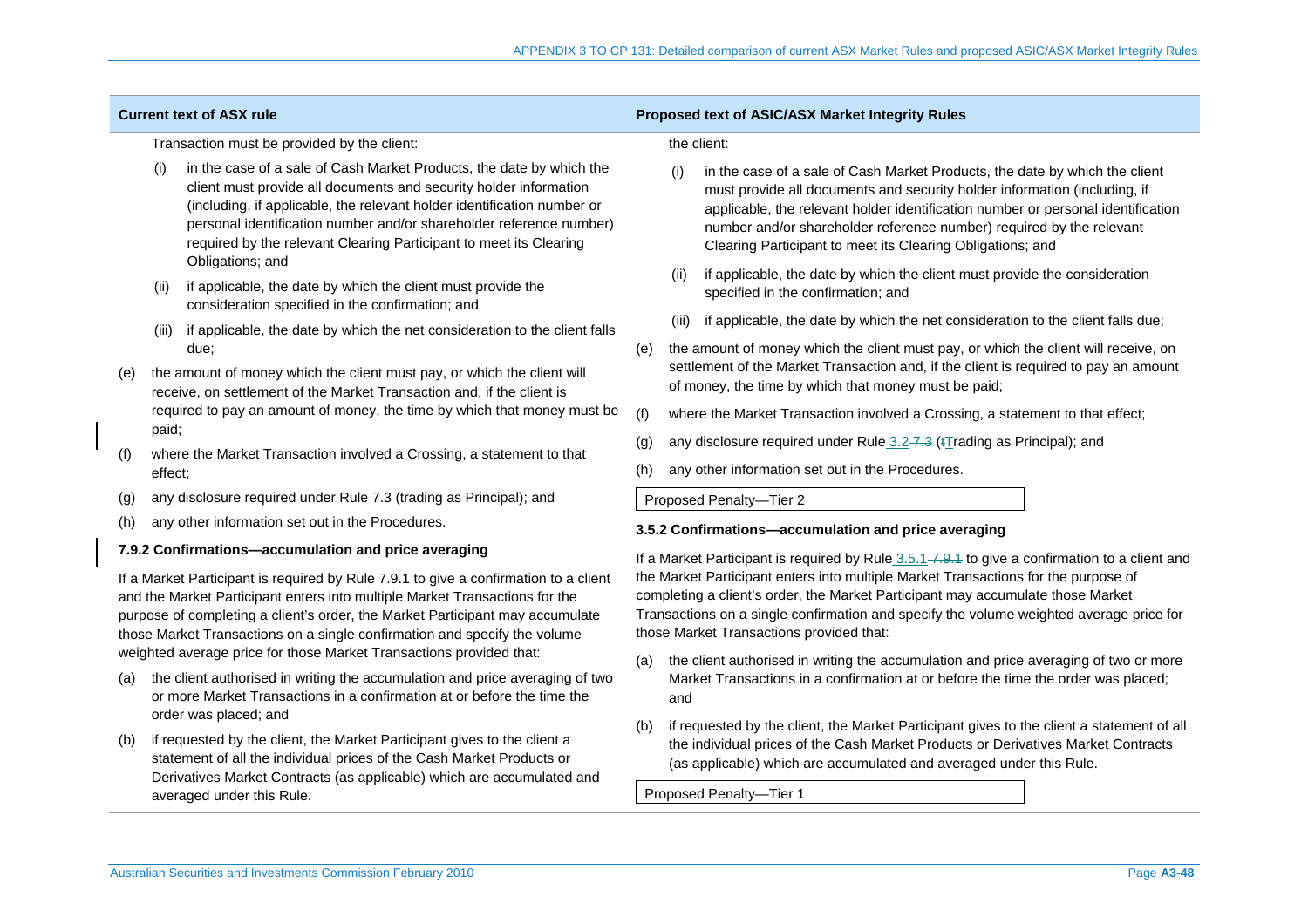| Current text of ASX rule | Proposed text of ASIC/ASX Market Integrity Rules |
|---|---|
| Transaction must be provided by the client:<br>(i) in the case of a sale of Cash Market Products, the date by which the client must provide all documents and security holder information (including, if applicable, the relevant holder identification number or personal identification number and/or shareholder reference number) required by the relevant Clearing Participant to meet its Clearing Obligations; and<br>(ii) if applicable, the date by which the client must provide the consideration specified in the confirmation; and<br>(iii) if applicable, the date by which the net consideration to the client falls due;<br>(e) the amount of money which the client must pay, or which the client will receive, on settlement of the Market Transaction and, if the client is required to pay an amount of money, the time by which that money must be paid;<br>(f) where the Market Transaction involved a Crossing, a statement to that effect;<br>(g) any disclosure required under Rule 7.3 (trading as Principal); and<br>(h) any other information set out in the Procedures.<br>**7.9.2 Confirmations—accumulation and price averaging**<br>If a Market Participant is required by Rule 7.9.1 to give a confirmation to a client and the Market Participant enters into multiple Market Transactions for the purpose of completing a client's order, the Market Participant may accumulate those Market Transactions on a single confirmation and specify the volume weighted average price for those Market Transactions provided that:<br>(a) the client authorised in writing the accumulation and price averaging of two or more Market Transactions in a confirmation at or before the time the order was placed; and<br>(b) if requested by the client, the Market Participant gives to the client a statement of all the individual prices of the Cash Market Products or Derivatives Market Contracts (as applicable) which are accumulated and averaged under this Rule. | the client:<br>(i) in the case of a sale of Cash Market Products, the date by which the client must provide all documents and security holder information (including, if applicable, the relevant holder identification number or personal identification number and/or shareholder reference number) required by the relevant Clearing Participant to meet its Clearing Obligations; and<br>(ii) if applicable, the date by which the client must provide the consideration specified in the confirmation; and<br>(iii) if applicable, the date by which the net consideration to the client falls due;<br>(e) the amount of money which the client must pay, or which the client will receive, on settlement of the Market Transaction and, if the client is required to pay an amount of money, the time by which that money must be paid;<br>(f) where the Market Transaction involved a Crossing, a statement to that effect;<br>(g) any disclosure required under Rule 3.2 ~~7.3~~ (~~t~~Trading as Principal); and<br>(h) any other information set out in the Procedures.<br>Proposed Penalty—Tier 2<br>**3.5.2 Confirmations—accumulation and price averaging**<br>If a Market Participant is required by Rule 3.5.1 ~~7.9.1~~ to give a confirmation to a client and the Market Participant enters into multiple Market Transactions for the purpose of completing a client's order, the Market Participant may accumulate those Market Transactions on a single confirmation and specify the volume weighted average price for those Market Transactions provided that:<br>(a) the client authorised in writing the accumulation and price averaging of two or more Market Transactions in a confirmation at or before the time the order was placed; and<br>(b) if requested by the client, the Market Participant gives to the client a statement of all the individual prices of the Cash Market Products or Derivatives Market Contracts (as applicable) which are accumulated and averaged under this Rule.<br>Proposed Penalty—Tier 1 |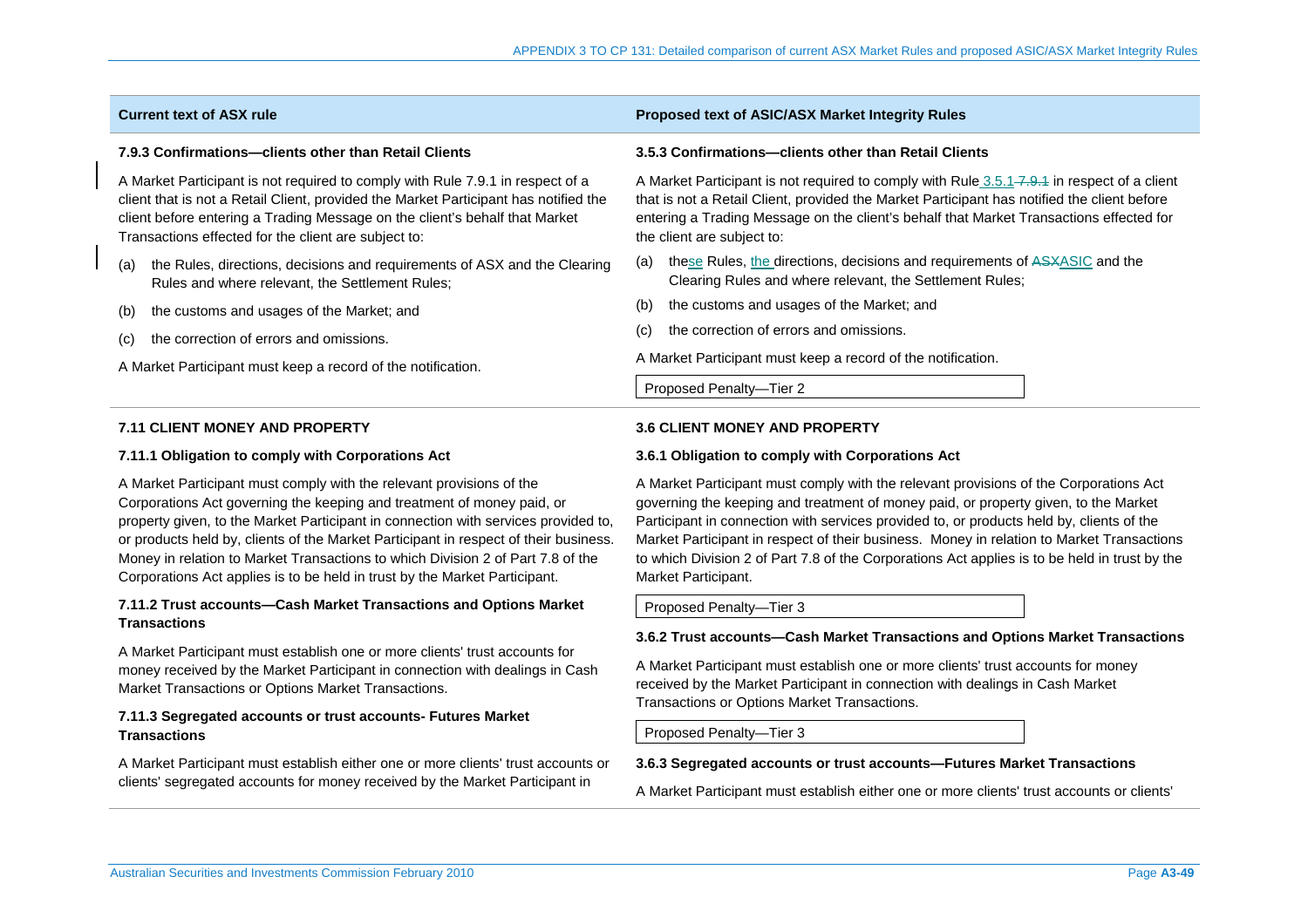| Current text of ASX rule | Proposed text of ASIC/ASX Market Integrity Rules |
|---|---|
| **7.9.3 Confirmations—clients other than Retail Clients**<br><br>A Market Participant is not required to comply with Rule 7.9.1 in respect of a client that is not a Retail Client, provided the Market Participant has notified the client before entering a Trading Message on the client's behalf that Market Transactions effected for the client are subject to:<br><br>(a) the Rules, directions, decisions and requirements of ASX and the Clearing Rules and where relevant, the Settlement Rules;<br><br>(b) the customs and usages of the Market; and<br><br>(c) the correction of errors and omissions.<br><br>A Market Participant must keep a record of the notification. | **3.5.3 Confirmations—clients other than Retail Clients**<br><br>A Market Participant is not required to comply with Rule 3.5.1 ~~7.9.1~~ in respect of a client that is not a Retail Client, provided the Market Participant has notified the client before entering a Trading Message on the client's behalf that Market Transactions effected for the client are subject to:<br><br>(a) these Rules, the directions, decisions and requirements of ~~ASX~~ASIC and the Clearing Rules and where relevant, the Settlement Rules;<br><br>(b) the customs and usages of the Market; and<br><br>(c) the correction of errors and omissions.<br><br>A Market Participant must keep a record of the notification.<br><br>Proposed Penalty—Tier 2 |
| **7.11 CLIENT MONEY AND PROPERTY**<br><br>**7.11.1 Obligation to comply with Corporations Act**<br><br>A Market Participant must comply with the relevant provisions of the Corporations Act governing the keeping and treatment of money paid, or property given, to the Market Participant in connection with services provided to, or products held by, clients of the Market Participant in respect of their business. Money in relation to Market Transactions to which Division 2 of Part 7.8 of the Corporations Act applies is to be held in trust by the Market Participant.<br><br>**7.11.2 Trust accounts—Cash Market Transactions and Options Market Transactions**<br><br>A Market Participant must establish one or more clients' trust accounts for money received by the Market Participant in connection with dealings in Cash Market Transactions or Options Market Transactions.<br><br>**7.11.3 Segregated accounts or trust accounts- Futures Market Transactions**<br><br>A Market Participant must establish either one or more clients' trust accounts or clients' segregated accounts for money received by the Market Participant in | **3.6 CLIENT MONEY AND PROPERTY**<br><br>**3.6.1 Obligation to comply with Corporations Act**<br><br>A Market Participant must comply with the relevant provisions of the Corporations Act governing the keeping and treatment of money paid, or property given, to the Market Participant in connection with services provided to, or products held by, clients of the Market Participant in respect of their business. Money in relation to Market Transactions to which Division 2 of Part 7.8 of the Corporations Act applies is to be held in trust by the Market Participant.<br><br>Proposed Penalty—Tier 3<br><br>**3.6.2 Trust accounts—Cash Market Transactions and Options Market Transactions**<br><br>A Market Participant must establish one or more clients' trust accounts for money received by the Market Participant in connection with dealings in Cash Market Transactions or Options Market Transactions.<br><br>Proposed Penalty—Tier 3<br><br>**3.6.3 Segregated accounts or trust accounts—Futures Market Transactions**<br><br>A Market Participant must establish either one or more clients' trust accounts or clients' |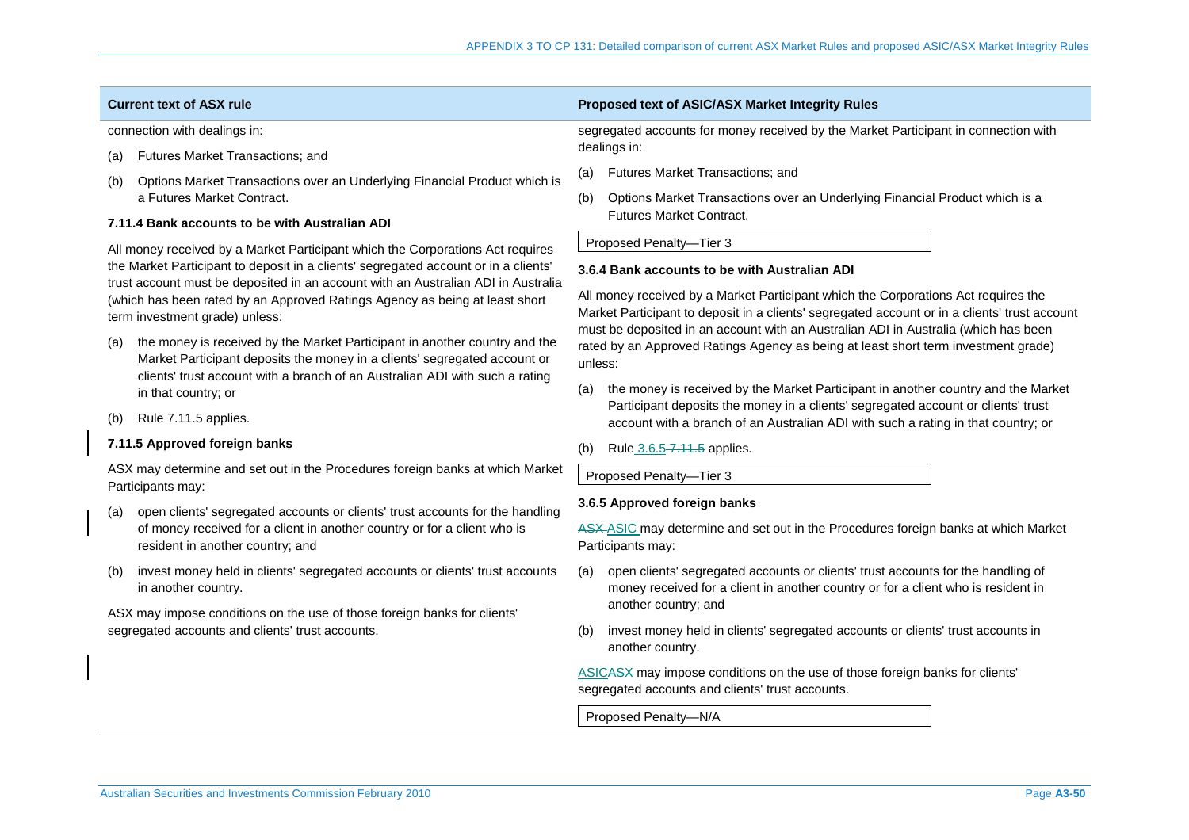| Current text of ASX rule | Proposed text of ASIC/ASX Market Integrity Rules |
|---|---|
| connection with dealings in:<br>(a) Futures Market Transactions; and<br>(b) Options Market Transactions over an Underlying Financial Product which is a Futures Market Contract. | segregated accounts for money received by the Market Participant in connection with dealings in:<br>(a) Futures Market Transactions; and<br>(b) Options Market Transactions over an Underlying Financial Product which is a Futures Market Contract.<br>Proposed Penalty—Tier 3 |
| **7.11.4 Bank accounts to be with Australian ADI**<br>All money received by a Market Participant which the Corporations Act requires the Market Participant to deposit in a clients' segregated account or in a clients' trust account must be deposited in an account with an Australian ADI in Australia (which has been rated by an Approved Ratings Agency as being at least short term investment grade) unless:<br>(a) the money is received by the Market Participant in another country and the Market Participant deposits the money in a clients' segregated account or clients' trust account with a branch of an Australian ADI with such a rating in that country; or<br>(b) Rule 7.11.5 applies. | **3.6.4 Bank accounts to be with Australian ADI**<br>All money received by a Market Participant which the Corporations Act requires the Market Participant to deposit in a clients' segregated account or in a clients' trust account must be deposited in an account with an Australian ADI in Australia (which has been rated by an Approved Ratings Agency as being at least short term investment grade) unless:<br>(a) the money is received by the Market Participant in another country and the Market Participant deposits the money in a clients' segregated account or clients' trust account with a branch of an Australian ADI with such a rating in that country; or<br>(b) Rule 3.6.5 ~~7.11.5~~ applies.<br>Proposed Penalty—Tier 3 |
| **7.11.5 Approved foreign banks**<br>ASX may determine and set out in the Procedures foreign banks at which Market Participants may:<br>(a) open clients' segregated accounts or clients' trust accounts for the handling of money received for a client in another country or for a client who is resident in another country; and<br>(b) invest money held in clients' segregated accounts or clients' trust accounts in another country.<br>ASX may impose conditions on the use of those foreign banks for clients' segregated accounts and clients' trust accounts. | **3.6.5 Approved foreign banks**<br>~~ASX~~ ASIC may determine and set out in the Procedures foreign banks at which Market Participants may:<br>(a) open clients' segregated accounts or clients' trust accounts for the handling of money received for a client in another country or for a client who is resident in another country; and<br>(b) invest money held in clients' segregated accounts or clients' trust accounts in another country.<br>ASIC~~ASX~~ may impose conditions on the use of those foreign banks for clients' segregated accounts and clients' trust accounts.<br>Proposed Penalty—N/A |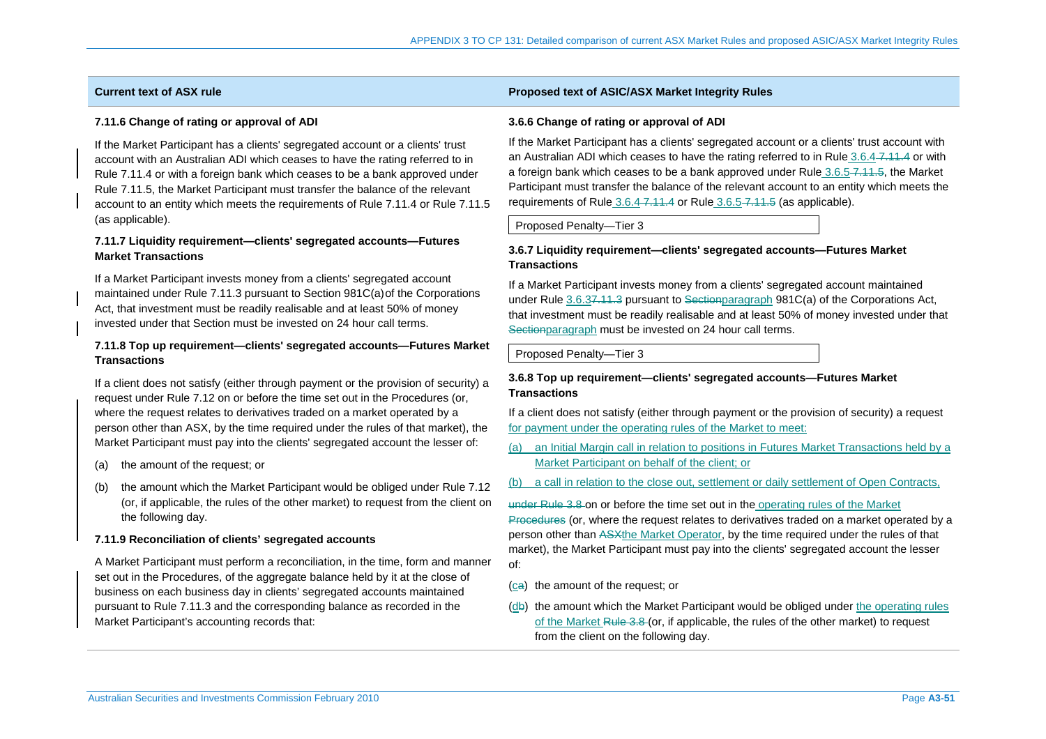| Current text of ASX rule | Proposed text of ASIC/ASX Market Integrity Rules |
|---|---|
| **7.11.6 Change of rating or approval of ADI**<br><br>If the Market Participant has a clients' segregated account or a clients' trust account with an Australian ADI which ceases to have the rating referred to in Rule 7.11.4 or with a foreign bank which ceases to be a bank approved under Rule 7.11.5, the Market Participant must transfer the balance of the relevant account to an entity which meets the requirements of Rule 7.11.4 or Rule 7.11.5 (as applicable). | **3.6.6 Change of rating or approval of ADI**<br><br>If the Market Participant has a clients' segregated account or a clients' trust account with an Australian ADI which ceases to have the rating referred to in Rule 3.6.4 ~~7.11.4~~ or with a foreign bank which ceases to be a bank approved under Rule 3.6.5 ~~7.11.5~~, the Market Participant must transfer the balance of the relevant account to an entity which meets the requirements of Rule 3.6.4 ~~7.11.4~~ or Rule 3.6.5 ~~7.11.5~~ (as applicable).<br><br>Proposed Penalty—Tier 3 |
| **7.11.7 Liquidity requirement—clients' segregated accounts—Futures Market Transactions**<br><br>If a Market Participant invests money from a clients' segregated account maintained under Rule 7.11.3 pursuant to Section 981C(a) of the Corporations Act, that investment must be readily realisable and at least 50% of money invested under that Section must be invested on 24 hour call terms. | **3.6.7 Liquidity requirement—clients' segregated accounts—Futures Market Transactions**<br><br>If a Market Participant invests money from a clients' segregated account maintained under Rule 3.6.3~~7.11.3~~ pursuant to ~~Section~~paragraph 981C(a) of the Corporations Act, that investment must be readily realisable and at least 50% of money invested under that ~~Section~~paragraph must be invested on 24 hour call terms.<br><br>Proposed Penalty—Tier 3 |
| **7.11.8 Top up requirement—clients' segregated accounts—Futures Market Transactions**<br><br>If a client does not satisfy (either through payment or the provision of security) a request under Rule 7.12 on or before the time set out in the Procedures (or, where the request relates to derivatives traded on a market operated by a person other than ASX, by the time required under the rules of that market), the Market Participant must pay into the clients' segregated account the lesser of:<br><br>(a) the amount of the request; or<br><br>(b) the amount which the Market Participant would be obliged under Rule 7.12 (or, if applicable, the rules of the other market) to request from the client on the following day. | **3.6.8 Top up requirement—clients' segregated accounts—Futures Market Transactions**<br><br>If a client does not satisfy (either through payment or the provision of security) a request for payment under the operating rules of the Market to meet:<br><br>(a) an Initial Margin call in relation to positions in Futures Market Transactions held by a Market Participant on behalf of the client; or<br><br>(b) a call in relation to the close out, settlement or daily settlement of Open Contracts,<br><br>~~under Rule 3.8~~ on or before the time set out in the operating rules of the Market ~~Procedures~~ (or, where the request relates to derivatives traded on a market operated by a person other than ~~ASX~~the Market Operator, by the time required under the rules of that market), the Market Participant must pay into the clients' segregated account the lesser of:<br><br>(c~~a~~) the amount of the request; or<br><br>(d~~b~~) the amount which the Market Participant would be obliged under the operating rules of the Market ~~Rule 3.8~~ (or, if applicable, the rules of the other market) to request from the client on the following day. |
| **7.11.9 Reconciliation of clients' segregated accounts**<br><br>A Market Participant must perform a reconciliation, in the time, form and manner set out in the Procedures, of the aggregate balance held by it at the close of business on each business day in clients' segregated accounts maintained pursuant to Rule 7.11.3 and the corresponding balance as recorded in the Market Participant's accounting records that: | |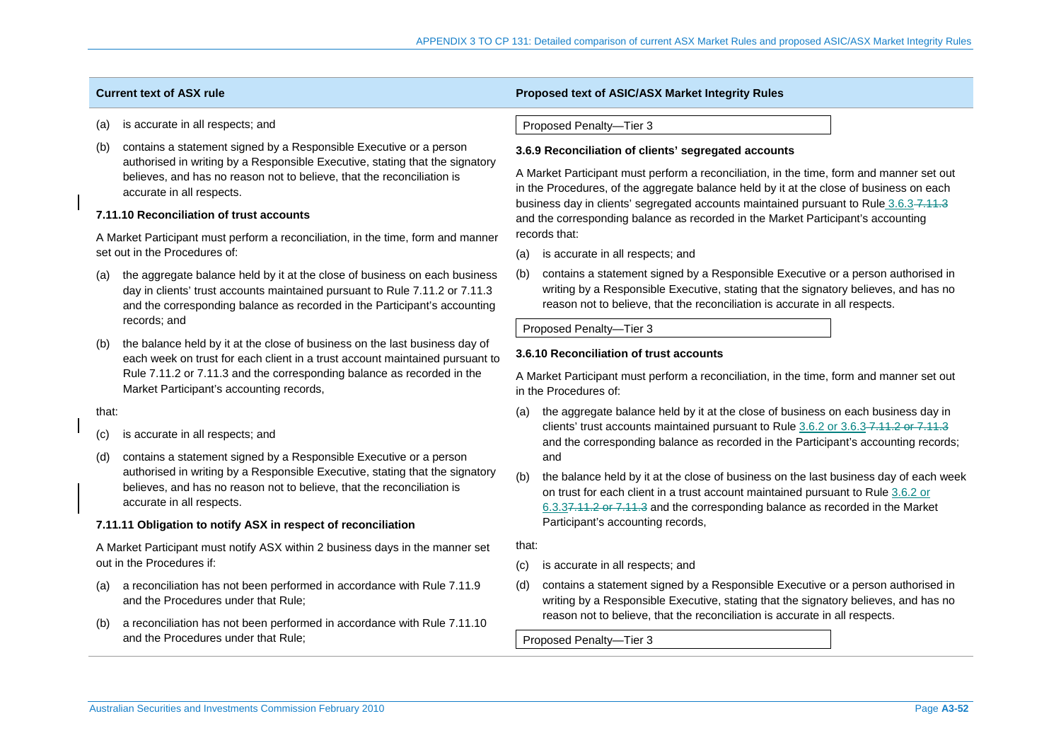| Current text of ASX rule | Proposed text of ASIC/ASX Market Integrity Rules |
|---|---|
| (a) is accurate in all respects; and<br><br>(b) contains a statement signed by a Responsible Executive or a person authorised in writing by a Responsible Executive, stating that the signatory believes, and has no reason not to believe, that the reconciliation is accurate in all respects. | Proposed Penalty—Tier 3 |
| **7.11.10 Reconciliation of trust accounts**<br><br>A Market Participant must perform a reconciliation, in the time, form and manner set out in the Procedures of:<br><br>(a) the aggregate balance held by it at the close of business on each business day in clients' trust accounts maintained pursuant to Rule 7.11.2 or 7.11.3 and the corresponding balance as recorded in the Participant's accounting records; and<br><br>(b) the balance held by it at the close of business on the last business day of each week on trust for each client in a trust account maintained pursuant to Rule 7.11.2 or 7.11.3 and the corresponding balance as recorded in the Market Participant's accounting records,<br><br>that:<br><br>(c) is accurate in all respects; and<br><br>(d) contains a statement signed by a Responsible Executive or a person authorised in writing by a Responsible Executive, stating that the signatory believes, and has no reason not to believe, that the reconciliation is accurate in all respects. | **3.6.9 Reconciliation of clients' segregated accounts**<br><br>A Market Participant must perform a reconciliation, in the time, form and manner set out in the Procedures, of the aggregate balance held by it at the close of business on each business day in clients' segregated accounts maintained pursuant to Rule 3.6.3 ~~7.11.3~~ and the corresponding balance as recorded in the Market Participant's accounting records that:<br><br>(a) is accurate in all respects; and<br><br>(b) contains a statement signed by a Responsible Executive or a person authorised in writing by a Responsible Executive, stating that the signatory believes, and has no reason not to believe, that the reconciliation is accurate in all respects.<br><br>Proposed Penalty—Tier 3<br><br>**3.6.10 Reconciliation of trust accounts**<br><br>A Market Participant must perform a reconciliation, in the time, form and manner set out in the Procedures of:<br><br>(a) the aggregate balance held by it at the close of business on each business day in clients' trust accounts maintained pursuant to Rule 3.6.2 or 3.6.3 ~~7.11.2 or 7.11.3~~ and the corresponding balance as recorded in the Participant's accounting records; and<br><br>(b) the balance held by it at the close of business on the last business day of each week on trust for each client in a trust account maintained pursuant to Rule 3.6.2 or 6.3.3~~7.11.2 or 7.11.3~~ and the corresponding balance as recorded in the Market Participant's accounting records,<br><br>that:<br><br>(c) is accurate in all respects; and<br><br>(d) contains a statement signed by a Responsible Executive or a person authorised in writing by a Responsible Executive, stating that the signatory believes, and has no reason not to believe, that the reconciliation is accurate in all respects.<br><br>Proposed Penalty—Tier 3 |
| **7.11.11 Obligation to notify ASX in respect of reconciliation**<br><br>A Market Participant must notify ASX within 2 business days in the manner set out in the Procedures if:<br><br>(a) a reconciliation has not been performed in accordance with Rule 7.11.9 and the Procedures under that Rule;<br><br>(b) a reconciliation has not been performed in accordance with Rule 7.11.10 and the Procedures under that Rule; | |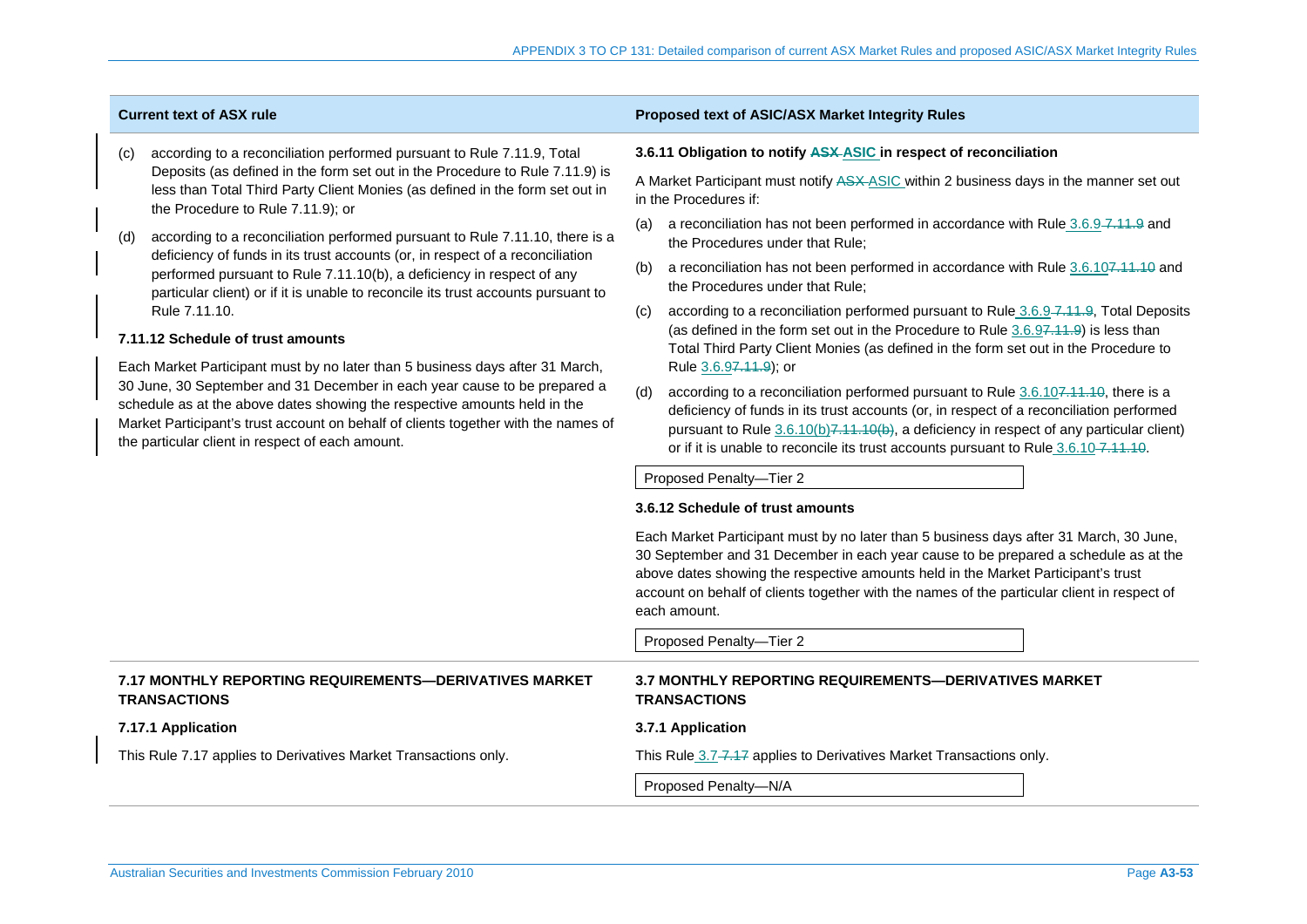| Current text of ASX rule | Proposed text of ASIC/ASX Market Integrity Rules |
|---|---|
| (c) according to a reconciliation performed pursuant to Rule 7.11.9, Total Deposits (as defined in the form set out in the Procedure to Rule 7.11.9) is less than Total Third Party Client Monies (as defined in the form set out in the Procedure to Rule 7.11.9); or<br><br>(d) according to a reconciliation performed pursuant to Rule 7.11.10, there is a deficiency of funds in its trust accounts (or, in respect of a reconciliation performed pursuant to Rule 7.11.10(b), a deficiency in respect of any particular client) or if it is unable to reconcile its trust accounts pursuant to Rule 7.11.10.<br><br>**7.11.12 Schedule of trust amounts**<br><br>Each Market Participant must by no later than 5 business days after 31 March, 30 June, 30 September and 31 December in each year cause to be prepared a schedule as at the above dates showing the respective amounts held in the Market Participant's trust account on behalf of clients together with the names of the particular client in respect of each amount. | **3.6.11 Obligation to notify ~~ASX~~ ASIC in respect of reconciliation**<br><br>A Market Participant must notify ~~ASX~~ ASIC within 2 business days in the manner set out in the Procedures if:<br><br>(a) a reconciliation has not been performed in accordance with Rule 3.6.9 ~~7.11.9~~ and the Procedures under that Rule;<br><br>(b) a reconciliation has not been performed in accordance with Rule 3.6.10~~7.11.10~~ and the Procedures under that Rule;<br><br>(c) according to a reconciliation performed pursuant to Rule 3.6.9 ~~7.11.9~~, Total Deposits (as defined in the form set out in the Procedure to Rule 3.6.9~~7.11.9~~) is less than Total Third Party Client Monies (as defined in the form set out in the Procedure to Rule 3.6.9~~7.11.9~~); or<br><br>(d) according to a reconciliation performed pursuant to Rule 3.6.10~~7.11.10~~, there is a deficiency of funds in its trust accounts (or, in respect of a reconciliation performed pursuant to Rule 3.6.10(b)~~7.11.10(b)~~, a deficiency in respect of any particular client) or if it is unable to reconcile its trust accounts pursuant to Rule 3.6.10 ~~7.11.10~~.<br><br>Proposed Penalty—Tier 2<br><br>**3.6.12 Schedule of trust amounts**<br><br>Each Market Participant must by no later than 5 business days after 31 March, 30 June, 30 September and 31 December in each year cause to be prepared a schedule as at the above dates showing the respective amounts held in the Market Participant's trust account on behalf of clients together with the names of the particular client in respect of each amount.<br><br>Proposed Penalty—Tier 2 |
| **7.17 MONTHLY REPORTING REQUIREMENTS—DERIVATIVES MARKET TRANSACTIONS**<br><br>**7.17.1 Application**<br><br>This Rule 7.17 applies to Derivatives Market Transactions only. | **3.7 MONTHLY REPORTING REQUIREMENTS—DERIVATIVES MARKET TRANSACTIONS**<br><br>**3.7.1 Application**<br><br>This Rule 3.7 ~~7.17~~ applies to Derivatives Market Transactions only.<br><br>Proposed Penalty—N/A |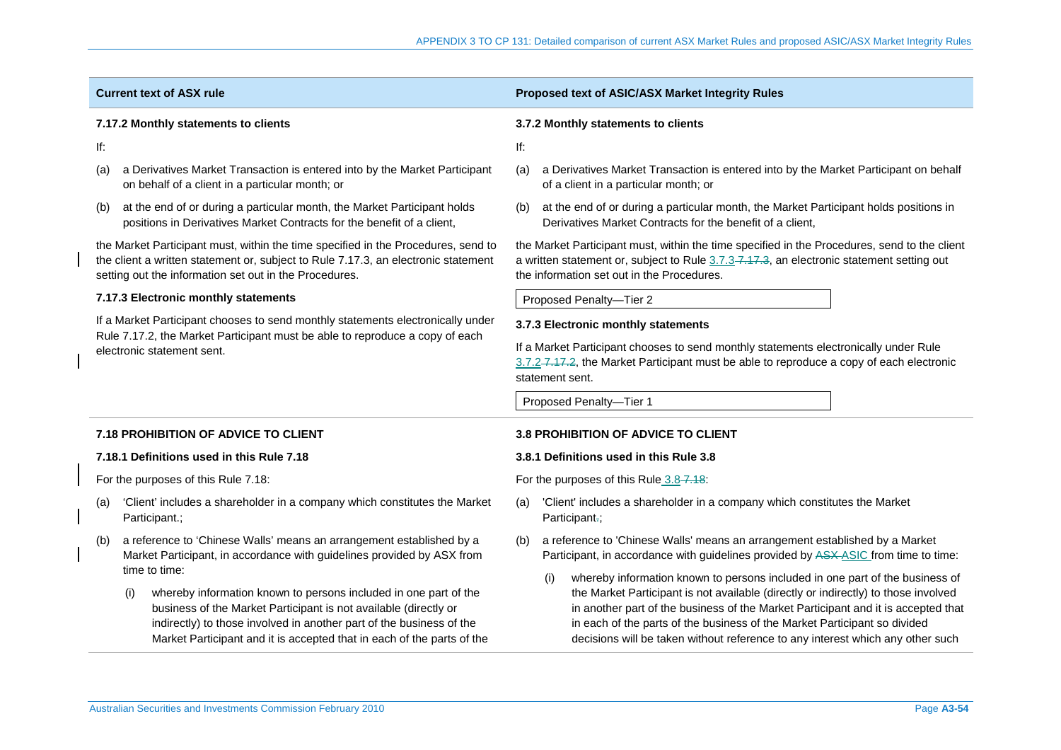| Current text of ASX rule | Proposed text of ASIC/ASX Market Integrity Rules |
|---|---|
| **7.17.2 Monthly statements to clients**<br><br>If:<br><br>(a) a Derivatives Market Transaction is entered into by the Market Participant on behalf of a client in a particular month; or<br><br>(b) at the end of or during a particular month, the Market Participant holds positions in Derivatives Market Contracts for the benefit of a client,<br><br>the Market Participant must, within the time specified in the Procedures, send to the client a written statement or, subject to Rule 7.17.3, an electronic statement setting out the information set out in the Procedures.<br><br>**7.17.3 Electronic monthly statements**<br><br>If a Market Participant chooses to send monthly statements electronically under Rule 7.17.2, the Market Participant must be able to reproduce a copy of each electronic statement sent. | **3.7.2 Monthly statements to clients**<br><br>If:<br><br>(a) a Derivatives Market Transaction is entered into by the Market Participant on behalf of a client in a particular month; or<br><br>(b) at the end of or during a particular month, the Market Participant holds positions in Derivatives Market Contracts for the benefit of a client,<br><br>the Market Participant must, within the time specified in the Procedures, send to the client a written statement or, subject to Rule 3.7.3 ~~7.17.3~~, an electronic statement setting out the information set out in the Procedures.<br><br>Proposed Penalty—Tier 2<br><br>**3.7.3 Electronic monthly statements**<br><br>If a Market Participant chooses to send monthly statements electronically under Rule 3.7.2 ~~7.17.2~~, the Market Participant must be able to reproduce a copy of each electronic statement sent.<br><br>Proposed Penalty—Tier 1 |
| **7.18 PROHIBITION OF ADVICE TO CLIENT**<br><br>**7.18.1 Definitions used in this Rule 7.18**<br><br>For the purposes of this Rule 7.18:<br><br>(a) 'Client' includes a shareholder in a company which constitutes the Market Participant.;<br><br>(b) a reference to 'Chinese Walls' means an arrangement established by a Market Participant, in accordance with guidelines provided by ASX from time to time:<br><br>(i) whereby information known to persons included in one part of the business of the Market Participant is not available (directly or indirectly) to those involved in another part of the business of the Market Participant and it is accepted that in each of the parts of the | **3.8 PROHIBITION OF ADVICE TO CLIENT**<br><br>**3.8.1 Definitions used in this Rule 3.8**<br><br>For the purposes of this Rule 3.8 ~~7.18~~:<br><br>(a) 'Client' includes a shareholder in a company which constitutes the Market Participant~~.~~;<br><br>(b) a reference to 'Chinese Walls' means an arrangement established by a Market Participant, in accordance with guidelines provided by ~~ASX~~ ASIC from time to time:<br><br>(i) whereby information known to persons included in one part of the business of the Market Participant is not available (directly or indirectly) to those involved in another part of the business of the Market Participant and it is accepted that in each of the parts of the business of the Market Participant so divided decisions will be taken without reference to any interest which any other such |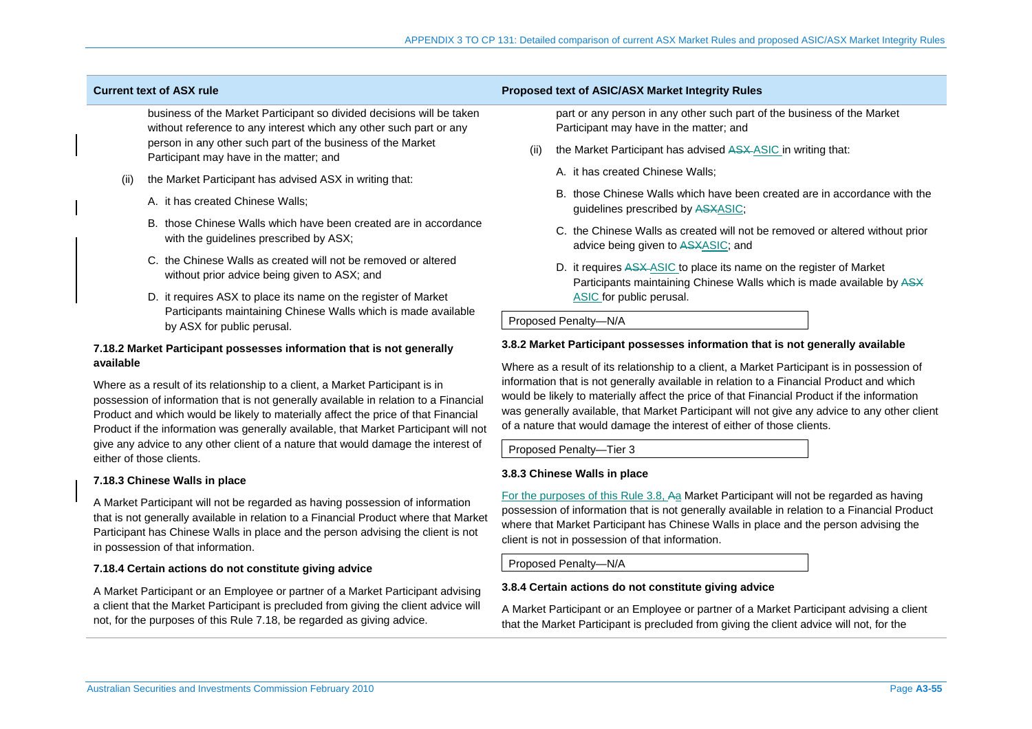| Current text of ASX rule | Proposed text of ASIC/ASX Market Integrity Rules |
|---|---|
| business of the Market Participant so divided decisions will be taken without reference to any interest which any other such part or any person in any other such part of the business of the Market Participant may have in the matter; and<br><br>(ii) the Market Participant has advised ASX in writing that:<br><br>A. it has created Chinese Walls;<br><br>B. those Chinese Walls which have been created are in accordance with the guidelines prescribed by ASX;<br><br>C. the Chinese Walls as created will not be removed or altered without prior advice being given to ASX; and<br><br>D. it requires ASX to place its name on the register of Market Participants maintaining Chinese Walls which is made available by ASX for public perusal. | part or any person in any other such part of the business of the Market Participant may have in the matter; and<br><br>(ii) the Market Participant has advised ~~ASX~~ ASIC in writing that:<br><br>A. it has created Chinese Walls;<br><br>B. those Chinese Walls which have been created are in accordance with the guidelines prescribed by ~~ASX~~ASIC;<br><br>C. the Chinese Walls as created will not be removed or altered without prior advice being given to ~~ASX~~ASIC; and<br><br>D. it requires ~~ASX~~ ASIC to place its name on the register of Market Participants maintaining Chinese Walls which is made available by ~~ASX~~ ASIC for public perusal.<br><br>Proposed Penalty—N/A |
| **7.18.2 Market Participant possesses information that is not generally available**<br><br>Where as a result of its relationship to a client, a Market Participant is in possession of information that is not generally available in relation to a Financial Product and which would be likely to materially affect the price of that Financial Product if the information was generally available, that Market Participant will not give any advice to any other client of a nature that would damage the interest of either of those clients. | **3.8.2 Market Participant possesses information that is not generally available**<br><br>Where as a result of its relationship to a client, a Market Participant is in possession of information that is not generally available in relation to a Financial Product and which would be likely to materially affect the price of that Financial Product if the information was generally available, that Market Participant will not give any advice to any other client of a nature that would damage the interest of either of those clients.<br><br>Proposed Penalty—Tier 3 |
| **7.18.3 Chinese Walls in place**<br><br>A Market Participant will not be regarded as having possession of information that is not generally available in relation to a Financial Product where that Market Participant has Chinese Walls in place and the person advising the client is not in possession of that information. | **3.8.3 Chinese Walls in place**<br><br>For the purposes of this Rule 3.8, ~~A~~a Market Participant will not be regarded as having possession of information that is not generally available in relation to a Financial Product where that Market Participant has Chinese Walls in place and the person advising the client is not in possession of that information.<br><br>Proposed Penalty—N/A |
| **7.18.4 Certain actions do not constitute giving advice**<br><br>A Market Participant or an Employee or partner of a Market Participant advising a client that the Market Participant is precluded from giving the client advice will not, for the purposes of this Rule 7.18, be regarded as giving advice. | **3.8.4 Certain actions do not constitute giving advice**<br><br>A Market Participant or an Employee or partner of a Market Participant advising a client that the Market Participant is precluded from giving the client advice will not, for the |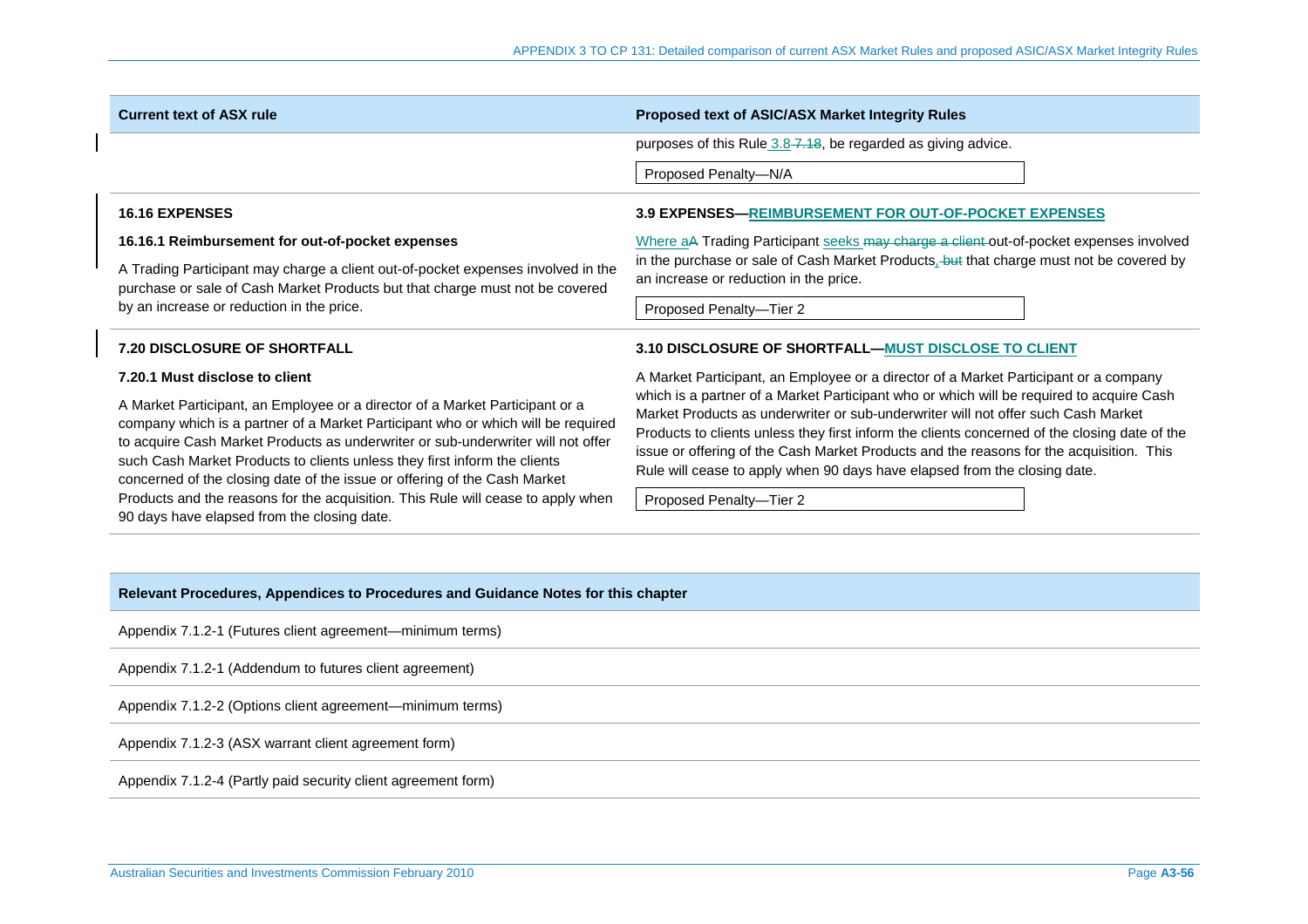| Current text of ASX rule | Proposed text of ASIC/ASX Market Integrity Rules |
|---|---|
| | purposes of this Rule 3.8 ~~7.18~~, be regarded as giving advice.<br><br>Proposed Penalty—N/A |
| **16.16 EXPENSES**<br><br>**16.16.1 Reimbursement for out-of-pocket expenses**<br><br>A Trading Participant may charge a client out-of-pocket expenses involved in the purchase or sale of Cash Market Products but that charge must not be covered by an increase or reduction in the price. | **3.9 EXPENSES—REIMBURSEMENT FOR OUT-OF-POCKET EXPENSES**<br><br>Where a~~A~~ Trading Participant seeks ~~may charge a client~~ out-of-pocket expenses involved in the purchase or sale of Cash Market Products, ~~but~~ that charge must not be covered by an increase or reduction in the price.<br><br>Proposed Penalty—Tier 2 |
| **7.20 DISCLOSURE OF SHORTFALL**<br><br>**7.20.1 Must disclose to client**<br><br>A Market Participant, an Employee or a director of a Market Participant or a company which is a partner of a Market Participant who or which will be required to acquire Cash Market Products as underwriter or sub-underwriter will not offer such Cash Market Products to clients unless they first inform the clients concerned of the closing date of the issue or offering of the Cash Market Products and the reasons for the acquisition. This Rule will cease to apply when 90 days have elapsed from the closing date. | **3.10 DISCLOSURE OF SHORTFALL—MUST DISCLOSE TO CLIENT**<br><br>A Market Participant, an Employee or a director of a Market Participant or a company which is a partner of a Market Participant who or which will be required to acquire Cash Market Products as underwriter or sub-underwriter will not offer such Cash Market Products to clients unless they first inform the clients concerned of the closing date of the issue or offering of the Cash Market Products and the reasons for the acquisition. This Rule will cease to apply when 90 days have elapsed from the closing date.<br><br>Proposed Penalty—Tier 2 |

| Relevant Procedures, Appendices to Procedures and Guidance Notes for this chapter |
|---|
| Appendix 7.1.2-1 (Futures client agreement—minimum terms) |
| Appendix 7.1.2-1 (Addendum to futures client agreement) |
| Appendix 7.1.2-2 (Options client agreement—minimum terms) |
| Appendix 7.1.2-3 (ASX warrant client agreement form) |
| Appendix 7.1.2-4 (Partly paid security client agreement form) |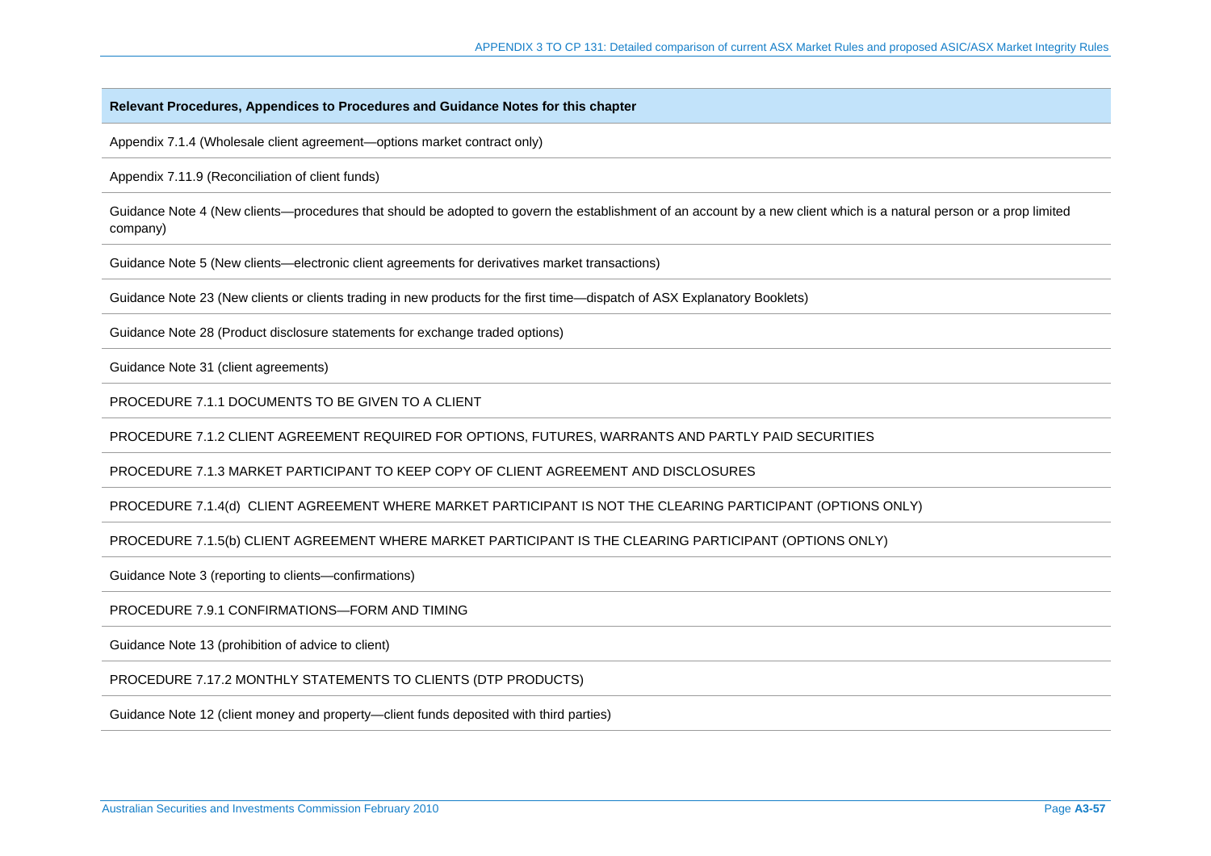| Relevant Procedures, Appendices to Procedures and Guidance Notes for this chapter |
|---|
| Appendix 7.1.4 (Wholesale client agreement—options market contract only) |
| Appendix 7.11.9 (Reconciliation of client funds) |
| Guidance Note 4 (New clients—procedures that should be adopted to govern the establishment of an account by a new client which is a natural person or a prop limited company) |
| Guidance Note 5 (New clients—electronic client agreements for derivatives market transactions) |
| Guidance Note 23 (New clients or clients trading in new products for the first time—dispatch of ASX Explanatory Booklets) |
| Guidance Note 28 (Product disclosure statements for exchange traded options) |
| Guidance Note 31 (client agreements) |
| PROCEDURE 7.1.1 DOCUMENTS TO BE GIVEN TO A CLIENT |
| PROCEDURE 7.1.2 CLIENT AGREEMENT REQUIRED FOR OPTIONS, FUTURES, WARRANTS AND PARTLY PAID SECURITIES |
| PROCEDURE 7.1.3 MARKET PARTICIPANT TO KEEP COPY OF CLIENT AGREEMENT AND DISCLOSURES |
| PROCEDURE 7.1.4(d) CLIENT AGREEMENT WHERE MARKET PARTICIPANT IS NOT THE CLEARING PARTICIPANT (OPTIONS ONLY) |
| PROCEDURE 7.1.5(b) CLIENT AGREEMENT WHERE MARKET PARTICIPANT IS THE CLEARING PARTICIPANT (OPTIONS ONLY) |
| Guidance Note 3 (reporting to clients—confirmations) |
| PROCEDURE 7.9.1 CONFIRMATIONS—FORM AND TIMING |
| Guidance Note 13 (prohibition of advice to client) |
| PROCEDURE 7.17.2 MONTHLY STATEMENTS TO CLIENTS (DTP PRODUCTS) |
| Guidance Note 12 (client money and property—client funds deposited with third parties) |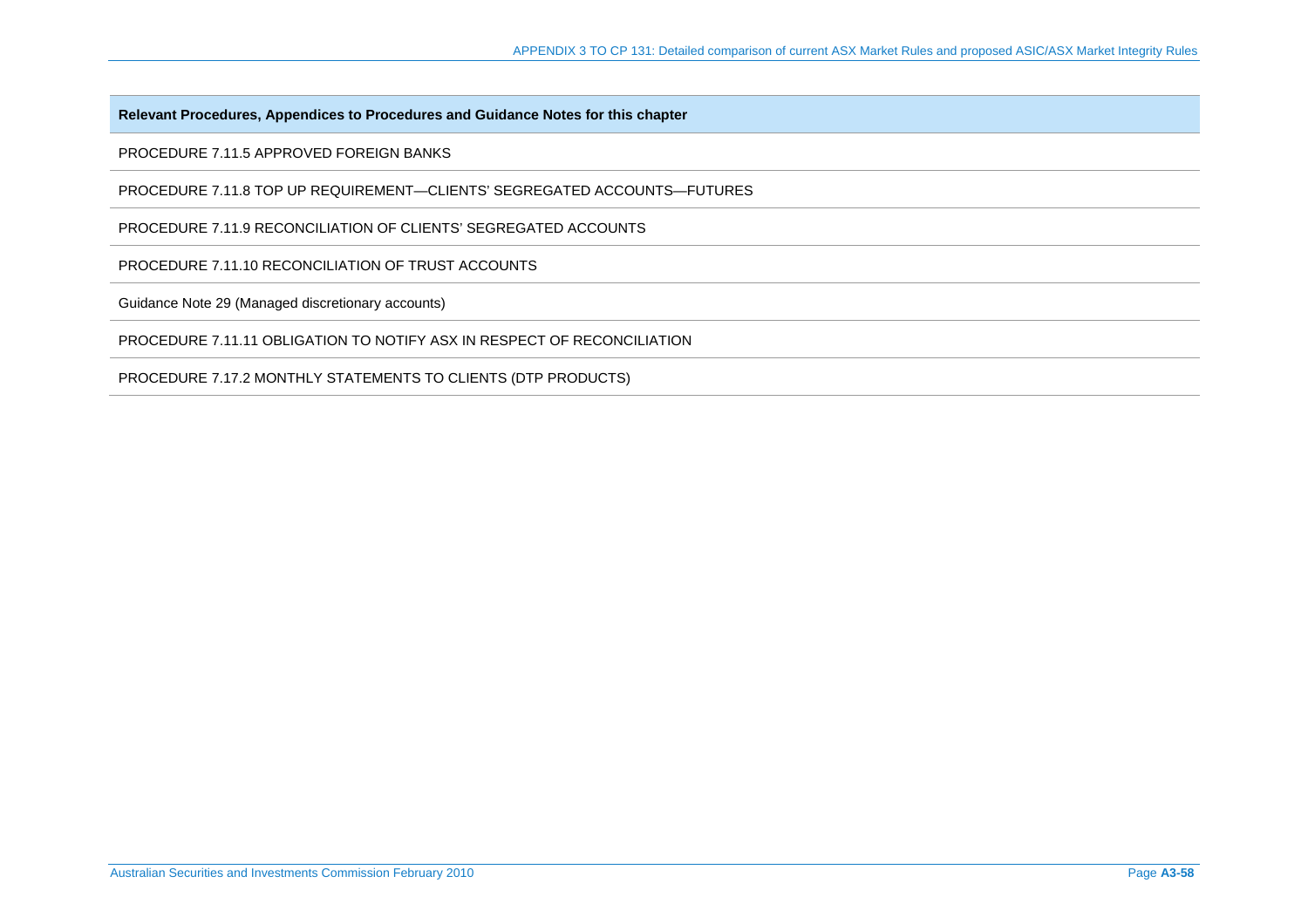| Relevant Procedures, Appendices to Procedures and Guidance Notes for this chapter |
|---|
| PROCEDURE 7.11.5 APPROVED FOREIGN BANKS |
| PROCEDURE 7.11.8 TOP UP REQUIREMENT—CLIENTS' SEGREGATED ACCOUNTS—FUTURES |
| PROCEDURE 7.11.9 RECONCILIATION OF CLIENTS' SEGREGATED ACCOUNTS |
| PROCEDURE 7.11.10 RECONCILIATION OF TRUST ACCOUNTS |
| Guidance Note 29 (Managed discretionary accounts) |
| PROCEDURE 7.11.11 OBLIGATION TO NOTIFY ASX IN RESPECT OF RECONCILIATION |
| PROCEDURE 7.17.2 MONTHLY STATEMENTS TO CLIENTS (DTP PRODUCTS) |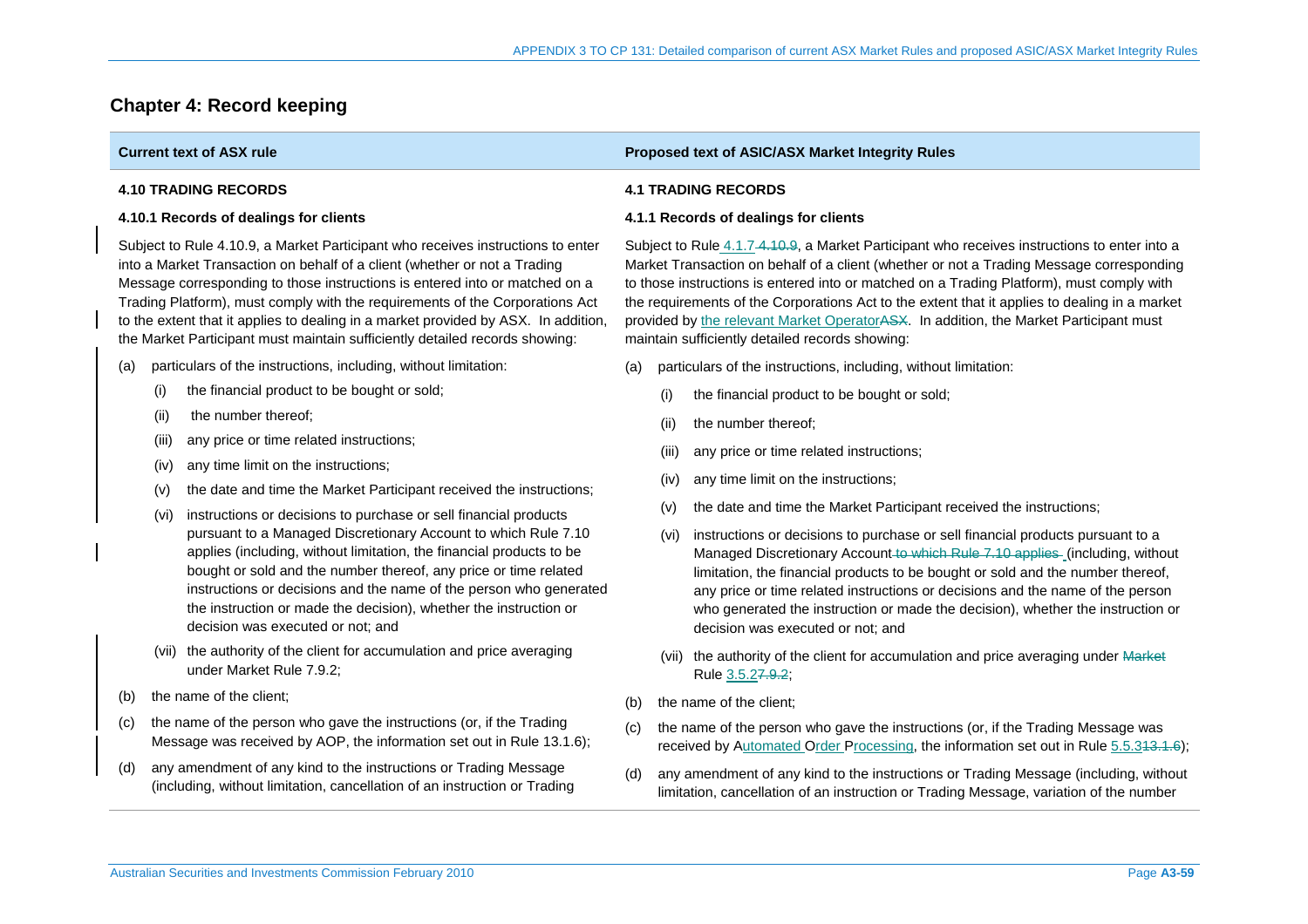## Chapter 4: Record keeping

| Current text of ASX rule | Proposed text of ASIC/ASX Market Integrity Rules |
|---|---|
| **4.10 TRADING RECORDS** | **4.1 TRADING RECORDS** |
| **4.10.1 Records of dealings for clients** | **4.1.1 Records of dealings for clients** |
| Subject to Rule 4.10.9, a Market Participant who receives instructions to enter into a Market Transaction on behalf of a client (whether or not a Trading Message corresponding to those instructions is entered into or matched on a Trading Platform), must comply with the requirements of the Corporations Act to the extent that it applies to dealing in a market provided by ASX. In addition, the Market Participant must maintain sufficiently detailed records showing: | Subject to Rule 4.1.7 4.10.9, a Market Participant who receives instructions to enter into a Market Transaction on behalf of a client (whether or not a Trading Message corresponding to those instructions is entered into or matched on a Trading Platform), must comply with the requirements of the Corporations Act to the extent that it applies to dealing in a market provided by the relevant Market OperatorASX. In addition, the Market Participant must maintain sufficiently detailed records showing: |
| (a) particulars of the instructions, including, without limitation: | (a) particulars of the instructions, including, without limitation: |
| (i) the financial product to be bought or sold; | (i) the financial product to be bought or sold; |
| (ii) the number thereof; | (ii) the number thereof; |
| (iii) any price or time related instructions; | (iii) any price or time related instructions; |
| (iv) any time limit on the instructions; | (iv) any time limit on the instructions; |
| (v) the date and time the Market Participant received the instructions; | (v) the date and time the Market Participant received the instructions; |
| (vi) instructions or decisions to purchase or sell financial products pursuant to a Managed Discretionary Account to which Rule 7.10 applies (including, without limitation, the financial products to be bought or sold and the number thereof, any price or time related instructions or decisions and the name of the person who generated the instruction or made the decision), whether the instruction or decision was executed or not; and | (vi) instructions or decisions to purchase or sell financial products pursuant to a Managed Discretionary Account to which Rule 7.10 applies (including, without limitation, the financial products to be bought or sold and the number thereof, any price or time related instructions or decisions and the name of the person who generated the instruction or made the decision), whether the instruction or decision was executed or not; and |
| (vii) the authority of the client for accumulation and price averaging under Market Rule 7.9.2; | (vii) the authority of the client for accumulation and price averaging under Market Rule 3.5.27.9.2; |
| (b) the name of the client; | (b) the name of the client; |
| (c) the name of the person who gave the instructions (or, if the Trading Message was received by AOP, the information set out in Rule 13.1.6); | (c) the name of the person who gave the instructions (or, if the Trading Message was received by Automated Order Processing, the information set out in Rule 5.5.313.1.6); |
| (d) any amendment of any kind to the instructions or Trading Message (including, without limitation, cancellation of an instruction or Trading | (d) any amendment of any kind to the instructions or Trading Message (including, without limitation, cancellation of an instruction or Trading Message, variation of the number |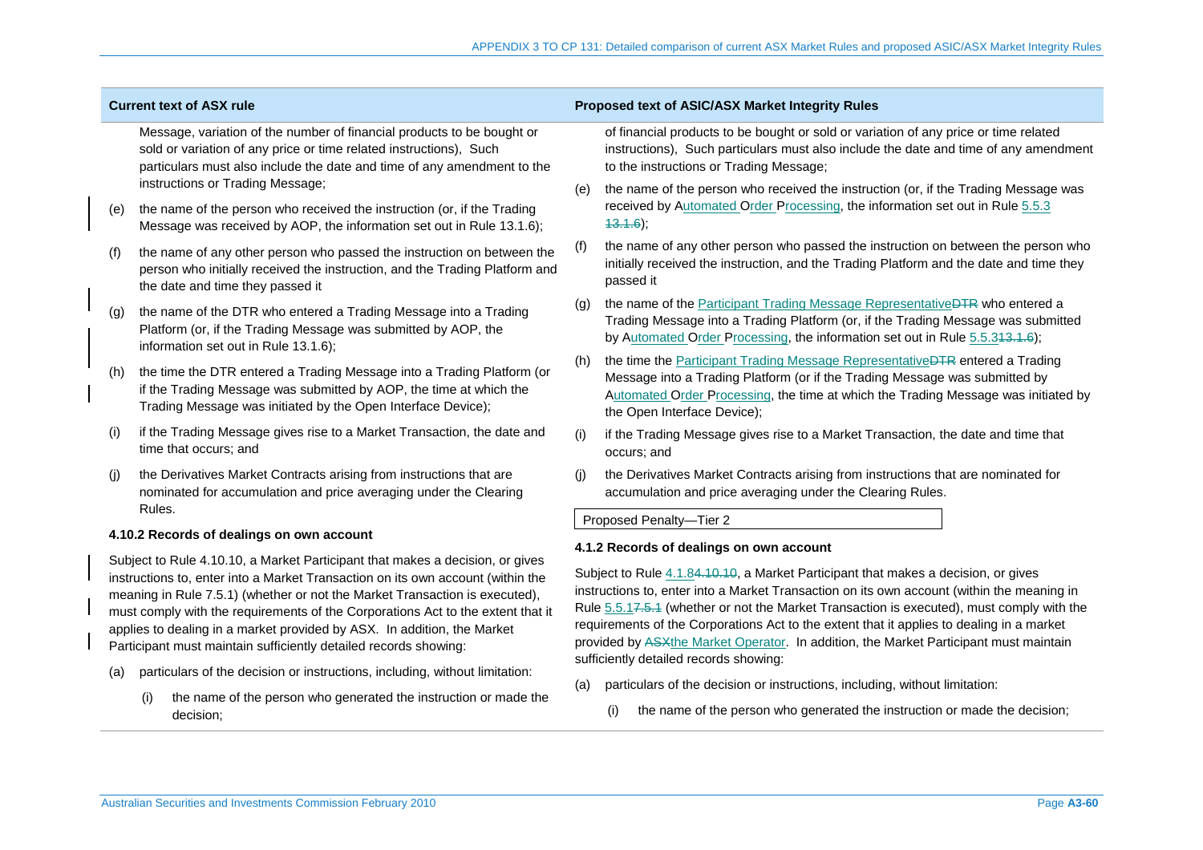| Current text of ASX rule | Proposed text of ASIC/ASX Market Integrity Rules |
|---|---|
| Message, variation of the number of financial products to be bought or sold or variation of any price or time related instructions), Such particulars must also include the date and time of any amendment to the instructions or Trading Message; | of financial products to be bought or sold or variation of any price or time related instructions), Such particulars must also include the date and time of any amendment to the instructions or Trading Message; |
| (e) the name of the person who received the instruction (or, if the Trading Message was received by AOP, the information set out in Rule 13.1.6); | (e) the name of the person who received the instruction (or, if the Trading Message was received by Automated Order Processing, the information set out in Rule 5.5.3 ~~13.1.6~~); |
| (f) the name of any other person who passed the instruction on between the person who initially received the instruction, and the Trading Platform and the date and time they passed it | (f) the name of any other person who passed the instruction on between the person who initially received the instruction, and the Trading Platform and the date and time they passed it |
| (g) the name of the DTR who entered a Trading Message into a Trading Platform (or, if the Trading Message was submitted by AOP, the information set out in Rule 13.1.6); | (g) the name of the Participant Trading Message Representative~~DTR~~ who entered a Trading Message into a Trading Platform (or, if the Trading Message was submitted by Automated Order Processing, the information set out in Rule 5.5.3~~13.1.6~~); |
| (h) the time the DTR entered a Trading Message into a Trading Platform (or if the Trading Message was submitted by AOP, the time at which the Trading Message was initiated by the Open Interface Device); | (h) the time the Participant Trading Message Representative~~DTR~~ entered a Trading Message into a Trading Platform (or if the Trading Message was submitted by Automated Order Processing, the time at which the Trading Message was initiated by the Open Interface Device); |
| (i) if the Trading Message gives rise to a Market Transaction, the date and time that occurs; and | (i) if the Trading Message gives rise to a Market Transaction, the date and time that occurs; and |
| (j) the Derivatives Market Contracts arising from instructions that are nominated for accumulation and price averaging under the Clearing Rules. | (j) the Derivatives Market Contracts arising from instructions that are nominated for accumulation and price averaging under the Clearing Rules. |
| | Proposed Penalty—Tier 2 |
| **4.10.2 Records of dealings on own account** | **4.1.2 Records of dealings on own account** |
| Subject to Rule 4.10.10, a Market Participant that makes a decision, or gives instructions to, enter into a Market Transaction on its own account (within the meaning in Rule 7.5.1) (whether or not the Market Transaction is executed), must comply with the requirements of the Corporations Act to the extent that it applies to dealing in a market provided by ASX. In addition, the Market Participant must maintain sufficiently detailed records showing: | Subject to Rule 4.1.8~~4.10.10~~, a Market Participant that makes a decision, or gives instructions to, enter into a Market Transaction on its own account (within the meaning in Rule 5.5.1~~7.5.1~~ (whether or not the Market Transaction is executed), must comply with the requirements of the Corporations Act to the extent that it applies to dealing in a market provided by ~~ASX~~the Market Operator. In addition, the Market Participant must maintain sufficiently detailed records showing: |
| (a) particulars of the decision or instructions, including, without limitation: | (a) particulars of the decision or instructions, including, without limitation: |
| (i) the name of the person who generated the instruction or made the decision; | (i) the name of the person who generated the instruction or made the decision; |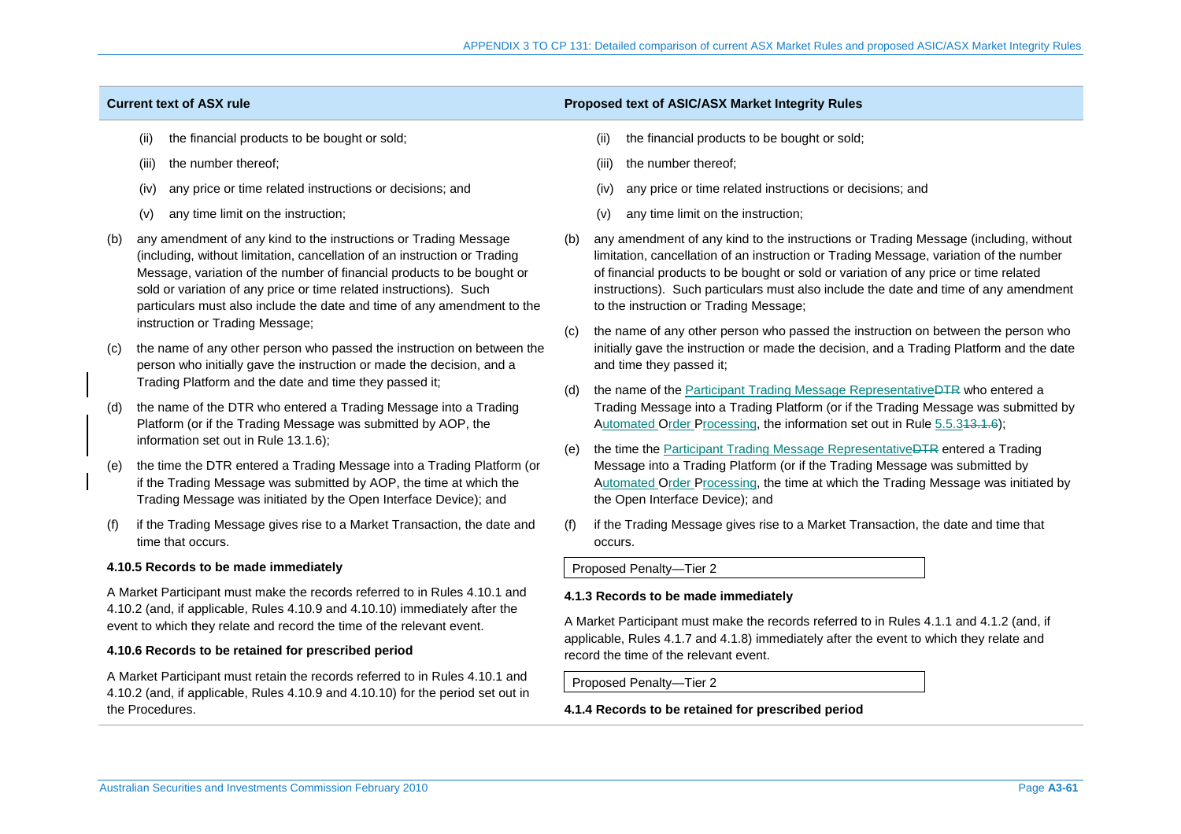| Current text of ASX rule | Proposed text of ASIC/ASX Market Integrity Rules |
|---|---|
| (ii) the financial products to be bought or sold; | (ii) the financial products to be bought or sold; |
| (iii) the number thereof; | (iii) the number thereof; |
| (iv) any price or time related instructions or decisions; and | (iv) any price or time related instructions or decisions; and |
| (v) any time limit on the instruction; | (v) any time limit on the instruction; |
| (b) any amendment of any kind to the instructions or Trading Message (including, without limitation, cancellation of an instruction or Trading Message, variation of the number of financial products to be bought or sold or variation of any price or time related instructions). Such particulars must also include the date and time of any amendment to the instruction or Trading Message; | (b) any amendment of any kind to the instructions or Trading Message (including, without limitation, cancellation of an instruction or Trading Message, variation of the number of financial products to be bought or sold or variation of any price or time related instructions). Such particulars must also include the date and time of any amendment to the instruction or Trading Message; |
| (c) the name of any other person who passed the instruction on between the person who initially gave the instruction or made the decision, and a Trading Platform and the date and time they passed it; | (c) the name of any other person who passed the instruction on between the person who initially gave the instruction or made the decision, and a Trading Platform and the date and time they passed it; |
| (d) the name of the DTR who entered a Trading Message into a Trading Platform (or if the Trading Message was submitted by AOP, the information set out in Rule 13.1.6); | (d) the name of the Participant Trading Message Representative~~DTR~~ who entered a Trading Message into a Trading Platform (or if the Trading Message was submitted by Automated Order Processing, the information set out in Rule 5.5.3~~13.1.6~~); |
| (e) the time the DTR entered a Trading Message into a Trading Platform (or if the Trading Message was submitted by AOP, the time at which the Trading Message was initiated by the Open Interface Device); and | (e) the time the Participant Trading Message Representative~~DTR~~ entered a Trading Message into a Trading Platform (or if the Trading Message was submitted by Automated Order Processing, the time at which the Trading Message was initiated by the Open Interface Device); and |
| (f) if the Trading Message gives rise to a Market Transaction, the date and time that occurs. | (f) if the Trading Message gives rise to a Market Transaction, the date and time that occurs. |
| | Proposed Penalty—Tier 2 |
| **4.10.5 Records to be made immediately** | **4.1.3 Records to be made immediately** |
| A Market Participant must make the records referred to in Rules 4.10.1 and 4.10.2 (and, if applicable, Rules 4.10.9 and 4.10.10) immediately after the event to which they relate and record the time of the relevant event. | A Market Participant must make the records referred to in Rules 4.1.1 and 4.1.2 (and, if applicable, Rules 4.1.7 and 4.1.8) immediately after the event to which they relate and record the time of the relevant event. |
| | Proposed Penalty—Tier 2 |
| **4.10.6 Records to be retained for prescribed period** | **4.1.4 Records to be retained for prescribed period** |
| A Market Participant must retain the records referred to in Rules 4.10.1 and 4.10.2 (and, if applicable, Rules 4.10.9 and 4.10.10) for the period set out in the Procedures. | |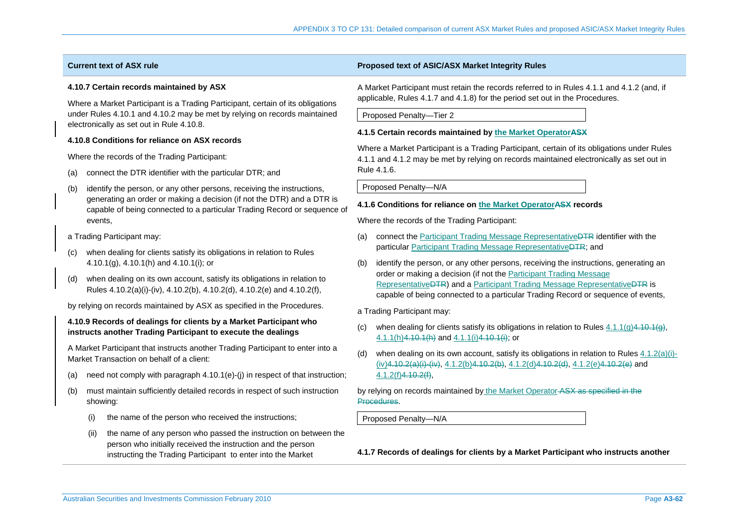| Current text of ASX rule | Proposed text of ASIC/ASX Market Integrity Rules |
|---|---|
| | A Market Participant must retain the records referred to in Rules 4.1.1 and 4.1.2 (and, if applicable, Rules 4.1.7 and 4.1.8) for the period set out in the Procedures.<br><br>Proposed Penalty—Tier 2 |
| **4.10.7 Certain records maintained by ASX**<br><br>Where a Market Participant is a Trading Participant, certain of its obligations under Rules 4.10.1 and 4.10.2 may be met by relying on records maintained electronically as set out in Rule 4.10.8. | **4.1.5 Certain records maintained by the Market OperatorASX**<br><br>Where a Market Participant is a Trading Participant, certain of its obligations under Rules 4.1.1 and 4.1.2 may be met by relying on records maintained electronically as set out in Rule 4.1.6.<br><br>Proposed Penalty—N/A |
| **4.10.8 Conditions for reliance on ASX records**<br><br>Where the records of the Trading Participant:<br><br>(a) connect the DTR identifier with the particular DTR; and<br><br>(b) identify the person, or any other persons, receiving the instructions, generating an order or making a decision (if not the DTR) and a DTR is capable of being connected to a particular Trading Record or sequence of events,<br><br>a Trading Participant may:<br><br>(c) when dealing for clients satisfy its obligations in relation to Rules 4.10.1(g), 4.10.1(h) and 4.10.1(i); or<br><br>(d) when dealing on its own account, satisfy its obligations in relation to Rules 4.10.2(a)(i)-(iv), 4.10.2(b), 4.10.2(d), 4.10.2(e) and 4.10.2(f),<br><br>by relying on records maintained by ASX as specified in the Procedures. | **4.1.6 Conditions for reliance on the Market OperatorASX records**<br><br>Where the records of the Trading Participant:<br><br>(a) connect the Participant Trading Message RepresentativeDTR identifier with the particular Participant Trading Message RepresentativeDTR; and<br><br>(b) identify the person, or any other persons, receiving the instructions, generating an order or making a decision (if not the Participant Trading Message RepresentativeDTR) and a Participant Trading Message RepresentativeDTR is capable of being connected to a particular Trading Record or sequence of events,<br><br>a Trading Participant may:<br><br>(c) when dealing for clients satisfy its obligations in relation to Rules 4.1.1(g)4.10.1(g), 4.1.1(h)4.10.1(h) and 4.1.1(i)4.10.1(i); or<br><br>(d) when dealing on its own account, satisfy its obligations in relation to Rules 4.1.2(a)(i)-(iv)4.10.2(a)(i)-(iv), 4.1.2(b)4.10.2(b), 4.1.2(d)4.10.2(d), 4.1.2(e)4.10.2(e) and 4.1.2(f)4.10.2(f),<br><br>by relying on records maintained by the Market Operator ASX as specified in the Procedures.<br><br>Proposed Penalty—N/A |
| **4.10.9 Records of dealings for clients by a Market Participant who instructs another Trading Participant to execute the dealings**<br><br>A Market Participant that instructs another Trading Participant to enter into a Market Transaction on behalf of a client:<br><br>(a) need not comply with paragraph 4.10.1(e)-(j) in respect of that instruction;<br><br>(b) must maintain sufficiently detailed records in respect of such instruction showing:<br><br>(i) the name of the person who received the instructions;<br><br>(ii) the name of any person who passed the instruction on between the person who initially received the instruction and the person instructing the Trading Participant to enter into the Market | **4.1.7 Records of dealings for clients by a Market Participant who instructs another** |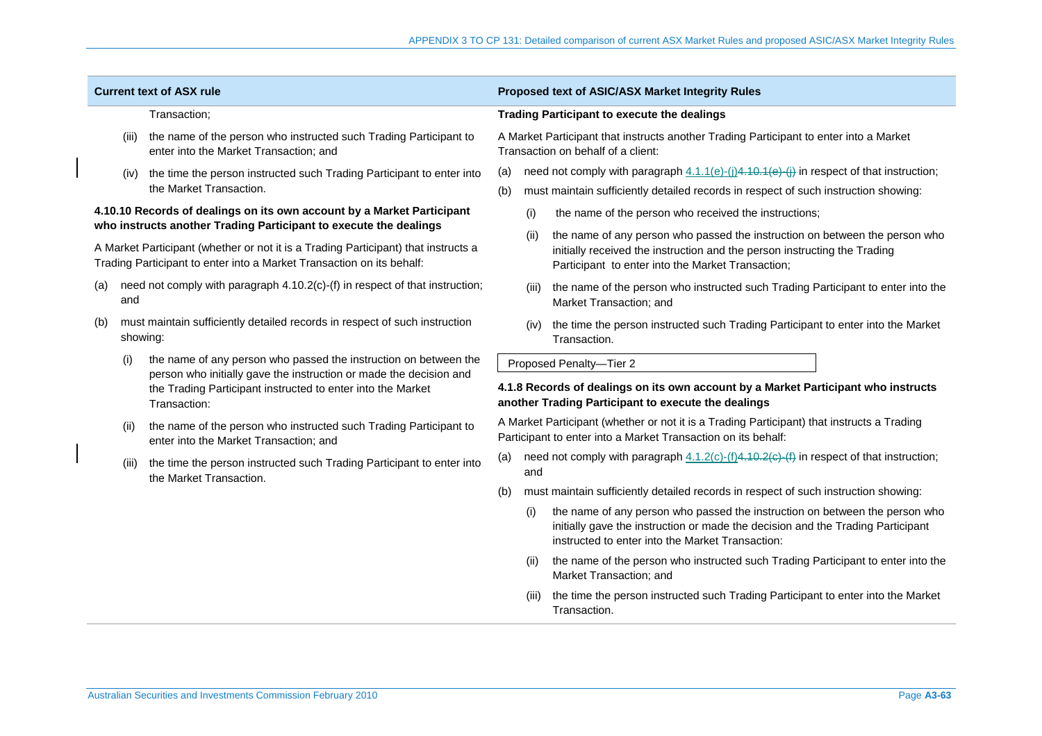| Current text of ASX rule | Proposed text of ASIC/ASX Market Integrity Rules |
|---|---|
| Transaction;<br><br>(iii) the name of the person who instructed such Trading Participant to enter into the Market Transaction; and<br><br>(iv) the time the person instructed such Trading Participant to enter into the Market Transaction. | **Trading Participant to execute the dealings**<br><br>A Market Participant that instructs another Trading Participant to enter into a Market Transaction on behalf of a client:<br><br>(a) need not comply with paragraph 4.1.1(e)-(j)~~4.10.1(e)-(j)~~ in respect of that instruction;<br><br>(b) must maintain sufficiently detailed records in respect of such instruction showing:<br><br>(i) the name of the person who received the instructions;<br><br>(ii) the name of any person who passed the instruction on between the person who initially received the instruction and the person instructing the Trading Participant to enter into the Market Transaction;<br><br>(iii) the name of the person who instructed such Trading Participant to enter into the Market Transaction; and<br><br>(iv) the time the person instructed such Trading Participant to enter into the Market Transaction.<br><br>Proposed Penalty—Tier 2 |
| **4.10.10 Records of dealings on its own account by a Market Participant who instructs another Trading Participant to execute the dealings**<br><br>A Market Participant (whether or not it is a Trading Participant) that instructs a Trading Participant to enter into a Market Transaction on its behalf:<br><br>(a) need not comply with paragraph 4.10.2(c)-(f) in respect of that instruction; and<br><br>(b) must maintain sufficiently detailed records in respect of such instruction showing:<br><br>(i) the name of any person who passed the instruction on between the person who initially gave the instruction or made the decision and the Trading Participant instructed to enter into the Market Transaction:<br><br>(ii) the name of the person who instructed such Trading Participant to enter into the Market Transaction; and<br><br>(iii) the time the person instructed such Trading Participant to enter into the Market Transaction. | **4.1.8 Records of dealings on its own account by a Market Participant who instructs another Trading Participant to execute the dealings**<br><br>A Market Participant (whether or not it is a Trading Participant) that instructs a Trading Participant to enter into a Market Transaction on its behalf:<br><br>(a) need not comply with paragraph 4.1.2(c)-(f)~~4.10.2(c)-(f)~~ in respect of that instruction; and<br><br>(b) must maintain sufficiently detailed records in respect of such instruction showing:<br><br>(i) the name of any person who passed the instruction on between the person who initially gave the instruction or made the decision and the Trading Participant instructed to enter into the Market Transaction:<br><br>(ii) the name of the person who instructed such Trading Participant to enter into the Market Transaction; and<br><br>(iii) the time the person instructed such Trading Participant to enter into the Market Transaction. |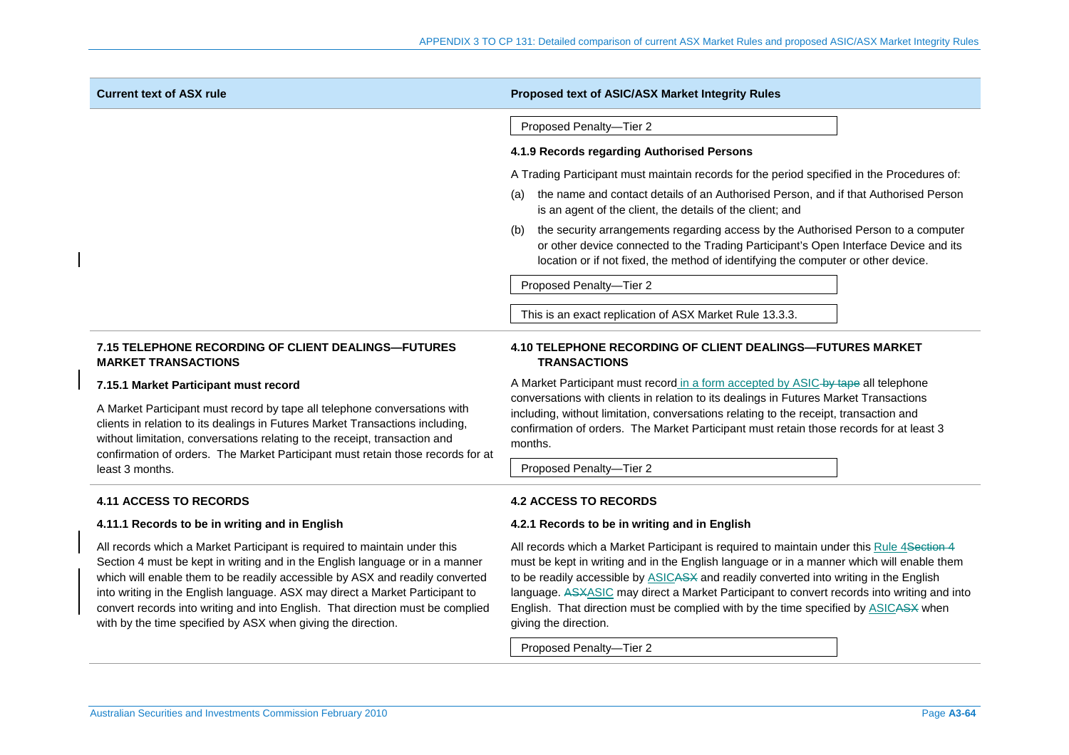| Current text of ASX rule | Proposed text of ASIC/ASX Market Integrity Rules |
|---|---|
| | Proposed Penalty—Tier 2<br><br>**4.1.9 Records regarding Authorised Persons**<br><br>A Trading Participant must maintain records for the period specified in the Procedures of:<br><br>(a) the name and contact details of an Authorised Person, and if that Authorised Person is an agent of the client, the details of the client; and<br><br>(b) the security arrangements regarding access by the Authorised Person to a computer or other device connected to the Trading Participant's Open Interface Device and its location or if not fixed, the method of identifying the computer or other device.<br><br>Proposed Penalty—Tier 2<br><br>This is an exact replication of ASX Market Rule 13.3.3. |
| **7.15 TELEPHONE RECORDING OF CLIENT DEALINGS—FUTURES MARKET TRANSACTIONS**<br><br>**7.15.1 Market Participant must record**<br><br>A Market Participant must record by tape all telephone conversations with clients in relation to its dealings in Futures Market Transactions including, without limitation, conversations relating to the receipt, transaction and confirmation of orders. The Market Participant must retain those records for at least 3 months. | **4.10 TELEPHONE RECORDING OF CLIENT DEALINGS—FUTURES MARKET TRANSACTIONS**<br><br>A Market Participant must record in a form accepted by ASIC ~~by tape~~ all telephone conversations with clients in relation to its dealings in Futures Market Transactions including, without limitation, conversations relating to the receipt, transaction and confirmation of orders. The Market Participant must retain those records for at least 3 months.<br><br>Proposed Penalty—Tier 2 |
| **4.11 ACCESS TO RECORDS**<br><br>**4.11.1 Records to be in writing and in English**<br><br>All records which a Market Participant is required to maintain under this Section 4 must be kept in writing and in the English language or in a manner which will enable them to be readily accessible by ASX and readily converted into writing in the English language. ASX may direct a Market Participant to convert records into writing and into English. That direction must be complied with by the time specified by ASX when giving the direction. | **4.2 ACCESS TO RECORDS**<br><br>**4.2.1 Records to be in writing and in English**<br><br>All records which a Market Participant is required to maintain under this Rule 4~~Section 4~~ must be kept in writing and in the English language or in a manner which will enable them to be readily accessible by ASIC~~ASX~~ and readily converted into writing in the English language. ~~ASX~~ASIC may direct a Market Participant to convert records into writing and into English. That direction must be complied with by the time specified by ASIC~~ASX~~ when giving the direction.<br><br>Proposed Penalty—Tier 2 |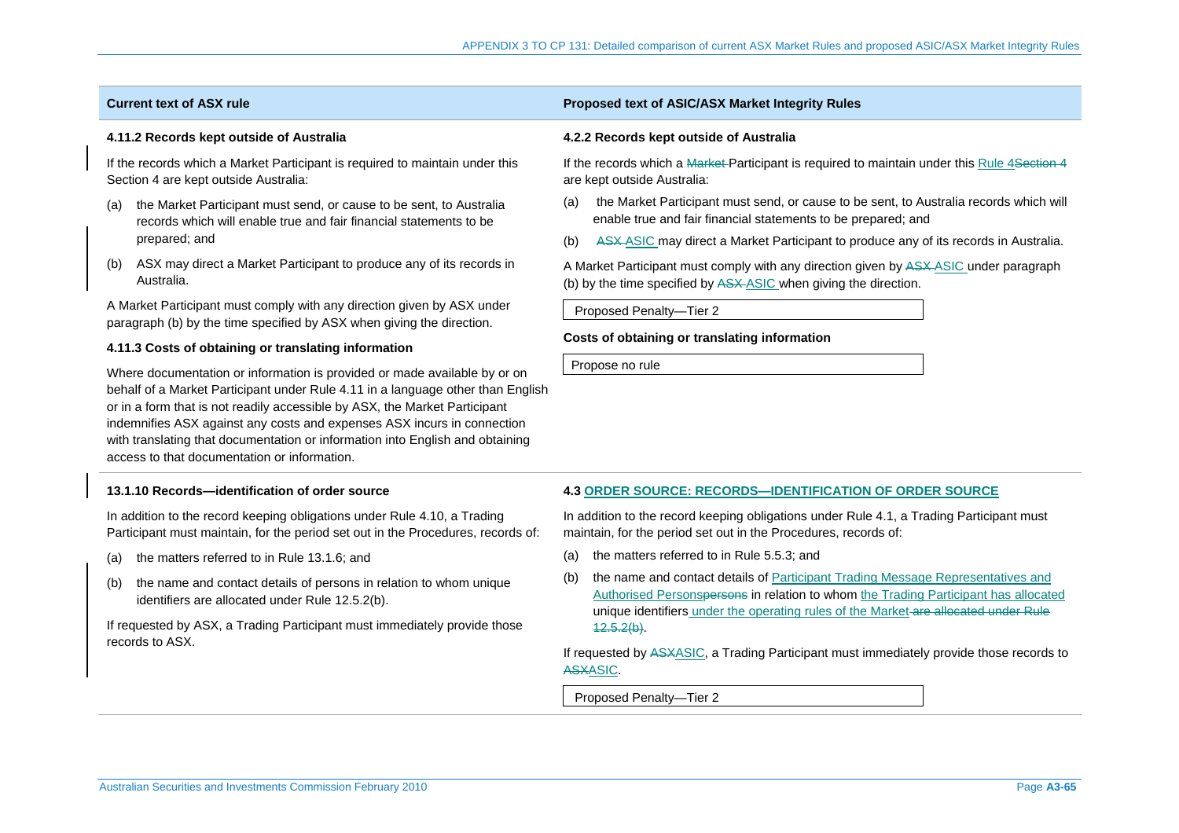| Current text of ASX rule | Proposed text of ASIC/ASX Market Integrity Rules |
|---|---|
| **4.11.2 Records kept outside of Australia**<br><br>If the records which a Market Participant is required to maintain under this Section 4 are kept outside Australia:<br><br>(a) the Market Participant must send, or cause to be sent, to Australia records which will enable true and fair financial statements to be prepared; and<br><br>(b) ASX may direct a Market Participant to produce any of its records in Australia.<br><br>A Market Participant must comply with any direction given by ASX under paragraph (b) by the time specified by ASX when giving the direction.<br><br>**4.11.3 Costs of obtaining or translating information**<br><br>Where documentation or information is provided or made available by or on behalf of a Market Participant under Rule 4.11 in a language other than English or in a form that is not readily accessible by ASX, the Market Participant indemnifies ASX against any costs and expenses ASX incurs in connection with translating that documentation or information into English and obtaining access to that documentation or information. | **4.2.2 Records kept outside of Australia**<br><br>If the records which a ~~Market~~ Participant is required to maintain under this Rule 4~~Section 4~~ are kept outside Australia:<br><br>(a) the Market Participant must send, or cause to be sent, to Australia records which will enable true and fair financial statements to be prepared; and<br><br>(b) ~~ASX~~ ASIC may direct a Market Participant to produce any of its records in Australia.<br><br>A Market Participant must comply with any direction given by ~~ASX~~ ASIC under paragraph (b) by the time specified by ~~ASX~~ ASIC when giving the direction.<br><br>Proposed Penalty—Tier 2<br><br>**Costs of obtaining or translating information**<br><br>Propose no rule |
| **13.1.10 Records—identification of order source**<br><br>In addition to the record keeping obligations under Rule 4.10, a Trading Participant must maintain, for the period set out in the Procedures, records of:<br><br>(a) the matters referred to in Rule 13.1.6; and<br><br>(b) the name and contact details of persons in relation to whom unique identifiers are allocated under Rule 12.5.2(b).<br><br>If requested by ASX, a Trading Participant must immediately provide those records to ASX. | **4.3 ORDER SOURCE: RECORDS—IDENTIFICATION OF ORDER SOURCE**<br><br>In addition to the record keeping obligations under Rule 4.1, a Trading Participant must maintain, for the period set out in the Procedures, records of:<br><br>(a) the matters referred to in Rule 5.5.3; and<br><br>(b) the name and contact details of Participant Trading Message Representatives and Authorised Persons~~persons~~ in relation to whom the Trading Participant has allocated unique identifiers under the operating rules of the Market ~~are allocated under Rule 12.5.2(b)~~.<br><br>If requested by ~~ASX~~ASIC, a Trading Participant must immediately provide those records to ~~ASX~~ASIC.<br><br>Proposed Penalty—Tier 2 |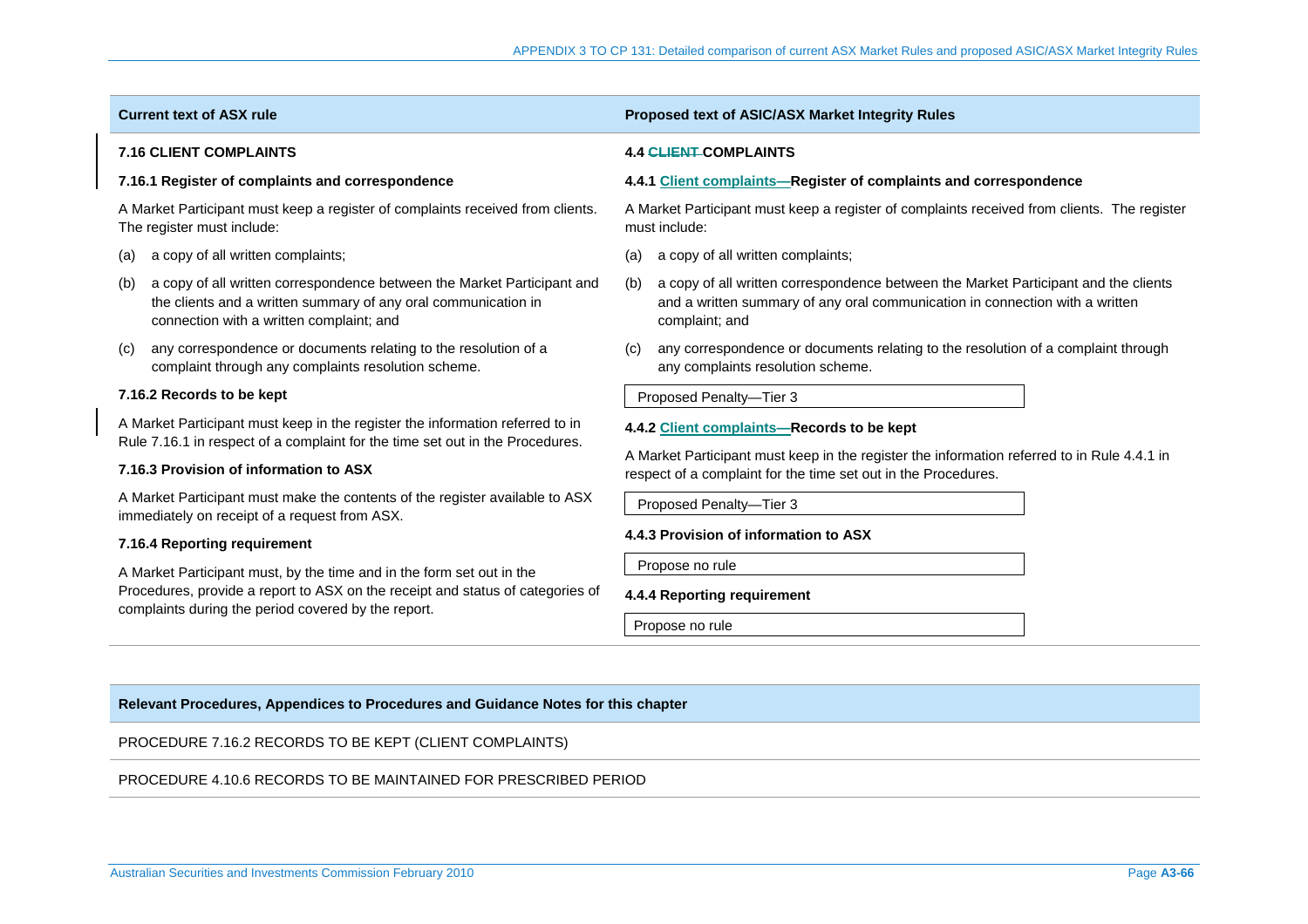| Current text of ASX rule | Proposed text of ASIC/ASX Market Integrity Rules |
| --- | --- |
| **7.16 CLIENT COMPLAINTS** | **4.4 ~~CLIENT~~ COMPLAINTS** |
| **7.16.1 Register of complaints and correspondence**<br><br>A Market Participant must keep a register of complaints received from clients. The register must include:<br><br>(a) a copy of all written complaints;<br><br>(b) a copy of all written correspondence between the Market Participant and the clients and a written summary of any oral communication in connection with a written complaint; and<br><br>(c) any correspondence or documents relating to the resolution of a complaint through any complaints resolution scheme. | **4.4.1 Client complaints—Register of complaints and correspondence**<br><br>A Market Participant must keep a register of complaints received from clients. The register must include:<br><br>(a) a copy of all written complaints;<br><br>(b) a copy of all written correspondence between the Market Participant and the clients and a written summary of any oral communication in connection with a written complaint; and<br><br>(c) any correspondence or documents relating to the resolution of a complaint through any complaints resolution scheme.<br><br>Proposed Penalty—Tier 3 |
| **7.16.2 Records to be kept**<br><br>A Market Participant must keep in the register the information referred to in Rule 7.16.1 in respect of a complaint for the time set out in the Procedures. | **4.4.2 Client complaints—Records to be kept**<br><br>A Market Participant must keep in the register the information referred to in Rule 4.4.1 in respect of a complaint for the time set out in the Procedures.<br><br>Proposed Penalty—Tier 3 |
| **7.16.3 Provision of information to ASX**<br><br>A Market Participant must make the contents of the register available to ASX immediately on receipt of a request from ASX. | **4.4.3 Provision of information to ASX**<br><br>Propose no rule |
| **7.16.4 Reporting requirement**<br><br>A Market Participant must, by the time and in the form set out in the Procedures, provide a report to ASX on the receipt and status of categories of complaints during the period covered by the report. | **4.4.4 Reporting requirement**<br><br>Propose no rule |

| Relevant Procedures, Appendices to Procedures and Guidance Notes for this chapter |
| --- |
| PROCEDURE 7.16.2 RECORDS TO BE KEPT (CLIENT COMPLAINTS) |
| PROCEDURE 4.10.6 RECORDS TO BE MAINTAINED FOR PRESCRIBED PERIOD |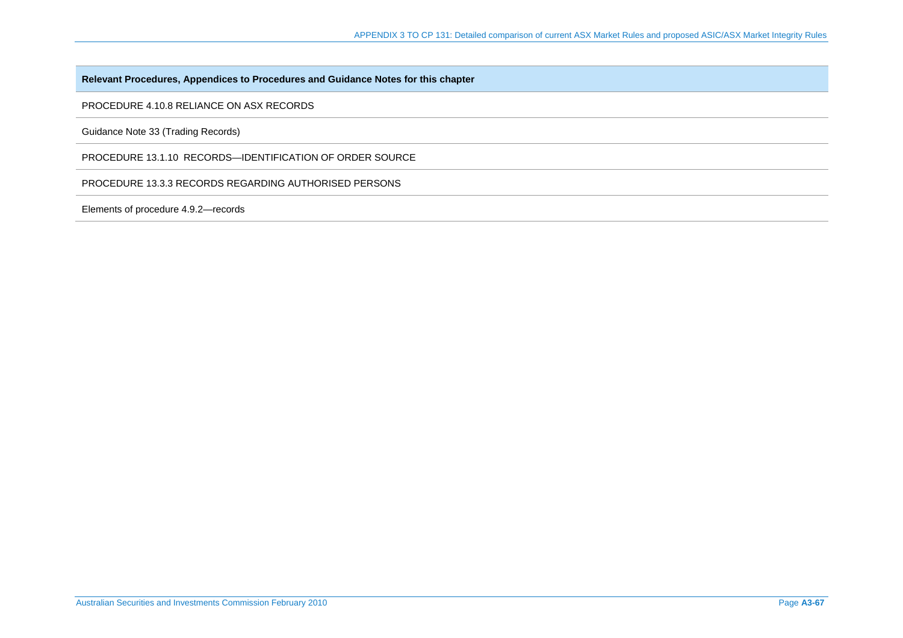| Relevant Procedures, Appendices to Procedures and Guidance Notes for this chapter |
| --- |
| PROCEDURE 4.10.8 RELIANCE ON ASX RECORDS |
| Guidance Note 33 (Trading Records) |
| PROCEDURE 13.1.10  RECORDS—IDENTIFICATION OF ORDER SOURCE |
| PROCEDURE 13.3.3 RECORDS REGARDING AUTHORISED PERSONS |
| Elements of procedure 4.9.2—records |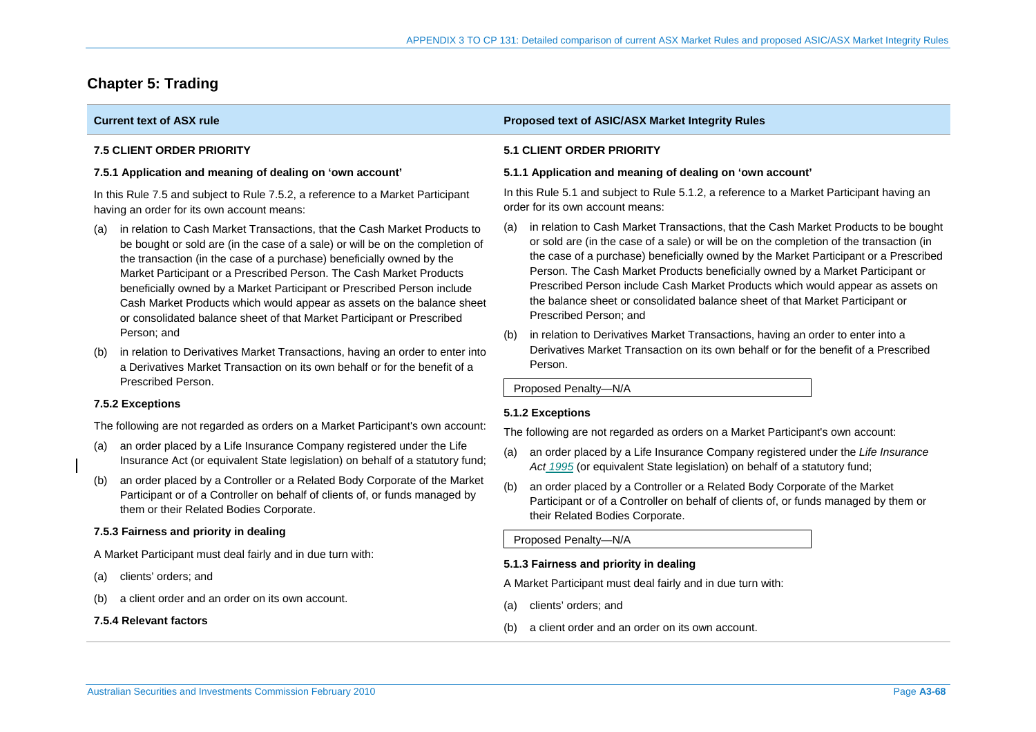## Chapter 5: Trading

| Current text of ASX rule | Proposed text of ASIC/ASX Market Integrity Rules |
|---|---|
| **7.5 CLIENT ORDER PRIORITY** | **5.1 CLIENT ORDER PRIORITY** |
| **7.5.1 Application and meaning of dealing on 'own account'**<br><br>In this Rule 7.5 and subject to Rule 7.5.2, a reference to a Market Participant having an order for its own account means:<br><br>(a) in relation to Cash Market Transactions, that the Cash Market Products to be bought or sold are (in the case of a sale) or will be on the completion of the transaction (in the case of a purchase) beneficially owned by the Market Participant or a Prescribed Person. The Cash Market Products beneficially owned by a Market Participant or Prescribed Person include Cash Market Products which would appear as assets on the balance sheet or consolidated balance sheet of that Market Participant or Prescribed Person; and<br><br>(b) in relation to Derivatives Market Transactions, having an order to enter into a Derivatives Market Transaction on its own behalf or for the benefit of a Prescribed Person. | **5.1.1 Application and meaning of dealing on 'own account'**<br><br>In this Rule 5.1 and subject to Rule 5.1.2, a reference to a Market Participant having an order for its own account means:<br><br>(a) in relation to Cash Market Transactions, that the Cash Market Products to be bought or sold are (in the case of a sale) or will be on the completion of the transaction (in the case of a purchase) beneficially owned by the Market Participant or a Prescribed Person. The Cash Market Products beneficially owned by a Market Participant or Prescribed Person include Cash Market Products which would appear as assets on the balance sheet or consolidated balance sheet of that Market Participant or Prescribed Person; and<br><br>(b) in relation to Derivatives Market Transactions, having an order to enter into a Derivatives Market Transaction on its own behalf or for the benefit of a Prescribed Person.<br><br>Proposed Penalty—N/A |
| **7.5.2 Exceptions**<br><br>The following are not regarded as orders on a Market Participant's own account:<br><br>(a) an order placed by a Life Insurance Company registered under the Life Insurance Act (or equivalent State legislation) on behalf of a statutory fund;<br><br>(b) an order placed by a Controller or a Related Body Corporate of the Market Participant or of a Controller on behalf of clients of, or funds managed by them or their Related Bodies Corporate. | **5.1.2 Exceptions**<br><br>The following are not regarded as orders on a Market Participant's own account:<br><br>(a) an order placed by a Life Insurance Company registered under the *Life Insurance Act 1995* (or equivalent State legislation) on behalf of a statutory fund;<br><br>(b) an order placed by a Controller or a Related Body Corporate of the Market Participant or of a Controller on behalf of clients of, or funds managed by them or their Related Bodies Corporate.<br><br>Proposed Penalty—N/A |
| **7.5.3 Fairness and priority in dealing**<br><br>A Market Participant must deal fairly and in due turn with:<br><br>(a) clients' orders; and<br><br>(b) a client order and an order on its own account. | **5.1.3 Fairness and priority in dealing**<br><br>A Market Participant must deal fairly and in due turn with:<br><br>(a) clients' orders; and<br><br>(b) a client order and an order on its own account. |
| **7.5.4 Relevant factors** | |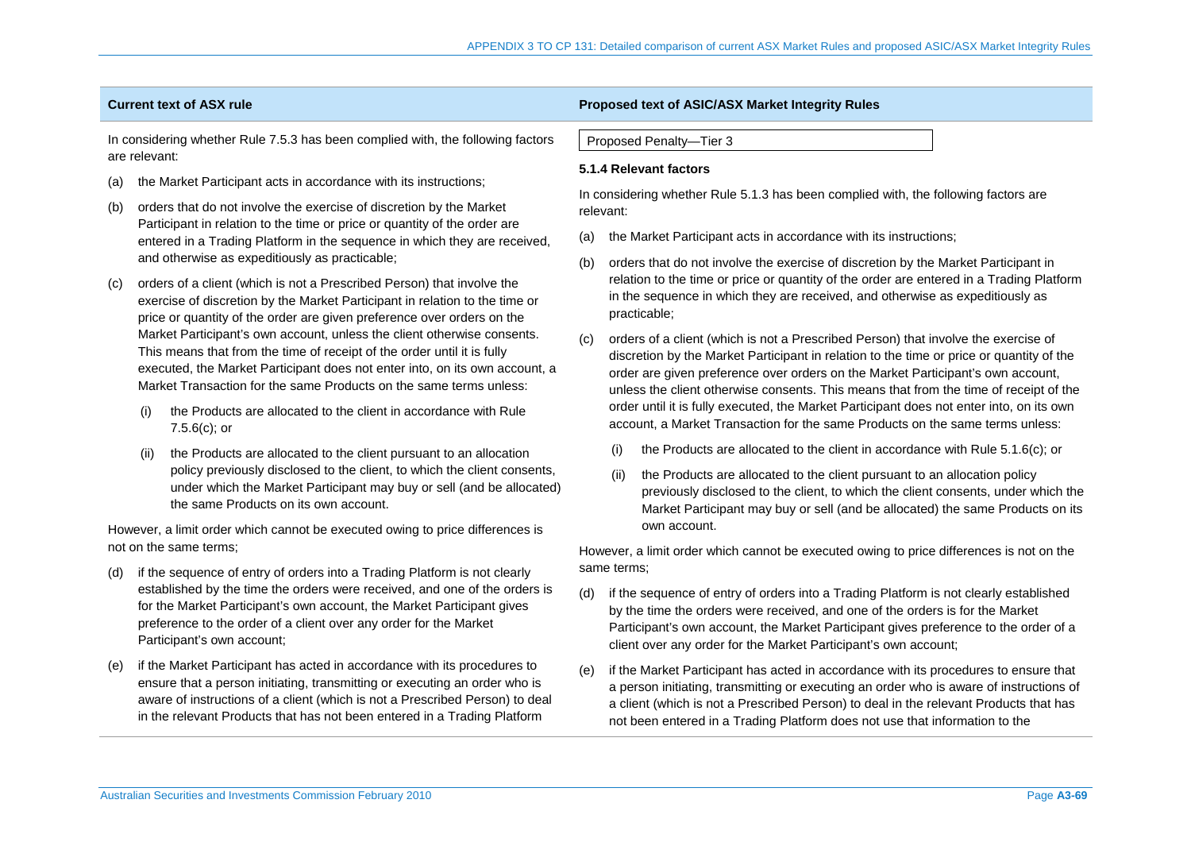| Current text of ASX rule | Proposed text of ASIC/ASX Market Integrity Rules |
|---|---|
| In considering whether Rule 7.5.3 has been complied with, the following factors are relevant:<br><br>(a) the Market Participant acts in accordance with its instructions;<br><br>(b) orders that do not involve the exercise of discretion by the Market Participant in relation to the time or price or quantity of the order are entered in a Trading Platform in the sequence in which they are received, and otherwise as expeditiously as practicable;<br><br>(c) orders of a client (which is not a Prescribed Person) that involve the exercise of discretion by the Market Participant in relation to the time or price or quantity of the order are given preference over orders on the Market Participant's own account, unless the client otherwise consents. This means that from the time of receipt of the order until it is fully executed, the Market Participant does not enter into, on its own account, a Market Transaction for the same Products on the same terms unless:<br><br>(i) the Products are allocated to the client in accordance with Rule 7.5.6(c); or<br><br>(ii) the Products are allocated to the client pursuant to an allocation policy previously disclosed to the client, to which the client consents, under which the Market Participant may buy or sell (and be allocated) the same Products on its own account.<br><br>However, a limit order which cannot be executed owing to price differences is not on the same terms;<br><br>(d) if the sequence of entry of orders into a Trading Platform is not clearly established by the time the orders were received, and one of the orders is for the Market Participant's own account, the Market Participant gives preference to the order of a client over any order for the Market Participant's own account;<br><br>(e) if the Market Participant has acted in accordance with its procedures to ensure that a person initiating, transmitting or executing an order who is aware of instructions of a client (which is not a Prescribed Person) to deal in the relevant Products that has not been entered in a Trading Platform | Proposed Penalty—Tier 3<br><br>**5.1.4 Relevant factors**<br><br>In considering whether Rule 5.1.3 has been complied with, the following factors are relevant:<br><br>(a) the Market Participant acts in accordance with its instructions;<br><br>(b) orders that do not involve the exercise of discretion by the Market Participant in relation to the time or price or quantity of the order are entered in a Trading Platform in the sequence in which they are received, and otherwise as expeditiously as practicable;<br><br>(c) orders of a client (which is not a Prescribed Person) that involve the exercise of discretion by the Market Participant in relation to the time or price or quantity of the order are given preference over orders on the Market Participant's own account, unless the client otherwise consents. This means that from the time of receipt of the order until it is fully executed, the Market Participant does not enter into, on its own account, a Market Transaction for the same Products on the same terms unless:<br><br>(i) the Products are allocated to the client in accordance with Rule 5.1.6(c); or<br><br>(ii) the Products are allocated to the client pursuant to an allocation policy previously disclosed to the client, to which the client consents, under which the Market Participant may buy or sell (and be allocated) the same Products on its own account.<br><br>However, a limit order which cannot be executed owing to price differences is not on the same terms;<br><br>(d) if the sequence of entry of orders into a Trading Platform is not clearly established by the time the orders were received, and one of the orders is for the Market Participant's own account, the Market Participant gives preference to the order of a client over any order for the Market Participant's own account;<br><br>(e) if the Market Participant has acted in accordance with its procedures to ensure that a person initiating, transmitting or executing an order who is aware of instructions of a client (which is not a Prescribed Person) to deal in the relevant Products that has not been entered in a Trading Platform does not use that information to the |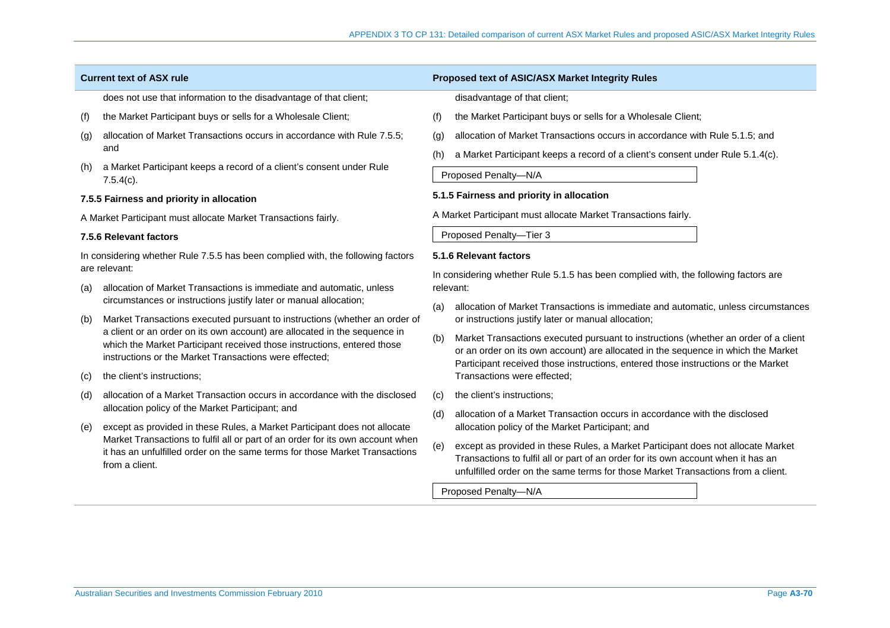| Current text of ASX rule | Proposed text of ASIC/ASX Market Integrity Rules |
|---|---|
| does not use that information to the disadvantage of that client; | disadvantage of that client; |
| (f) the Market Participant buys or sells for a Wholesale Client; | (f) the Market Participant buys or sells for a Wholesale Client; |
| (g) allocation of Market Transactions occurs in accordance with Rule 7.5.5; and | (g) allocation of Market Transactions occurs in accordance with Rule 5.1.5; and |
| (h) a Market Participant keeps a record of a client's consent under Rule 7.5.4(c). | (h) a Market Participant keeps a record of a client's consent under Rule 5.1.4(c). <br><br> Proposed Penalty—N/A |
| **7.5.5 Fairness and priority in allocation** <br><br> A Market Participant must allocate Market Transactions fairly. | **5.1.5 Fairness and priority in allocation** <br><br> A Market Participant must allocate Market Transactions fairly. <br><br> Proposed Penalty—Tier 3 |
| **7.5.6 Relevant factors** <br><br> In considering whether Rule 7.5.5 has been complied with, the following factors are relevant: | **5.1.6 Relevant factors** <br><br> In considering whether Rule 5.1.5 has been complied with, the following factors are relevant: |
| (a) allocation of Market Transactions is immediate and automatic, unless circumstances or instructions justify later or manual allocation; | (a) allocation of Market Transactions is immediate and automatic, unless circumstances or instructions justify later or manual allocation; |
| (b) Market Transactions executed pursuant to instructions (whether an order of a client or an order on its own account) are allocated in the sequence in which the Market Participant received those instructions, entered those instructions or the Market Transactions were effected; | (b) Market Transactions executed pursuant to instructions (whether an order of a client or an order on its own account) are allocated in the sequence in which the Market Participant received those instructions, entered those instructions or the Market Transactions were effected; |
| (c) the client's instructions; | (c) the client's instructions; |
| (d) allocation of a Market Transaction occurs in accordance with the disclosed allocation policy of the Market Participant; and | (d) allocation of a Market Transaction occurs in accordance with the disclosed allocation policy of the Market Participant; and |
| (e) except as provided in these Rules, a Market Participant does not allocate Market Transactions to fulfil all or part of an order for its own account when it has an unfulfilled order on the same terms for those Market Transactions from a client. | (e) except as provided in these Rules, a Market Participant does not allocate Market Transactions to fulfil all or part of an order for its own account when it has an unfulfilled order on the same terms for those Market Transactions from a client. <br><br> Proposed Penalty—N/A |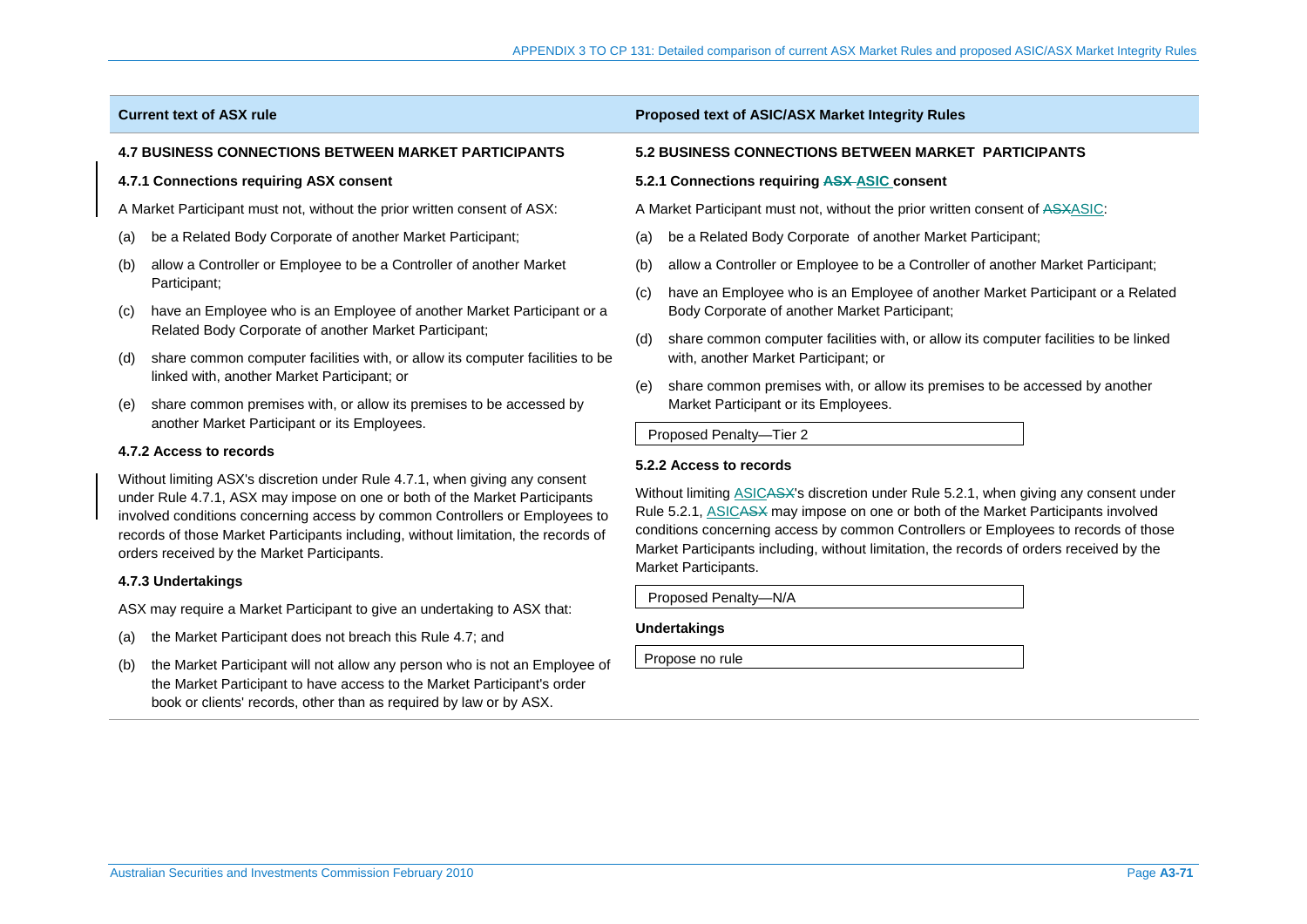| Current text of ASX rule | Proposed text of ASIC/ASX Market Integrity Rules |
|---|---|
| **4.7 BUSINESS CONNECTIONS BETWEEN MARKET PARTICIPANTS** | **5.2 BUSINESS CONNECTIONS BETWEEN MARKET PARTICIPANTS** |
| **4.7.1 Connections requiring ASX consent**<br><br>A Market Participant must not, without the prior written consent of ASX:<br><br>(a) be a Related Body Corporate of another Market Participant;<br><br>(b) allow a Controller or Employee to be a Controller of another Market Participant;<br><br>(c) have an Employee who is an Employee of another Market Participant or a Related Body Corporate of another Market Participant;<br><br>(d) share common computer facilities with, or allow its computer facilities to be linked with, another Market Participant; or<br><br>(e) share common premises with, or allow its premises to be accessed by another Market Participant or its Employees. | **5.2.1 Connections requiring ~~ASX~~ ASIC consent**<br><br>A Market Participant must not, without the prior written consent of ~~ASX~~ASIC:<br><br>(a) be a Related Body Corporate of another Market Participant;<br><br>(b) allow a Controller or Employee to be a Controller of another Market Participant;<br><br>(c) have an Employee who is an Employee of another Market Participant or a Related Body Corporate of another Market Participant;<br><br>(d) share common computer facilities with, or allow its computer facilities to be linked with, another Market Participant; or<br><br>(e) share common premises with, or allow its premises to be accessed by another Market Participant or its Employees.<br><br>Proposed Penalty—Tier 2 |
| **4.7.2 Access to records**<br><br>Without limiting ASX's discretion under Rule 4.7.1, when giving any consent under Rule 4.7.1, ASX may impose on one or both of the Market Participants involved conditions concerning access by common Controllers or Employees to records of those Market Participants including, without limitation, the records of orders received by the Market Participants. | **5.2.2 Access to records**<br><br>Without limiting ASIC~~ASX~~'s discretion under Rule 5.2.1, when giving any consent under Rule 5.2.1, ASIC~~ASX~~ may impose on one or both of the Market Participants involved conditions concerning access by common Controllers or Employees to records of those Market Participants including, without limitation, the records of orders received by the Market Participants.<br><br>Proposed Penalty—N/A |
| **4.7.3 Undertakings**<br><br>ASX may require a Market Participant to give an undertaking to ASX that:<br><br>(a) the Market Participant does not breach this Rule 4.7; and<br><br>(b) the Market Participant will not allow any person who is not an Employee of the Market Participant to have access to the Market Participant's order book or clients' records, other than as required by law or by ASX. | **Undertakings**<br><br>Propose no rule |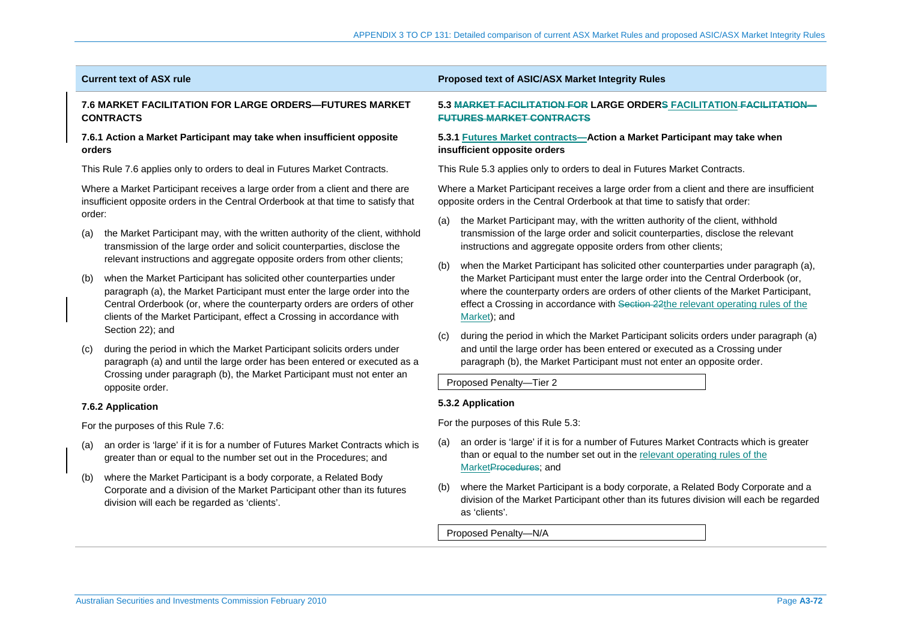| Current text of ASX rule | Proposed text of ASIC/ASX Market Integrity Rules |
|---|---|
| **7.6 MARKET FACILITATION FOR LARGE ORDERS—FUTURES MARKET CONTRACTS** | **5.3 ~~MARKET FACILITATION FOR~~ LARGE ORDERS FACILITATION ~~FACILITATION—FUTURES MARKET CONTRACTS~~** |
| **7.6.1 Action a Market Participant may take when insufficient opposite orders** | **5.3.1 Futures Market contracts—Action a Market Participant may take when insufficient opposite orders** |
| This Rule 7.6 applies only to orders to deal in Futures Market Contracts. | This Rule 5.3 applies only to orders to deal in Futures Market Contracts. |
| Where a Market Participant receives a large order from a client and there are insufficient opposite orders in the Central Orderbook at that time to satisfy that order: | Where a Market Participant receives a large order from a client and there are insufficient opposite orders in the Central Orderbook at that time to satisfy that order: |
| (a) the Market Participant may, with the written authority of the client, withhold transmission of the large order and solicit counterparties, disclose the relevant instructions and aggregate opposite orders from other clients; | (a) the Market Participant may, with the written authority of the client, withhold transmission of the large order and solicit counterparties, disclose the relevant instructions and aggregate opposite orders from other clients; |
| (b) when the Market Participant has solicited other counterparties under paragraph (a), the Market Participant must enter the large order into the Central Orderbook (or, where the counterparty orders are orders of other clients of the Market Participant, effect a Crossing in accordance with Section 22); and | (b) when the Market Participant has solicited other counterparties under paragraph (a), the Market Participant must enter the large order into the Central Orderbook (or, where the counterparty orders are orders of other clients of the Market Participant, effect a Crossing in accordance with ~~Section 22~~the relevant operating rules of the Market); and |
| (c) during the period in which the Market Participant solicits orders under paragraph (a) and until the large order has been entered or executed as a Crossing under paragraph (b), the Market Participant must not enter an opposite order. | (c) during the period in which the Market Participant solicits orders under paragraph (a) and until the large order has been entered or executed as a Crossing under paragraph (b), the Market Participant must not enter an opposite order. |
| | Proposed Penalty—Tier 2 |
| **7.6.2 Application** | **5.3.2 Application** |
| For the purposes of this Rule 7.6: | For the purposes of this Rule 5.3: |
| (a) an order is 'large' if it is for a number of Futures Market Contracts which is greater than or equal to the number set out in the Procedures; and | (a) an order is 'large' if it is for a number of Futures Market Contracts which is greater than or equal to the number set out in the relevant operating rules of the Market~~Procedures~~; and |
| (b) where the Market Participant is a body corporate, a Related Body Corporate and a division of the Market Participant other than its futures division will each be regarded as 'clients'. | (b) where the Market Participant is a body corporate, a Related Body Corporate and a division of the Market Participant other than its futures division will each be regarded as 'clients'. |
| | Proposed Penalty—N/A |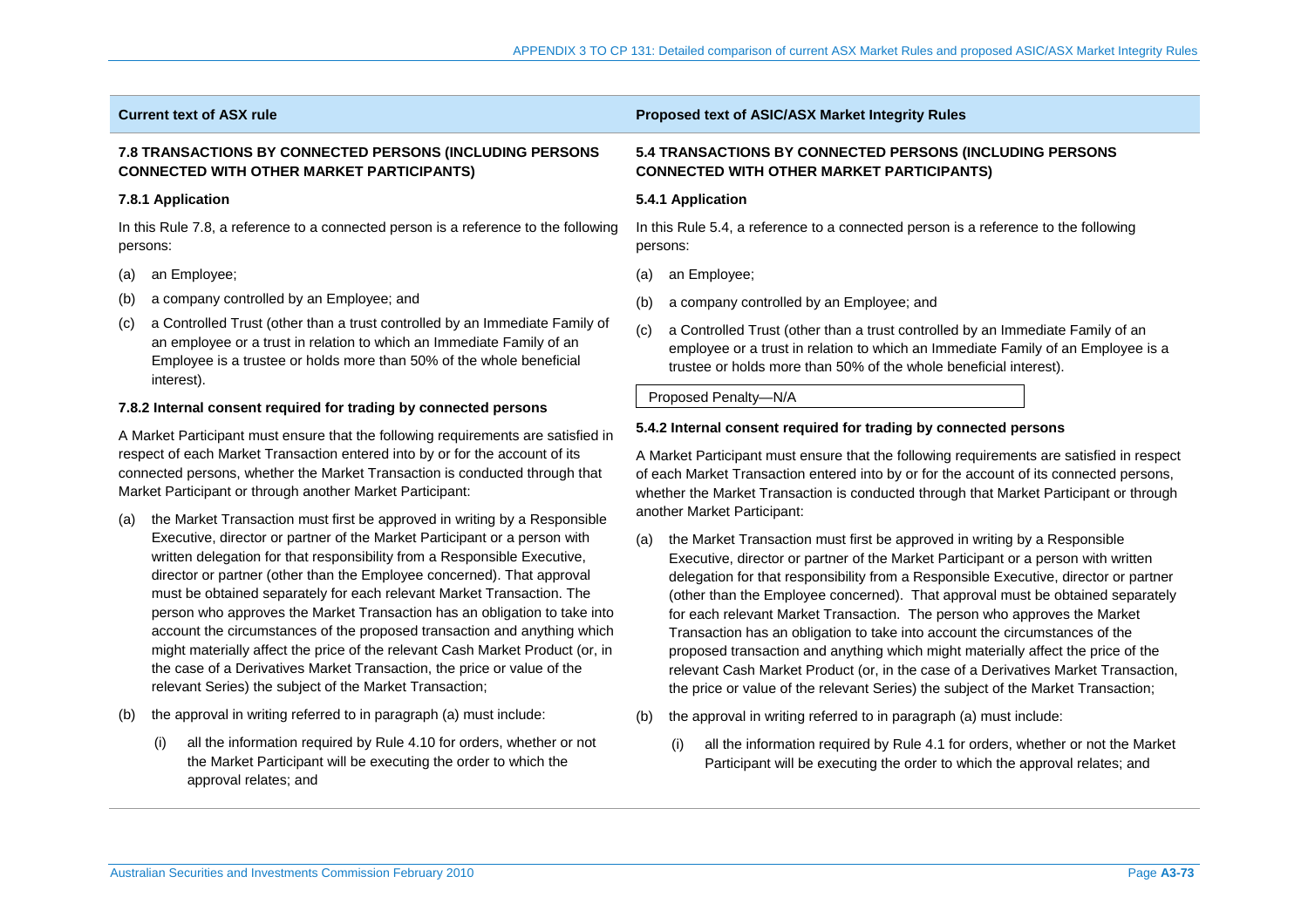| Current text of ASX rule | Proposed text of ASIC/ASX Market Integrity Rules |
|---|---|
| **7.8 TRANSACTIONS BY CONNECTED PERSONS (INCLUDING PERSONS CONNECTED WITH OTHER MARKET PARTICIPANTS)** | **5.4 TRANSACTIONS BY CONNECTED PERSONS (INCLUDING PERSONS CONNECTED WITH OTHER MARKET PARTICIPANTS)** |
| **7.8.1 Application**<br><br>In this Rule 7.8, a reference to a connected person is a reference to the following persons:<br><br>(a) an Employee;<br><br>(b) a company controlled by an Employee; and<br><br>(c) a Controlled Trust (other than a trust controlled by an Immediate Family of an employee or a trust in relation to which an Immediate Family of an Employee is a trustee or holds more than 50% of the whole beneficial interest). | **5.4.1 Application**<br><br>In this Rule 5.4, a reference to a connected person is a reference to the following persons:<br><br>(a) an Employee;<br><br>(b) a company controlled by an Employee; and<br><br>(c) a Controlled Trust (other than a trust controlled by an Immediate Family of an employee or a trust in relation to which an Immediate Family of an Employee is a trustee or holds more than 50% of the whole beneficial interest).<br><br>Proposed Penalty—N/A |
| **7.8.2 Internal consent required for trading by connected persons**<br><br>A Market Participant must ensure that the following requirements are satisfied in respect of each Market Transaction entered into by or for the account of its connected persons, whether the Market Transaction is conducted through that Market Participant or through another Market Participant:<br><br>(a) the Market Transaction must first be approved in writing by a Responsible Executive, director or partner of the Market Participant or a person with written delegation for that responsibility from a Responsible Executive, director or partner (other than the Employee concerned). That approval must be obtained separately for each relevant Market Transaction. The person who approves the Market Transaction has an obligation to take into account the circumstances of the proposed transaction and anything which might materially affect the price of the relevant Cash Market Product (or, in the case of a Derivatives Market Transaction, the price or value of the relevant Series) the subject of the Market Transaction;<br><br>(b) the approval in writing referred to in paragraph (a) must include:<br><br>(i) all the information required by Rule 4.10 for orders, whether or not the Market Participant will be executing the order to which the approval relates; and | **5.4.2 Internal consent required for trading by connected persons**<br><br>A Market Participant must ensure that the following requirements are satisfied in respect of each Market Transaction entered into by or for the account of its connected persons, whether the Market Transaction is conducted through that Market Participant or through another Market Participant:<br><br>(a) the Market Transaction must first be approved in writing by a Responsible Executive, director or partner of the Market Participant or a person with written delegation for that responsibility from a Responsible Executive, director or partner (other than the Employee concerned). That approval must be obtained separately for each relevant Market Transaction. The person who approves the Market Transaction has an obligation to take into account the circumstances of the proposed transaction and anything which might materially affect the price of the relevant Cash Market Product (or, in the case of a Derivatives Market Transaction, the price or value of the relevant Series) the subject of the Market Transaction;<br><br>(b) the approval in writing referred to in paragraph (a) must include:<br><br>(i) all the information required by Rule 4.1 for orders, whether or not the Market Participant will be executing the order to which the approval relates; and |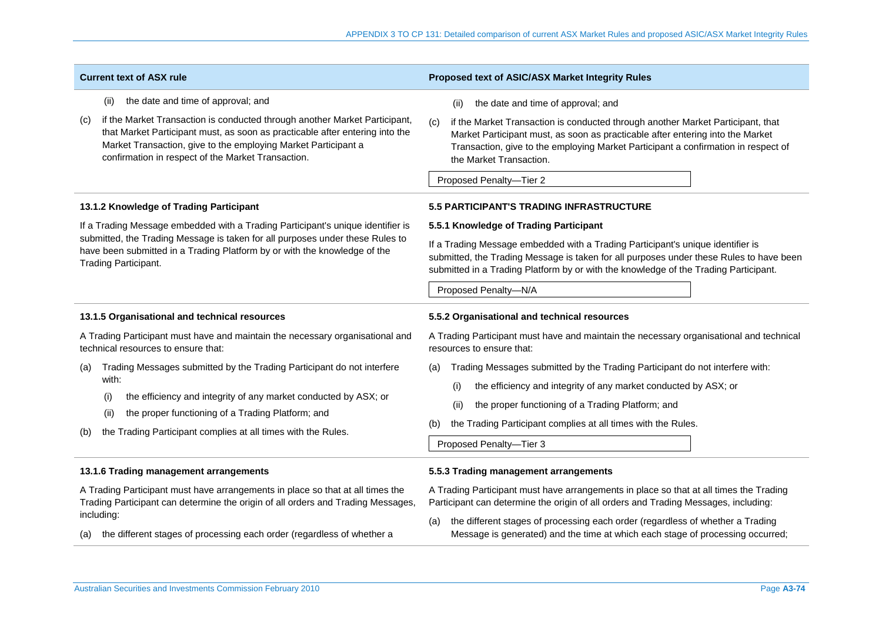| Current text of ASX rule | Proposed text of ASIC/ASX Market Integrity Rules |
|---|---|
| (ii) the date and time of approval; and<br><br>(c) if the Market Transaction is conducted through another Market Participant, that Market Participant must, as soon as practicable after entering into the Market Transaction, give to the employing Market Participant a confirmation in respect of the Market Transaction. | (ii) the date and time of approval; and<br><br>(c) if the Market Transaction is conducted through another Market Participant, that Market Participant must, as soon as practicable after entering into the Market Transaction, give to the employing Market Participant a confirmation in respect of the Market Transaction.<br><br>Proposed Penalty—Tier 2 |
| **13.1.2 Knowledge of Trading Participant**<br><br>If a Trading Message embedded with a Trading Participant's unique identifier is submitted, the Trading Message is taken for all purposes under these Rules to have been submitted in a Trading Platform by or with the knowledge of the Trading Participant. | **5.5 PARTICIPANT'S TRADING INFRASTRUCTURE**<br><br>**5.5.1 Knowledge of Trading Participant**<br><br>If a Trading Message embedded with a Trading Participant's unique identifier is submitted, the Trading Message is taken for all purposes under these Rules to have been submitted in a Trading Platform by or with the knowledge of the Trading Participant.<br><br>Proposed Penalty—N/A |
| **13.1.5 Organisational and technical resources**<br><br>A Trading Participant must have and maintain the necessary organisational and technical resources to ensure that:<br><br>(a) Trading Messages submitted by the Trading Participant do not interfere with:<br><br>(i) the efficiency and integrity of any market conducted by ASX; or<br><br>(ii) the proper functioning of a Trading Platform; and<br><br>(b) the Trading Participant complies at all times with the Rules. | **5.5.2 Organisational and technical resources**<br><br>A Trading Participant must have and maintain the necessary organisational and technical resources to ensure that:<br><br>(a) Trading Messages submitted by the Trading Participant do not interfere with:<br><br>(i) the efficiency and integrity of any market conducted by ASX; or<br><br>(ii) the proper functioning of a Trading Platform; and<br><br>(b) the Trading Participant complies at all times with the Rules.<br><br>Proposed Penalty—Tier 3 |
| **13.1.6 Trading management arrangements**<br><br>A Trading Participant must have arrangements in place so that at all times the Trading Participant can determine the origin of all orders and Trading Messages, including:<br><br>(a) the different stages of processing each order (regardless of whether a | **5.5.3 Trading management arrangements**<br><br>A Trading Participant must have arrangements in place so that at all times the Trading Participant can determine the origin of all orders and Trading Messages, including:<br><br>(a) the different stages of processing each order (regardless of whether a Trading Message is generated) and the time at which each stage of processing occurred; |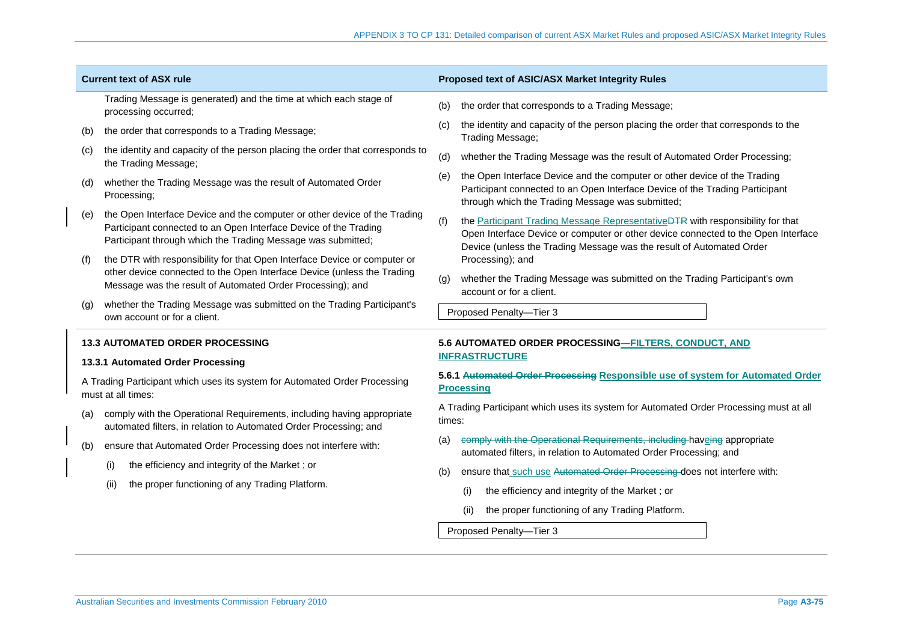| Current text of ASX rule | Proposed text of ASIC/ASX Market Integrity Rules |
|---|---|
| Trading Message is generated) and the time at which each stage of processing occurred;<br><br>(b) the order that corresponds to a Trading Message;<br><br>(c) the identity and capacity of the person placing the order that corresponds to the Trading Message;<br><br>(d) whether the Trading Message was the result of Automated Order Processing;<br><br>(e) the Open Interface Device and the computer or other device of the Trading Participant connected to an Open Interface Device of the Trading Participant through which the Trading Message was submitted;<br><br>(f) the DTR with responsibility for that Open Interface Device or computer or other device connected to the Open Interface Device (unless the Trading Message was the result of Automated Order Processing); and<br><br>(g) whether the Trading Message was submitted on the Trading Participant's own account or for a client. | (b) the order that corresponds to a Trading Message;<br><br>(c) the identity and capacity of the person placing the order that corresponds to the Trading Message;<br><br>(d) whether the Trading Message was the result of Automated Order Processing;<br><br>(e) the Open Interface Device and the computer or other device of the Trading Participant connected to an Open Interface Device of the Trading Participant through which the Trading Message was submitted;<br><br>(f) the Participant Trading Message Representative~~DTR~~ with responsibility for that Open Interface Device or computer or other device connected to the Open Interface Device (unless the Trading Message was the result of Automated Order Processing); and<br><br>(g) whether the Trading Message was submitted on the Trading Participant's own account or for a client.<br><br>Proposed Penalty—Tier 3 |
| **13.3 AUTOMATED ORDER PROCESSING**<br><br>**13.3.1 Automated Order Processing**<br><br>A Trading Participant which uses its system for Automated Order Processing must at all times:<br><br>(a) comply with the Operational Requirements, including having appropriate automated filters, in relation to Automated Order Processing; and<br><br>(b) ensure that Automated Order Processing does not interfere with:<br><br>(i) the efficiency and integrity of the Market ; or<br><br>(ii) the proper functioning of any Trading Platform. | **5.6 AUTOMATED ORDER PROCESSING—FILTERS, CONDUCT, AND INFRASTRUCTURE**<br><br>**5.6.1 ~~Automated Order Processing~~ Responsible use of system for Automated Order Processing**<br><br>A Trading Participant which uses its system for Automated Order Processing must at all times:<br><br>(a) ~~comply with the Operational Requirements, including~~ hav~~e~~ing appropriate automated filters, in relation to Automated Order Processing; and<br><br>(b) ensure that such use ~~Automated Order Processing~~ does not interfere with:<br><br>(i) the efficiency and integrity of the Market ; or<br><br>(ii) the proper functioning of any Trading Platform.<br><br>Proposed Penalty—Tier 3 |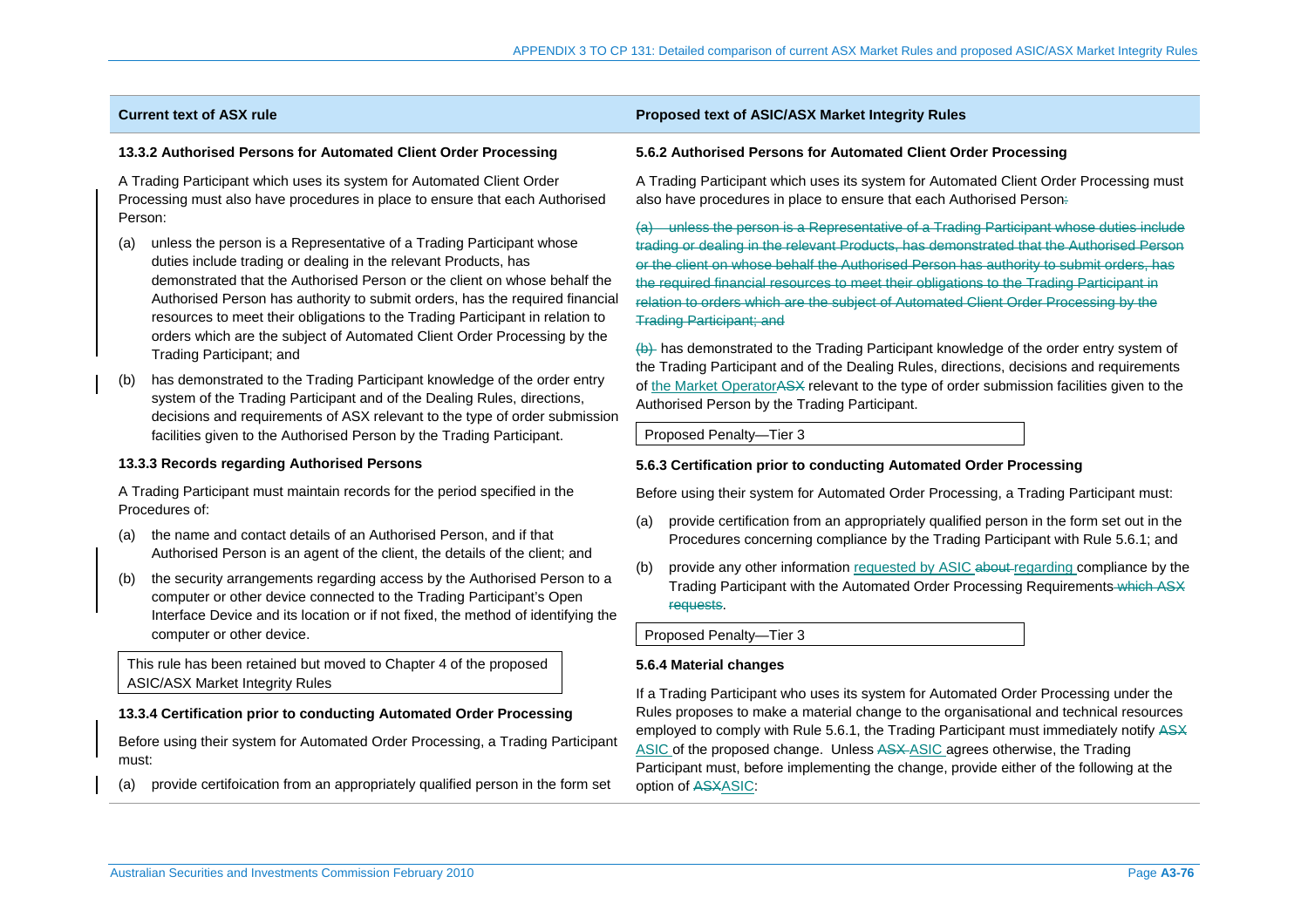| Current text of ASX rule | Proposed text of ASIC/ASX Market Integrity Rules |
|---|---|
| **13.3.2 Authorised Persons for Automated Client Order Processing**<br><br>A Trading Participant which uses its system for Automated Client Order Processing must also have procedures in place to ensure that each Authorised Person:<br><br>(a) unless the person is a Representative of a Trading Participant whose duties include trading or dealing in the relevant Products, has demonstrated that the Authorised Person or the client on whose behalf the Authorised Person has authority to submit orders, has the required financial resources to meet their obligations to the Trading Participant in relation to orders which are the subject of Automated Client Order Processing by the Trading Participant; and<br><br>(b) has demonstrated to the Trading Participant knowledge of the order entry system of the Trading Participant and of the Dealing Rules, directions, decisions and requirements of ASX relevant to the type of order submission facilities given to the Authorised Person by the Trading Participant. | **5.6.2 Authorised Persons for Automated Client Order Processing**<br><br>A Trading Participant which uses its system for Automated Client Order Processing must also have procedures in place to ensure that each Authorised Person~~:~~<br><br>~~(a) unless the person is a Representative of a Trading Participant whose duties include trading or dealing in the relevant Products, has demonstrated that the Authorised Person or the client on whose behalf the Authorised Person has authority to submit orders, has the required financial resources to meet their obligations to the Trading Participant in relation to orders which are the subject of Automated Client Order Processing by the Trading Participant; and~~<br><br>~~(b)~~ has demonstrated to the Trading Participant knowledge of the order entry system of the Trading Participant and of the Dealing Rules, directions, decisions and requirements of the Market Operator~~ASX~~ relevant to the type of order submission facilities given to the Authorised Person by the Trading Participant.<br><br>Proposed Penalty—Tier 3 |
| **13.3.3 Records regarding Authorised Persons**<br><br>A Trading Participant must maintain records for the period specified in the Procedures of:<br><br>(a) the name and contact details of an Authorised Person, and if that Authorised Person is an agent of the client, the details of the client; and<br><br>(b) the security arrangements regarding access by the Authorised Person to a computer or other device connected to the Trading Participant's Open Interface Device and its location or if not fixed, the method of identifying the computer or other device.<br><br>This rule has been retained but moved to Chapter 4 of the proposed ASIC/ASX Market Integrity Rules | **5.6.3 Certification prior to conducting Automated Order Processing**<br><br>Before using their system for Automated Order Processing, a Trading Participant must:<br><br>(a) provide certification from an appropriately qualified person in the form set out in the Procedures concerning compliance by the Trading Participant with Rule 5.6.1; and<br><br>(b) provide any other information requested by ASIC ~~about~~ regarding compliance by the Trading Participant with the Automated Order Processing Requirements ~~which ASX requests~~.<br><br>Proposed Penalty—Tier 3 |
| **13.3.4 Certification prior to conducting Automated Order Processing**<br><br>Before using their system for Automated Order Processing, a Trading Participant must:<br><br>(a) provide certifoication from an appropriately qualified person in the form set | **5.6.4 Material changes**<br><br>If a Trading Participant who uses its system for Automated Order Processing under the Rules proposes to make a material change to the organisational and technical resources employed to comply with Rule 5.6.1, the Trading Participant must immediately notify ~~ASX~~ ASIC of the proposed change. Unless ~~ASX~~ ASIC agrees otherwise, the Trading Participant must, before implementing the change, provide either of the following at the option of ~~ASX~~ASIC: |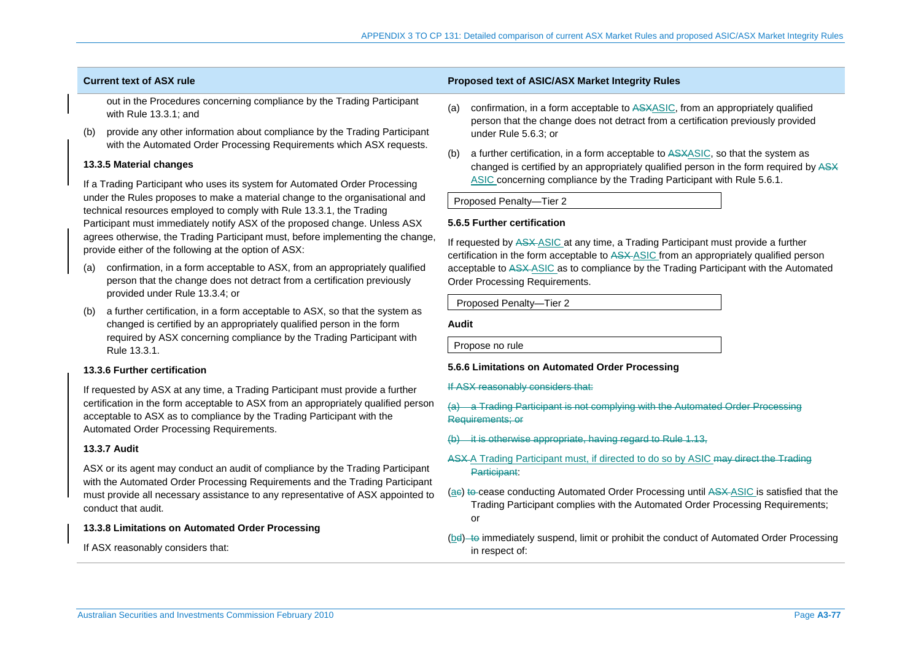| Current text of ASX rule | Proposed text of ASIC/ASX Market Integrity Rules |
|---|---|
| out in the Procedures concerning compliance by the Trading Participant with Rule 13.3.1; and<br><br>(b) provide any other information about compliance by the Trading Participant with the Automated Order Processing Requirements which ASX requests.<br><br>**13.3.5 Material changes**<br><br>If a Trading Participant who uses its system for Automated Order Processing under the Rules proposes to make a material change to the organisational and technical resources employed to comply with Rule 13.3.1, the Trading Participant must immediately notify ASX of the proposed change. Unless ASX agrees otherwise, the Trading Participant must, before implementing the change, provide either of the following at the option of ASX:<br><br>(a) confirmation, in a form acceptable to ASX, from an appropriately qualified person that the change does not detract from a certification previously provided under Rule 13.3.4; or<br><br>(b) a further certification, in a form acceptable to ASX, so that the system as changed is certified by an appropriately qualified person in the form required by ASX concerning compliance by the Trading Participant with Rule 13.3.1.<br><br>**13.3.6 Further certification**<br><br>If requested by ASX at any time, a Trading Participant must provide a further certification in the form acceptable to ASX from an appropriately qualified person acceptable to ASX as to compliance by the Trading Participant with the Automated Order Processing Requirements.<br><br>**13.3.7 Audit**<br><br>ASX or its agent may conduct an audit of compliance by the Trading Participant with the Automated Order Processing Requirements and the Trading Participant must provide all necessary assistance to any representative of ASX appointed to conduct that audit.<br><br>**13.3.8 Limitations on Automated Order Processing**<br><br>If ASX reasonably considers that: | (a) confirmation, in a form acceptable to ~~ASX~~ASIC, from an appropriately qualified person that the change does not detract from a certification previously provided under Rule 5.6.3; or<br><br>(b) a further certification, in a form acceptable to ~~ASX~~ASIC, so that the system as changed is certified by an appropriately qualified person in the form required by ~~ASX~~ ASIC concerning compliance by the Trading Participant with Rule 5.6.1.<br><br>Proposed Penalty—Tier 2<br><br>**5.6.5 Further certification**<br><br>If requested by ~~ASX~~ ASIC at any time, a Trading Participant must provide a further certification in the form acceptable to ~~ASX~~ ASIC from an appropriately qualified person acceptable to ~~ASX~~ ASIC as to compliance by the Trading Participant with the Automated Order Processing Requirements.<br><br>Proposed Penalty—Tier 2<br><br>**Audit**<br><br>Propose no rule<br><br>**5.6.6 Limitations on Automated Order Processing**<br><br>~~If ASX reasonably considers that:~~<br><br>~~(a) a Trading Participant is not complying with the Automated Order Processing Requirements; or~~<br><br>~~(b) it is otherwise appropriate, having regard to Rule 1.13,~~<br><br>~~ASX~~ A Trading Participant must, if directed to do so by ASIC ~~may direct the Trading Participant~~:<br><br>(a~~c~~) ~~to~~ cease conducting Automated Order Processing until ~~ASX~~ ASIC is satisfied that the Trading Participant complies with the Automated Order Processing Requirements; or<br><br>(b~~d~~) ~~to~~ immediately suspend, limit or prohibit the conduct of Automated Order Processing in respect of: |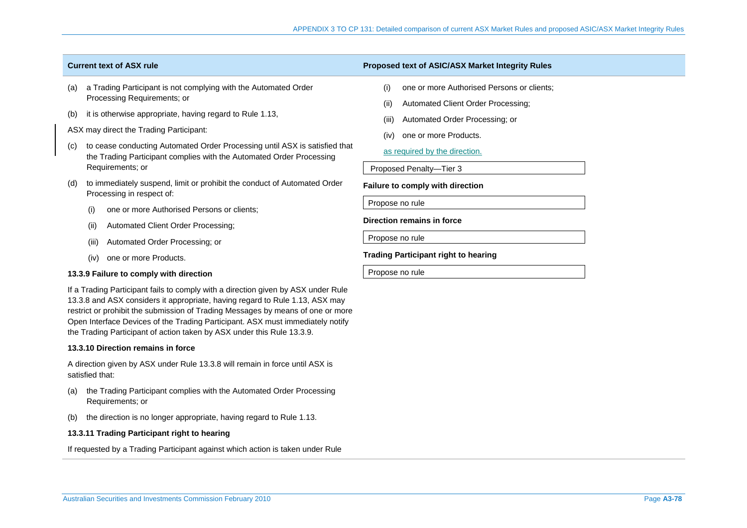| Current text of ASX rule | Proposed text of ASIC/ASX Market Integrity Rules |
|---|---|
| (a) a Trading Participant is not complying with the Automated Order Processing Requirements; or<br><br>(b) it is otherwise appropriate, having regard to Rule 1.13,<br><br>ASX may direct the Trading Participant:<br><br>(c) to cease conducting Automated Order Processing until ASX is satisfied that the Trading Participant complies with the Automated Order Processing Requirements; or<br><br>(d) to immediately suspend, limit or prohibit the conduct of Automated Order Processing in respect of:<br><br>(i) one or more Authorised Persons or clients;<br><br>(ii) Automated Client Order Processing;<br><br>(iii) Automated Order Processing; or<br><br>(iv) one or more Products. | (i) one or more Authorised Persons or clients;<br><br>(ii) Automated Client Order Processing;<br><br>(iii) Automated Order Processing; or<br><br>(iv) one or more Products.<br><br>as required by the direction.<br><br>Proposed Penalty—Tier 3 |
| **13.3.9 Failure to comply with direction**<br><br>If a Trading Participant fails to comply with a direction given by ASX under Rule 13.3.8 and ASX considers it appropriate, having regard to Rule 1.13, ASX may restrict or prohibit the submission of Trading Messages by means of one or more Open Interface Devices of the Trading Participant. ASX must immediately notify the Trading Participant of action taken by ASX under this Rule 13.3.9. | **Failure to comply with direction**<br><br>Propose no rule |
| **13.3.10 Direction remains in force**<br><br>A direction given by ASX under Rule 13.3.8 will remain in force until ASX is satisfied that:<br><br>(a) the Trading Participant complies with the Automated Order Processing Requirements; or<br><br>(b) the direction is no longer appropriate, having regard to Rule 1.13. | **Direction remains in force**<br><br>Propose no rule |
| **13.3.11 Trading Participant right to hearing**<br><br>If requested by a Trading Participant against which action is taken under Rule | **Trading Participant right to hearing**<br><br>Propose no rule |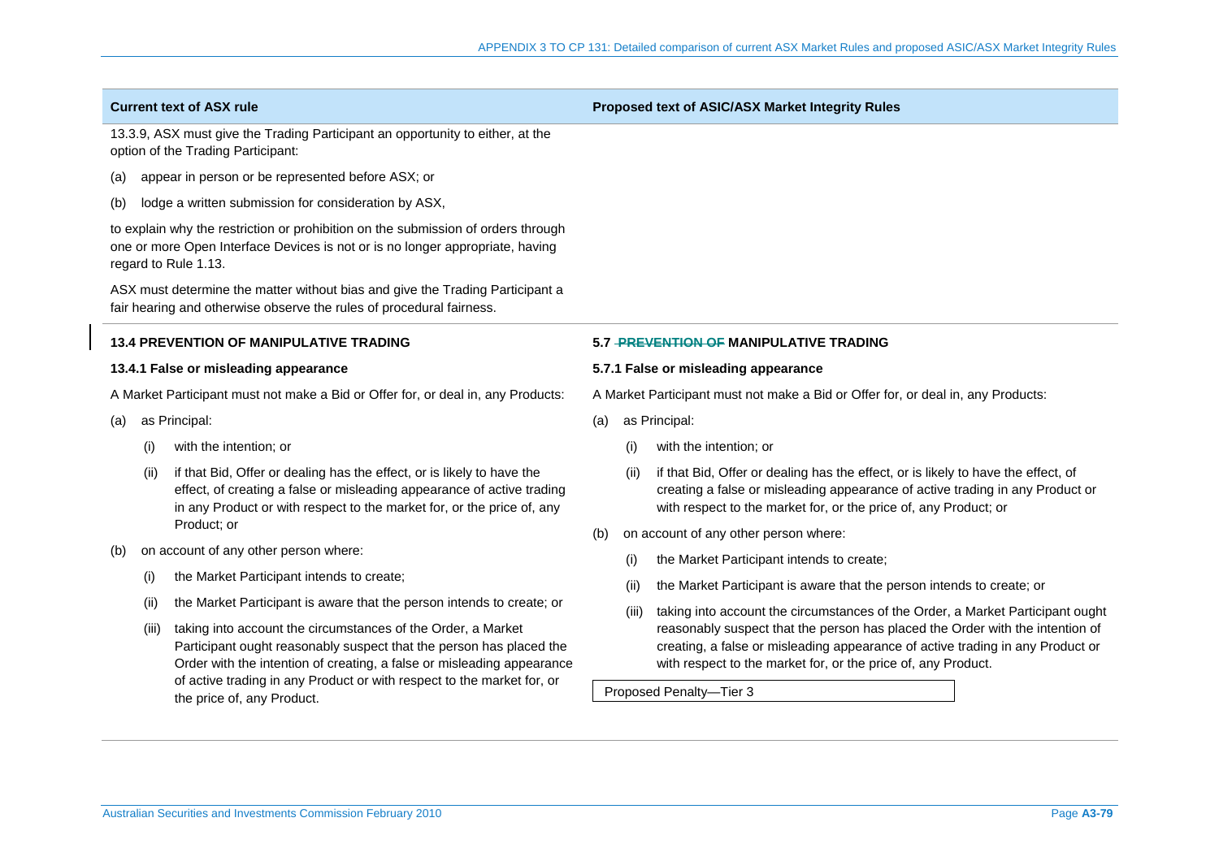| Current text of ASX rule | Proposed text of ASIC/ASX Market Integrity Rules |
|---|---|
| 13.3.9, ASX must give the Trading Participant an opportunity to either, at the option of the Trading Participant:<br><br>(a) appear in person or be represented before ASX; or<br><br>(b) lodge a written submission for consideration by ASX,<br><br>to explain why the restriction or prohibition on the submission of orders through one or more Open Interface Devices is not or is no longer appropriate, having regard to Rule 1.13.<br><br>ASX must determine the matter without bias and give the Trading Participant a fair hearing and otherwise observe the rules of procedural fairness. | |
| **13.4 PREVENTION OF MANIPULATIVE TRADING**<br><br>**13.4.1 False or misleading appearance**<br><br>A Market Participant must not make a Bid or Offer for, or deal in, any Products:<br><br>(a) as Principal:<br><br>(i) with the intention; or<br><br>(ii) if that Bid, Offer or dealing has the effect, or is likely to have the effect, of creating a false or misleading appearance of active trading in any Product or with respect to the market for, or the price of, any Product; or<br><br>(b) on account of any other person where:<br><br>(i) the Market Participant intends to create;<br><br>(ii) the Market Participant is aware that the person intends to create; or<br><br>(iii) taking into account the circumstances of the Order, a Market Participant ought reasonably suspect that the person has placed the Order with the intention of creating, a false or misleading appearance of active trading in any Product or with respect to the market for, or the price of, any Product. | **5.7 ~~PREVENTION OF~~ MANIPULATIVE TRADING**<br><br>**5.7.1 False or misleading appearance**<br><br>A Market Participant must not make a Bid or Offer for, or deal in, any Products:<br><br>(a) as Principal:<br><br>(i) with the intention; or<br><br>(ii) if that Bid, Offer or dealing has the effect, or is likely to have the effect, of creating a false or misleading appearance of active trading in any Product or with respect to the market for, or the price of, any Product; or<br><br>(b) on account of any other person where:<br><br>(i) the Market Participant intends to create;<br><br>(ii) the Market Participant is aware that the person intends to create; or<br><br>(iii) taking into account the circumstances of the Order, a Market Participant ought reasonably suspect that the person has placed the Order with the intention of creating, a false or misleading appearance of active trading in any Product or with respect to the market for, or the price of, any Product.<br><br>Proposed Penalty—Tier 3 |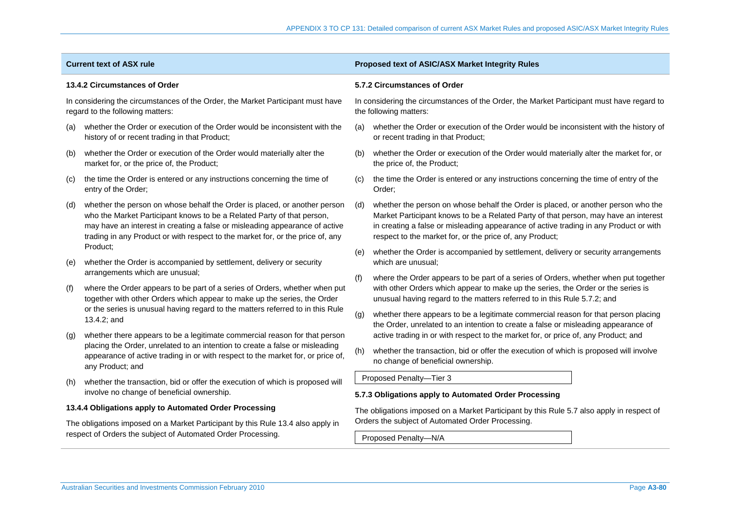| Current text of ASX rule | Proposed text of ASIC/ASX Market Integrity Rules |
|---|---|
| **13.4.2 Circumstances of Order**<br><br>In considering the circumstances of the Order, the Market Participant must have regard to the following matters:<br><br>(a) whether the Order or execution of the Order would be inconsistent with the history of or recent trading in that Product;<br><br>(b) whether the Order or execution of the Order would materially alter the market for, or the price of, the Product;<br><br>(c) the time the Order is entered or any instructions concerning the time of entry of the Order;<br><br>(d) whether the person on whose behalf the Order is placed, or another person who the Market Participant knows to be a Related Party of that person, may have an interest in creating a false or misleading appearance of active trading in any Product or with respect to the market for, or the price of, any Product;<br><br>(e) whether the Order is accompanied by settlement, delivery or security arrangements which are unusual;<br><br>(f) where the Order appears to be part of a series of Orders, whether when put together with other Orders which appear to make up the series, the Order or the series is unusual having regard to the matters referred to in this Rule 13.4.2; and<br><br>(g) whether there appears to be a legitimate commercial reason for that person placing the Order, unrelated to an intention to create a false or misleading appearance of active trading in or with respect to the market for, or price of, any Product; and<br><br>(h) whether the transaction, bid or offer the execution of which is proposed will involve no change of beneficial ownership. | **5.7.2 Circumstances of Order**<br><br>In considering the circumstances of the Order, the Market Participant must have regard to the following matters:<br><br>(a) whether the Order or execution of the Order would be inconsistent with the history of or recent trading in that Product;<br><br>(b) whether the Order or execution of the Order would materially alter the market for, or the price of, the Product;<br><br>(c) the time the Order is entered or any instructions concerning the time of entry of the Order;<br><br>(d) whether the person on whose behalf the Order is placed, or another person who the Market Participant knows to be a Related Party of that person, may have an interest in creating a false or misleading appearance of active trading in any Product or with respect to the market for, or the price of, any Product;<br><br>(e) whether the Order is accompanied by settlement, delivery or security arrangements which are unusual;<br><br>(f) where the Order appears to be part of a series of Orders, whether when put together with other Orders which appear to make up the series, the Order or the series is unusual having regard to the matters referred to in this Rule 5.7.2; and<br><br>(g) whether there appears to be a legitimate commercial reason for that person placing the Order, unrelated to an intention to create a false or misleading appearance of active trading in or with respect to the market for, or price of, any Product; and<br><br>(h) whether the transaction, bid or offer the execution of which is proposed will involve no change of beneficial ownership.<br><br>Proposed Penalty—Tier 3 |
| **13.4.4 Obligations apply to Automated Order Processing**<br><br>The obligations imposed on a Market Participant by this Rule 13.4 also apply in respect of Orders the subject of Automated Order Processing. | **5.7.3 Obligations apply to Automated Order Processing**<br><br>The obligations imposed on a Market Participant by this Rule 5.7 also apply in respect of Orders the subject of Automated Order Processing.<br><br>Proposed Penalty—N/A |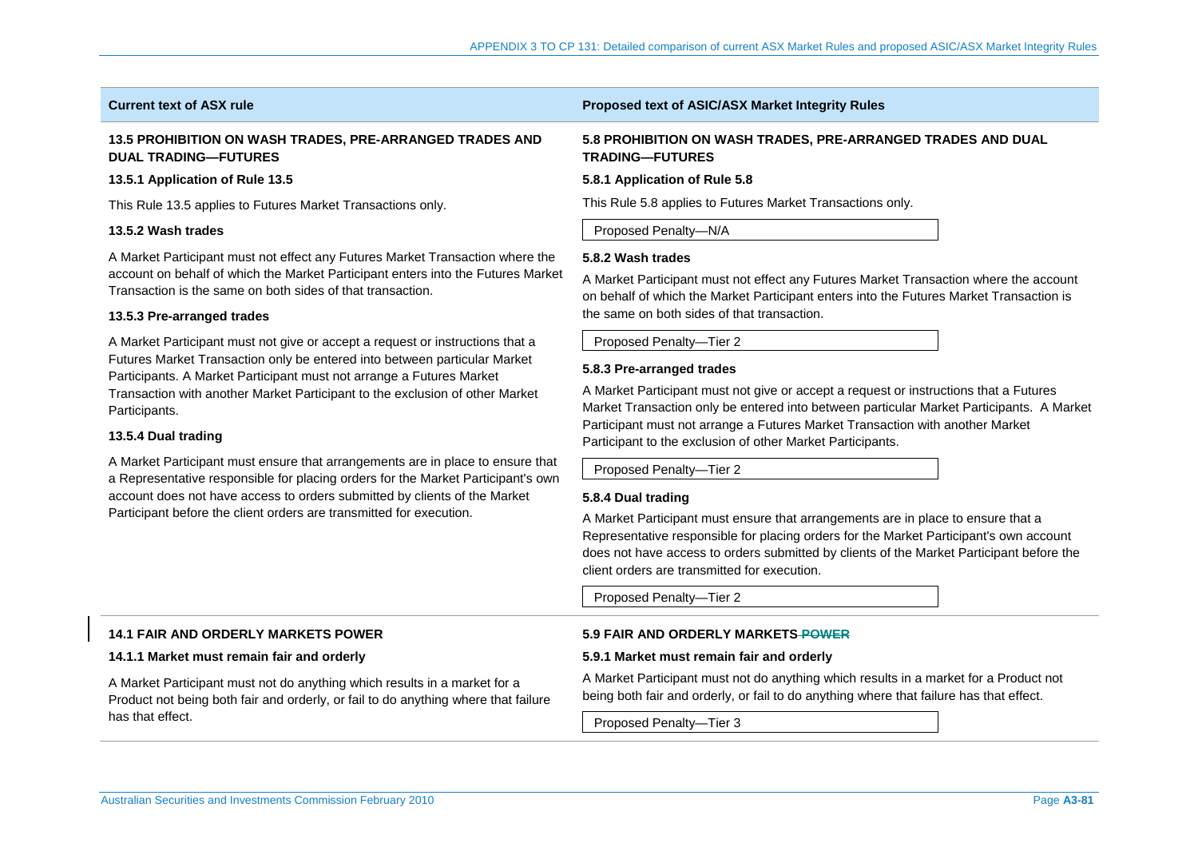| Current text of ASX rule | Proposed text of ASIC/ASX Market Integrity Rules |
|---|---|
| **13.5 PROHIBITION ON WASH TRADES, PRE-ARRANGED TRADES AND DUAL TRADING—FUTURES**<br><br>**13.5.1 Application of Rule 13.5**<br><br>This Rule 13.5 applies to Futures Market Transactions only.<br><br>**13.5.2 Wash trades**<br><br>A Market Participant must not effect any Futures Market Transaction where the account on behalf of which the Market Participant enters into the Futures Market Transaction is the same on both sides of that transaction.<br><br>**13.5.3 Pre-arranged trades**<br><br>A Market Participant must not give or accept a request or instructions that a Futures Market Transaction only be entered into between particular Market Participants. A Market Participant must not arrange a Futures Market Transaction with another Market Participant to the exclusion of other Market Participants.<br><br>**13.5.4 Dual trading**<br><br>A Market Participant must ensure that arrangements are in place to ensure that a Representative responsible for placing orders for the Market Participant's own account does not have access to orders submitted by clients of the Market Participant before the client orders are transmitted for execution. | **5.8 PROHIBITION ON WASH TRADES, PRE-ARRANGED TRADES AND DUAL TRADING—FUTURES**<br><br>**5.8.1 Application of Rule 5.8**<br><br>This Rule 5.8 applies to Futures Market Transactions only.<br><br>Proposed Penalty—N/A<br><br>**5.8.2 Wash trades**<br><br>A Market Participant must not effect any Futures Market Transaction where the account on behalf of which the Market Participant enters into the Futures Market Transaction is the same on both sides of that transaction.<br><br>Proposed Penalty—Tier 2<br><br>**5.8.3 Pre-arranged trades**<br><br>A Market Participant must not give or accept a request or instructions that a Futures Market Transaction only be entered into between particular Market Participants. A Market Participant must not arrange a Futures Market Transaction with another Market Participant to the exclusion of other Market Participants.<br><br>Proposed Penalty—Tier 2<br><br>**5.8.4 Dual trading**<br><br>A Market Participant must ensure that arrangements are in place to ensure that a Representative responsible for placing orders for the Market Participant's own account does not have access to orders submitted by clients of the Market Participant before the client orders are transmitted for execution.<br><br>Proposed Penalty—Tier 2 |
| **14.1 FAIR AND ORDERLY MARKETS POWER**<br><br>**14.1.1 Market must remain fair and orderly**<br><br>A Market Participant must not do anything which results in a market for a Product not being both fair and orderly, or fail to do anything where that failure has that effect. | **5.9 FAIR AND ORDERLY MARKETS ~~POWER~~**<br><br>**5.9.1 Market must remain fair and orderly**<br><br>A Market Participant must not do anything which results in a market for a Product not being both fair and orderly, or fail to do anything where that failure has that effect.<br><br>Proposed Penalty—Tier 3 |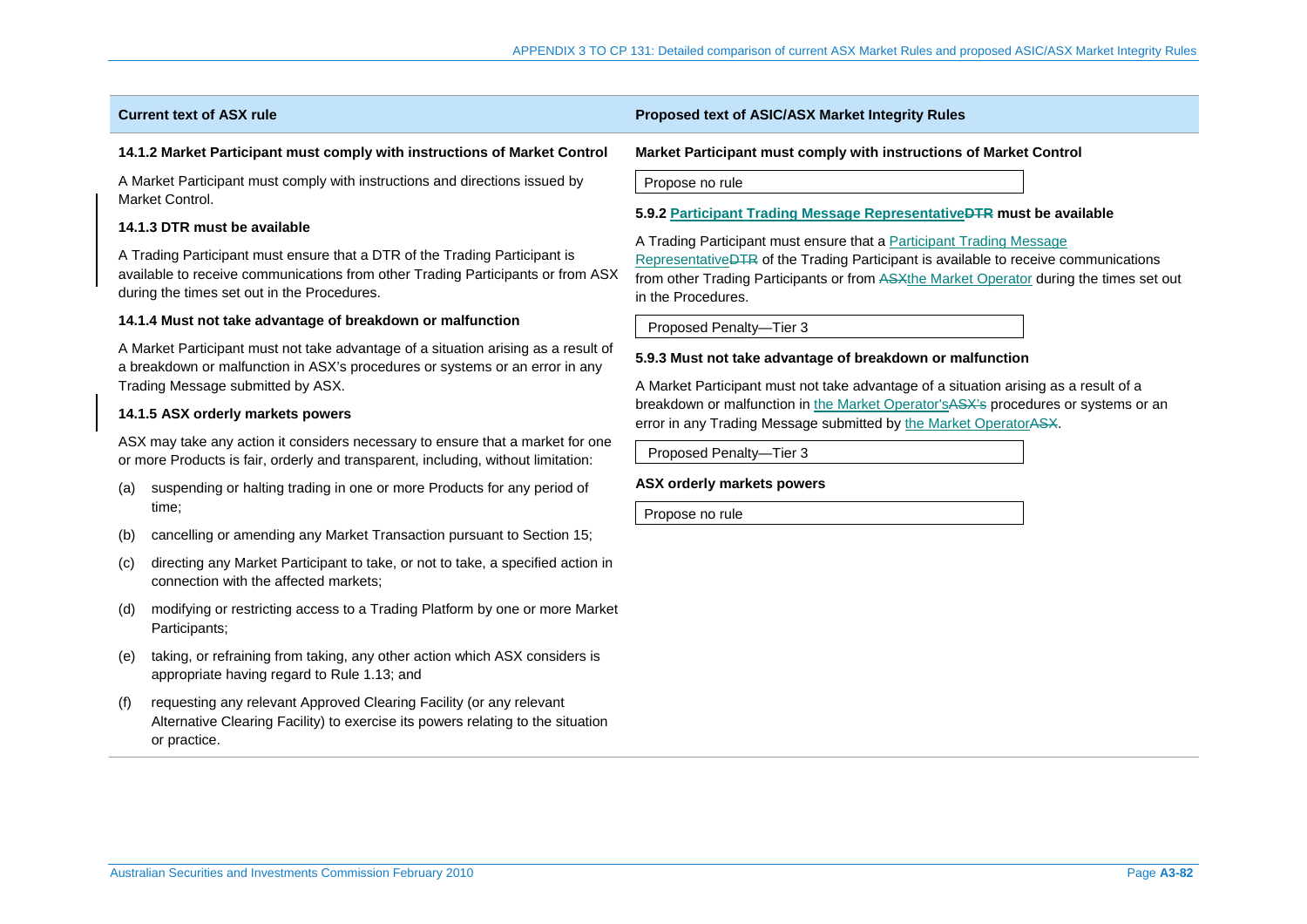| Current text of ASX rule | Proposed text of ASIC/ASX Market Integrity Rules |
|---|---|
| **14.1.2 Market Participant must comply with instructions of Market Control**<br><br>A Market Participant must comply with instructions and directions issued by Market Control. | **Market Participant must comply with instructions of Market Control**<br><br>Propose no rule |
| **14.1.3 DTR must be available**<br><br>A Trading Participant must ensure that a DTR of the Trading Participant is available to receive communications from other Trading Participants or from ASX during the times set out in the Procedures. | **5.9.2 Participant Trading Message Representative~~DTR~~ must be available**<br><br>A Trading Participant must ensure that a Participant Trading Message Representative~~DTR~~ of the Trading Participant is available to receive communications from other Trading Participants or from ~~ASX~~the Market Operator during the times set out in the Procedures.<br><br>Proposed Penalty—Tier 3 |
| **14.1.4 Must not take advantage of breakdown or malfunction**<br><br>A Market Participant must not take advantage of a situation arising as a result of a breakdown or malfunction in ASX's procedures or systems or an error in any Trading Message submitted by ASX. | **5.9.3 Must not take advantage of breakdown or malfunction**<br><br>A Market Participant must not take advantage of a situation arising as a result of a breakdown or malfunction in the Market Operator's~~ASX's~~ procedures or systems or an error in any Trading Message submitted by the Market Operator~~ASX~~.<br><br>Proposed Penalty—Tier 3 |
| **14.1.5 ASX orderly markets powers**<br><br>ASX may take any action it considers necessary to ensure that a market for one or more Products is fair, orderly and transparent, including, without limitation:<br><br>(a) suspending or halting trading in one or more Products for any period of time;<br><br>(b) cancelling or amending any Market Transaction pursuant to Section 15;<br><br>(c) directing any Market Participant to take, or not to take, a specified action in connection with the affected markets;<br><br>(d) modifying or restricting access to a Trading Platform by one or more Market Participants;<br><br>(e) taking, or refraining from taking, any other action which ASX considers is appropriate having regard to Rule 1.13; and<br><br>(f) requesting any relevant Approved Clearing Facility (or any relevant Alternative Clearing Facility) to exercise its powers relating to the situation or practice. | **ASX orderly markets powers**<br><br>Propose no rule |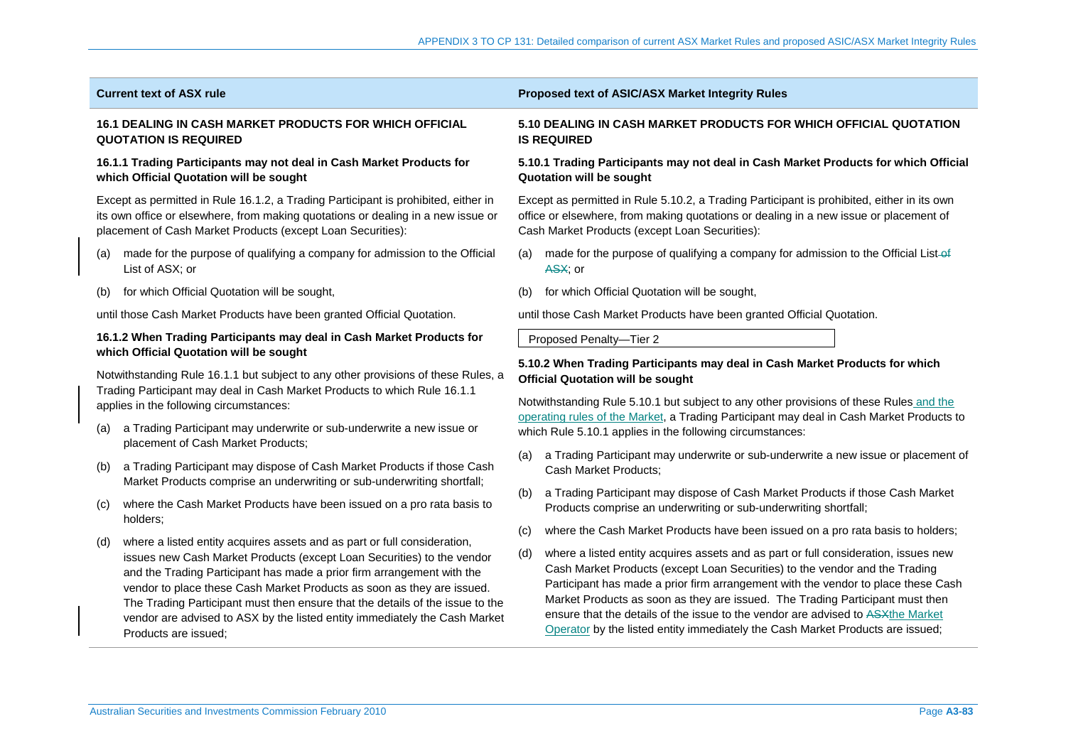| Current text of ASX rule | Proposed text of ASIC/ASX Market Integrity Rules |
|---|---|
| **16.1 DEALING IN CASH MARKET PRODUCTS FOR WHICH OFFICIAL QUOTATION IS REQUIRED**<br><br>**16.1.1 Trading Participants may not deal in Cash Market Products for which Official Quotation will be sought**<br><br>Except as permitted in Rule 16.1.2, a Trading Participant is prohibited, either in its own office or elsewhere, from making quotations or dealing in a new issue or placement of Cash Market Products (except Loan Securities):<br><br>(a) made for the purpose of qualifying a company for admission to the Official List of ASX; or<br><br>(b) for which Official Quotation will be sought,<br><br>until those Cash Market Products have been granted Official Quotation.<br><br>**16.1.2 When Trading Participants may deal in Cash Market Products for which Official Quotation will be sought**<br><br>Notwithstanding Rule 16.1.1 but subject to any other provisions of these Rules, a Trading Participant may deal in Cash Market Products to which Rule 16.1.1 applies in the following circumstances:<br><br>(a) a Trading Participant may underwrite or sub-underwrite a new issue or placement of Cash Market Products;<br><br>(b) a Trading Participant may dispose of Cash Market Products if those Cash Market Products comprise an underwriting or sub-underwriting shortfall;<br><br>(c) where the Cash Market Products have been issued on a pro rata basis to holders;<br><br>(d) where a listed entity acquires assets and as part or full consideration, issues new Cash Market Products (except Loan Securities) to the vendor and the Trading Participant has made a prior firm arrangement with the vendor to place these Cash Market Products as soon as they are issued. The Trading Participant must then ensure that the details of the issue to the vendor are advised to ASX by the listed entity immediately the Cash Market Products are issued; | **5.10 DEALING IN CASH MARKET PRODUCTS FOR WHICH OFFICIAL QUOTATION IS REQUIRED**<br><br>**5.10.1 Trading Participants may not deal in Cash Market Products for which Official Quotation will be sought**<br><br>Except as permitted in Rule 5.10.2, a Trading Participant is prohibited, either in its own office or elsewhere, from making quotations or dealing in a new issue or placement of Cash Market Products (except Loan Securities):<br><br>(a) made for the purpose of qualifying a company for admission to the Official List ~~of ASX~~; or<br><br>(b) for which Official Quotation will be sought,<br><br>until those Cash Market Products have been granted Official Quotation.<br><br>Proposed Penalty—Tier 2<br><br>**5.10.2 When Trading Participants may deal in Cash Market Products for which Official Quotation will be sought**<br><br>Notwithstanding Rule 5.10.1 but subject to any other provisions of these Rules and the operating rules of the Market, a Trading Participant may deal in Cash Market Products to which Rule 5.10.1 applies in the following circumstances:<br><br>(a) a Trading Participant may underwrite or sub-underwrite a new issue or placement of Cash Market Products;<br><br>(b) a Trading Participant may dispose of Cash Market Products if those Cash Market Products comprise an underwriting or sub-underwriting shortfall;<br><br>(c) where the Cash Market Products have been issued on a pro rata basis to holders;<br><br>(d) where a listed entity acquires assets and as part or full consideration, issues new Cash Market Products (except Loan Securities) to the vendor and the Trading Participant has made a prior firm arrangement with the vendor to place these Cash Market Products as soon as they are issued. The Trading Participant must then ensure that the details of the issue to the vendor are advised to ~~ASX~~the Market Operator by the listed entity immediately the Cash Market Products are issued; |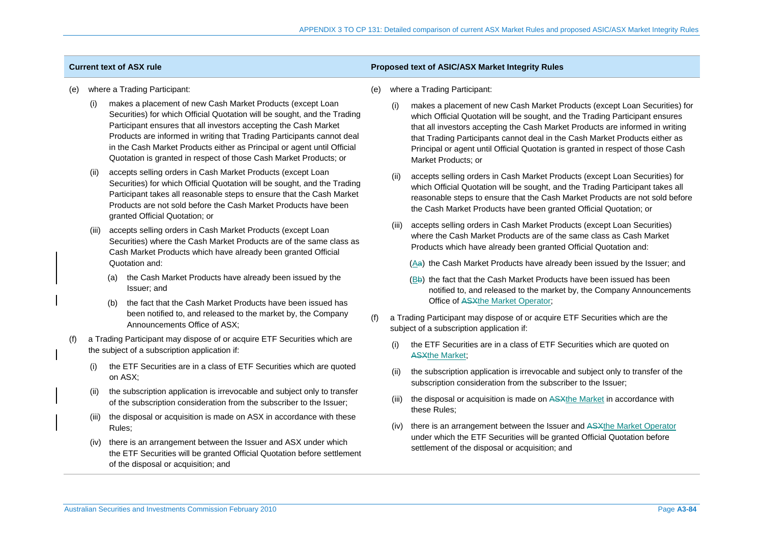| Current text of ASX rule | Proposed text of ASIC/ASX Market Integrity Rules |
|---|---|
| (e) where a Trading Participant:<br>(i) makes a placement of new Cash Market Products (except Loan Securities) for which Official Quotation will be sought, and the Trading Participant ensures that all investors accepting the Cash Market Products are informed in writing that Trading Participants cannot deal in the Cash Market Products either as Principal or agent until Official Quotation is granted in respect of those Cash Market Products; or<br>(ii) accepts selling orders in Cash Market Products (except Loan Securities) for which Official Quotation will be sought, and the Trading Participant takes all reasonable steps to ensure that the Cash Market Products are not sold before the Cash Market Products have been granted Official Quotation; or<br>(iii) accepts selling orders in Cash Market Products (except Loan Securities) where the Cash Market Products are of the same class as Cash Market Products which have already been granted Official Quotation and:<br>(a) the Cash Market Products have already been issued by the Issuer; and<br>(b) the fact that the Cash Market Products have been issued has been notified to, and released to the market by, the Company Announcements Office of ASX; | (e) where a Trading Participant:<br>(i) makes a placement of new Cash Market Products (except Loan Securities) for which Official Quotation will be sought, and the Trading Participant ensures that all investors accepting the Cash Market Products are informed in writing that Trading Participants cannot deal in the Cash Market Products either as Principal or agent until Official Quotation is granted in respect of those Cash Market Products; or<br>(ii) accepts selling orders in Cash Market Products (except Loan Securities) for which Official Quotation will be sought, and the Trading Participant takes all reasonable steps to ensure that the Cash Market Products are not sold before the Cash Market Products have been granted Official Quotation; or<br>(iii) accepts selling orders in Cash Market Products (except Loan Securities) where the Cash Market Products are of the same class as Cash Market Products which have already been granted Official Quotation and:<br>(A~~a~~) the Cash Market Products have already been issued by the Issuer; and<br>(B~~b~~) the fact that the Cash Market Products have been issued has been notified to, and released to the market by, the Company Announcements Office of ~~ASX~~the Market Operator; |
| (f) a Trading Participant may dispose of or acquire ETF Securities which are the subject of a subscription application if:<br>(i) the ETF Securities are in a class of ETF Securities which are quoted on ASX;<br>(ii) the subscription application is irrevocable and subject only to transfer of the subscription consideration from the subscriber to the Issuer;<br>(iii) the disposal or acquisition is made on ASX in accordance with these Rules;<br>(iv) there is an arrangement between the Issuer and ASX under which the ETF Securities will be granted Official Quotation before settlement of the disposal or acquisition; and | (f) a Trading Participant may dispose of or acquire ETF Securities which are the subject of a subscription application if:<br>(i) the ETF Securities are in a class of ETF Securities which are quoted on ~~ASX~~the Market;<br>(ii) the subscription application is irrevocable and subject only to transfer of the subscription consideration from the subscriber to the Issuer;<br>(iii) the disposal or acquisition is made on ~~ASX~~the Market in accordance with these Rules;<br>(iv) there is an arrangement between the Issuer and ~~ASX~~the Market Operator under which the ETF Securities will be granted Official Quotation before settlement of the disposal or acquisition; and |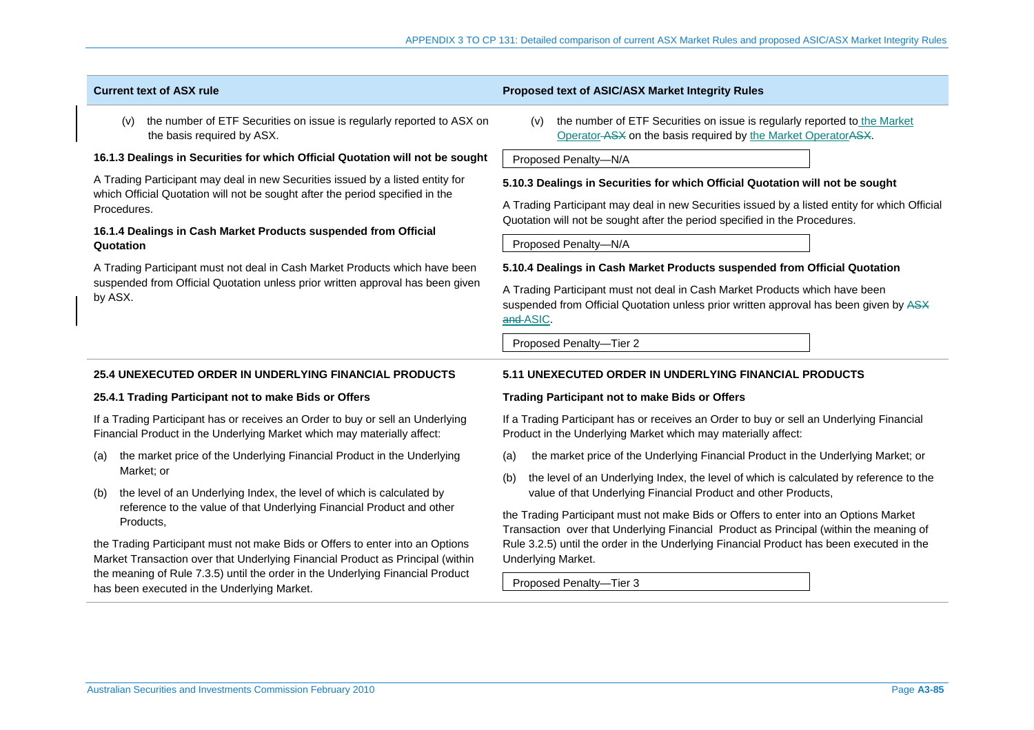| Current text of ASX rule | Proposed text of ASIC/ASX Market Integrity Rules |
|---|---|
| (v) the number of ETF Securities on issue is regularly reported to ASX on the basis required by ASX. | (v) the number of ETF Securities on issue is regularly reported to the Market Operator ~~ASX~~ on the basis required by the Market Operator~~ASX~~.<br><br>Proposed Penalty—N/A |
| **16.1.3 Dealings in Securities for which Official Quotation will not be sought**<br><br>A Trading Participant may deal in new Securities issued by a listed entity for which Official Quotation will not be sought after the period specified in the Procedures. | **5.10.3 Dealings in Securities for which Official Quotation will not be sought**<br><br>A Trading Participant may deal in new Securities issued by a listed entity for which Official Quotation will not be sought after the period specified in the Procedures.<br><br>Proposed Penalty—N/A |
| **16.1.4 Dealings in Cash Market Products suspended from Official Quotation**<br><br>A Trading Participant must not deal in Cash Market Products which have been suspended from Official Quotation unless prior written approval has been given by ASX. | **5.10.4 Dealings in Cash Market Products suspended from Official Quotation**<br><br>A Trading Participant must not deal in Cash Market Products which have been suspended from Official Quotation unless prior written approval has been given by ~~ASX and~~ ASIC.<br><br>Proposed Penalty—Tier 2 |
| **25.4 UNEXECUTED ORDER IN UNDERLYING FINANCIAL PRODUCTS**<br><br>**25.4.1 Trading Participant not to make Bids or Offers**<br><br>If a Trading Participant has or receives an Order to buy or sell an Underlying Financial Product in the Underlying Market which may materially affect:<br><br>(a) the market price of the Underlying Financial Product in the Underlying Market; or<br><br>(b) the level of an Underlying Index, the level of which is calculated by reference to the value of that Underlying Financial Product and other Products,<br><br>the Trading Participant must not make Bids or Offers to enter into an Options Market Transaction over that Underlying Financial Product as Principal (within the meaning of Rule 7.3.5) until the order in the Underlying Financial Product has been executed in the Underlying Market. | **5.11 UNEXECUTED ORDER IN UNDERLYING FINANCIAL PRODUCTS**<br><br>**Trading Participant not to make Bids or Offers**<br><br>If a Trading Participant has or receives an Order to buy or sell an Underlying Financial Product in the Underlying Market which may materially affect:<br><br>(a) the market price of the Underlying Financial Product in the Underlying Market; or<br><br>(b) the level of an Underlying Index, the level of which is calculated by reference to the value of that Underlying Financial Product and other Products,<br><br>the Trading Participant must not make Bids or Offers to enter into an Options Market Transaction over that Underlying Financial Product as Principal (within the meaning of Rule 3.2.5) until the order in the Underlying Financial Product has been executed in the Underlying Market.<br><br>Proposed Penalty—Tier 3 |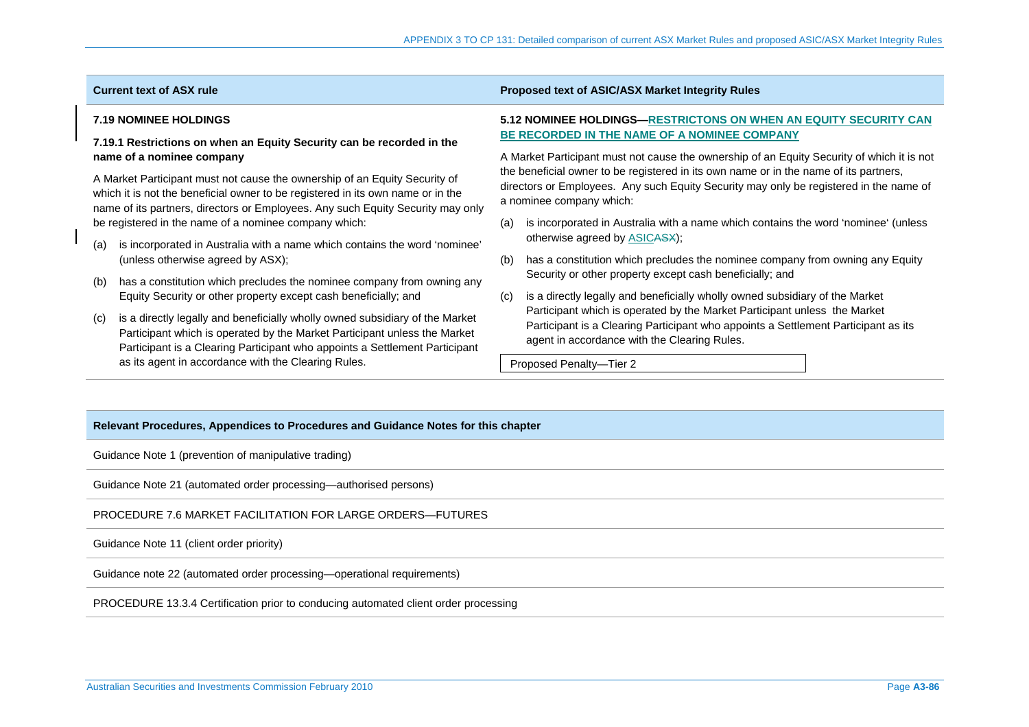| Current text of ASX rule | Proposed text of ASIC/ASX Market Integrity Rules |
|---|---|
| **7.19 NOMINEE HOLDINGS**<br><br>**7.19.1 Restrictions on when an Equity Security can be recorded in the name of a nominee company**<br><br>A Market Participant must not cause the ownership of an Equity Security of which it is not the beneficial owner to be registered in its own name or in the name of its partners, directors or Employees. Any such Equity Security may only be registered in the name of a nominee company which:<br><br>(a) is incorporated in Australia with a name which contains the word 'nominee' (unless otherwise agreed by ASX);<br><br>(b) has a constitution which precludes the nominee company from owning any Equity Security or other property except cash beneficially; and<br><br>(c) is a directly legally and beneficially wholly owned subsidiary of the Market Participant which is operated by the Market Participant unless the Market Participant is a Clearing Participant who appoints a Settlement Participant as its agent in accordance with the Clearing Rules. | **5.12 NOMINEE HOLDINGS—RESTRICTONS ON WHEN AN EQUITY SECURITY CAN BE RECORDED IN THE NAME OF A NOMINEE COMPANY**<br><br>A Market Participant must not cause the ownership of an Equity Security of which it is not the beneficial owner to be registered in its own name or in the name of its partners, directors or Employees. Any such Equity Security may only be registered in the name of a nominee company which:<br><br>(a) is incorporated in Australia with a name which contains the word 'nominee' (unless otherwise agreed by ASIC~~ASX~~);<br><br>(b) has a constitution which precludes the nominee company from owning any Equity Security or other property except cash beneficially; and<br><br>(c) is a directly legally and beneficially wholly owned subsidiary of the Market Participant which is operated by the Market Participant unless the Market Participant is a Clearing Participant who appoints a Settlement Participant as its agent in accordance with the Clearing Rules.<br><br>Proposed Penalty—Tier 2 |

| Relevant Procedures, Appendices to Procedures and Guidance Notes for this chapter |
|---|
| Guidance Note 1 (prevention of manipulative trading) |
| Guidance Note 21 (automated order processing—authorised persons) |
| PROCEDURE 7.6 MARKET FACILITATION FOR LARGE ORDERS—FUTURES |
| Guidance Note 11 (client order priority) |
| Guidance note 22 (automated order processing—operational requirements) |
| PROCEDURE 13.3.4 Certification prior to conducing automated client order processing |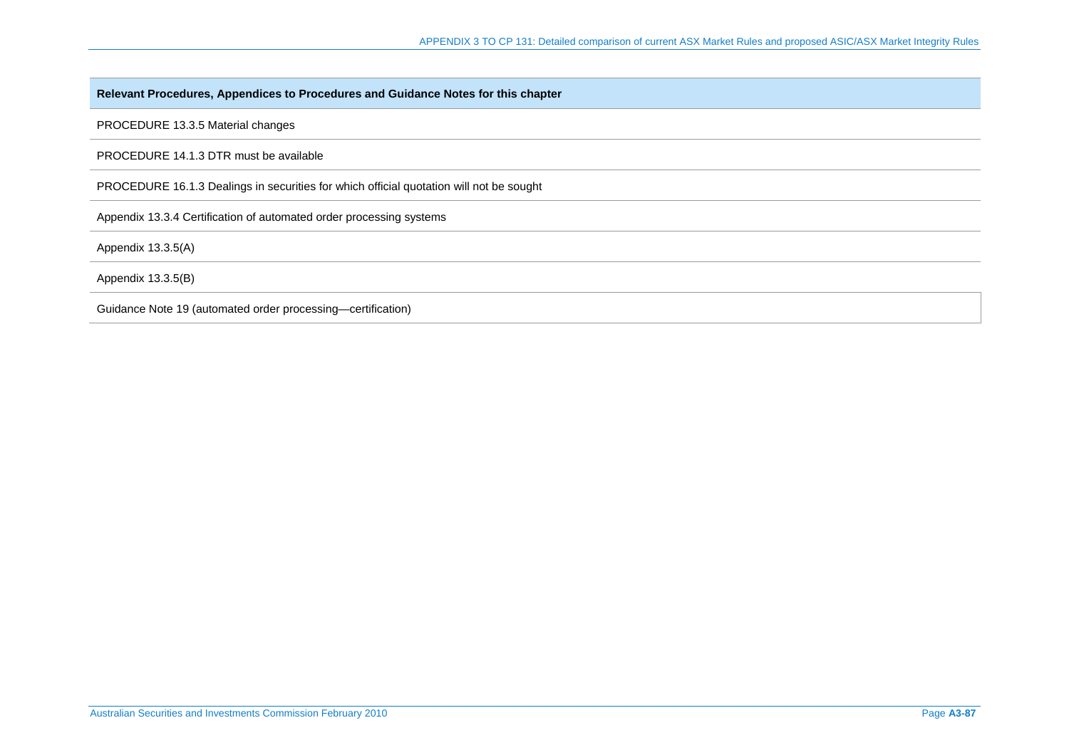| Relevant Procedures, Appendices to Procedures and Guidance Notes for this chapter |
|---|
| PROCEDURE 13.3.5 Material changes |
| PROCEDURE 14.1.3 DTR must be available |
| PROCEDURE 16.1.3 Dealings in securities for which official quotation will not be sought |
| Appendix 13.3.4 Certification of automated order processing systems |
| Appendix 13.3.5(A) |
| Appendix 13.3.5(B) |
| Guidance Note 19 (automated order processing—certification) |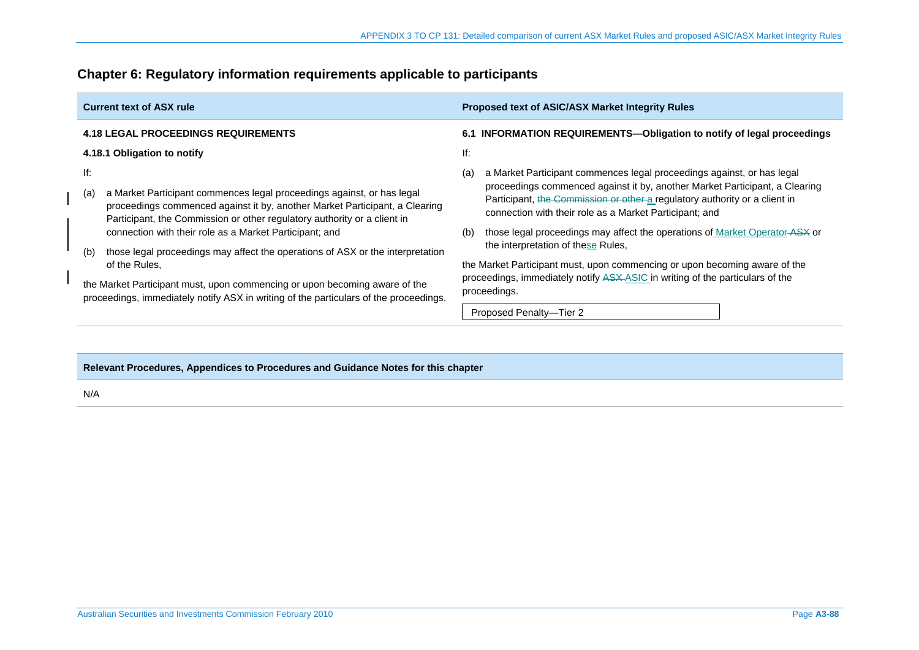## Chapter 6: Regulatory information requirements applicable to participants

| Current text of ASX rule | Proposed text of ASIC/ASX Market Integrity Rules |
|---|---|
| **4.18 LEGAL PROCEEDINGS REQUIREMENTS**<br><br>**4.18.1 Obligation to notify**<br><br>If:<br><br>(a) a Market Participant commences legal proceedings against, or has legal proceedings commenced against it by, another Market Participant, a Clearing Participant, the Commission or other regulatory authority or a client in connection with their role as a Market Participant; and<br><br>(b) those legal proceedings may affect the operations of ASX or the interpretation of the Rules,<br><br>the Market Participant must, upon commencing or upon becoming aware of the proceedings, immediately notify ASX in writing of the particulars of the proceedings. | **6.1 INFORMATION REQUIREMENTS—Obligation to notify of legal proceedings**<br><br>If:<br><br>(a) a Market Participant commences legal proceedings against, or has legal proceedings commenced against it by, another Market Participant, a Clearing Participant, ~~the Commission or other~~ a regulatory authority or a client in connection with their role as a Market Participant; and<br><br>(b) those legal proceedings may affect the operations of Market Operator ~~ASX~~ or the interpretation of these Rules,<br><br>the Market Participant must, upon commencing or upon becoming aware of the proceedings, immediately notify ~~ASX~~ ASIC in writing of the particulars of the proceedings.<br><br>Proposed Penalty—Tier 2 |

| Relevant Procedures, Appendices to Procedures and Guidance Notes for this chapter |
|---|
| N/A |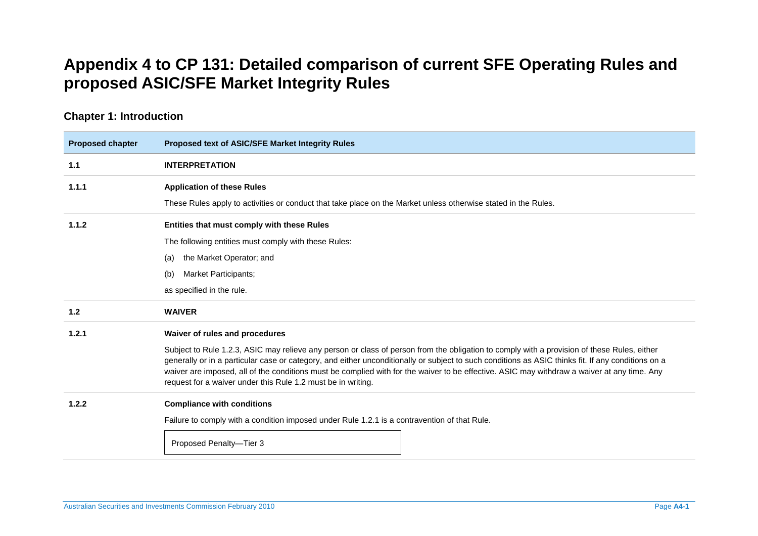# Appendix 4 to CP 131: Detailed comparison of current SFE Operating Rules and proposed ASIC/SFE Market Integrity Rules

## Chapter 1: Introduction

| Proposed chapter | Proposed text of ASIC/SFE Market Integrity Rules |
|---|---|
| **1.1** | **INTERPRETATION** |
| **1.1.1** | **Application of these Rules**<br><br>These Rules apply to activities or conduct that take place on the Market unless otherwise stated in the Rules. |
| **1.1.2** | **Entities that must comply with these Rules**<br><br>The following entities must comply with these Rules:<br><br>(a) the Market Operator; and<br><br>(b) Market Participants;<br><br>as specified in the rule. |
| **1.2** | **WAIVER** |
| **1.2.1** | **Waiver of rules and procedures**<br><br>Subject to Rule 1.2.3, ASIC may relieve any person or class of person from the obligation to comply with a provision of these Rules, either generally or in a particular case or category, and either unconditionally or subject to such conditions as ASIC thinks fit. If any conditions on a waiver are imposed, all of the conditions must be complied with for the waiver to be effective. ASIC may withdraw a waiver at any time. Any request for a waiver under this Rule 1.2 must be in writing. |
| **1.2.2** | **Compliance with conditions**<br><br>Failure to comply with a condition imposed under Rule 1.2.1 is a contravention of that Rule.<br><br>Proposed Penalty—Tier 3 |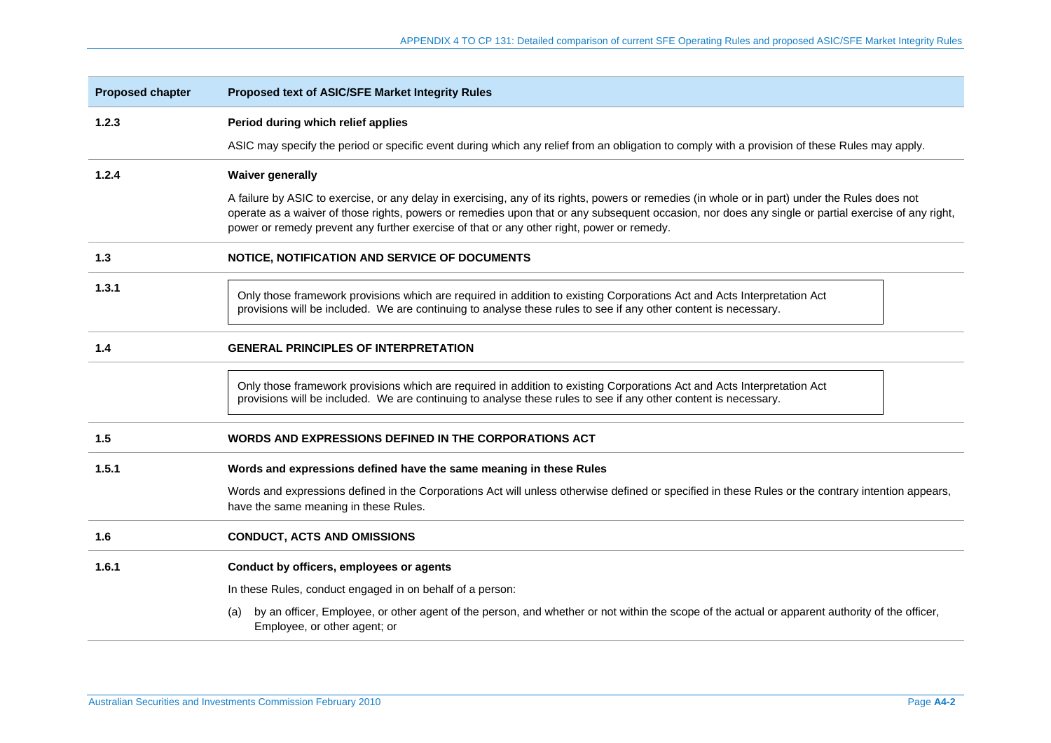| Proposed chapter | Proposed text of ASIC/SFE Market Integrity Rules |
|---|---|
| 1.2.3 | **Period during which relief applies**<br><br>ASIC may specify the period or specific event during which any relief from an obligation to comply with a provision of these Rules may apply. |
| 1.2.4 | **Waiver generally**<br><br>A failure by ASIC to exercise, or any delay in exercising, any of its rights, powers or remedies (in whole or in part) under the Rules does not operate as a waiver of those rights, powers or remedies upon that or any subsequent occasion, nor does any single or partial exercise of any right, power or remedy prevent any further exercise of that or any other right, power or remedy. |
| 1.3 | **NOTICE, NOTIFICATION AND SERVICE OF DOCUMENTS** |
| 1.3.1 | Only those framework provisions which are required in addition to existing Corporations Act and Acts Interpretation Act provisions will be included. We are continuing to analyse these rules to see if any other content is necessary. |
| 1.4 | **GENERAL PRINCIPLES OF INTERPRETATION** |
| | Only those framework provisions which are required in addition to existing Corporations Act and Acts Interpretation Act provisions will be included. We are continuing to analyse these rules to see if any other content is necessary. |
| 1.5 | **WORDS AND EXPRESSIONS DEFINED IN THE CORPORATIONS ACT** |
| 1.5.1 | **Words and expressions defined have the same meaning in these Rules**<br><br>Words and expressions defined in the Corporations Act will unless otherwise defined or specified in these Rules or the contrary intention appears, have the same meaning in these Rules. |
| 1.6 | **CONDUCT, ACTS AND OMISSIONS** |
| 1.6.1 | **Conduct by officers, employees or agents**<br><br>In these Rules, conduct engaged in on behalf of a person:<br><br>(a) by an officer, Employee, or other agent of the person, and whether or not within the scope of the actual or apparent authority of the officer, Employee, or other agent; or |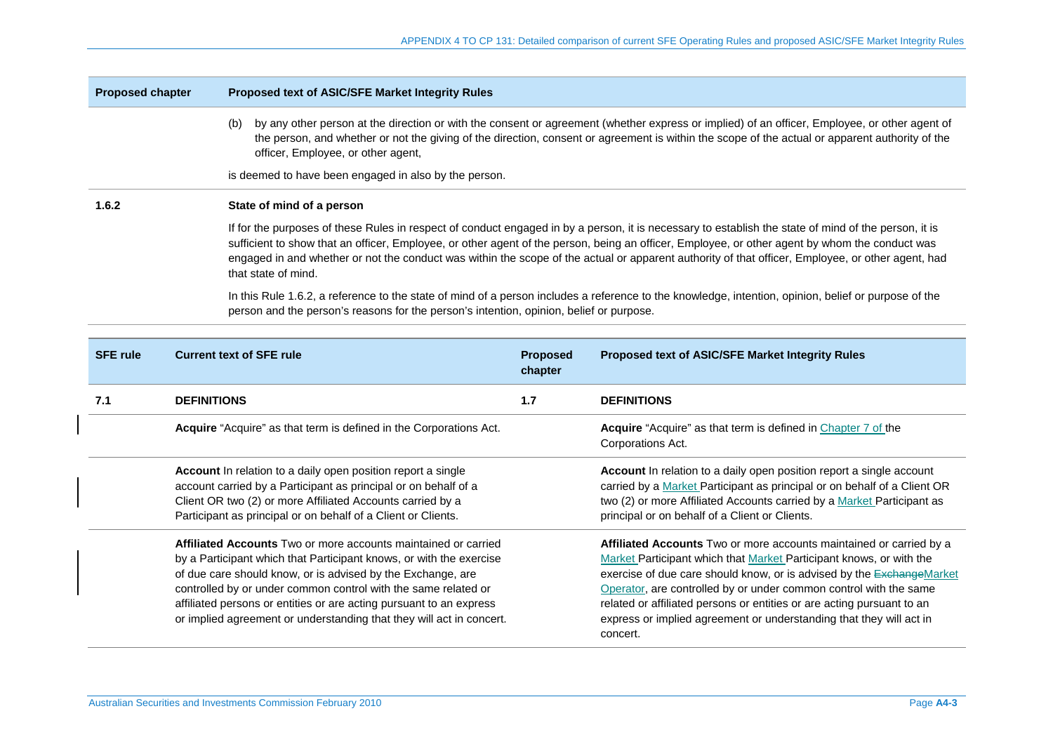| Proposed chapter | Proposed text of ASIC/SFE Market Integrity Rules |
|---|---|
| | (b) by any other person at the direction or with the consent or agreement (whether express or implied) of an officer, Employee, or other agent of the person, and whether or not the giving of the direction, consent or agreement is within the scope of the actual or apparent authority of the officer, Employee, or other agent,<br><br>is deemed to have been engaged in also by the person. |
| **1.6.2** | **State of mind of a person**<br><br>If for the purposes of these Rules in respect of conduct engaged in by a person, it is necessary to establish the state of mind of the person, it is sufficient to show that an officer, Employee, or other agent of the person, being an officer, Employee, or other agent by whom the conduct was engaged in and whether or not the conduct was within the scope of the actual or apparent authority of that officer, Employee, or other agent, had that state of mind.<br><br>In this Rule 1.6.2, a reference to the state of mind of a person includes a reference to the knowledge, intention, opinion, belief or purpose of the person and the person's reasons for the person's intention, opinion, belief or purpose. |

| SFE rule | Current text of SFE rule | Proposed chapter | Proposed text of ASIC/SFE Market Integrity Rules |
|---|---|---|---|
| **7.1** | **DEFINITIONS** | **1.7** | **DEFINITIONS** |
| | **Acquire** "Acquire" as that term is defined in the Corporations Act. | | **Acquire** "Acquire" as that term is defined in Chapter 7 of the Corporations Act. |
| | **Account** In relation to a daily open position report a single account carried by a Participant as principal or on behalf of a Client OR two (2) or more Affiliated Accounts carried by a Participant as principal or on behalf of a Client or Clients. | | **Account** In relation to a daily open position report a single account carried by a Market Participant as principal or on behalf of a Client OR two (2) or more Affiliated Accounts carried by a Market Participant as principal or on behalf of a Client or Clients. |
| | **Affiliated Accounts** Two or more accounts maintained or carried by a Participant which that Participant knows, or with the exercise of due care should know, or is advised by the Exchange, are controlled by or under common control with the same related or affiliated persons or entities or are acting pursuant to an express or implied agreement or understanding that they will act in concert. | | **Affiliated Accounts** Two or more accounts maintained or carried by a Market Participant which that Market Participant knows, or with the exercise of due care should know, or is advised by the ~~Exchange~~Market Operator, are controlled by or under common control with the same related or affiliated persons or entities or are acting pursuant to an express or implied agreement or understanding that they will act in concert. |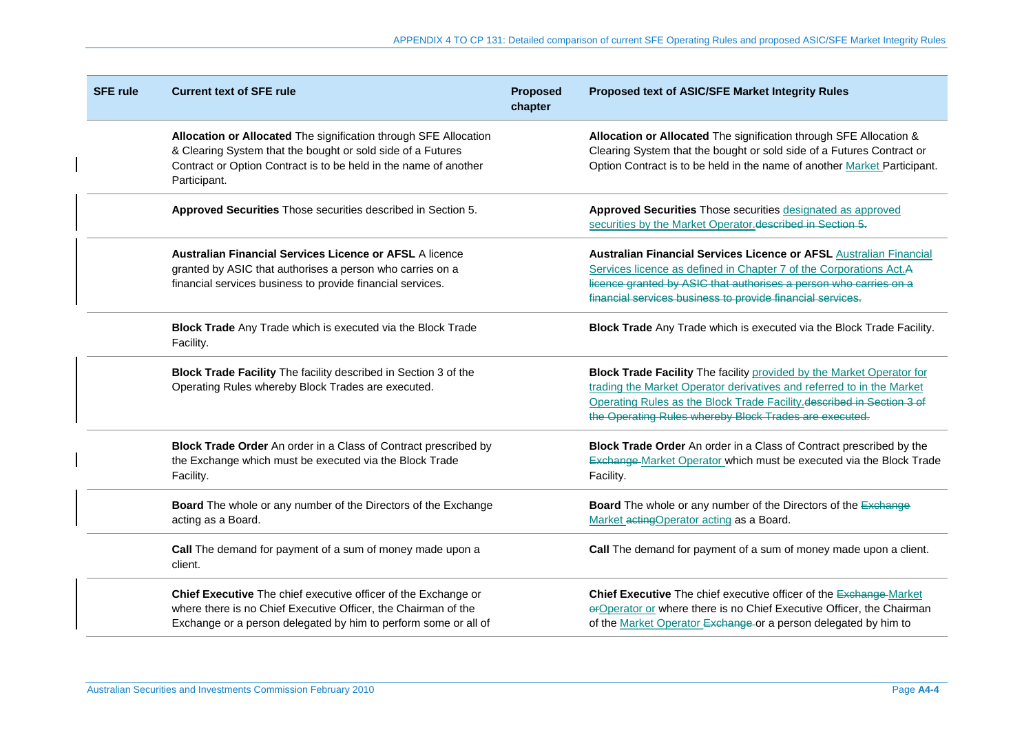| SFE rule | Current text of SFE rule | Proposed chapter | Proposed text of ASIC/SFE Market Integrity Rules |
|---|---|---|---|
| | **Allocation or Allocated** The signification through SFE Allocation & Clearing System that the bought or sold side of a Futures Contract or Option Contract is to be held in the name of another Participant. | | **Allocation or Allocated** The signification through SFE Allocation & Clearing System that the bought or sold side of a Futures Contract or Option Contract is to be held in the name of another <u>Market</u> Participant. |
| | **Approved Securities** Those securities described in Section 5. | | **Approved Securities** Those securities <u>designated as approved securities by the Market Operator.</u>~~described in Section 5.~~ |
| | **Australian Financial Services Licence or AFSL** A licence granted by ASIC that authorises a person who carries on a financial services business to provide financial services. | | **Australian Financial Services Licence or AFSL** <u>Australian Financial Services licence as defined in Chapter 7 of the Corporations Act.</u>~~A licence granted by ASIC that authorises a person who carries on a financial services business to provide financial services.~~ |
| | **Block Trade** Any Trade which is executed via the Block Trade Facility. | | **Block Trade** Any Trade which is executed via the Block Trade Facility. |
| | **Block Trade Facility** The facility described in Section 3 of the Operating Rules whereby Block Trades are executed. | | **Block Trade Facility** The facility <u>provided by the Market Operator for trading the Market Operator derivatives and referred to in the Market Operating Rules as the Block Trade Facility.</u>~~described in Section 3 of the Operating Rules whereby Block Trades are executed.~~ |
| | **Block Trade Order** An order in a Class of Contract prescribed by the Exchange which must be executed via the Block Trade Facility. | | **Block Trade Order** An order in a Class of Contract prescribed by the ~~Exchange~~ <u>Market Operator</u> which must be executed via the Block Trade Facility. |
| | **Board** The whole or any number of the Directors of the Exchange acting as a Board. | | **Board** The whole or any number of the Directors of the ~~Exchange~~ <u>Market</u> ~~acting~~<u>Operator acting</u> as a Board. |
| | **Call** The demand for payment of a sum of money made upon a client. | | **Call** The demand for payment of a sum of money made upon a client. |
| | **Chief Executive** The chief executive officer of the Exchange or where there is no Chief Executive Officer, the Chairman of the Exchange or a person delegated by him to perform some or all of | | **Chief Executive** The chief executive officer of the ~~Exchange~~ <u>Market</u> ~~or~~<u>Operator or</u> where there is no Chief Executive Officer, the Chairman of the <u>Market Operator</u> ~~Exchange~~ or a person delegated by him to |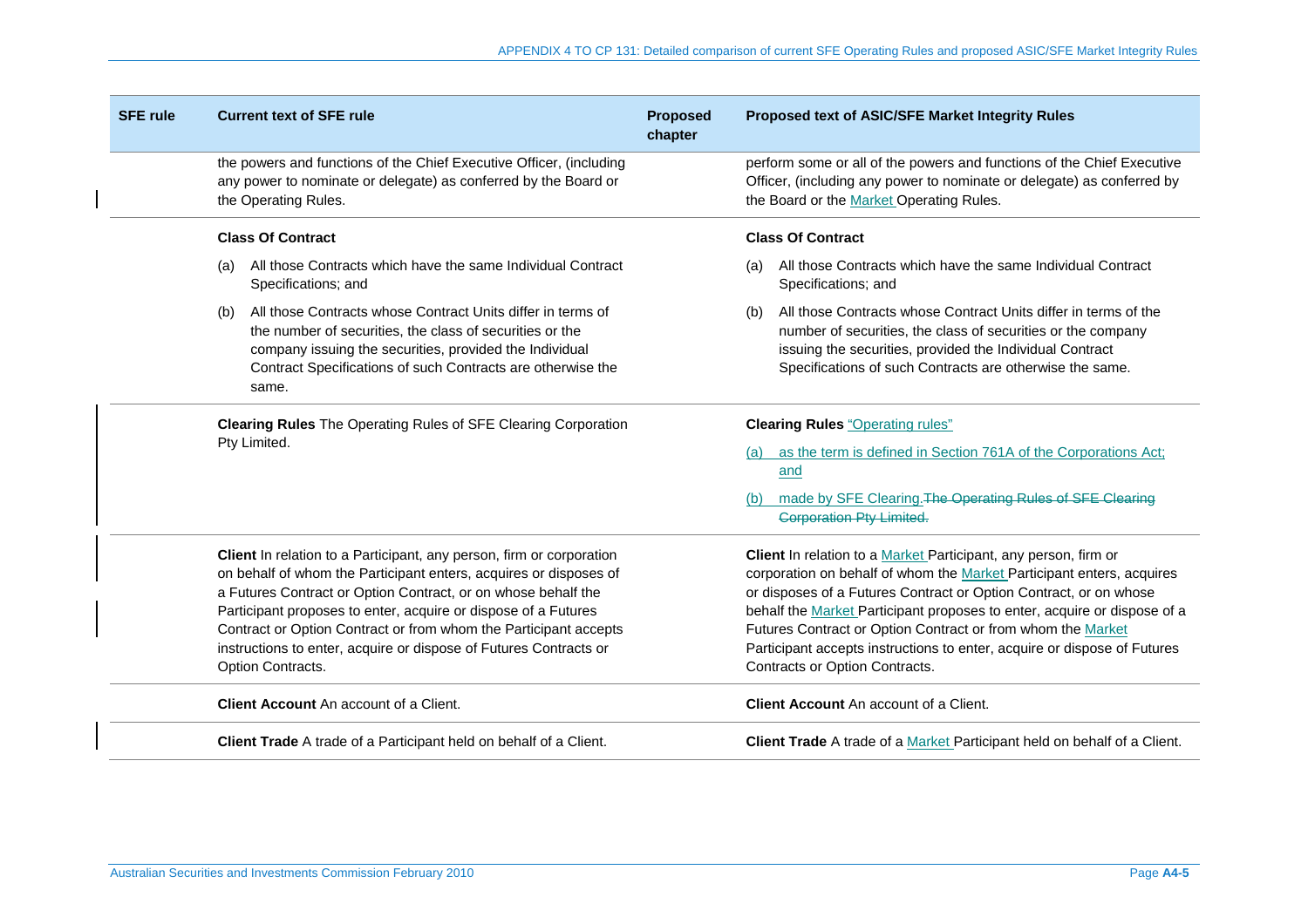| SFE rule | Current text of SFE rule | Proposed chapter | Proposed text of ASIC/SFE Market Integrity Rules |
|---|---|---|---|
| | the powers and functions of the Chief Executive Officer, (including any power to nominate or delegate) as conferred by the Board or the Operating Rules. | | perform some or all of the powers and functions of the Chief Executive Officer, (including any power to nominate or delegate) as conferred by the Board or the Market Operating Rules. |
| | **Class Of Contract** (a) All those Contracts which have the same Individual Contract Specifications; and (b) All those Contracts whose Contract Units differ in terms of the number of securities, the class of securities or the company issuing the securities, provided the Individual Contract Specifications of such Contracts are otherwise the same. | | **Class Of Contract** (a) All those Contracts which have the same Individual Contract Specifications; and (b) All those Contracts whose Contract Units differ in terms of the number of securities, the class of securities or the company issuing the securities, provided the Individual Contract Specifications of such Contracts are otherwise the same. |
| | **Clearing Rules** The Operating Rules of SFE Clearing Corporation Pty Limited. | | **Clearing Rules** "Operating rules" (a) as the term is defined in Section 761A of the Corporations Act; and (b) made by SFE Clearing.~~The Operating Rules of SFE Clearing Corporation Pty Limited.~~ |
| | **Client** In relation to a Participant, any person, firm or corporation on behalf of whom the Participant enters, acquires or disposes of a Futures Contract or Option Contract, or on whose behalf the Participant proposes to enter, acquire or dispose of a Futures Contract or Option Contract or from whom the Participant accepts instructions to enter, acquire or dispose of Futures Contracts or Option Contracts. | | **Client** In relation to a Market Participant, any person, firm or corporation on behalf of whom the Market Participant enters, acquires or disposes of a Futures Contract or Option Contract, or on whose behalf the Market Participant proposes to enter, acquire or dispose of a Futures Contract or Option Contract or from whom the Market Participant accepts instructions to enter, acquire or dispose of Futures Contracts or Option Contracts. |
| | **Client Account** An account of a Client. | | **Client Account** An account of a Client. |
| | **Client Trade** A trade of a Participant held on behalf of a Client. | | **Client Trade** A trade of a Market Participant held on behalf of a Client. |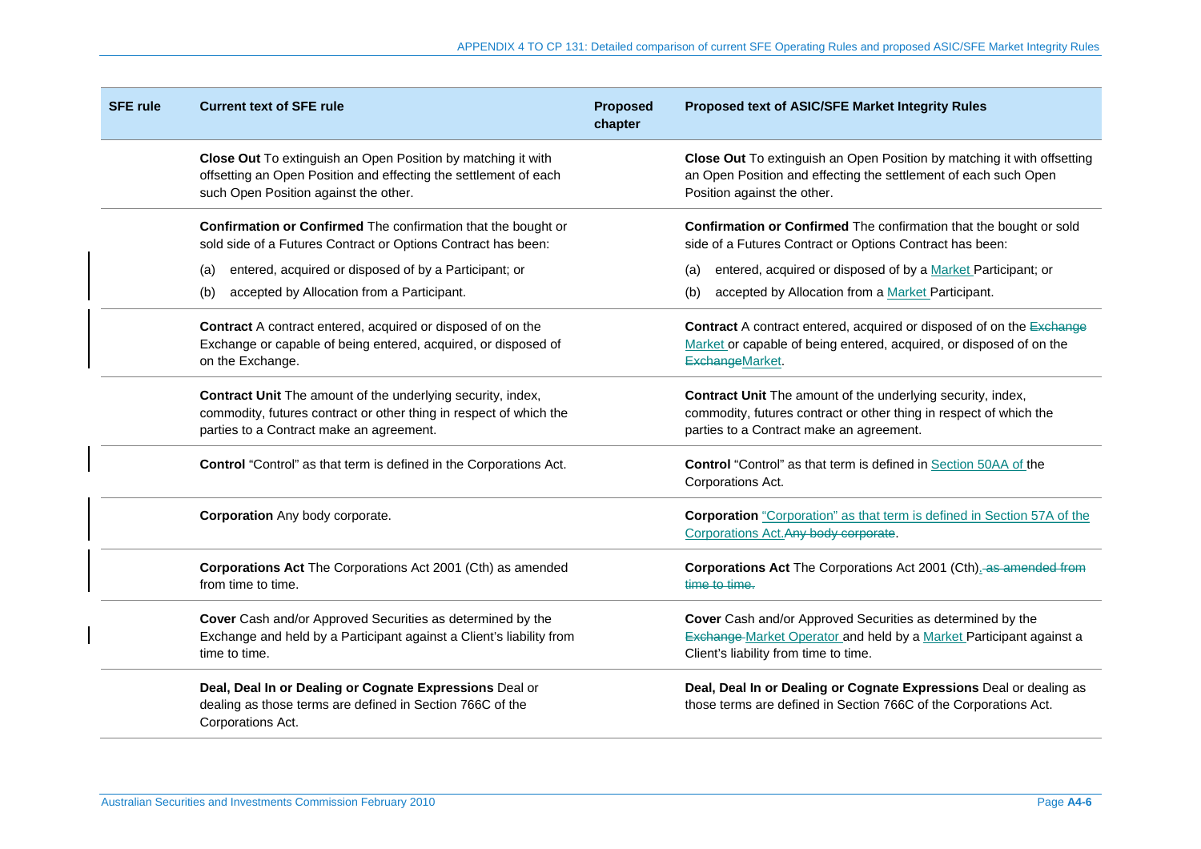| SFE rule | Current text of SFE rule | Proposed chapter | Proposed text of ASIC/SFE Market Integrity Rules |
|---|---|---|---|
| | **Close Out** To extinguish an Open Position by matching it with offsetting an Open Position and effecting the settlement of each such Open Position against the other. | | **Close Out** To extinguish an Open Position by matching it with offsetting an Open Position and effecting the settlement of each such Open Position against the other. |
| | **Confirmation or Confirmed** The confirmation that the bought or sold side of a Futures Contract or Options Contract has been:<br>(a) entered, acquired or disposed of by a Participant; or<br>(b) accepted by Allocation from a Participant. | | **Confirmation or Confirmed** The confirmation that the bought or sold side of a Futures Contract or Options Contract has been:<br>(a) entered, acquired or disposed of by a Market Participant; or<br>(b) accepted by Allocation from a Market Participant. |
| | **Contract** A contract entered, acquired or disposed of on the Exchange or capable of being entered, acquired, or disposed of on the Exchange. | | **Contract** A contract entered, acquired or disposed of on the ~~Exchange~~ Market or capable of being entered, acquired, or disposed of on the ~~Exchange~~Market. |
| | **Contract Unit** The amount of the underlying security, index, commodity, futures contract or other thing in respect of which the parties to a Contract make an agreement. | | **Contract Unit** The amount of the underlying security, index, commodity, futures contract or other thing in respect of which the parties to a Contract make an agreement. |
| | **Control** "Control" as that term is defined in the Corporations Act. | | **Control** "Control" as that term is defined in Section 50AA of the Corporations Act. |
| | **Corporation** Any body corporate. | | **Corporation** "Corporation" as that term is defined in Section 57A of the Corporations Act.~~Any body corporate~~. |
| | **Corporations Act** The Corporations Act 2001 (Cth) as amended from time to time. | | **Corporations Act** The Corporations Act 2001 (Cth). ~~as amended from time to time.~~ |
| | **Cover** Cash and/or Approved Securities as determined by the Exchange and held by a Participant against a Client's liability from time to time. | | **Cover** Cash and/or Approved Securities as determined by the ~~Exchange~~ Market Operator and held by a Market Participant against a Client's liability from time to time. |
| | **Deal, Deal In or Dealing or Cognate Expressions** Deal or dealing as those terms are defined in Section 766C of the Corporations Act. | | **Deal, Deal In or Dealing or Cognate Expressions** Deal or dealing as those terms are defined in Section 766C of the Corporations Act. |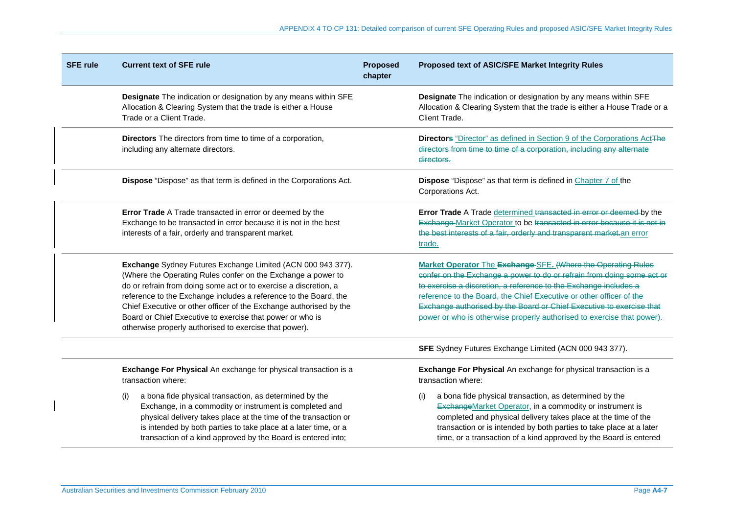| SFE rule | Current text of SFE rule | Proposed chapter | Proposed text of ASIC/SFE Market Integrity Rules |
|---|---|---|---|
| | **Designate** The indication or designation by any means within SFE Allocation & Clearing System that the trade is either a House Trade or a Client Trade. | | **Designate** The indication or designation by any means within SFE Allocation & Clearing System that the trade is either a House Trade or a Client Trade. |
| | **Directors** The directors from time to time of a corporation, including any alternate directors. | | **Director~~s~~** "Director" as defined in Section 9 of the Corporations Act~~The directors from time to time of a corporation, including any alternate directors.~~ |
| | **Dispose** "Dispose" as that term is defined in the Corporations Act. | | **Dispose** "Dispose" as that term is defined in Chapter 7 of the Corporations Act. |
| | **Error Trade** A Trade transacted in error or deemed by the Exchange to be transacted in error because it is not in the best interests of a fair, orderly and transparent market. | | **Error Trade** A Trade determined ~~transacted in error or deemed~~ by the ~~Exchange~~ Market Operator to be ~~transacted in error because it is not in the best interests of a fair, orderly and transparent market.~~an error trade. |
| | **Exchange** Sydney Futures Exchange Limited (ACN 000 943 377). (Where the Operating Rules confer on the Exchange a power to do or refrain from doing some act or to exercise a discretion, a reference to the Exchange includes a reference to the Board, the Chief Executive or other officer of the Exchange authorised by the Board or Chief Executive to exercise that power or who is otherwise properly authorised to exercise that power). | | **Market Operator** The ~~**Exchange**~~ SFE. ~~(Where the Operating Rules confer on the Exchange a power to do or refrain from doing some act or to exercise a discretion, a reference to the Exchange includes a reference to the Board, the Chief Executive or other officer of the Exchange authorised by the Board or Chief Executive to exercise that power or who is otherwise properly authorised to exercise that power).~~ |
| | | | **SFE** Sydney Futures Exchange Limited (ACN 000 943 377). |
| | **Exchange For Physical** An exchange for physical transaction is a transaction where:<br><br>(i) a bona fide physical transaction, as determined by the Exchange, in a commodity or instrument is completed and physical delivery takes place at the time of the transaction or is intended by both parties to take place at a later time, or a transaction of a kind approved by the Board is entered into; | | **Exchange For Physical** An exchange for physical transaction is a transaction where:<br><br>(i) a bona fide physical transaction, as determined by the ~~Exchange~~Market Operator, in a commodity or instrument is completed and physical delivery takes place at the time of the transaction or is intended by both parties to take place at a later time, or a transaction of a kind approved by the Board is entered |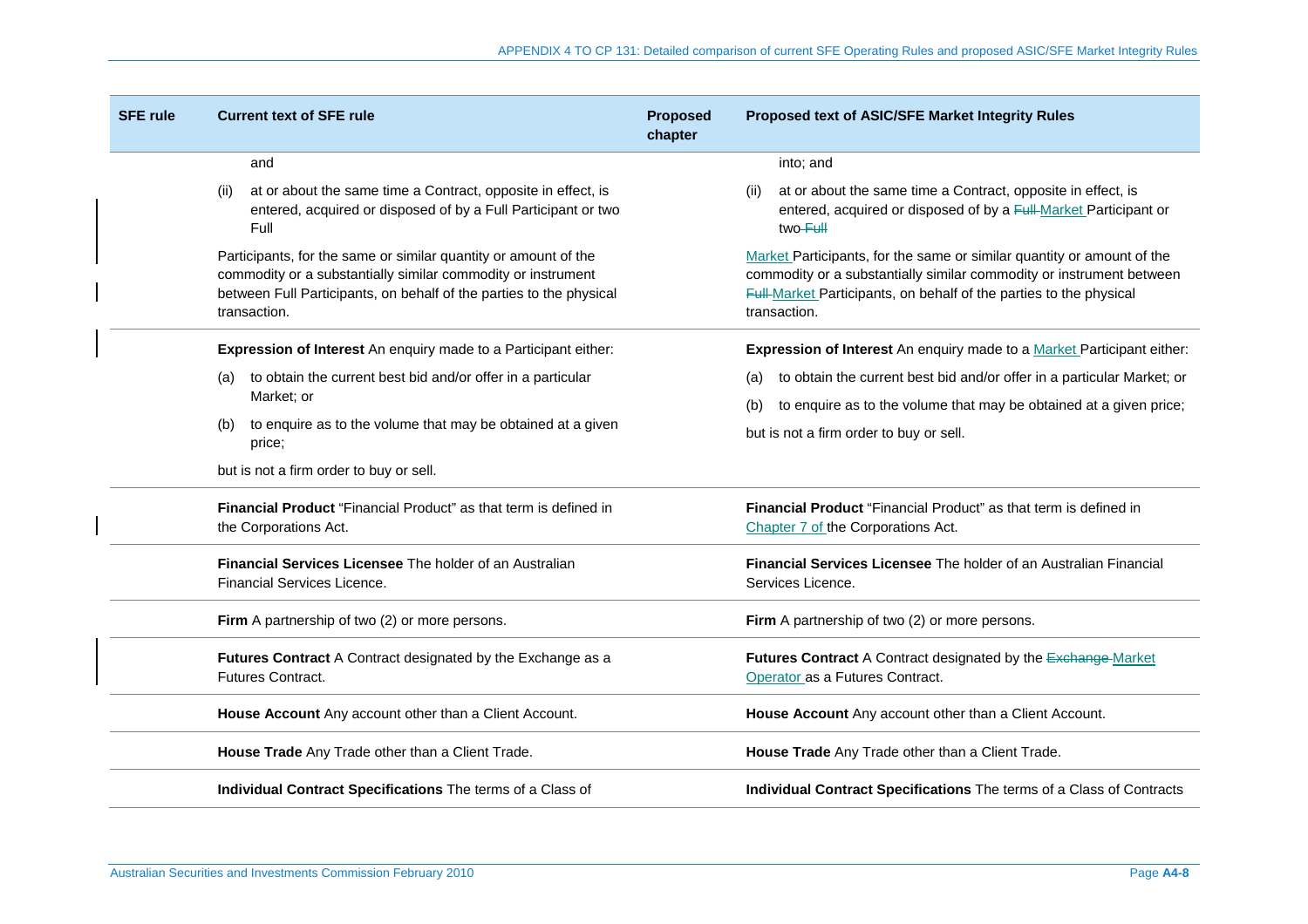| SFE rule | Current text of SFE rule | Proposed chapter | Proposed text of ASIC/SFE Market Integrity Rules |
|---|---|---|---|
| | and<br>(ii) at or about the same time a Contract, opposite in effect, is entered, acquired or disposed of by a Full Participant or two Full<br>Participants, for the same or similar quantity or amount of the commodity or a substantially similar commodity or instrument between Full Participants, on behalf of the parties to the physical transaction. | | into; and<br>(ii) at or about the same time a Contract, opposite in effect, is entered, acquired or disposed of by a ~~Full~~ Market Participant or two ~~Full~~<br>Market Participants, for the same or similar quantity or amount of the commodity or a substantially similar commodity or instrument between ~~Full~~ Market Participants, on behalf of the parties to the physical transaction. |
| | **Expression of Interest** An enquiry made to a Participant either:<br>(a) to obtain the current best bid and/or offer in a particular Market; or<br>(b) to enquire as to the volume that may be obtained at a given price;<br>but is not a firm order to buy or sell. | | **Expression of Interest** An enquiry made to a Market Participant either:<br>(a) to obtain the current best bid and/or offer in a particular Market; or<br>(b) to enquire as to the volume that may be obtained at a given price;<br>but is not a firm order to buy or sell. |
| | **Financial Product** "Financial Product" as that term is defined in the Corporations Act. | | **Financial Product** "Financial Product" as that term is defined in Chapter 7 of the Corporations Act. |
| | **Financial Services Licensee** The holder of an Australian Financial Services Licence. | | **Financial Services Licensee** The holder of an Australian Financial Services Licence. |
| | **Firm** A partnership of two (2) or more persons. | | **Firm** A partnership of two (2) or more persons. |
| | **Futures Contract** A Contract designated by the Exchange as a Futures Contract. | | **Futures Contract** A Contract designated by the ~~Exchange~~ Market Operator as a Futures Contract. |
| | **House Account** Any account other than a Client Account. | | **House Account** Any account other than a Client Account. |
| | **House Trade** Any Trade other than a Client Trade. | | **House Trade** Any Trade other than a Client Trade. |
| | **Individual Contract Specifications** The terms of a Class of | | **Individual Contract Specifications** The terms of a Class of Contracts |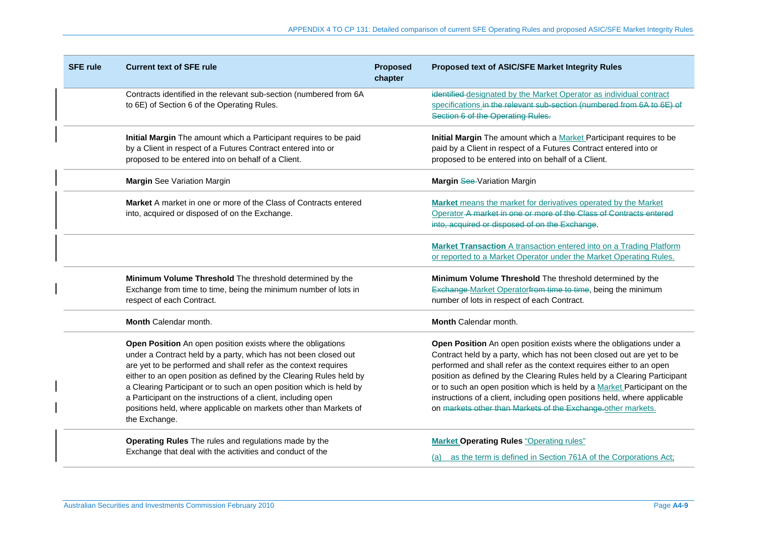| SFE rule | Current text of SFE rule | Proposed chapter | Proposed text of ASIC/SFE Market Integrity Rules |
|---|---|---|---|
| | Contracts identified in the relevant sub-section (numbered from 6A to 6E) of Section 6 of the Operating Rules. | | ~~identified~~ designated by the Market Operator as individual contract specifications.~~in the relevant sub-section (numbered from 6A to 6E) of Section 6 of the Operating Rules.~~ |
| | **Initial Margin** The amount which a Participant requires to be paid by a Client in respect of a Futures Contract entered into or proposed to be entered into on behalf of a Client. | | **Initial Margin** The amount which a Market Participant requires to be paid by a Client in respect of a Futures Contract entered into or proposed to be entered into on behalf of a Client. |
| | **Margin** See Variation Margin | | **Margin** ~~See~~ Variation Margin |
| | **Market** A market in one or more of the Class of Contracts entered into, acquired or disposed of on the Exchange. | | **Market** means the market for derivatives operated by the Market Operator ~~A market in one or more of the Class of Contracts entered into, acquired or disposed of on the Exchange~~. |
| | | | **Market Transaction** A transaction entered into on a Trading Platform or reported to a Market Operator under the Market Operating Rules. |
| | **Minimum Volume Threshold** The threshold determined by the Exchange from time to time, being the minimum number of lots in respect of each Contract. | | **Minimum Volume Threshold** The threshold determined by the ~~Exchange~~ Market Operator~~from time to time~~, being the minimum number of lots in respect of each Contract. |
| | **Month** Calendar month. | | **Month** Calendar month. |
| | **Open Position** An open position exists where the obligations under a Contract held by a party, which has not been closed out are yet to be performed and shall refer as the context requires either to an open position as defined by the Clearing Rules held by a Clearing Participant or to such an open position which is held by a Participant on the instructions of a client, including open positions held, where applicable on markets other than Markets of the Exchange. | | **Open Position** An open position exists where the obligations under a Contract held by a party, which has not been closed out are yet to be performed and shall refer as the context requires either to an open position as defined by the Clearing Rules held by a Clearing Participant or to such an open position which is held by a Market Participant on the instructions of a client, including open positions held, where applicable on ~~markets other than Markets of the Exchange.~~other markets. |
| | **Operating Rules** The rules and regulations made by the Exchange that deal with the activities and conduct of the | | **Market Operating Rules** "Operating rules"<br><br>(a) as the term is defined in Section 761A of the Corporations Act; |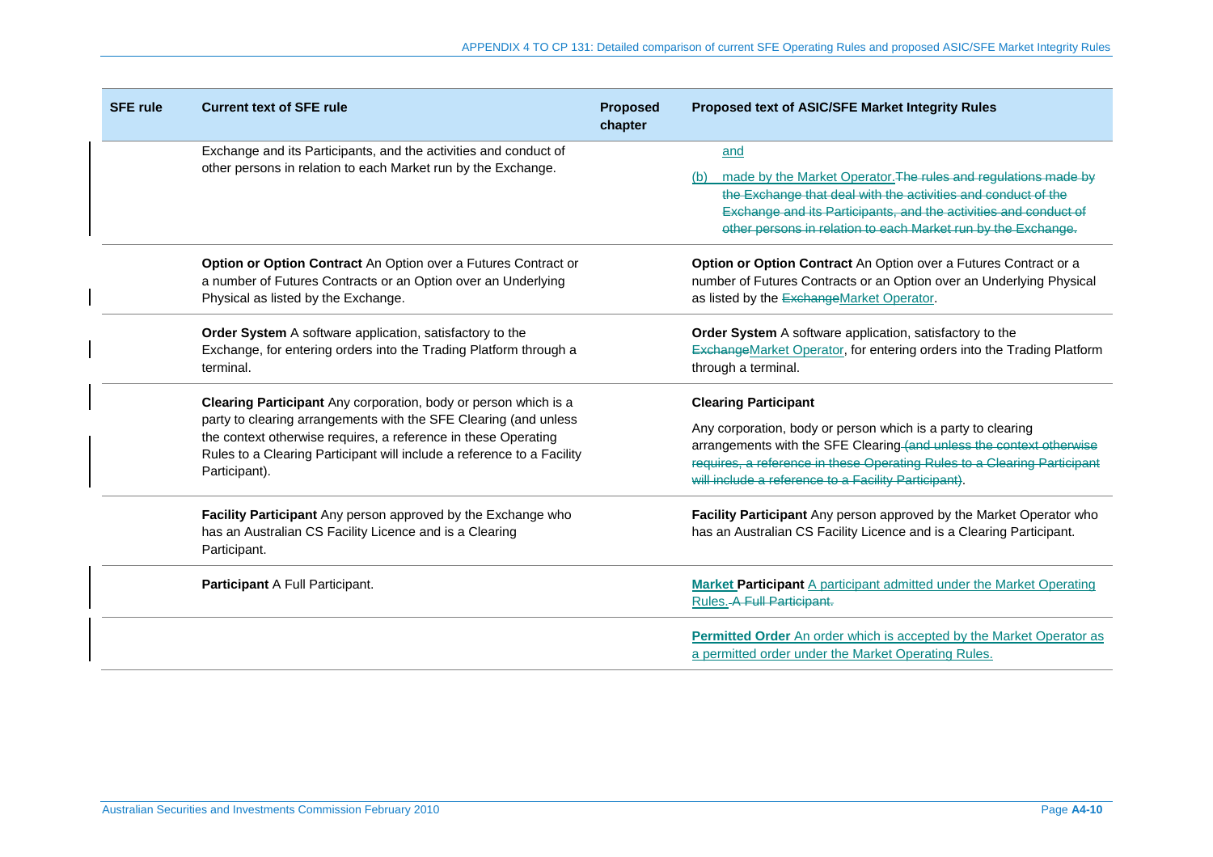| SFE rule | Current text of SFE rule | Proposed chapter | Proposed text of ASIC/SFE Market Integrity Rules |
| --- | --- | --- | --- |
| | Exchange and its Participants, and the activities and conduct of other persons in relation to each Market run by the Exchange. | | and<br>(b) made by the Market Operator.~~The rules and regulations made by the Exchange that deal with the activities and conduct of the Exchange and its Participants, and the activities and conduct of other persons in relation to each Market run by the Exchange.~~ |
| | **Option or Option Contract** An Option over a Futures Contract or a number of Futures Contracts or an Option over an Underlying Physical as listed by the Exchange. | | **Option or Option Contract** An Option over a Futures Contract or a number of Futures Contracts or an Option over an Underlying Physical as listed by the ~~Exchange~~Market Operator. |
| | **Order System** A software application, satisfactory to the Exchange, for entering orders into the Trading Platform through a terminal. | | **Order System** A software application, satisfactory to the ~~Exchange~~Market Operator, for entering orders into the Trading Platform through a terminal. |
| | **Clearing Participant** Any corporation, body or person which is a party to clearing arrangements with the SFE Clearing (and unless the context otherwise requires, a reference in these Operating Rules to a Clearing Participant will include a reference to a Facility Participant). | | **Clearing Participant**<br>Any corporation, body or person which is a party to clearing arrangements with the SFE Clearing ~~(and unless the context otherwise requires, a reference in these Operating Rules to a Clearing Participant will include a reference to a Facility Participant)~~. |
| | **Facility Participant** Any person approved by the Exchange who has an Australian CS Facility Licence and is a Clearing Participant. | | **Facility Participant** Any person approved by the Market Operator who has an Australian CS Facility Licence and is a Clearing Participant. |
| | **Participant** A Full Participant. | | **Market Participant** A participant admitted under the Market Operating Rules. ~~A Full Participant.~~ |
| | | | **Permitted Order** An order which is accepted by the Market Operator as a permitted order under the Market Operating Rules. |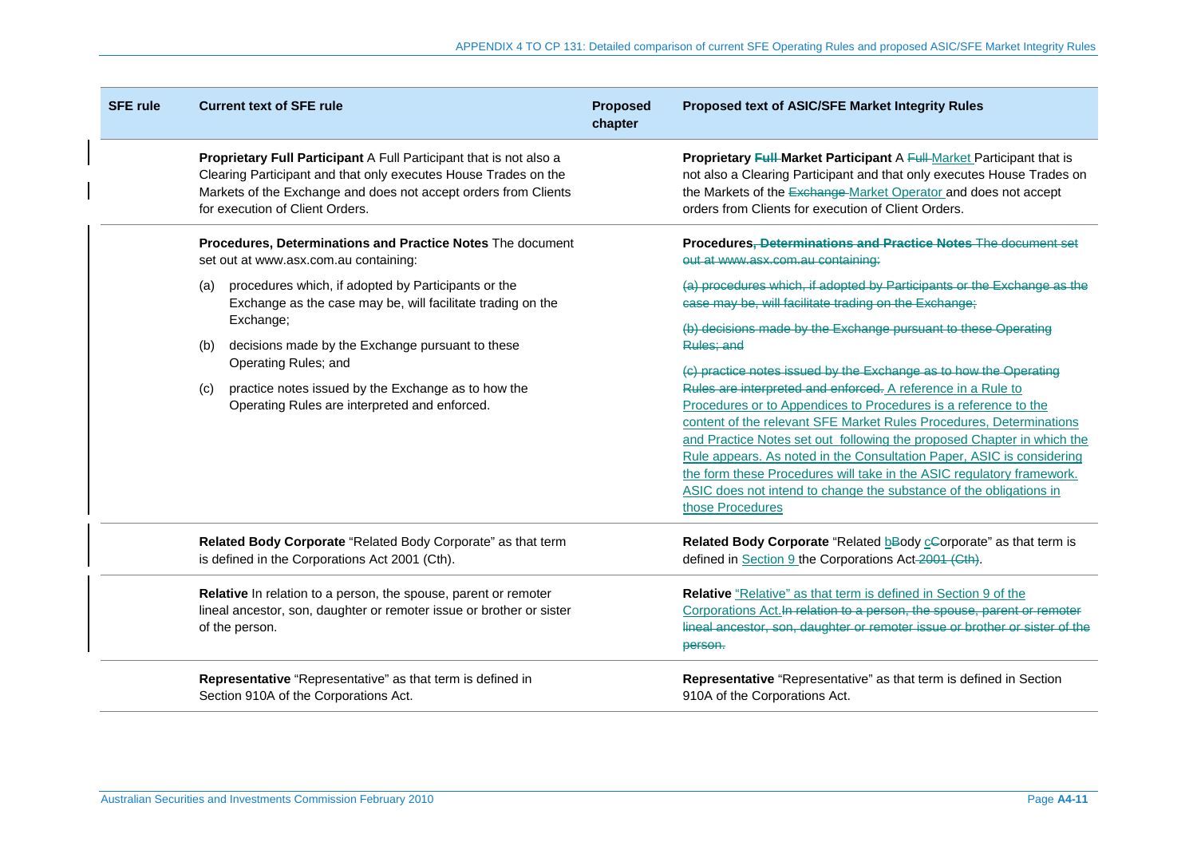| SFE rule | Current text of SFE rule | Proposed chapter | Proposed text of ASIC/SFE Market Integrity Rules |
|---|---|---|---|
| | **Proprietary Full Participant** A Full Participant that is not also a Clearing Participant and that only executes House Trades on the Markets of the Exchange and does not accept orders from Clients for execution of Client Orders. | | **Proprietary ~~Full~~ Market Participant** A ~~Full~~ Market Participant that is not also a Clearing Participant and that only executes House Trades on the Markets of the ~~Exchange~~ Market Operator and does not accept orders from Clients for execution of Client Orders. |
| | **Procedures, Determinations and Practice Notes** The document set out at www.asx.com.au containing: (a) procedures which, if adopted by Participants or the Exchange as the case may be, will facilitate trading on the Exchange; (b) decisions made by the Exchange pursuant to these Operating Rules; and (c) practice notes issued by the Exchange as to how the Operating Rules are interpreted and enforced. | | **Procedures~~, Determinations and Practice Notes~~** ~~The document set out at www.asx.com.au containing:~~ ~~(a) procedures which, if adopted by Participants or the Exchange as the case may be, will facilitate trading on the Exchange;~~ ~~(b) decisions made by the Exchange pursuant to these Operating Rules; and~~ ~~(c) practice notes issued by the Exchange as to how the Operating Rules are interpreted and enforced.~~ A reference in a Rule to Procedures or to Appendices to Procedures is a reference to the content of the relevant SFE Market Rules Procedures, Determinations and Practice Notes set out following the proposed Chapter in which the Rule appears. As noted in the Consultation Paper, ASIC is considering the form these Procedures will take in the ASIC regulatory framework. ASIC does not intend to change the substance of the obligations in those Procedures |
| | **Related Body Corporate** "Related Body Corporate" as that term is defined in the Corporations Act 2001 (Cth). | | **Related Body Corporate** "Related b~~B~~ody c~~C~~orporate" as that term is defined in Section 9 the Corporations Act ~~2001 (Cth)~~. |
| | **Relative** In relation to a person, the spouse, parent or remoter lineal ancestor, son, daughter or remoter issue or brother or sister of the person. | | **Relative** "Relative" as that term is defined in Section 9 of the Corporations Act. ~~In relation to a person, the spouse, parent or remoter lineal ancestor, son, daughter or remoter issue or brother or sister of the person.~~ |
| | **Representative** "Representative" as that term is defined in Section 910A of the Corporations Act. | | **Representative** "Representative" as that term is defined in Section 910A of the Corporations Act. |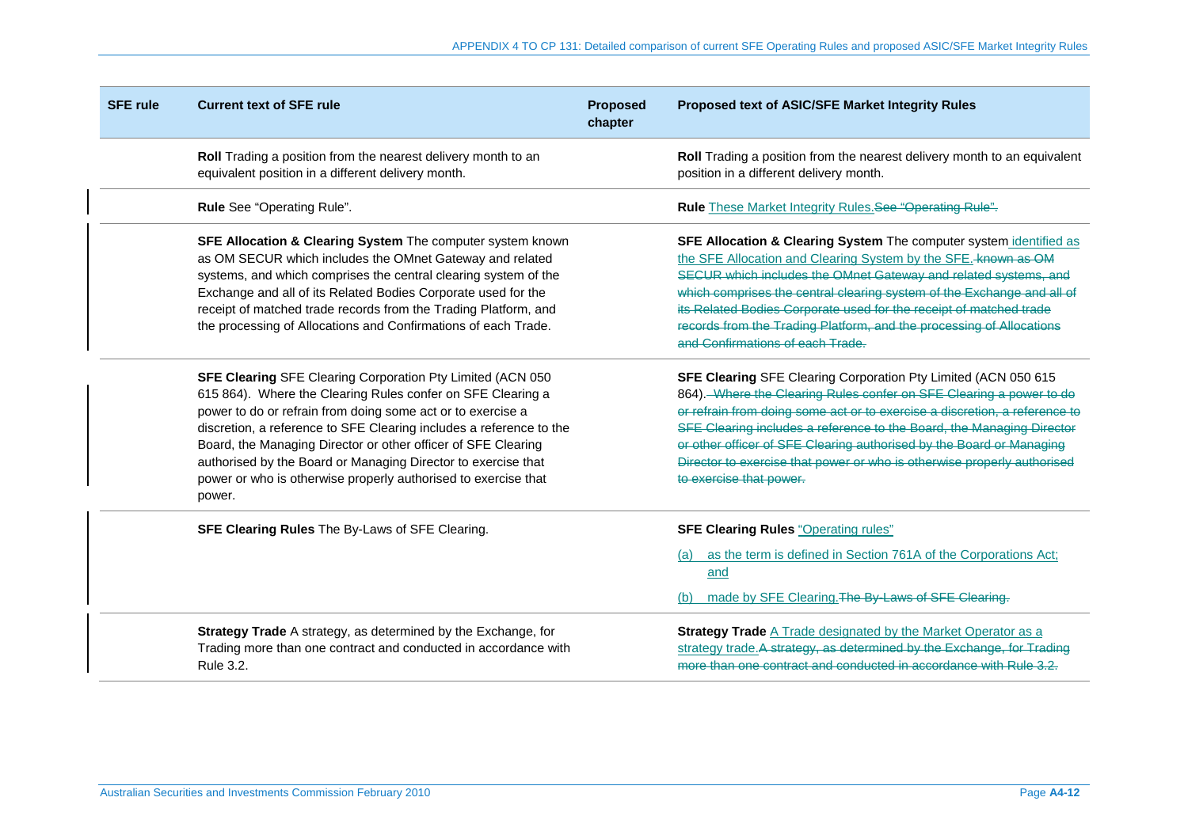| SFE rule | Current text of SFE rule | Proposed chapter | Proposed text of ASIC/SFE Market Integrity Rules |
|---|---|---|---|
| | **Roll** Trading a position from the nearest delivery month to an equivalent position in a different delivery month. | | **Roll** Trading a position from the nearest delivery month to an equivalent position in a different delivery month. |
| | **Rule** See "Operating Rule". | | **Rule** These Market Integrity Rules.~~See "Operating Rule".~~ |
| | **SFE Allocation & Clearing System** The computer system known as OM SECUR which includes the OMnet Gateway and related systems, and which comprises the central clearing system of the Exchange and all of its Related Bodies Corporate used for the receipt of matched trade records from the Trading Platform, and the processing of Allocations and Confirmations of each Trade. | | **SFE Allocation & Clearing System** The computer system identified as the SFE Allocation and Clearing System by the SFE. ~~known as OM SECUR which includes the OMnet Gateway and related systems, and which comprises the central clearing system of the Exchange and all of its Related Bodies Corporate used for the receipt of matched trade records from the Trading Platform, and the processing of Allocations and Confirmations of each Trade.~~ |
| | **SFE Clearing** SFE Clearing Corporation Pty Limited (ACN 050 615 864). Where the Clearing Rules confer on SFE Clearing a power to do or refrain from doing some act or to exercise a discretion, a reference to SFE Clearing includes a reference to the Board, the Managing Director or other officer of SFE Clearing authorised by the Board or Managing Director to exercise that power or who is otherwise properly authorised to exercise that power. | | **SFE Clearing** SFE Clearing Corporation Pty Limited (ACN 050 615 864). ~~Where the Clearing Rules confer on SFE Clearing a power to do or refrain from doing some act or to exercise a discretion, a reference to SFE Clearing includes a reference to the Board, the Managing Director or other officer of SFE Clearing authorised by the Board or Managing Director to exercise that power or who is otherwise properly authorised to exercise that power.~~ |
| | **SFE Clearing Rules** The By-Laws of SFE Clearing. | | **SFE Clearing Rules** "Operating rules"<br>(a) as the term is defined in Section 761A of the Corporations Act; and<br>(b) made by SFE Clearing.~~The By-Laws of SFE Clearing.~~ |
| | **Strategy Trade** A strategy, as determined by the Exchange, for Trading more than one contract and conducted in accordance with Rule 3.2. | | **Strategy Trade** A Trade designated by the Market Operator as a strategy trade.~~A strategy, as determined by the Exchange, for Trading more than one contract and conducted in accordance with Rule 3.2.~~ |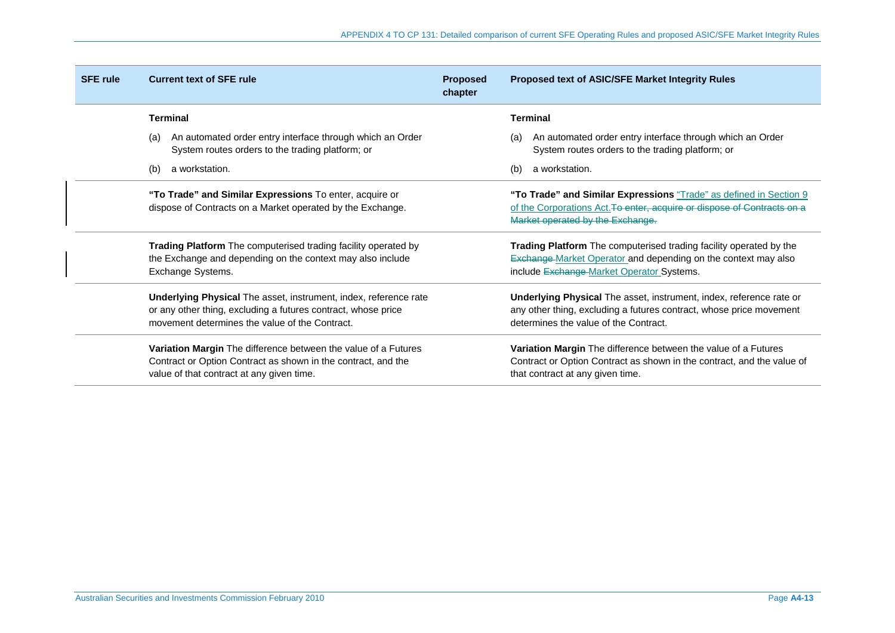| SFE rule | Current text of SFE rule | Proposed chapter | Proposed text of ASIC/SFE Market Integrity Rules |
|---|---|---|---|
| | **Terminal**<br>(a) An automated order entry interface through which an Order System routes orders to the trading platform; or<br>(b) a workstation. | | **Terminal**<br>(a) An automated order entry interface through which an Order System routes orders to the trading platform; or<br>(b) a workstation. |
| | **"To Trade" and Similar Expressions** To enter, acquire or dispose of Contracts on a Market operated by the Exchange. | | **"To Trade" and Similar Expressions** "Trade" as defined in Section 9 of the Corporations Act.~~To enter, acquire or dispose of Contracts on a Market operated by the Exchange.~~ |
| | **Trading Platform** The computerised trading facility operated by the Exchange and depending on the context may also include Exchange Systems. | | **Trading Platform** The computerised trading facility operated by the ~~Exchange~~ Market Operator and depending on the context may also include ~~Exchange~~ Market Operator Systems. |
| | **Underlying Physical** The asset, instrument, index, reference rate or any other thing, excluding a futures contract, whose price movement determines the value of the Contract. | | **Underlying Physical** The asset, instrument, index, reference rate or any other thing, excluding a futures contract, whose price movement determines the value of the Contract. |
| | **Variation Margin** The difference between the value of a Futures Contract or Option Contract as shown in the contract, and the value of that contract at any given time. | | **Variation Margin** The difference between the value of a Futures Contract or Option Contract as shown in the contract, and the value of that contract at any given time. |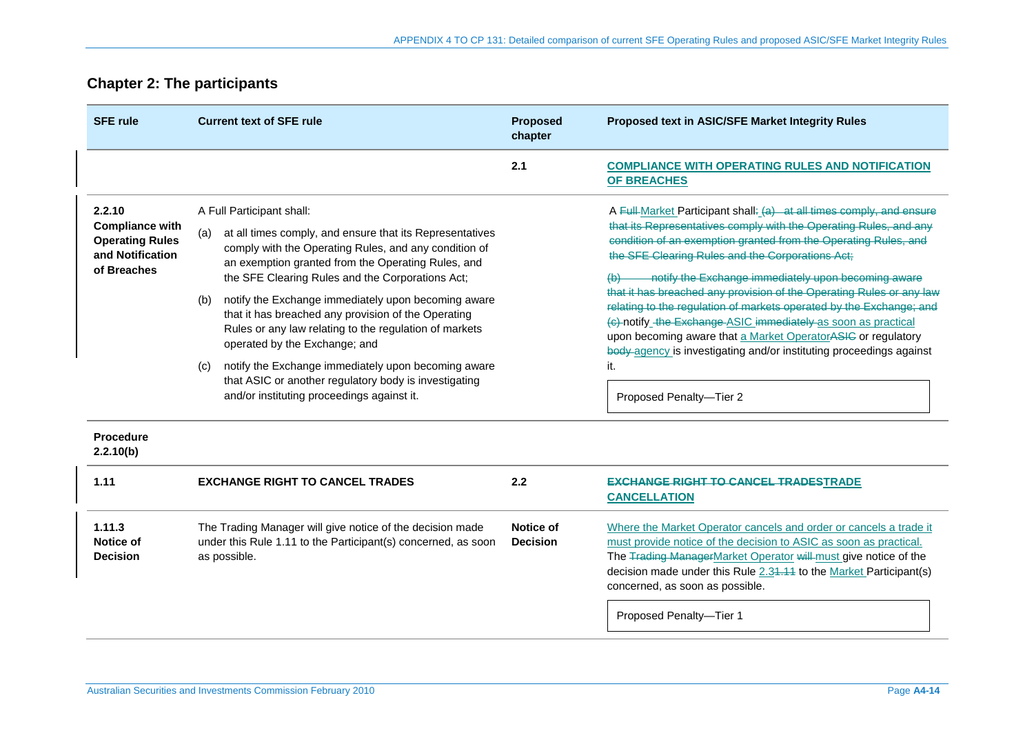## Chapter 2: The participants

| SFE rule | Current text of SFE rule | Proposed chapter | Proposed text in ASIC/SFE Market Integrity Rules |
|---|---|---|---|
| | | 2.1 | **COMPLIANCE WITH OPERATING RULES AND NOTIFICATION OF BREACHES** |
| **2.2.10 Compliance with Operating Rules and Notification of Breaches** | A Full Participant shall:<br>(a) at all times comply, and ensure that its Representatives comply with the Operating Rules, and any condition of an exemption granted from the Operating Rules, and the SFE Clearing Rules and the Corporations Act;<br>(b) notify the Exchange immediately upon becoming aware that it has breached any provision of the Operating Rules or any law relating to the regulation of markets operated by the Exchange; and<br>(c) notify the Exchange immediately upon becoming aware that ASIC or another regulatory body is investigating and/or instituting proceedings against it. | | A ~~Full~~ Market Participant shall: ~~(a) at all times comply, and ensure that its Representatives comply with the Operating Rules, and any condition of an exemption granted from the Operating Rules, and the SFE Clearing Rules and the Corporations Act;~~<br>~~(b) notify the Exchange immediately upon becoming aware that it has breached any provision of the Operating Rules or any law relating to the regulation of markets operated by the Exchange; and~~<br>~~(c)~~ notify ~~the Exchange~~ ASIC ~~immediately~~ as soon as practical upon becoming aware that a Market Operator~~ASIC~~ or regulatory ~~body~~ agency is investigating and/or instituting proceedings against it.<br><br>Proposed Penalty—Tier 2 |
| **Procedure 2.2.10(b)** | | | |
| **1.11** | **EXCHANGE RIGHT TO CANCEL TRADES** | **2.2** | **~~EXCHANGE RIGHT TO CANCEL TRADES~~TRADE CANCELLATION** |
| **1.11.3 Notice of Decision** | The Trading Manager will give notice of the decision made under this Rule 1.11 to the Participant(s) concerned, as soon as possible. | **Notice of Decision** | Where the Market Operator cancels and order or cancels a trade it must provide notice of the decision to ASIC as soon as practical. The ~~Trading Manager~~Market Operator ~~will~~ must give notice of the decision made under this Rule 2.3~~1.11~~ to the Market Participant(s) concerned, as soon as possible.<br><br>Proposed Penalty—Tier 1 |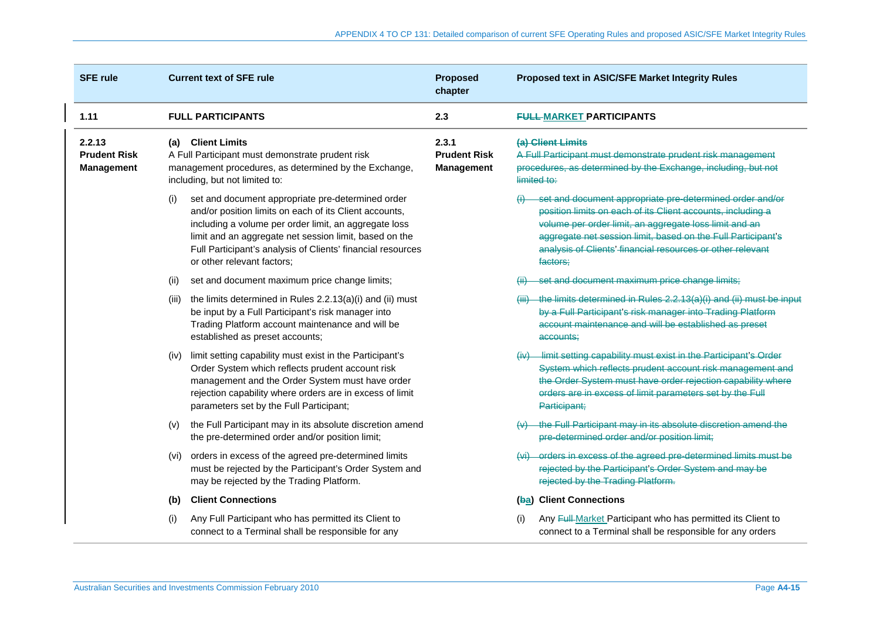| SFE rule | Current text of SFE rule | Proposed chapter | Proposed text in ASIC/SFE Market Integrity Rules |
|---|---|---|---|
| 1.11 | **FULL PARTICIPANTS** | 2.3 | **~~FULL~~ MARKET PARTICIPANTS** |
| **2.2.13 Prudent Risk Management** | **(a) Client Limits** A Full Participant must demonstrate prudent risk management procedures, as determined by the Exchange, including, but not limited to: | **2.3.1 Prudent Risk Management** | ~~**(a) Client Limits** A Full Participant must demonstrate prudent risk management procedures, as determined by the Exchange, including, but not limited to:~~ |
| | (i) set and document appropriate pre-determined order and/or position limits on each of its Client accounts, including a volume per order limit, an aggregate loss limit and an aggregate net session limit, based on the Full Participant's analysis of Clients' financial resources or other relevant factors; | | ~~(i) set and document appropriate pre-determined order and/or position limits on each of its Client accounts, including a volume per order limit, an aggregate loss limit and an aggregate net session limit, based on the Full Participant's analysis of Clients' financial resources or other relevant factors;~~ |
| | (ii) set and document maximum price change limits; | | ~~(ii) set and document maximum price change limits;~~ |
| | (iii) the limits determined in Rules 2.2.13(a)(i) and (ii) must be input by a Full Participant's risk manager into Trading Platform account maintenance and will be established as preset accounts; | | ~~(iii) the limits determined in Rules 2.2.13(a)(i) and (ii) must be input by a Full Participant's risk manager into Trading Platform account maintenance and will be established as preset accounts;~~ |
| | (iv) limit setting capability must exist in the Participant's Order System which reflects prudent account risk management and the Order System must have order rejection capability where orders are in excess of limit parameters set by the Full Participant; | | ~~(iv) limit setting capability must exist in the Participant's Order System which reflects prudent account risk management and the Order System must have order rejection capability where orders are in excess of limit parameters set by the Full Participant;~~ |
| | (v) the Full Participant may in its absolute discretion amend the pre-determined order and/or position limit; | | ~~(v) the Full Participant may in its absolute discretion amend the pre-determined order and/or position limit;~~ |
| | (vi) orders in excess of the agreed pre-determined limits must be rejected by the Participant's Order System and may be rejected by the Trading Platform. | | ~~(vi) orders in excess of the agreed pre-determined limits must be rejected by the Participant's Order System and may be rejected by the Trading Platform.~~ |
| | **(b) Client Connections** | | **(~~b~~a) Client Connections** |
| | (i) Any Full Participant who has permitted its Client to connect to a Terminal shall be responsible for any | | (i) Any ~~Full~~ Market Participant who has permitted its Client to connect to a Terminal shall be responsible for any orders |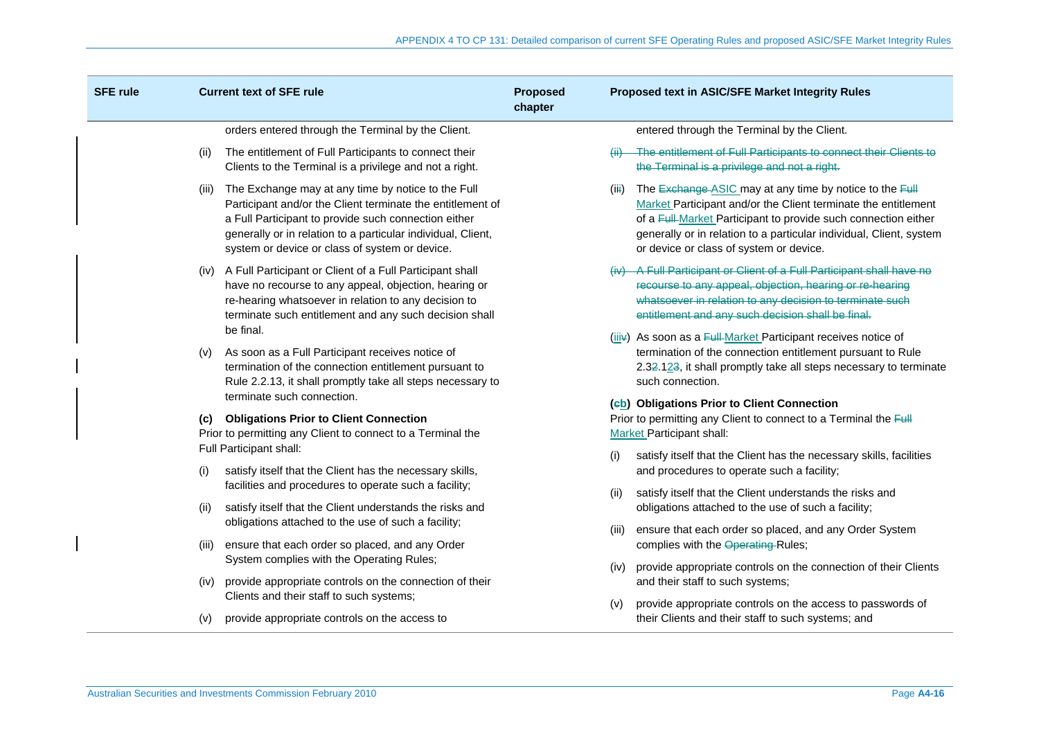| SFE rule | Current text of SFE rule | Proposed chapter | Proposed text in ASIC/SFE Market Integrity Rules |
|---|---|---|---|
| | orders entered through the Terminal by the Client. | | entered through the Terminal by the Client. |
| | (ii) The entitlement of Full Participants to connect their Clients to the Terminal is a privilege and not a right. | | ~~(ii) The entitlement of Full Participants to connect their Clients to the Terminal is a privilege and not a right.~~ |
| | (iii) The Exchange may at any time by notice to the Full Participant and/or the Client terminate the entitlement of a Full Participant to provide such connection either generally or in relation to a particular individual, Client, system or device or class of system or device. | | (ii~~i~~) The ~~Exchange~~ ASIC may at any time by notice to the ~~Full~~ Market Participant and/or the Client terminate the entitlement of a ~~Full~~ Market Participant to provide such connection either generally or in relation to a particular individual, Client, system or device or class of system or device. |
| | (iv) A Full Participant or Client of a Full Participant shall have no recourse to any appeal, objection, hearing or re-hearing whatsoever in relation to any decision to terminate such entitlement and any such decision shall be final. | | ~~(iv) A Full Participant or Client of a Full Participant shall have no recourse to any appeal, objection, hearing or re-hearing whatsoever in relation to any decision to terminate such entitlement and any such decision shall be final.~~ |
| | (v) As soon as a Full Participant receives notice of termination of the connection entitlement pursuant to Rule 2.2.13, it shall promptly take all steps necessary to terminate such connection. | | (iii~~v~~) As soon as a ~~Full~~ Market Participant receives notice of termination of the connection entitlement pursuant to Rule 2.3~~2~~.12~~3~~, it shall promptly take all steps necessary to terminate such connection. |
| | **(c) Obligations Prior to Client Connection**<br>Prior to permitting any Client to connect to a Terminal the Full Participant shall:<br>(i) satisfy itself that the Client has the necessary skills, facilities and procedures to operate such a facility;<br>(ii) satisfy itself that the Client understands the risks and obligations attached to the use of such a facility;<br>(iii) ensure that each order so placed, and any Order System complies with the Operating Rules;<br>(iv) provide appropriate controls on the connection of their Clients and their staff to such systems;<br>(v) provide appropriate controls on the access to | | **(~~c~~b) Obligations Prior to Client Connection**<br>Prior to permitting any Client to connect to a Terminal the ~~Full~~ Market Participant shall:<br>(i) satisfy itself that the Client has the necessary skills, facilities and procedures to operate such a facility;<br>(ii) satisfy itself that the Client understands the risks and obligations attached to the use of such a facility;<br>(iii) ensure that each order so placed, and any Order System complies with the ~~Operating~~ Rules;<br>(iv) provide appropriate controls on the connection of their Clients and their staff to such systems;<br>(v) provide appropriate controls on the access to passwords of their Clients and their staff to such systems; and |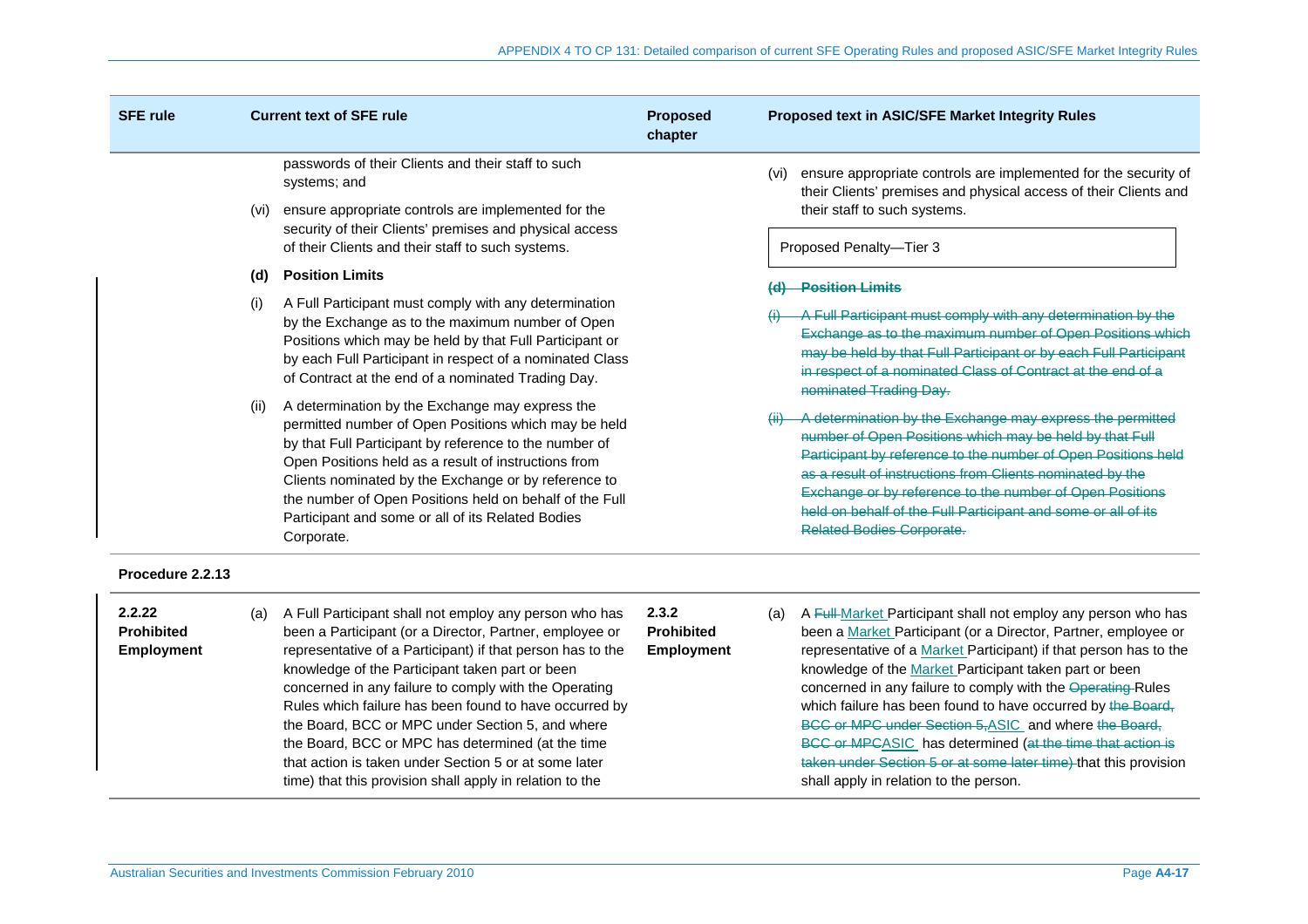| SFE rule | Current text of SFE rule | Proposed chapter | Proposed text in ASIC/SFE Market Integrity Rules |
|---|---|---|---|
| | passwords of their Clients and their staff to such systems; and<br><br>(vi) ensure appropriate controls are implemented for the security of their Clients' premises and physical access of their Clients and their staff to such systems.<br><br>**(d) Position Limits**<br><br>(i) A Full Participant must comply with any determination by the Exchange as to the maximum number of Open Positions which may be held by that Full Participant or by each Full Participant in respect of a nominated Class of Contract at the end of a nominated Trading Day.<br><br>(ii) A determination by the Exchange may express the permitted number of Open Positions which may be held by that Full Participant by reference to the number of Open Positions held as a result of instructions from Clients nominated by the Exchange or by reference to the number of Open Positions held on behalf of the Full Participant and some or all of its Related Bodies Corporate. | | (vi) ensure appropriate controls are implemented for the security of their Clients' premises and physical access of their Clients and their staff to such systems.<br><br>Proposed Penalty—Tier 3<br><br>~~**(d) Position Limits**~~<br><br>~~(i) A Full Participant must comply with any determination by the Exchange as to the maximum number of Open Positions which may be held by that Full Participant or by each Full Participant in respect of a nominated Class of Contract at the end of a nominated Trading Day.~~<br><br>~~(ii) A determination by the Exchange may express the permitted number of Open Positions which may be held by that Full Participant by reference to the number of Open Positions held as a result of instructions from Clients nominated by the Exchange or by reference to the number of Open Positions held on behalf of the Full Participant and some or all of its Related Bodies Corporate.~~ |
| **Procedure 2.2.13** | | | |
| **2.2.22 Prohibited Employment** | (a) A Full Participant shall not employ any person who has been a Participant (or a Director, Partner, employee or representative of a Participant) if that person has to the knowledge of the Participant taken part or been concerned in any failure to comply with the Operating Rules which failure has been found to have occurred by the Board, BCC or MPC under Section 5, and where the Board, BCC or MPC has determined (at the time that action is taken under Section 5 or at some later time) that this provision shall apply in relation to the | **2.3.2 Prohibited Employment** | (a) A ~~Full~~ <u>Market</u> Participant shall not employ any person who has been a <u>Market</u> Participant (or a Director, Partner, employee or representative of a <u>Market</u> Participant) if that person has to the knowledge of the <u>Market</u> Participant taken part or been concerned in any failure to comply with the ~~Operating~~ Rules which failure has been found to have occurred by ~~the Board, BCC or MPC under Section 5,~~<u>ASIC</u> and where ~~the Board, BCC or MPC~~<u>ASIC</u> has determined ~~(at the time that action is taken under Section 5 or at some later time)~~ that this provision shall apply in relation to the person. |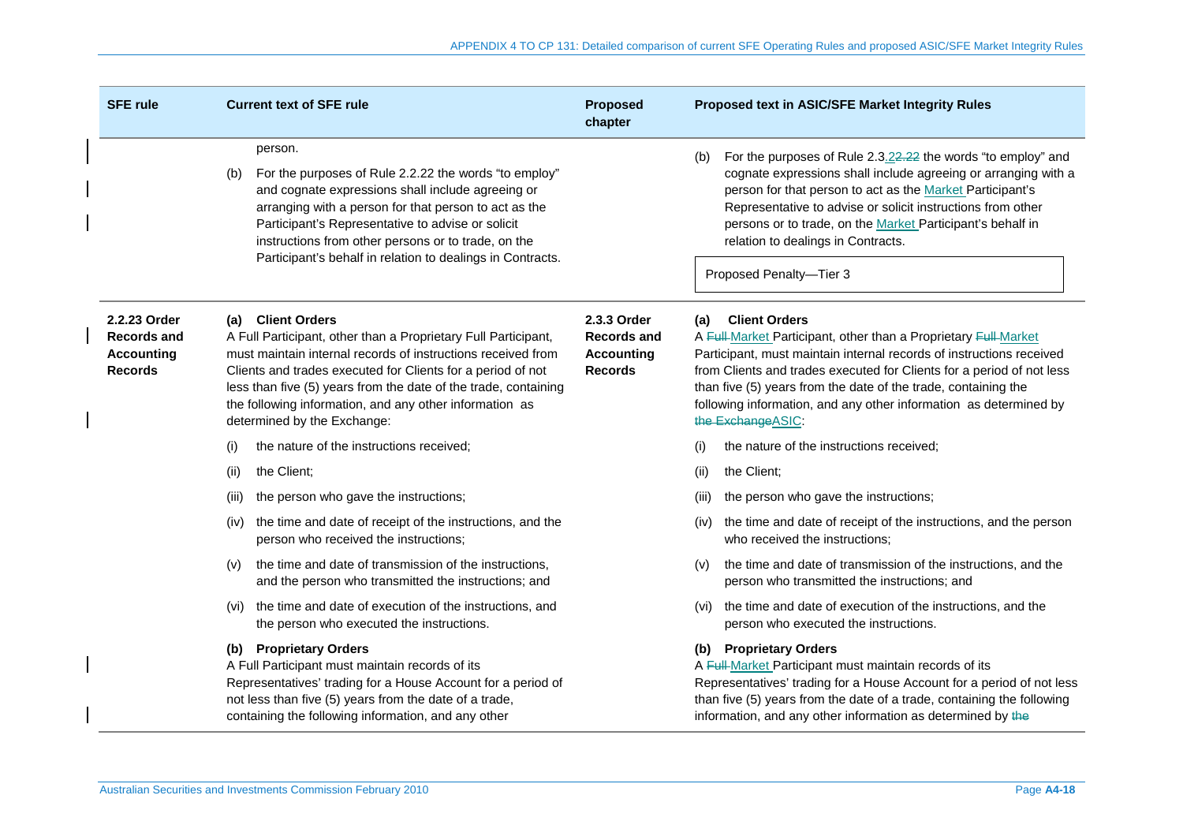| SFE rule | Current text of SFE rule | Proposed chapter | Proposed text in ASIC/SFE Market Integrity Rules |
|---|---|---|---|
| | person.<br><br>(b) For the purposes of Rule 2.2.22 the words "to employ" and cognate expressions shall include agreeing or arranging with a person for that person to act as the Participant's Representative to advise or solicit instructions from other persons or to trade, on the Participant's behalf in relation to dealings in Contracts. | | (b) For the purposes of Rule 2.3.~~22.~~22 the words "to employ" and cognate expressions shall include agreeing or arranging with a person for that person to act as the Market Participant's Representative to advise or solicit instructions from other persons or to trade, on the Market Participant's behalf in relation to dealings in Contracts.<br><br>Proposed Penalty—Tier 3 |
| **2.2.23 Order Records and Accounting Records** | **(a) Client Orders**<br>A Full Participant, other than a Proprietary Full Participant, must maintain internal records of instructions received from Clients and trades executed for Clients for a period of not less than five (5) years from the date of the trade, containing the following information, and any other information as determined by the Exchange:<br><br>(i) the nature of the instructions received;<br><br>(ii) the Client;<br><br>(iii) the person who gave the instructions;<br><br>(iv) the time and date of receipt of the instructions, and the person who received the instructions;<br><br>(v) the time and date of transmission of the instructions, and the person who transmitted the instructions; and<br><br>(vi) the time and date of execution of the instructions, and the person who executed the instructions.<br><br>**(b) Proprietary Orders**<br>A Full Participant must maintain records of its Representatives' trading for a House Account for a period of not less than five (5) years from the date of a trade, containing the following information, and any other | **2.3.3 Order Records and Accounting Records** | **(a) Client Orders**<br>A ~~Full~~ Market Participant, other than a Proprietary ~~Full~~ Market Participant, must maintain internal records of instructions received from Clients and trades executed for Clients for a period of not less than five (5) years from the date of the trade, containing the following information, and any other information as determined by ~~the Exchange~~ASIC:<br><br>(i) the nature of the instructions received;<br><br>(ii) the Client;<br><br>(iii) the person who gave the instructions;<br><br>(iv) the time and date of receipt of the instructions, and the person who received the instructions;<br><br>(v) the time and date of transmission of the instructions, and the person who transmitted the instructions; and<br><br>(vi) the time and date of execution of the instructions, and the person who executed the instructions.<br><br>**(b) Proprietary Orders**<br>A ~~Full~~ Market Participant must maintain records of its Representatives' trading for a House Account for a period of not less than five (5) years from the date of a trade, containing the following information, and any other information as determined by ~~the~~ |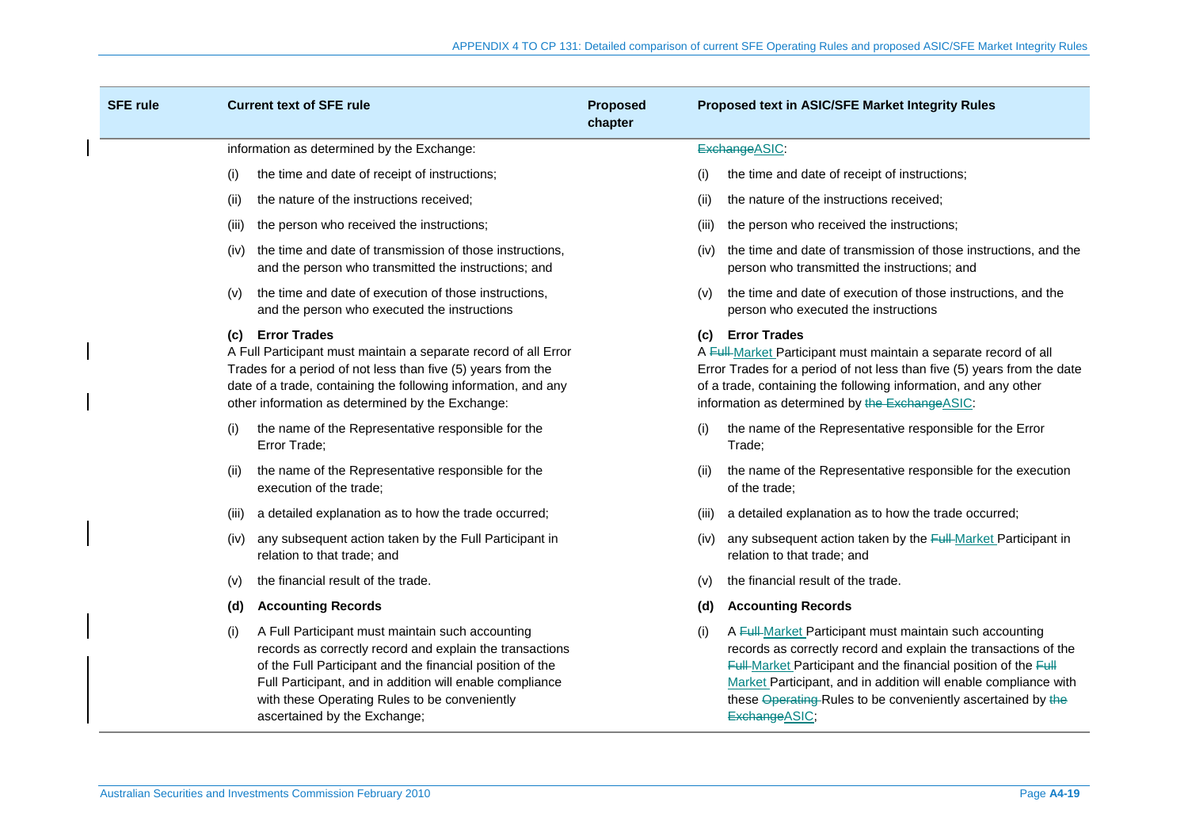| SFE rule | Current text of SFE rule | Proposed chapter | Proposed text in ASIC/SFE Market Integrity Rules |
|---|---|---|---|
| | information as determined by the Exchange: | | ~~Exchange~~ASIC: |
| | (i) the time and date of receipt of instructions; | | (i) the time and date of receipt of instructions; |
| | (ii) the nature of the instructions received; | | (ii) the nature of the instructions received; |
| | (iii) the person who received the instructions; | | (iii) the person who received the instructions; |
| | (iv) the time and date of transmission of those instructions, and the person who transmitted the instructions; and | | (iv) the time and date of transmission of those instructions, and the person who transmitted the instructions; and |
| | (v) the time and date of execution of those instructions, and the person who executed the instructions | | (v) the time and date of execution of those instructions, and the person who executed the instructions |
| | **(c) Error Trades** A Full Participant must maintain a separate record of all Error Trades for a period of not less than five (5) years from the date of a trade, containing the following information, and any other information as determined by the Exchange: | | **(c) Error Trades** A ~~Full~~ Market Participant must maintain a separate record of all Error Trades for a period of not less than five (5) years from the date of a trade, containing the following information, and any other information as determined by ~~the Exchange~~ASIC: |
| | (i) the name of the Representative responsible for the Error Trade; | | (i) the name of the Representative responsible for the Error Trade; |
| | (ii) the name of the Representative responsible for the execution of the trade; | | (ii) the name of the Representative responsible for the execution of the trade; |
| | (iii) a detailed explanation as to how the trade occurred; | | (iii) a detailed explanation as to how the trade occurred; |
| | (iv) any subsequent action taken by the Full Participant in relation to that trade; and | | (iv) any subsequent action taken by the ~~Full~~ Market Participant in relation to that trade; and |
| | (v) the financial result of the trade. | | (v) the financial result of the trade. |
| | **(d) Accounting Records** | | **(d) Accounting Records** |
| | (i) A Full Participant must maintain such accounting records as correctly record and explain the transactions of the Full Participant and the financial position of the Full Participant, and in addition will enable compliance with these Operating Rules to be conveniently ascertained by the Exchange; | | (i) A ~~Full~~ Market Participant must maintain such accounting records as correctly record and explain the transactions of the ~~Full~~ Market Participant and the financial position of the ~~Full~~ Market Participant, and in addition will enable compliance with these ~~Operating~~ Rules to be conveniently ascertained by ~~the Exchange~~ASIC; |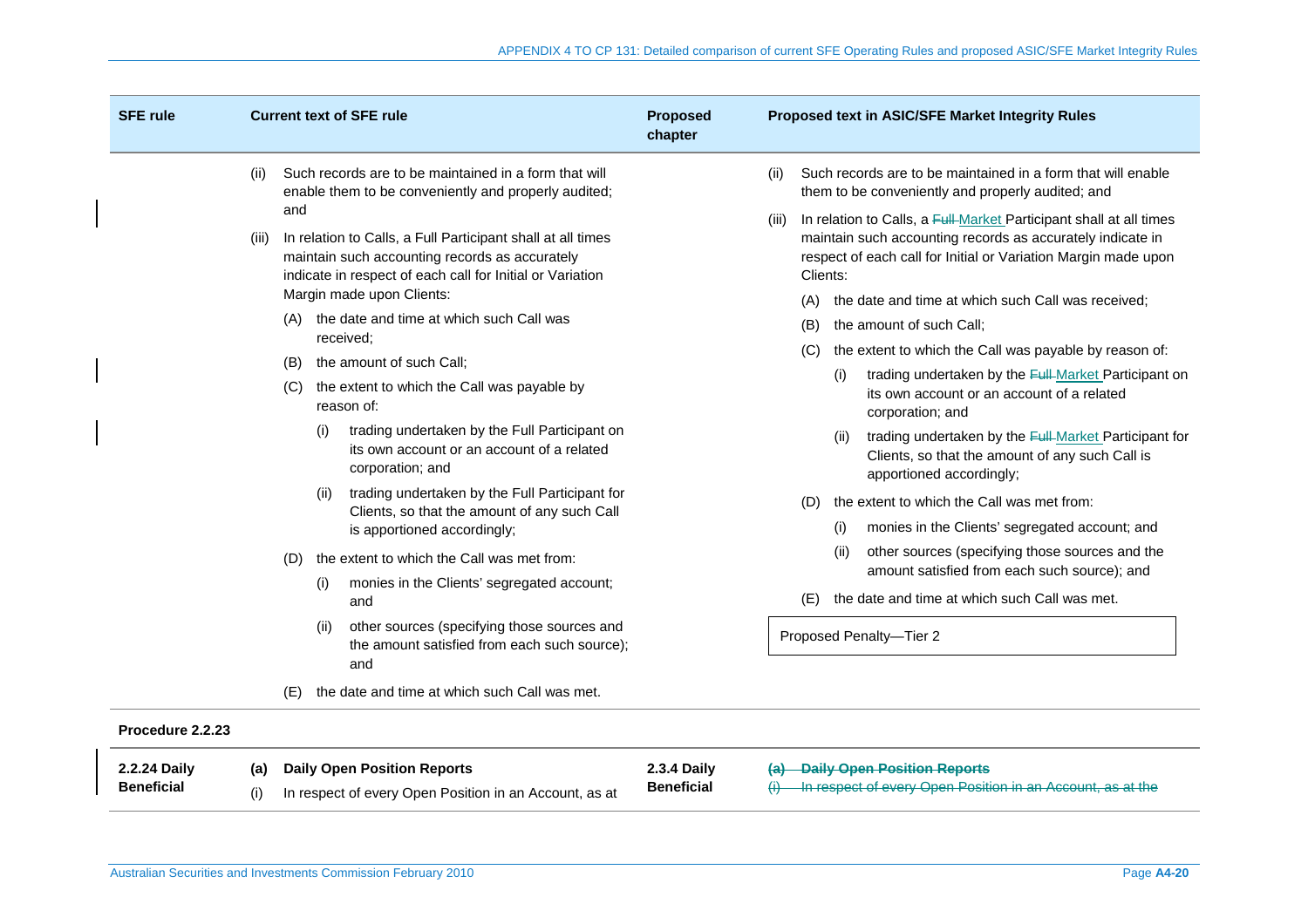| SFE rule | Current text of SFE rule | Proposed chapter | Proposed text in ASIC/SFE Market Integrity Rules |
|---|---|---|---|
| | (ii) Such records are to be maintained in a form that will enable them to be conveniently and properly audited; and<br><br>(iii) In relation to Calls, a Full Participant shall at all times maintain such accounting records as accurately indicate in respect of each call for Initial or Variation Margin made upon Clients:<br><br>(A) the date and time at which such Call was received;<br><br>(B) the amount of such Call;<br><br>(C) the extent to which the Call was payable by reason of:<br><br>(i) trading undertaken by the Full Participant on its own account or an account of a related corporation; and<br><br>(ii) trading undertaken by the Full Participant for Clients, so that the amount of any such Call is apportioned accordingly;<br><br>(D) the extent to which the Call was met from:<br><br>(i) monies in the Clients' segregated account; and<br><br>(ii) other sources (specifying those sources and the amount satisfied from each such source); and<br><br>(E) the date and time at which such Call was met. | | (ii) Such records are to be maintained in a form that will enable them to be conveniently and properly audited; and<br><br>(iii) In relation to Calls, a ~~Full~~ Market Participant shall at all times maintain such accounting records as accurately indicate in respect of each call for Initial or Variation Margin made upon Clients:<br><br>(A) the date and time at which such Call was received;<br><br>(B) the amount of such Call;<br><br>(C) the extent to which the Call was payable by reason of:<br><br>(i) trading undertaken by the ~~Full~~ Market Participant on its own account or an account of a related corporation; and<br><br>(ii) trading undertaken by the ~~Full~~ Market Participant for Clients, so that the amount of any such Call is apportioned accordingly;<br><br>(D) the extent to which the Call was met from:<br><br>(i) monies in the Clients' segregated account; and<br><br>(ii) other sources (specifying those sources and the amount satisfied from each such source); and<br><br>(E) the date and time at which such Call was met.<br><br>Proposed Penalty—Tier 2 |
| **Procedure 2.2.23** | | | |
| **2.2.24 Daily Beneficial** | **(a) Daily Open Position Reports**<br><br>(i) In respect of every Open Position in an Account, as at | **2.3.4 Daily Beneficial** | ~~**(a) Daily Open Position Reports**~~<br><br>~~(i) In respect of every Open Position in an Account, as at the~~ |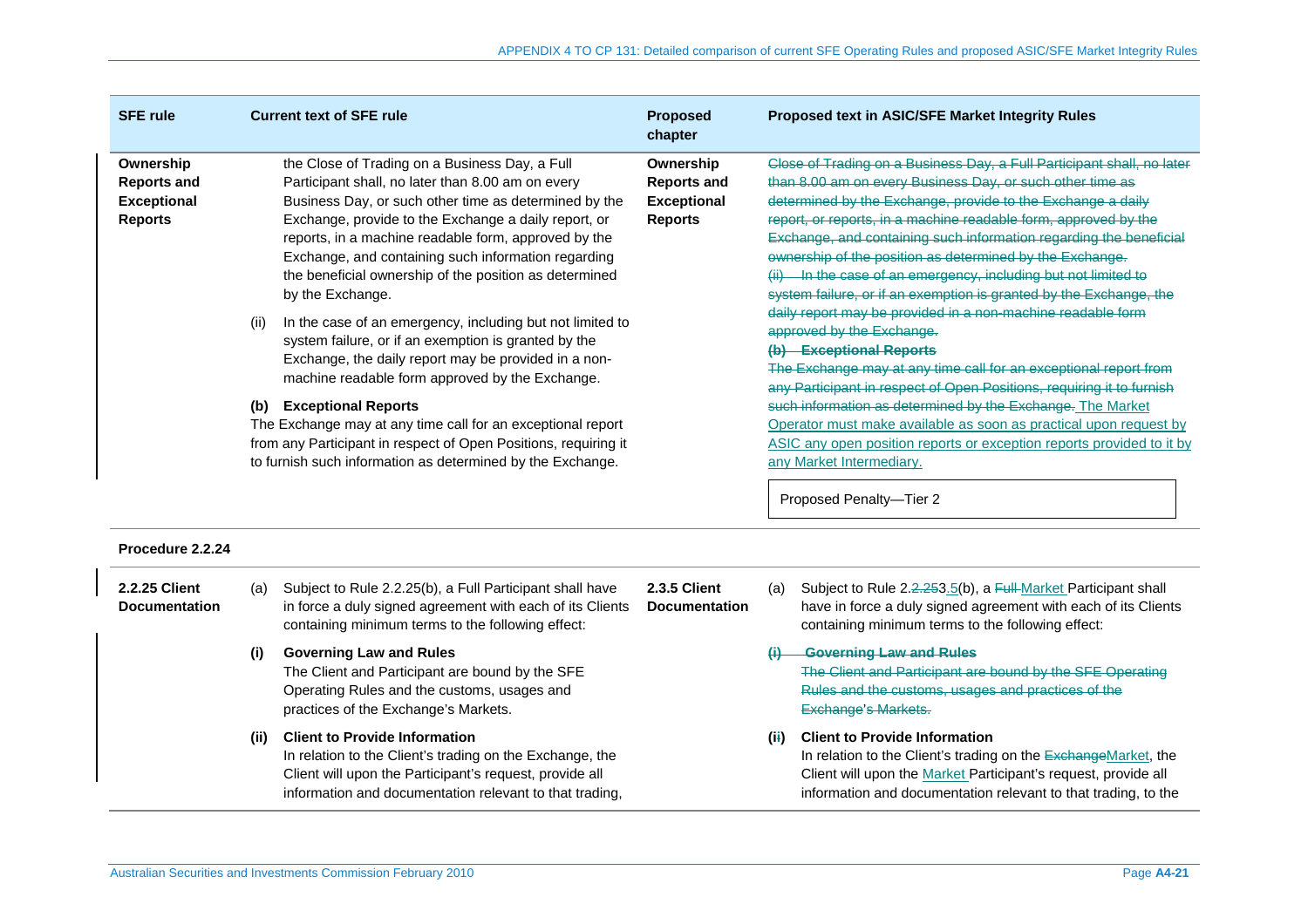| SFE rule | Current text of SFE rule | Proposed chapter | Proposed text in ASIC/SFE Market Integrity Rules |
|---|---|---|---|
| **Ownership Reports and Exceptional Reports** | the Close of Trading on a Business Day, a Full Participant shall, no later than 8.00 am on every Business Day, or such other time as determined by the Exchange, provide to the Exchange a daily report, or reports, in a machine readable form, approved by the Exchange, and containing such information regarding the beneficial ownership of the position as determined by the Exchange.<br><br>(ii) In the case of an emergency, including but not limited to system failure, or if an exemption is granted by the Exchange, the daily report may be provided in a non-machine readable form approved by the Exchange.<br><br>**(b) Exceptional Reports**<br>The Exchange may at any time call for an exceptional report from any Participant in respect of Open Positions, requiring it to furnish such information as determined by the Exchange. | **Ownership Reports and Exceptional Reports** | ~~Close of Trading on a Business Day, a Full Participant shall, no later than 8.00 am on every Business Day, or such other time as determined by the Exchange, provide to the Exchange a daily report, or reports, in a machine readable form, approved by the Exchange, and containing such information regarding the beneficial ownership of the position as determined by the Exchange.~~<br>~~(ii) In the case of an emergency, including but not limited to system failure, or if an exemption is granted by the Exchange, the daily report may be provided in a non-machine readable form approved by the Exchange.~~<br>~~**(b) Exceptional Reports**~~<br>~~The Exchange may at any time call for an exceptional report from any Participant in respect of Open Positions, requiring it to furnish such information as determined by the Exchange.~~ The Market Operator must make available as soon as practical upon request by ASIC any open position reports or exception reports provided to it by any Market Intermediary.<br><br>Proposed Penalty—Tier 2 |
| **Procedure 2.2.24** | | | |
| **2.2.25 Client Documentation** | (a) Subject to Rule 2.2.25(b), a Full Participant shall have in force a duly signed agreement with each of its Clients containing minimum terms to the following effect:<br><br>**(i) Governing Law and Rules**<br>The Client and Participant are bound by the SFE Operating Rules and the customs, usages and practices of the Exchange's Markets.<br><br>**(ii) Client to Provide Information**<br>In relation to the Client's trading on the Exchange, the Client will upon the Participant's request, provide all information and documentation relevant to that trading, | **2.3.5 Client Documentation** | (a) Subject to Rule 2.~~2.25~~3.5(b), a ~~Full~~ Market Participant shall have in force a duly signed agreement with each of its Clients containing minimum terms to the following effect:<br><br>~~**(i) Governing Law and Rules**~~<br>~~The Client and Participant are bound by the SFE Operating Rules and the customs, usages and practices of the Exchange's Markets.~~<br><br>**(i~~i~~) Client to Provide Information**<br>In relation to the Client's trading on the ~~Exchange~~Market, the Client will upon the Market Participant's request, provide all information and documentation relevant to that trading, to the |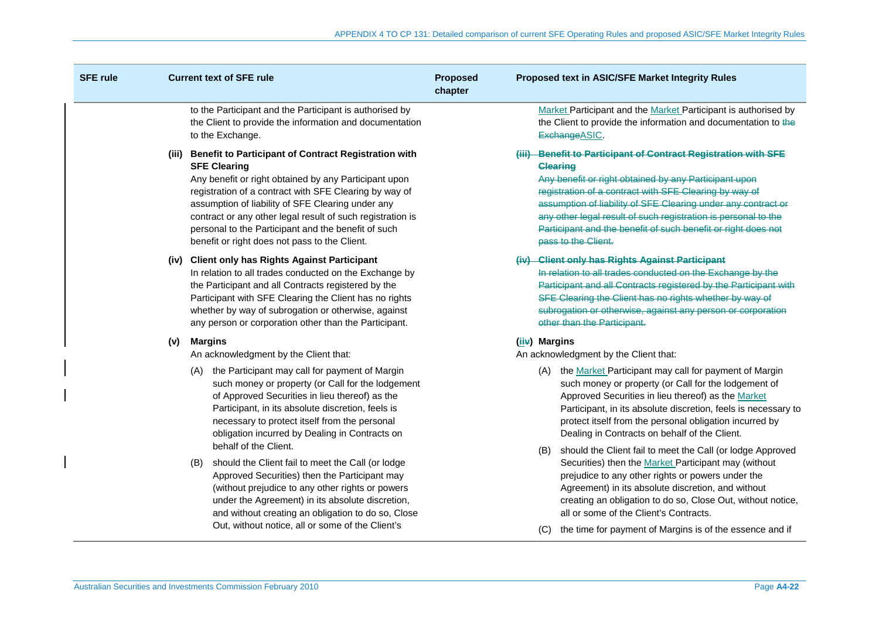| SFE rule | Current text of SFE rule | Proposed chapter | Proposed text in ASIC/SFE Market Integrity Rules |
|---|---|---|---|
| | to the Participant and the Participant is authorised by the Client to provide the information and documentation to the Exchange. | | Market Participant and the Market Participant is authorised by the Client to provide the information and documentation to ~~the Exchange~~ASIC. |
| | **(iii) Benefit to Participant of Contract Registration with SFE Clearing**<br>Any benefit or right obtained by any Participant upon registration of a contract with SFE Clearing by way of assumption of liability of SFE Clearing under any contract or any other legal result of such registration is personal to the Participant and the benefit of such benefit or right does not pass to the Client. | | ~~**(iii) Benefit to Participant of Contract Registration with SFE Clearing**~~<br>~~Any benefit or right obtained by any Participant upon registration of a contract with SFE Clearing by way of assumption of liability of SFE Clearing under any contract or any other legal result of such registration is personal to the Participant and the benefit of such benefit or right does not pass to the Client.~~ |
| | **(iv) Client only has Rights Against Participant**<br>In relation to all trades conducted on the Exchange by the Participant and all Contracts registered by the Participant with SFE Clearing the Client has no rights whether by way of subrogation or otherwise, against any person or corporation other than the Participant. | | ~~**(iv) Client only has Rights Against Participant**~~<br>~~In relation to all trades conducted on the Exchange by the Participant and all Contracts registered by the Participant with SFE Clearing the Client has no rights whether by way of subrogation or otherwise, against any person or corporation other than the Participant.~~ |
| | **(v) Margins**<br>An acknowledgment by the Client that:<br>(A) the Participant may call for payment of Margin such money or property (or Call for the lodgement of Approved Securities in lieu thereof) as the Participant, in its absolute discretion, feels is necessary to protect itself from the personal obligation incurred by Dealing in Contracts on behalf of the Client.<br>(B) should the Client fail to meet the Call (or lodge Approved Securities) then the Participant may (without prejudice to any other rights or powers under the Agreement) in its absolute discretion, and without creating an obligation to do so, Close Out, without notice, all or some of the Client's | | **(ii~~v~~) Margins**<br>An acknowledgment by the Client that:<br>(A) the Market Participant may call for payment of Margin such money or property (or Call for the lodgement of Approved Securities in lieu thereof) as the Market Participant, in its absolute discretion, feels is necessary to protect itself from the personal obligation incurred by Dealing in Contracts on behalf of the Client.<br>(B) should the Client fail to meet the Call (or lodge Approved Securities) then the Market Participant may (without prejudice to any other rights or powers under the Agreement) in its absolute discretion, and without creating an obligation to do so, Close Out, without notice, all or some of the Client's Contracts.<br>(C) the time for payment of Margins is of the essence and if |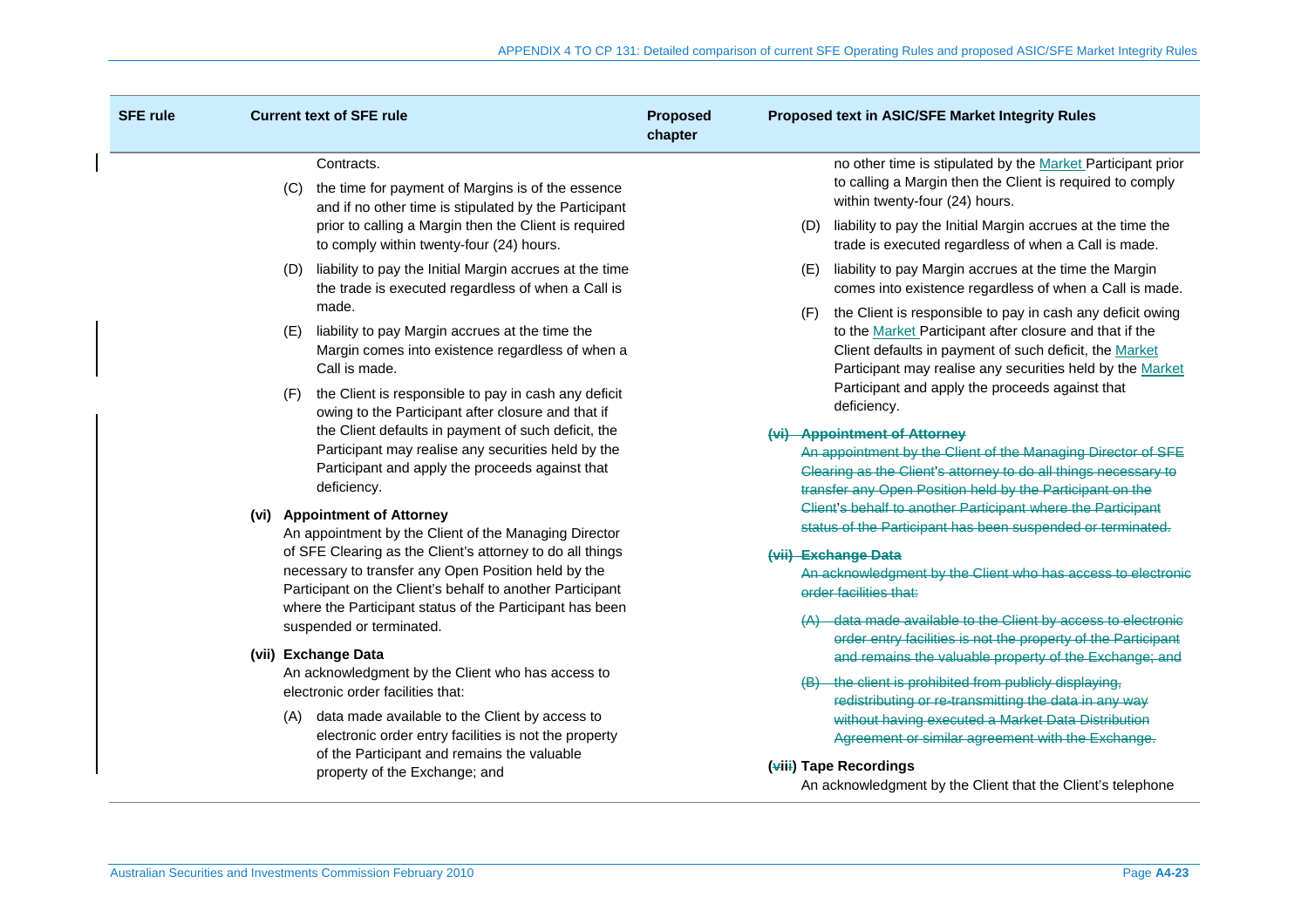| SFE rule | Current text of SFE rule | Proposed chapter | Proposed text in ASIC/SFE Market Integrity Rules |
|---|---|---|---|
| | Contracts.<br><br>(C) the time for payment of Margins is of the essence and if no other time is stipulated by the Participant prior to calling a Margin then the Client is required to comply within twenty-four (24) hours.<br><br>(D) liability to pay the Initial Margin accrues at the time the trade is executed regardless of when a Call is made.<br><br>(E) liability to pay Margin accrues at the time the Margin comes into existence regardless of when a Call is made.<br><br>(F) the Client is responsible to pay in cash any deficit owing to the Participant after closure and that if the Client defaults in payment of such deficit, the Participant may realise any securities held by the Participant and apply the proceeds against that deficiency.<br><br>**(vi) Appointment of Attorney**<br>An appointment by the Client of the Managing Director of SFE Clearing as the Client's attorney to do all things necessary to transfer any Open Position held by the Participant on the Client's behalf to another Participant where the Participant status of the Participant has been suspended or terminated.<br><br>**(vii) Exchange Data**<br>An acknowledgment by the Client who has access to electronic order facilities that:<br><br>(A) data made available to the Client by access to electronic order entry facilities is not the property of the Participant and remains the valuable property of the Exchange; and | | no other time is stipulated by the Market Participant prior to calling a Margin then the Client is required to comply within twenty-four (24) hours.<br><br>(D) liability to pay the Initial Margin accrues at the time the trade is executed regardless of when a Call is made.<br><br>(E) liability to pay Margin accrues at the time the Margin comes into existence regardless of when a Call is made.<br><br>(F) the Client is responsible to pay in cash any deficit owing to the Market Participant after closure and that if the Client defaults in payment of such deficit, the Market Participant may realise any securities held by the Market Participant and apply the proceeds against that deficiency.<br><br>~~**(vi) Appointment of Attorney**~~<br>~~An appointment by the Client of the Managing Director of SFE Clearing as the Client's attorney to do all things necessary to transfer any Open Position held by the Participant on the Client's behalf to another Participant where the Participant status of the Participant has been suspended or terminated.~~<br><br>~~**(vii) Exchange Data**~~<br>~~An acknowledgment by the Client who has access to electronic order facilities that:~~<br><br>~~(A) data made available to the Client by access to electronic order entry facilities is not the property of the Participant and remains the valuable property of the Exchange; and~~<br><br>~~(B) the client is prohibited from publicly displaying, redistributing or re-transmitting the data in any way without having executed a Market Data Distribution Agreement or similar agreement with the Exchange.~~<br><br>**(~~viii~~i) Tape Recordings**<br>An acknowledgment by the Client that the Client's telephone |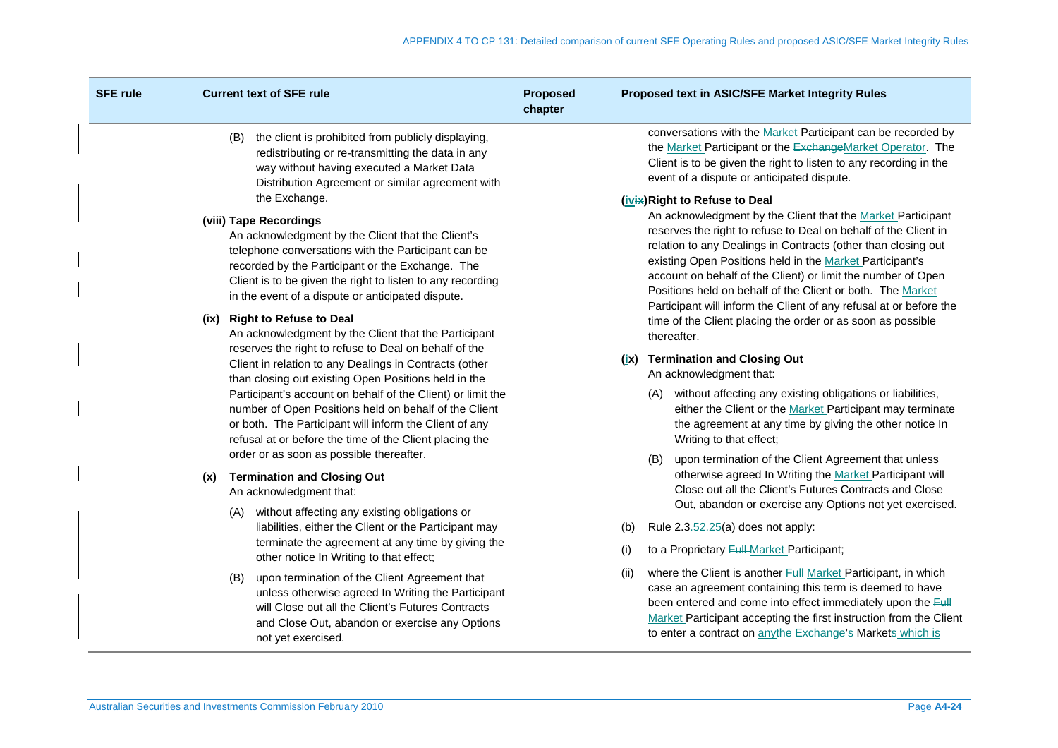| SFE rule | Current text of SFE rule | Proposed chapter | Proposed text in ASIC/SFE Market Integrity Rules |
|---|---|---|---|
| | (B) the client is prohibited from publicly displaying, redistributing or re-transmitting the data in any way without having executed a Market Data Distribution Agreement or similar agreement with the Exchange.<br><br>**(viii) Tape Recordings**<br>An acknowledgment by the Client that the Client's telephone conversations with the Participant can be recorded by the Participant or the Exchange. The Client is to be given the right to listen to any recording in the event of a dispute or anticipated dispute.<br><br>**(ix) Right to Refuse to Deal**<br>An acknowledgment by the Client that the Participant reserves the right to refuse to Deal on behalf of the Client in relation to any Dealings in Contracts (other than closing out existing Open Positions held in the Participant's account on behalf of the Client) or limit the number of Open Positions held on behalf of the Client or both. The Participant will inform the Client of any refusal at or before the time of the Client placing the order or as soon as possible thereafter.<br><br>**(x) Termination and Closing Out**<br>An acknowledgment that:<br><br>(A) without affecting any existing obligations or liabilities, either the Client or the Participant may terminate the agreement at any time by giving the other notice In Writing to that effect;<br><br>(B) upon termination of the Client Agreement that unless otherwise agreed In Writing the Participant will Close out all the Client's Futures Contracts and Close Out, abandon or exercise any Options not yet exercised. | | conversations with the Market Participant can be recorded by the Market Participant or the ~~Exchange~~Market Operator. The Client is to be given the right to listen to any recording in the event of a dispute or anticipated dispute.<br><br>**(iv~~ix~~) Right to Refuse to Deal**<br>An acknowledgment by the Client that the Market Participant reserves the right to refuse to Deal on behalf of the Client in relation to any Dealings in Contracts (other than closing out existing Open Positions held in the Market Participant's account on behalf of the Client) or limit the number of Open Positions held on behalf of the Client or both. The Market Participant will inform the Client of any refusal at or before the time of the Client placing the order or as soon as possible thereafter.<br><br>**(ix) Termination and Closing Out**<br>An acknowledgment that:<br><br>(A) without affecting any existing obligations or liabilities, either the Client or the Market Participant may terminate the agreement at any time by giving the other notice In Writing to that effect;<br><br>(B) upon termination of the Client Agreement that unless otherwise agreed In Writing the Market Participant will Close out all the Client's Futures Contracts and Close Out, abandon or exercise any Options not yet exercised.<br><br>(b) Rule 2.3.5~~2.25~~(a) does not apply:<br><br>(i) to a Proprietary ~~Full~~ Market Participant;<br><br>(ii) where the Client is another ~~Full~~ Market Participant, in which case an agreement containing this term is deemed to have been entered and come into effect immediately upon the ~~Full~~ Market Participant accepting the first instruction from the Client to enter a contract on any~~the Exchange's~~ Market~~s~~ which is |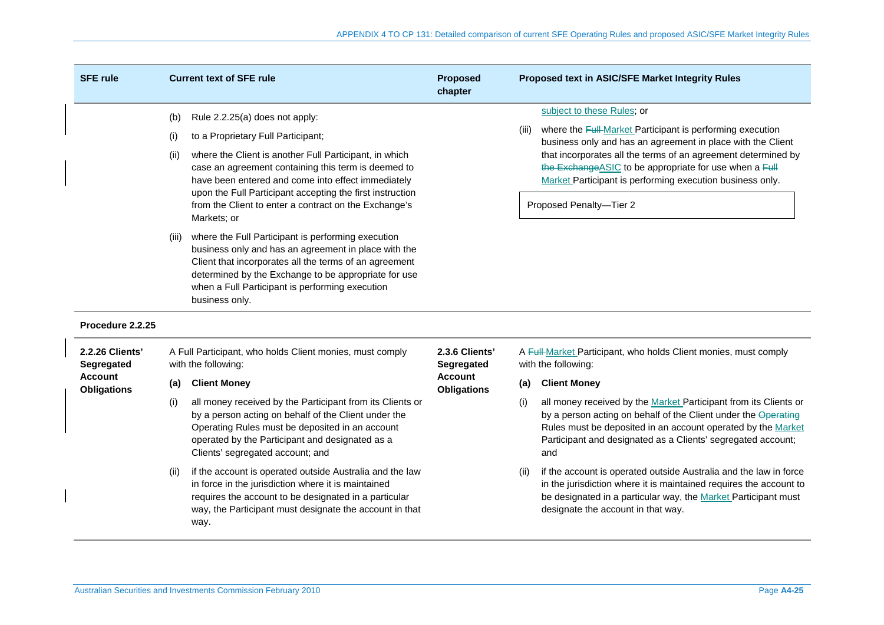| SFE rule | Current text of SFE rule | Proposed chapter | Proposed text in ASIC/SFE Market Integrity Rules |
|---|---|---|---|
| | (b) Rule 2.2.25(a) does not apply:<br>(i) to a Proprietary Full Participant;<br>(ii) where the Client is another Full Participant, in which case an agreement containing this term is deemed to have been entered and come into effect immediately upon the Full Participant accepting the first instruction from the Client to enter a contract on the Exchange's Markets; or<br>(iii) where the Full Participant is performing execution business only and has an agreement in place with the Client that incorporates all the terms of an agreement determined by the Exchange to be appropriate for use when a Full Participant is performing execution business only. | | subject to these Rules; or<br>(iii) where the ~~Full~~ Market Participant is performing execution business only and has an agreement in place with the Client that incorporates all the terms of an agreement determined by ~~the Exchange~~ASIC to be appropriate for use when a ~~Full~~ Market Participant is performing execution business only.<br><br>Proposed Penalty—Tier 2 |
| **Procedure 2.2.25** | | | |
| **2.2.26 Clients' Segregated Account Obligations** | A Full Participant, who holds Client monies, must comply with the following:<br>**(a) Client Money**<br>(i) all money received by the Participant from its Clients or by a person acting on behalf of the Client under the Operating Rules must be deposited in an account operated by the Participant and designated as a Clients' segregated account; and<br>(ii) if the account is operated outside Australia and the law in force in the jurisdiction where it is maintained requires the account to be designated in a particular way, the Participant must designate the account in that way. | **2.3.6 Clients' Segregated Account Obligations** | A ~~Full~~ Market Participant, who holds Client monies, must comply with the following:<br>**(a) Client Money**<br>(i) all money received by the Market Participant from its Clients or by a person acting on behalf of the Client under the ~~Operating~~ Rules must be deposited in an account operated by the Market Participant and designated as a Clients' segregated account; and<br>(ii) if the account is operated outside Australia and the law in force in the jurisdiction where it is maintained requires the account to be designated in a particular way, the Market Participant must designate the account in that way. |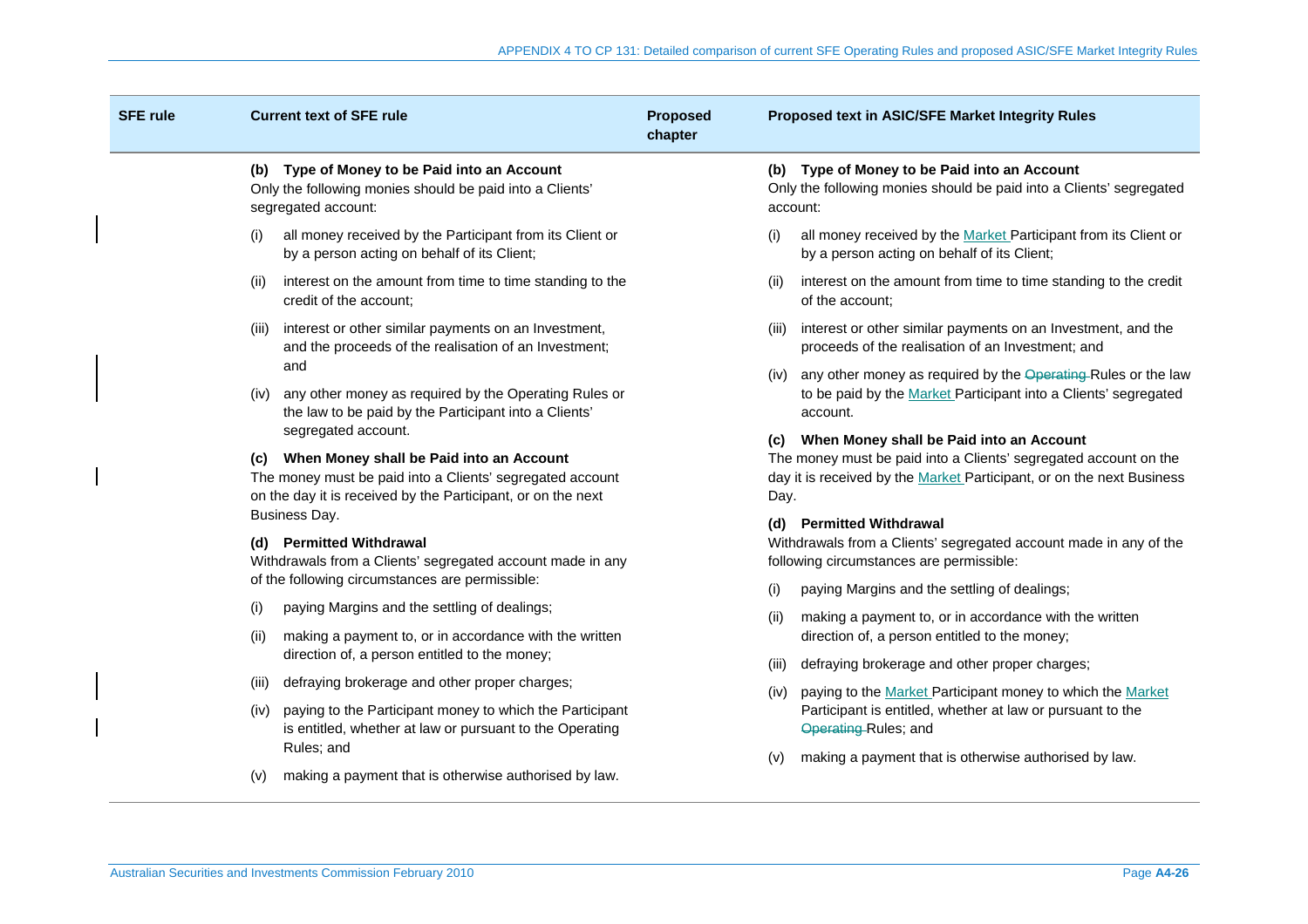| SFE rule | Current text of SFE rule | Proposed chapter | Proposed text in ASIC/SFE Market Integrity Rules |
|---|---|---|---|
| | **(b) Type of Money to be Paid into an Account**<br>Only the following monies should be paid into a Clients' segregated account:<br>(i) all money received by the Participant from its Client or by a person acting on behalf of its Client;<br>(ii) interest on the amount from time to time standing to the credit of the account;<br>(iii) interest or other similar payments on an Investment, and the proceeds of the realisation of an Investment; and<br>(iv) any other money as required by the Operating Rules or the law to be paid by the Participant into a Clients' segregated account.<br>**(c) When Money shall be Paid into an Account**<br>The money must be paid into a Clients' segregated account on the day it is received by the Participant, or on the next Business Day.<br>**(d) Permitted Withdrawal**<br>Withdrawals from a Clients' segregated account made in any of the following circumstances are permissible:<br>(i) paying Margins and the settling of dealings;<br>(ii) making a payment to, or in accordance with the written direction of, a person entitled to the money;<br>(iii) defraying brokerage and other proper charges;<br>(iv) paying to the Participant money to which the Participant is entitled, whether at law or pursuant to the Operating Rules; and<br>(v) making a payment that is otherwise authorised by law. | | **(b) Type of Money to be Paid into an Account**<br>Only the following monies should be paid into a Clients' segregated account:<br>(i) all money received by the Market Participant from its Client or by a person acting on behalf of its Client;<br>(ii) interest on the amount from time to time standing to the credit of the account;<br>(iii) interest or other similar payments on an Investment, and the proceeds of the realisation of an Investment; and<br>(iv) any other money as required by the ~~Operating~~ Rules or the law to be paid by the Market Participant into a Clients' segregated account.<br>**(c) When Money shall be Paid into an Account**<br>The money must be paid into a Clients' segregated account on the day it is received by the Market Participant, or on the next Business Day.<br>**(d) Permitted Withdrawal**<br>Withdrawals from a Clients' segregated account made in any of the following circumstances are permissible:<br>(i) paying Margins and the settling of dealings;<br>(ii) making a payment to, or in accordance with the written direction of, a person entitled to the money;<br>(iii) defraying brokerage and other proper charges;<br>(iv) paying to the Market Participant money to which the Market Participant is entitled, whether at law or pursuant to the ~~Operating~~ Rules; and<br>(v) making a payment that is otherwise authorised by law. |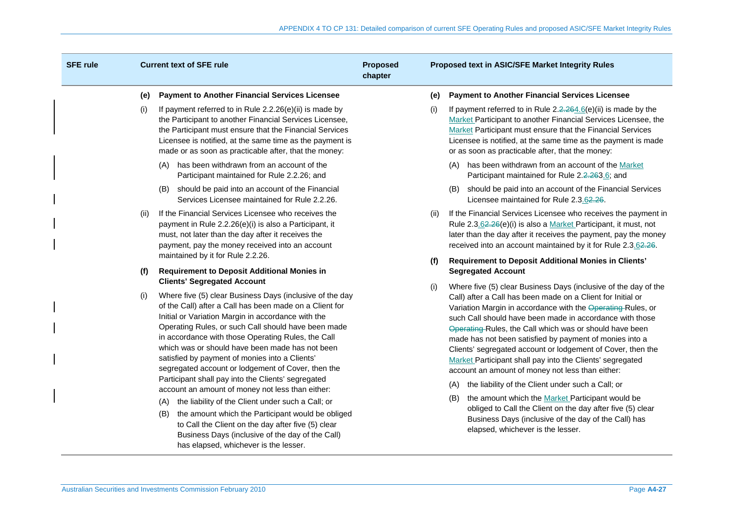| SFE rule | Current text of SFE rule | Proposed chapter | Proposed text in ASIC/SFE Market Integrity Rules |
|---|---|---|---|
| | **(e) Payment to Another Financial Services Licensee**<br><br>(i) If payment referred to in Rule 2.2.26(e)(ii) is made by the Participant to another Financial Services Licensee, the Participant must ensure that the Financial Services Licensee is notified, at the same time as the payment is made or as soon as practicable after, that the money:<br><br>(A) has been withdrawn from an account of the Participant maintained for Rule 2.2.26; and<br><br>(B) should be paid into an account of the Financial Services Licensee maintained for Rule 2.2.26.<br><br>(ii) If the Financial Services Licensee who receives the payment in Rule 2.2.26(e)(i) is also a Participant, it must, not later than the day after it receives the payment, pay the money received into an account maintained by it for Rule 2.2.26.<br><br>**(f) Requirement to Deposit Additional Monies in Clients' Segregated Account**<br><br>(i) Where five (5) clear Business Days (inclusive of the day of the Call) after a Call has been made on a Client for Initial or Variation Margin in accordance with the Operating Rules, or such Call should have been made in accordance with those Operating Rules, the Call which was or should have been made has not been satisfied by payment of monies into a Clients' segregated account or lodgement of Cover, then the Participant shall pay into the Clients' segregated account an amount of money not less than either:<br><br>(A) the liability of the Client under such a Call; or<br><br>(B) the amount which the Participant would be obliged to Call the Client on the day after five (5) clear Business Days (inclusive of the day of the Call) has elapsed, whichever is the lesser. | | **(e) Payment to Another Financial Services Licensee**<br><br>(i) If payment referred to in Rule 2.~~2.26~~4.6(e)(ii) is made by the Market Participant to another Financial Services Licensee, the Market Participant must ensure that the Financial Services Licensee is notified, at the same time as the payment is made or as soon as practicable after, that the money:<br><br>(A) has been withdrawn from an account of the Market Participant maintained for Rule 2.~~2.26~~3.6; and<br><br>(B) should be paid into an account of the Financial Services Licensee maintained for Rule 2.3.6~~2.26~~.<br><br>(ii) If the Financial Services Licensee who receives the payment in Rule 2.3.6~~2.26~~(e)(i) is also a Market Participant, it must, not later than the day after it receives the payment, pay the money received into an account maintained by it for Rule 2.3.6~~2.26~~.<br><br>**(f) Requirement to Deposit Additional Monies in Clients' Segregated Account**<br><br>(i) Where five (5) clear Business Days (inclusive of the day of the Call) after a Call has been made on a Client for Initial or Variation Margin in accordance with the ~~Operating~~ Rules, or such Call should have been made in accordance with those ~~Operating~~ Rules, the Call which was or should have been made has not been satisfied by payment of monies into a Clients' segregated account or lodgement of Cover, then the Market Participant shall pay into the Clients' segregated account an amount of money not less than either:<br><br>(A) the liability of the Client under such a Call; or<br><br>(B) the amount which the Market Participant would be obliged to Call the Client on the day after five (5) clear Business Days (inclusive of the day of the Call) has elapsed, whichever is the lesser. |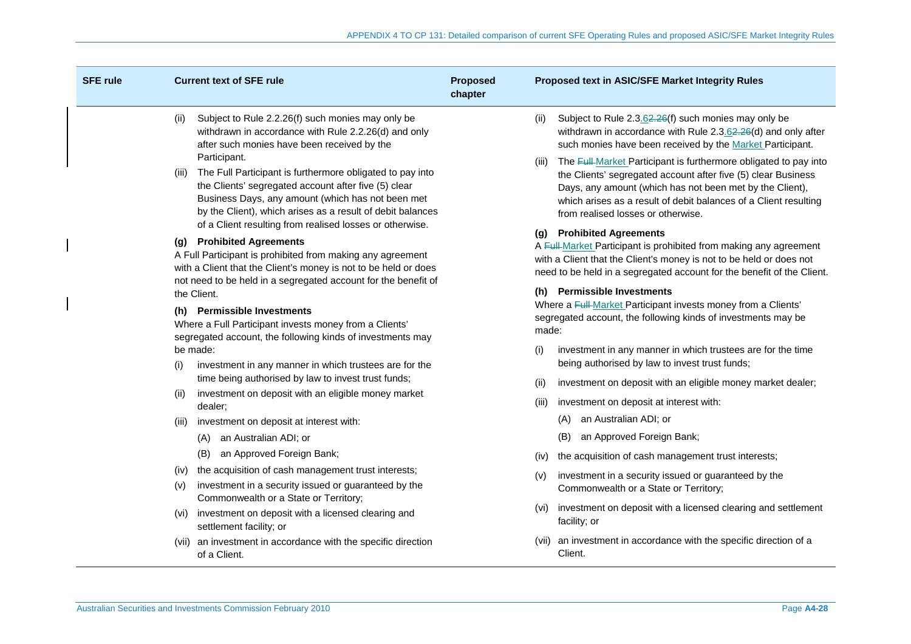| SFE rule | Current text of SFE rule | Proposed chapter | Proposed text in ASIC/SFE Market Integrity Rules |
|---|---|---|---|
| | (ii) Subject to Rule 2.2.26(f) such monies may only be withdrawn in accordance with Rule 2.2.26(d) and only after such monies have been received by the Participant.<br><br>(iii) The Full Participant is furthermore obligated to pay into the Clients' segregated account after five (5) clear Business Days, any amount (which has not been met by the Client), which arises as a result of debit balances of a Client resulting from realised losses or otherwise.<br><br>**(g) Prohibited Agreements**<br>A Full Participant is prohibited from making any agreement with a Client that the Client's money is not to be held or does not need to be held in a segregated account for the benefit of the Client.<br><br>**(h) Permissible Investments**<br>Where a Full Participant invests money from a Clients' segregated account, the following kinds of investments may be made:<br><br>(i) investment in any manner in which trustees are for the time being authorised by law to invest trust funds;<br>(ii) investment on deposit with an eligible money market dealer;<br>(iii) investment on deposit at interest with:<br>(A) an Australian ADI; or<br>(B) an Approved Foreign Bank;<br>(iv) the acquisition of cash management trust interests;<br>(v) investment in a security issued or guaranteed by the Commonwealth or a State or Territory;<br>(vi) investment on deposit with a licensed clearing and settlement facility; or<br>(vii) an investment in accordance with the specific direction of a Client. | | (ii) Subject to Rule 2.3.~~2.26~~62(f) such monies may only be withdrawn in accordance with Rule 2.3.~~2.26~~62(d) and only after such monies have been received by the Market Participant.<br><br>(iii) The ~~Full~~ Market Participant is furthermore obligated to pay into the Clients' segregated account after five (5) clear Business Days, any amount (which has not been met by the Client), which arises as a result of debit balances of a Client resulting from realised losses or otherwise.<br><br>**(g) Prohibited Agreements**<br>A ~~Full~~ Market Participant is prohibited from making any agreement with a Client that the Client's money is not to be held or does not need to be held in a segregated account for the benefit of the Client.<br><br>**(h) Permissible Investments**<br>Where a ~~Full~~ Market Participant invests money from a Clients' segregated account, the following kinds of investments may be made:<br><br>(i) investment in any manner in which trustees are for the time being authorised by law to invest trust funds;<br>(ii) investment on deposit with an eligible money market dealer;<br>(iii) investment on deposit at interest with:<br>(A) an Australian ADI; or<br>(B) an Approved Foreign Bank;<br>(iv) the acquisition of cash management trust interests;<br>(v) investment in a security issued or guaranteed by the Commonwealth or a State or Territory;<br>(vi) investment on deposit with a licensed clearing and settlement facility; or<br>(vii) an investment in accordance with the specific direction of a Client. |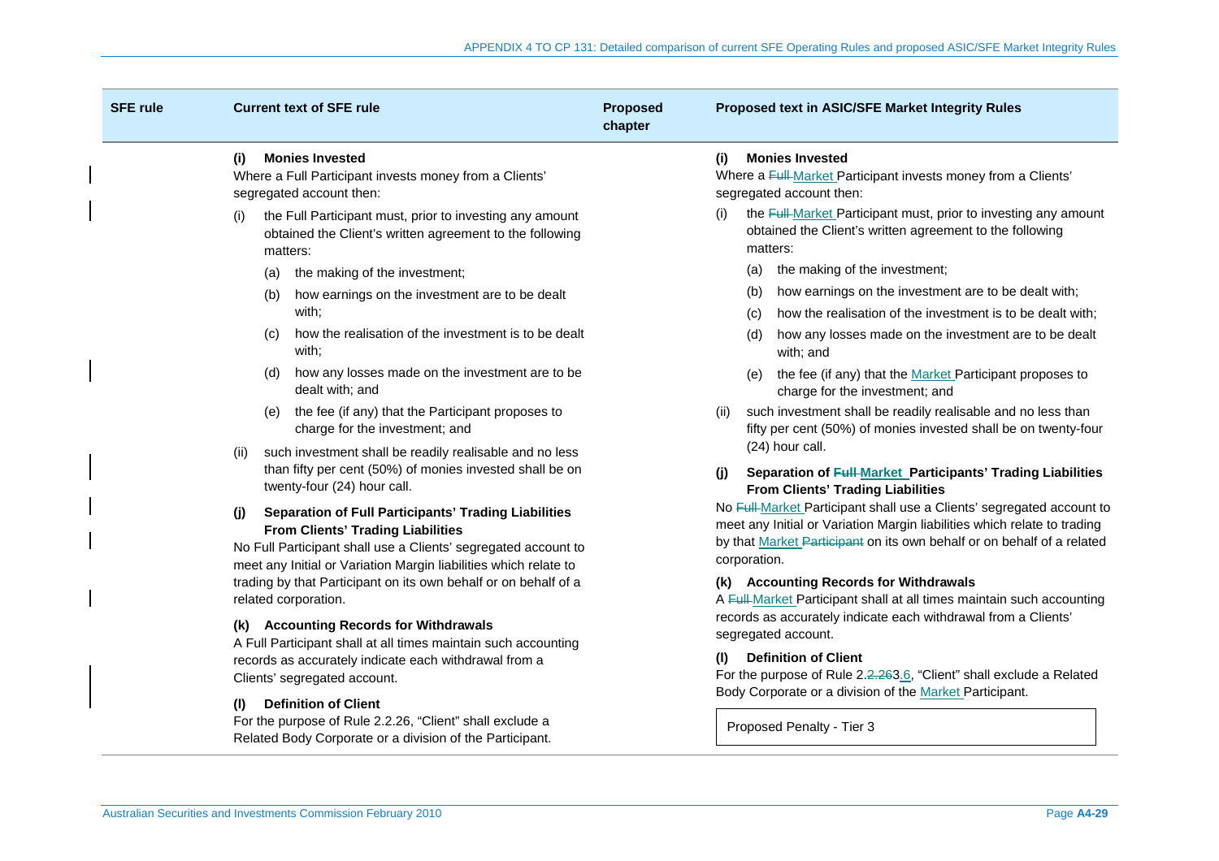| SFE rule | Current text of SFE rule | Proposed chapter | Proposed text in ASIC/SFE Market Integrity Rules |
|---|---|---|---|
| | **(i) Monies Invested**<br>Where a Full Participant invests money from a Clients' segregated account then:<br>(i) the Full Participant must, prior to investing any amount obtained the Client's written agreement to the following matters:<br>(a) the making of the investment;<br>(b) how earnings on the investment are to be dealt with;<br>(c) how the realisation of the investment is to be dealt with;<br>(d) how any losses made on the investment are to be dealt with; and<br>(e) the fee (if any) that the Participant proposes to charge for the investment; and<br>(ii) such investment shall be readily realisable and no less than fifty per cent (50%) of monies invested shall be on twenty-four (24) hour call.<br>**(j) Separation of Full Participants' Trading Liabilities From Clients' Trading Liabilities**<br>No Full Participant shall use a Clients' segregated account to meet any Initial or Variation Margin liabilities which relate to trading by that Participant on its own behalf or on behalf of a related corporation.<br>**(k) Accounting Records for Withdrawals**<br>A Full Participant shall at all times maintain such accounting records as accurately indicate each withdrawal from a Clients' segregated account.<br>**(l) Definition of Client**<br>For the purpose of Rule 2.2.26, "Client" shall exclude a Related Body Corporate or a division of the Participant. | | **(i) Monies Invested**<br>Where a ~~Full~~ Market Participant invests money from a Clients' segregated account then:<br>(i) the ~~Full~~ Market Participant must, prior to investing any amount obtained the Client's written agreement to the following matters:<br>(a) the making of the investment;<br>(b) how earnings on the investment are to be dealt with;<br>(c) how the realisation of the investment is to be dealt with;<br>(d) how any losses made on the investment are to be dealt with; and<br>(e) the fee (if any) that the Market Participant proposes to charge for the investment; and<br>(ii) such investment shall be readily realisable and no less than fifty per cent (50%) of monies invested shall be on twenty-four (24) hour call.<br>**(j) Separation of ~~Full~~ Market Participants' Trading Liabilities From Clients' Trading Liabilities**<br>No ~~Full~~ Market Participant shall use a Clients' segregated account to meet any Initial or Variation Margin liabilities which relate to trading by that Market ~~Participant~~ on its own behalf or on behalf of a related corporation.<br>**(k) Accounting Records for Withdrawals**<br>A ~~Full~~ Market Participant shall at all times maintain such accounting records as accurately indicate each withdrawal from a Clients' segregated account.<br>**(l) Definition of Client**<br>For the purpose of Rule 2.~~2.26~~3.6, "Client" shall exclude a Related Body Corporate or a division of the Market Participant.<br><br>Proposed Penalty - Tier 3 |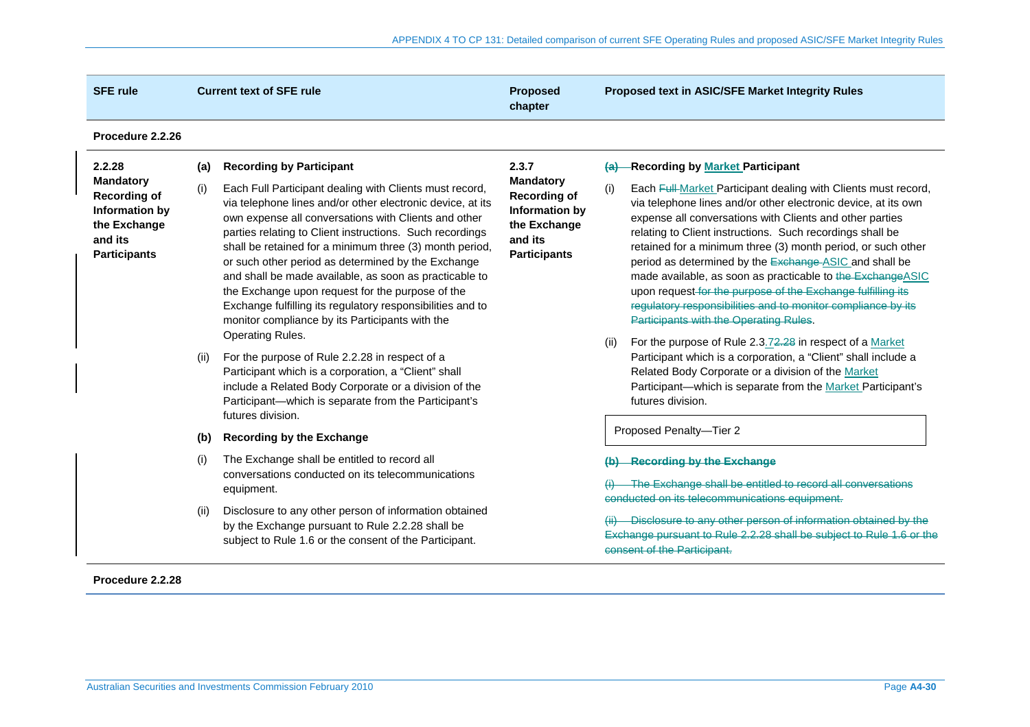| SFE rule | Current text of SFE rule | Proposed chapter | Proposed text in ASIC/SFE Market Integrity Rules |
|---|---|---|---|
| **Procedure 2.2.26** | | | |
| **2.2.28 Mandatory Recording of Information by the Exchange and its Participants** | **(a) Recording by Participant**<br><br>(i) Each Full Participant dealing with Clients must record, via telephone lines and/or other electronic device, at its own expense all conversations with Clients and other parties relating to Client instructions. Such recordings shall be retained for a minimum three (3) month period, or such other period as determined by the Exchange and shall be made available, as soon as practicable to the Exchange upon request for the purpose of the Exchange fulfilling its regulatory responsibilities and to monitor compliance by its Participants with the Operating Rules.<br><br>(ii) For the purpose of Rule 2.2.28 in respect of a Participant which is a corporation, a "Client" shall include a Related Body Corporate or a division of the Participant—which is separate from the Participant's futures division.<br><br>**(b) Recording by the Exchange**<br><br>(i) The Exchange shall be entitled to record all conversations conducted on its telecommunications equipment.<br><br>(ii) Disclosure to any other person of information obtained by the Exchange pursuant to Rule 2.2.28 shall be subject to Rule 1.6 or the consent of the Participant. | **2.3.7 Mandatory Recording of Information by the Exchange and its Participants** | ~~(a)~~ **Recording by Market Participant**<br><br>(i) Each ~~Full~~ Market Participant dealing with Clients must record, via telephone lines and/or other electronic device, at its own expense all conversations with Clients and other parties relating to Client instructions. Such recordings shall be retained for a minimum three (3) month period, or such other period as determined by the ~~Exchange~~ ASIC and shall be made available, as soon as practicable to ~~the Exchange~~ASIC upon request ~~for the purpose of the Exchange fulfilling its regulatory responsibilities and to monitor compliance by its Participants with the Operating Rules~~.<br><br>(ii) For the purpose of Rule 2.3.7~~2.28~~ in respect of a Market Participant which is a corporation, a "Client" shall include a Related Body Corporate or a division of the Market Participant—which is separate from the Market Participant's futures division.<br><br>Proposed Penalty—Tier 2<br><br>~~**(b) Recording by the Exchange**~~<br><br>~~(i) The Exchange shall be entitled to record all conversations conducted on its telecommunications equipment.~~<br><br>~~(ii) Disclosure to any other person of information obtained by the Exchange pursuant to Rule 2.2.28 shall be subject to Rule 1.6 or the consent of the Participant.~~ |
| **Procedure 2.2.28** | | | |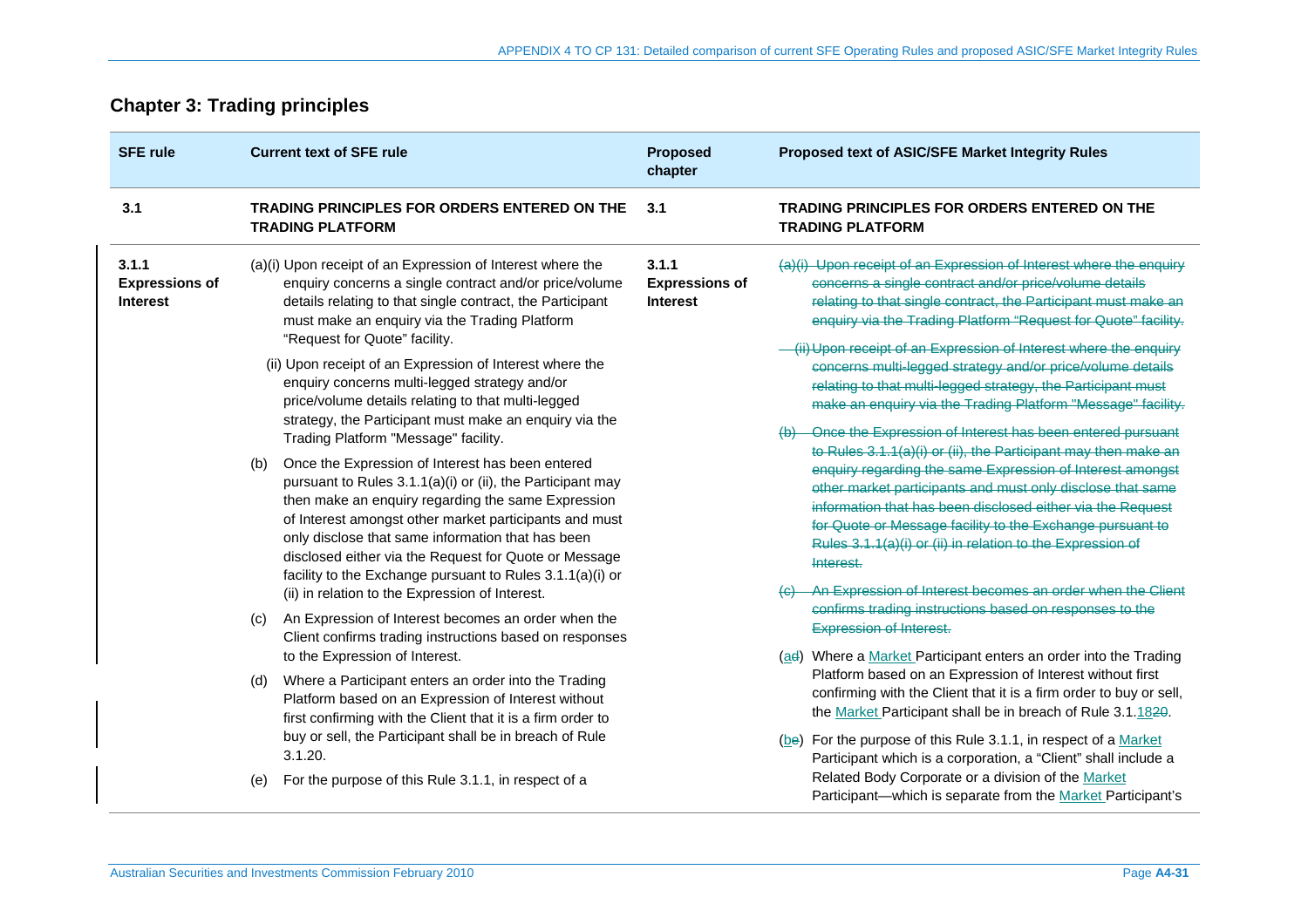## Chapter 3: Trading principles

| SFE rule | Current text of SFE rule | Proposed chapter | Proposed text of ASIC/SFE Market Integrity Rules |
|---|---|---|---|
| **3.1** | **TRADING PRINCIPLES FOR ORDERS ENTERED ON THE TRADING PLATFORM** | **3.1** | **TRADING PRINCIPLES FOR ORDERS ENTERED ON THE TRADING PLATFORM** |
| **3.1.1 Expressions of Interest** | (a)(i) Upon receipt of an Expression of Interest where the enquiry concerns a single contract and/or price/volume details relating to that single contract, the Participant must make an enquiry via the Trading Platform "Request for Quote" facility.<br><br>(ii) Upon receipt of an Expression of Interest where the enquiry concerns multi-legged strategy and/or price/volume details relating to that multi-legged strategy, the Participant must make an enquiry via the Trading Platform "Message" facility.<br><br>(b) Once the Expression of Interest has been entered pursuant to Rules 3.1.1(a)(i) or (ii), the Participant may then make an enquiry regarding the same Expression of Interest amongst other market participants and must only disclose that same information that has been disclosed either via the Request for Quote or Message facility to the Exchange pursuant to Rules 3.1.1(a)(i) or (ii) in relation to the Expression of Interest.<br><br>(c) An Expression of Interest becomes an order when the Client confirms trading instructions based on responses to the Expression of Interest.<br><br>(d) Where a Participant enters an order into the Trading Platform based on an Expression of Interest without first confirming with the Client that it is a firm order to buy or sell, the Participant shall be in breach of Rule 3.1.20.<br><br>(e) For the purpose of this Rule 3.1.1, in respect of a | **3.1.1 Expressions of Interest** | ~~(a)(i) Upon receipt of an Expression of Interest where the enquiry concerns a single contract and/or price/volume details relating to that single contract, the Participant must make an enquiry via the Trading Platform "Request for Quote" facility.~~<br><br>~~(ii) Upon receipt of an Expression of Interest where the enquiry concerns multi-legged strategy and/or price/volume details relating to that multi-legged strategy, the Participant must make an enquiry via the Trading Platform "Message" facility.~~<br><br>~~(b) Once the Expression of Interest has been entered pursuant to Rules 3.1.1(a)(i) or (ii), the Participant may then make an enquiry regarding the same Expression of Interest amongst other market participants and must only disclose that same information that has been disclosed either via the Request for Quote or Message facility to the Exchange pursuant to Rules 3.1.1(a)(i) or (ii) in relation to the Expression of Interest.~~<br><br>~~(c) An Expression of Interest becomes an order when the Client confirms trading instructions based on responses to the Expression of Interest.~~<br><br>(a~~d~~) Where a Market Participant enters an order into the Trading Platform based on an Expression of Interest without first confirming with the Client that it is a firm order to buy or sell, the Market Participant shall be in breach of Rule 3.1.18~~20~~.<br><br>(b~~e~~) For the purpose of this Rule 3.1.1, in respect of a Market Participant which is a corporation, a "Client" shall include a Related Body Corporate or a division of the Market Participant—which is separate from the Market Participant's |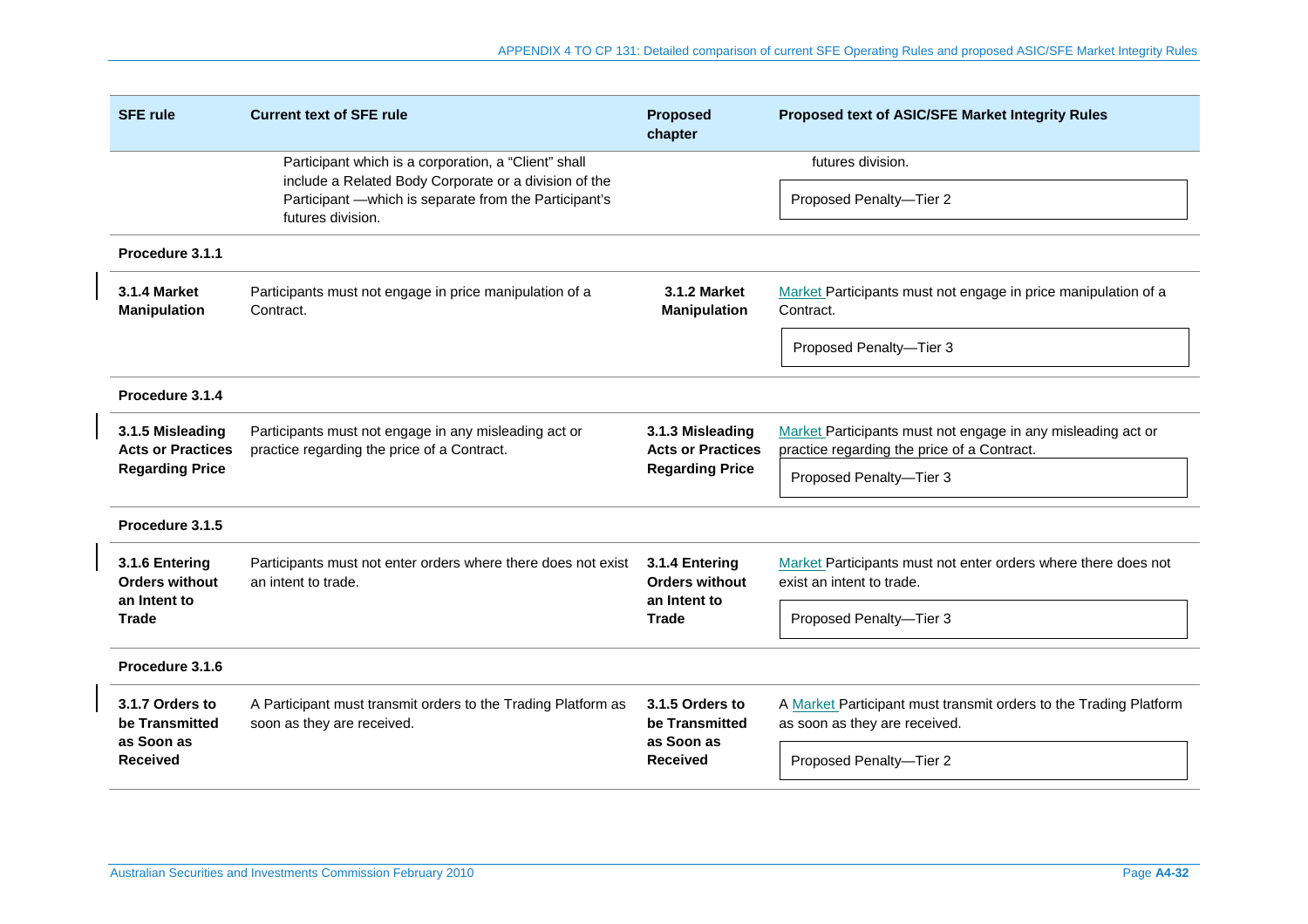| SFE rule | Current text of SFE rule | Proposed chapter | Proposed text of ASIC/SFE Market Integrity Rules |
|---|---|---|---|
| | Participant which is a corporation, a "Client" shall include a Related Body Corporate or a division of the Participant —which is separate from the Participant's futures division. | | futures division.<br><br>Proposed Penalty—Tier 2 |
| **Procedure 3.1.1** | | | |
| **3.1.4 Market Manipulation** | Participants must not engage in price manipulation of a Contract. | **3.1.2 Market Manipulation** | Market Participants must not engage in price manipulation of a Contract.<br><br>Proposed Penalty—Tier 3 |
| **Procedure 3.1.4** | | | |
| **3.1.5 Misleading Acts or Practices Regarding Price** | Participants must not engage in any misleading act or practice regarding the price of a Contract. | **3.1.3 Misleading Acts or Practices Regarding Price** | Market Participants must not engage in any misleading act or practice regarding the price of a Contract.<br><br>Proposed Penalty—Tier 3 |
| **Procedure 3.1.5** | | | |
| **3.1.6 Entering Orders without an Intent to Trade** | Participants must not enter orders where there does not exist an intent to trade. | **3.1.4 Entering Orders without an Intent to Trade** | Market Participants must not enter orders where there does not exist an intent to trade.<br><br>Proposed Penalty—Tier 3 |
| **Procedure 3.1.6** | | | |
| **3.1.7 Orders to be Transmitted as Soon as Received** | A Participant must transmit orders to the Trading Platform as soon as they are received. | **3.1.5 Orders to be Transmitted as Soon as Received** | A Market Participant must transmit orders to the Trading Platform as soon as they are received.<br><br>Proposed Penalty—Tier 2 |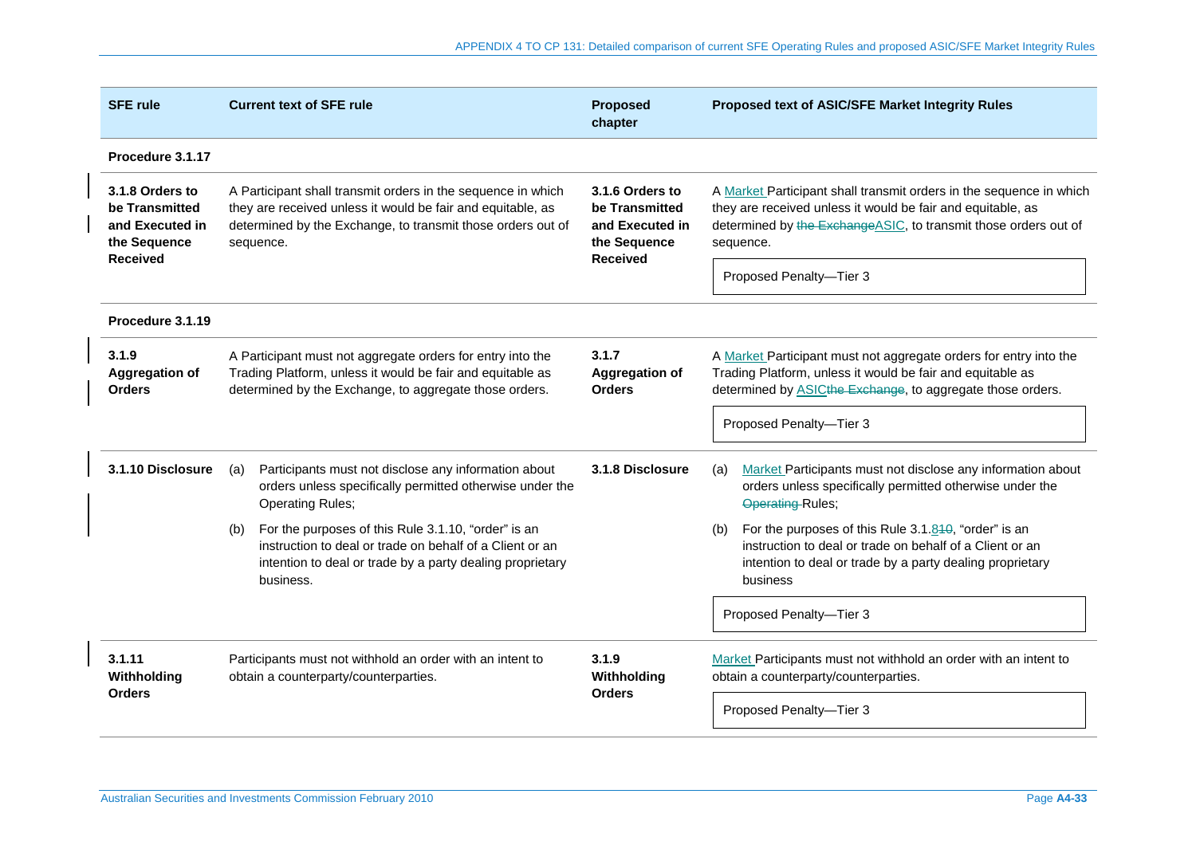| SFE rule | Current text of SFE rule | Proposed chapter | Proposed text of ASIC/SFE Market Integrity Rules |
|---|---|---|---|
| **Procedure 3.1.17** | | | |
| **3.1.8 Orders to be Transmitted and Executed in the Sequence Received** | A Participant shall transmit orders in the sequence in which they are received unless it would be fair and equitable, as determined by the Exchange, to transmit those orders out of sequence. | **3.1.6 Orders to be Transmitted and Executed in the Sequence Received** | A Market Participant shall transmit orders in the sequence in which they are received unless it would be fair and equitable, as determined by ~~the Exchange~~ASIC, to transmit those orders out of sequence.<br><br>Proposed Penalty—Tier 3 |
| **Procedure 3.1.19** | | | |
| **3.1.9 Aggregation of Orders** | A Participant must not aggregate orders for entry into the Trading Platform, unless it would be fair and equitable as determined by the Exchange, to aggregate those orders. | **3.1.7 Aggregation of Orders** | A Market Participant must not aggregate orders for entry into the Trading Platform, unless it would be fair and equitable as determined by ASIC~~the Exchange~~, to aggregate those orders.<br><br>Proposed Penalty—Tier 3 |
| **3.1.10 Disclosure** | (a) Participants must not disclose any information about orders unless specifically permitted otherwise under the Operating Rules;<br><br>(b) For the purposes of this Rule 3.1.10, "order" is an instruction to deal or trade on behalf of a Client or an intention to deal or trade by a party dealing proprietary business. | **3.1.8 Disclosure** | (a) Market Participants must not disclose any information about orders unless specifically permitted otherwise under the ~~Operating~~ Rules;<br><br>(b) For the purposes of this Rule 3.1.8~~10~~, "order" is an instruction to deal or trade on behalf of a Client or an intention to deal or trade by a party dealing proprietary business<br><br>Proposed Penalty—Tier 3 |
| **3.1.11 Withholding Orders** | Participants must not withhold an order with an intent to obtain a counterparty/counterparties. | **3.1.9 Withholding Orders** | Market Participants must not withhold an order with an intent to obtain a counterparty/counterparties.<br><br>Proposed Penalty—Tier 3 |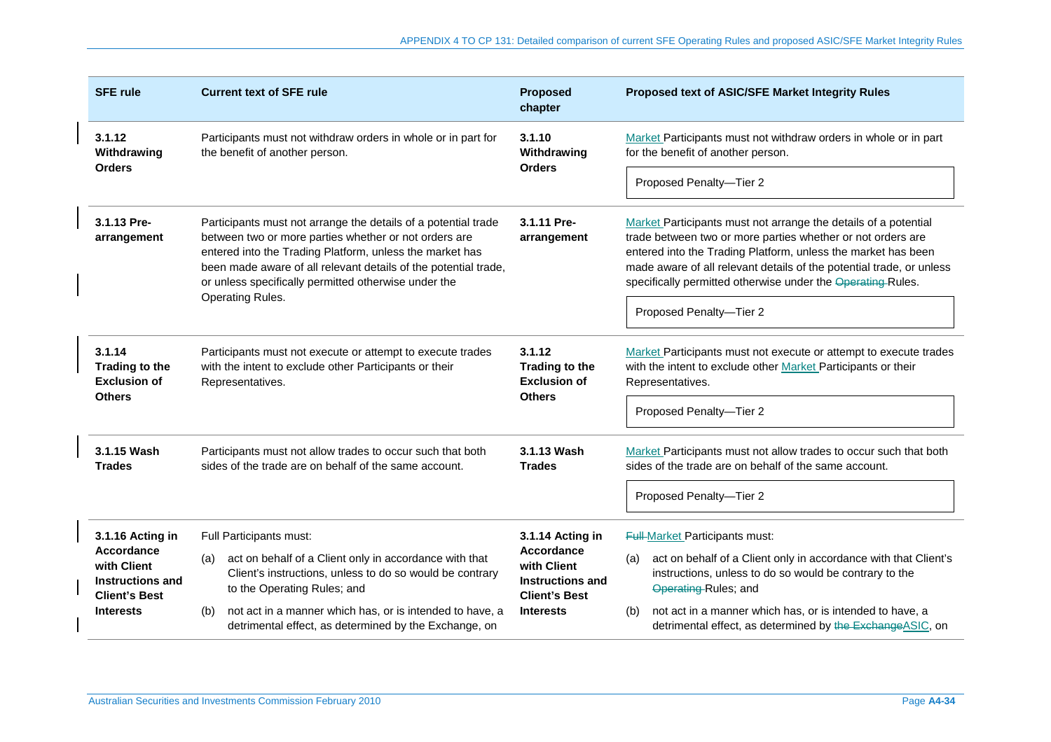| SFE rule | Current text of SFE rule | Proposed chapter | Proposed text of ASIC/SFE Market Integrity Rules |
|---|---|---|---|
| **3.1.12 Withdrawing Orders** | Participants must not withdraw orders in whole or in part for the benefit of another person. | **3.1.10 Withdrawing Orders** | Market Participants must not withdraw orders in whole or in part for the benefit of another person.<br><br>Proposed Penalty—Tier 2 |
| **3.1.13 Pre-arrangement** | Participants must not arrange the details of a potential trade between two or more parties whether or not orders are entered into the Trading Platform, unless the market has been made aware of all relevant details of the potential trade, or unless specifically permitted otherwise under the Operating Rules. | **3.1.11 Pre-arrangement** | Market Participants must not arrange the details of a potential trade between two or more parties whether or not orders are entered into the Trading Platform, unless the market has been made aware of all relevant details of the potential trade, or unless specifically permitted otherwise under the ~~Operating~~ Rules.<br><br>Proposed Penalty—Tier 2 |
| **3.1.14 Trading to the Exclusion of Others** | Participants must not execute or attempt to execute trades with the intent to exclude other Participants or their Representatives. | **3.1.12 Trading to the Exclusion of Others** | Market Participants must not execute or attempt to execute trades with the intent to exclude other Market Participants or their Representatives.<br><br>Proposed Penalty—Tier 2 |
| **3.1.15 Wash Trades** | Participants must not allow trades to occur such that both sides of the trade are on behalf of the same account. | **3.1.13 Wash Trades** | Market Participants must not allow trades to occur such that both sides of the trade are on behalf of the same account.<br><br>Proposed Penalty—Tier 2 |
| **3.1.16 Acting in Accordance with Client Instructions and Client's Best Interests** | Full Participants must:<br>(a) act on behalf of a Client only in accordance with that Client's instructions, unless to do so would be contrary to the Operating Rules; and<br>(b) not act in a manner which has, or is intended to have, a detrimental effect, as determined by the Exchange, on | **3.1.14 Acting in Accordance with Client Instructions and Client's Best Interests** | ~~Full~~ Market Participants must:<br>(a) act on behalf of a Client only in accordance with that Client's instructions, unless to do so would be contrary to the ~~Operating~~ Rules; and<br>(b) not act in a manner which has, or is intended to have, a detrimental effect, as determined by ~~the Exchange~~ASIC, on |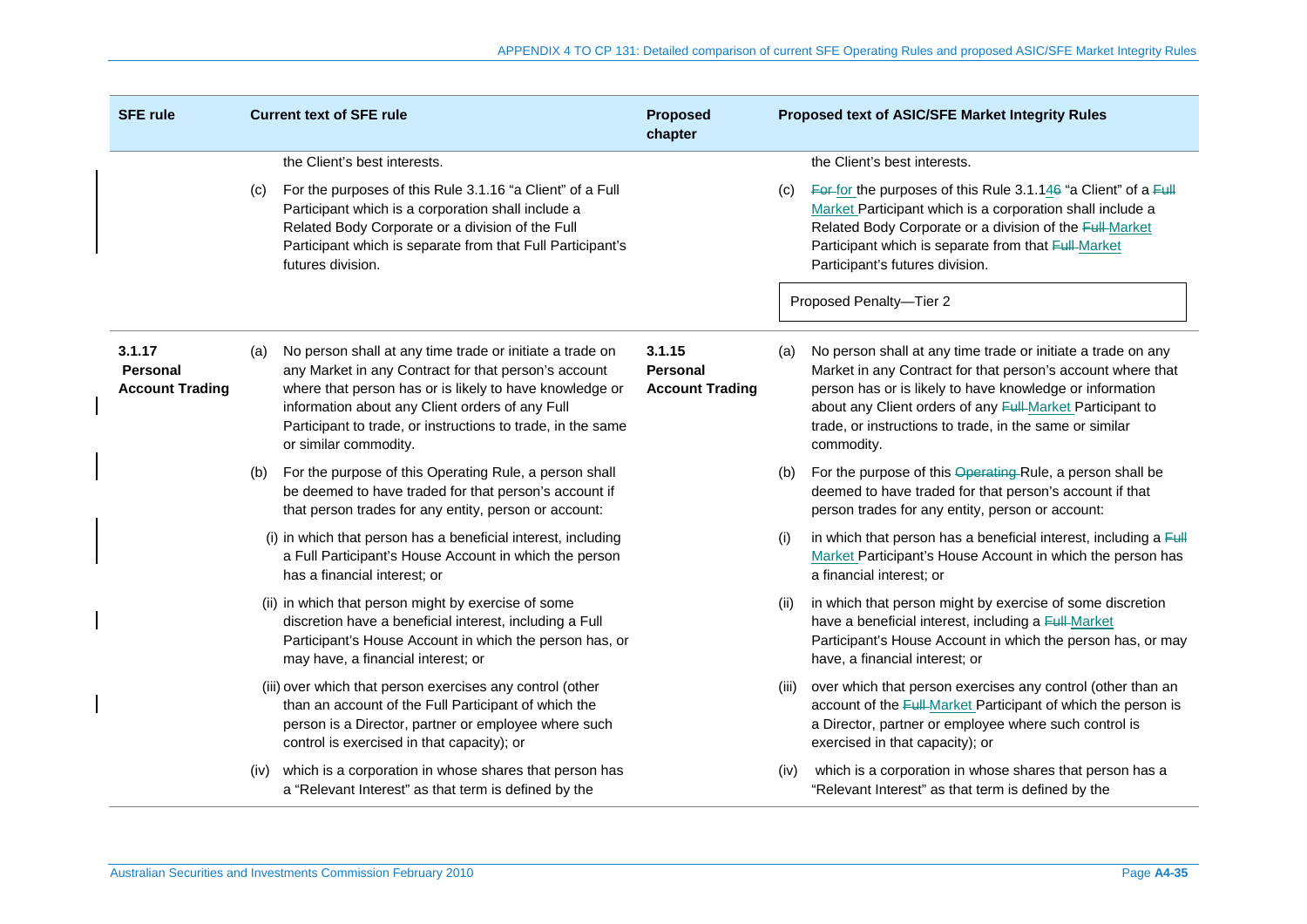| SFE rule | Current text of SFE rule | Proposed chapter | Proposed text of ASIC/SFE Market Integrity Rules |
|---|---|---|---|
| | the Client's best interests. | | the Client's best interests. |
| | (c) For the purposes of this Rule 3.1.16 "a Client" of a Full Participant which is a corporation shall include a Related Body Corporate or a division of the Full Participant which is separate from that Full Participant's futures division. | | (c) ~~For~~ for the purposes of this Rule 3.1.1~~6~~4 "a Client" of a ~~Full~~ Market Participant which is a corporation shall include a Related Body Corporate or a division of the ~~Full~~ Market Participant which is separate from that ~~Full~~ Market Participant's futures division. |
| | | | Proposed Penalty—Tier 2 |
| **3.1.17 Personal Account Trading** | (a) No person shall at any time trade or initiate a trade on any Market in any Contract for that person's account where that person has or is likely to have knowledge or information about any Client orders of any Full Participant to trade, or instructions to trade, in the same or similar commodity. | **3.1.15 Personal Account Trading** | (a) No person shall at any time trade or initiate a trade on any Market in any Contract for that person's account where that person has or is likely to have knowledge or information about any Client orders of any ~~Full~~ Market Participant to trade, or instructions to trade, in the same or similar commodity. |
| | (b) For the purpose of this Operating Rule, a person shall be deemed to have traded for that person's account if that person trades for any entity, person or account: | | (b) For the purpose of this ~~Operating~~ Rule, a person shall be deemed to have traded for that person's account if that person trades for any entity, person or account: |
| | (i) in which that person has a beneficial interest, including a Full Participant's House Account in which the person has a financial interest; or | | (i) in which that person has a beneficial interest, including a ~~Full~~ Market Participant's House Account in which the person has a financial interest; or |
| | (ii) in which that person might by exercise of some discretion have a beneficial interest, including a Full Participant's House Account in which the person has, or may have, a financial interest; or | | (ii) in which that person might by exercise of some discretion have a beneficial interest, including a ~~Full~~ Market Participant's House Account in which the person has, or may have, a financial interest; or |
| | (iii) over which that person exercises any control (other than an account of the Full Participant of which the person is a Director, partner or employee where such control is exercised in that capacity); or | | (iii) over which that person exercises any control (other than an account of the ~~Full~~ Market Participant of which the person is a Director, partner or employee where such control is exercised in that capacity); or |
| | (iv) which is a corporation in whose shares that person has a "Relevant Interest" as that term is defined by the | | (iv) which is a corporation in whose shares that person has a "Relevant Interest" as that term is defined by the |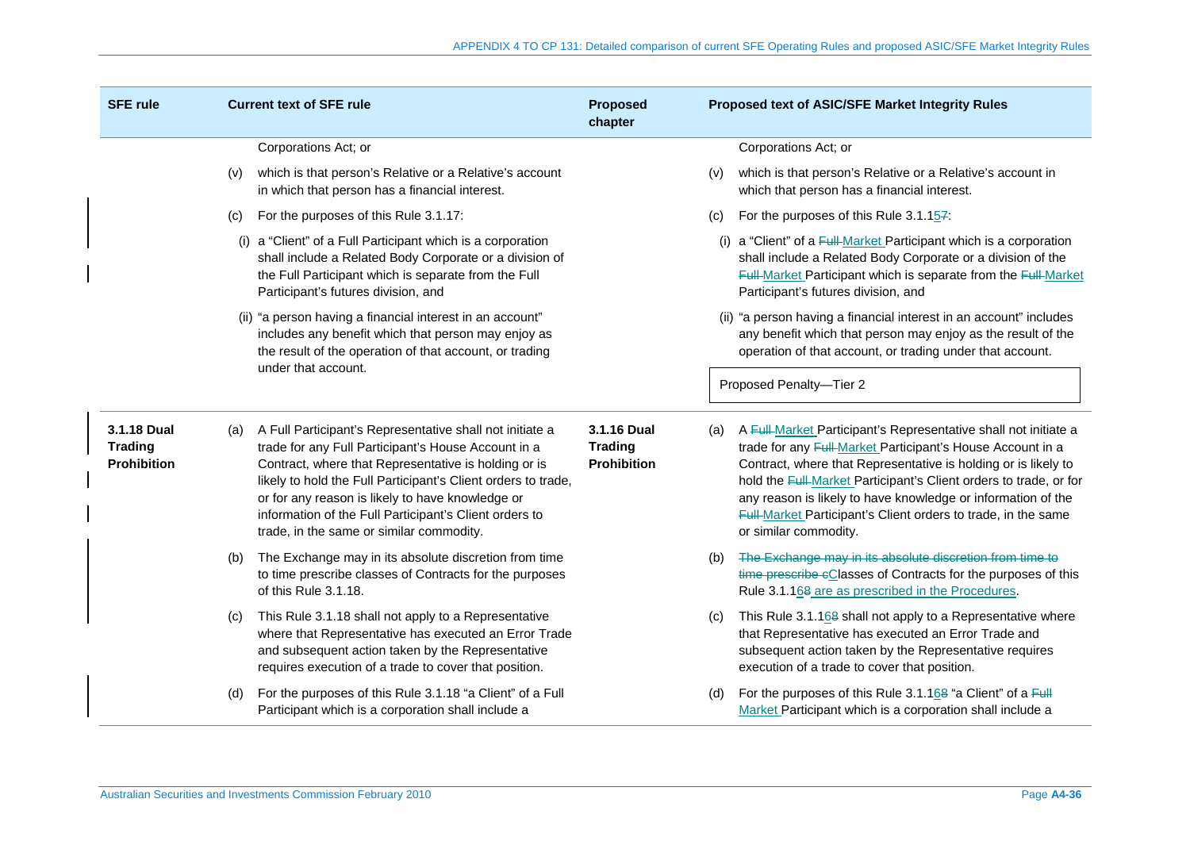| SFE rule | Current text of SFE rule | Proposed chapter | Proposed text of ASIC/SFE Market Integrity Rules |
|---|---|---|---|
| | Corporations Act; or | | Corporations Act; or |
| | (v) which is that person's Relative or a Relative's account in which that person has a financial interest. | | (v) which is that person's Relative or a Relative's account in which that person has a financial interest. |
| | (c) For the purposes of this Rule 3.1.17: | | (c) For the purposes of this Rule 3.1.1~~7~~5: |
| | (i) a "Client" of a Full Participant which is a corporation shall include a Related Body Corporate or a division of the Full Participant which is separate from the Full Participant's futures division, and | | (i) a "Client" of a ~~Full~~ Market Participant which is a corporation shall include a Related Body Corporate or a division of the ~~Full~~ Market Participant which is separate from the ~~Full~~ Market Participant's futures division, and |
| | (ii) "a person having a financial interest in an account" includes any benefit which that person may enjoy as the result of the operation of that account, or trading under that account. | | (ii) "a person having a financial interest in an account" includes any benefit which that person may enjoy as the result of the operation of that account, or trading under that account. |
| | | | Proposed Penalty—Tier 2 |
| **3.1.18 Dual Trading Prohibition** | (a) A Full Participant's Representative shall not initiate a trade for any Full Participant's House Account in a Contract, where that Representative is holding or is likely to hold the Full Participant's Client orders to trade, or for any reason is likely to have knowledge or information of the Full Participant's Client orders to trade, in the same or similar commodity. | **3.1.16 Dual Trading Prohibition** | (a) A ~~Full~~ Market Participant's Representative shall not initiate a trade for any ~~Full~~ Market Participant's House Account in a Contract, where that Representative is holding or is likely to hold the ~~Full~~ Market Participant's Client orders to trade, or for any reason is likely to have knowledge or information of the ~~Full~~ Market Participant's Client orders to trade, in the same or similar commodity. |
| | (b) The Exchange may in its absolute discretion from time to time prescribe classes of Contracts for the purposes of this Rule 3.1.18. | | (b) ~~The Exchange may in its absolute discretion from time to time prescribe c~~Classes of Contracts for the purposes of this Rule 3.1.1~~8~~6 are as prescribed in the Procedures. |
| | (c) This Rule 3.1.18 shall not apply to a Representative where that Representative has executed an Error Trade and subsequent action taken by the Representative requires execution of a trade to cover that position. | | (c) This Rule 3.1.1~~8~~6 shall not apply to a Representative where that Representative has executed an Error Trade and subsequent action taken by the Representative requires execution of a trade to cover that position. |
| | (d) For the purposes of this Rule 3.1.18 "a Client" of a Full Participant which is a corporation shall include a | | (d) For the purposes of this Rule 3.1.1~~8~~6 "a Client" of a ~~Full~~ Market Participant which is a corporation shall include a |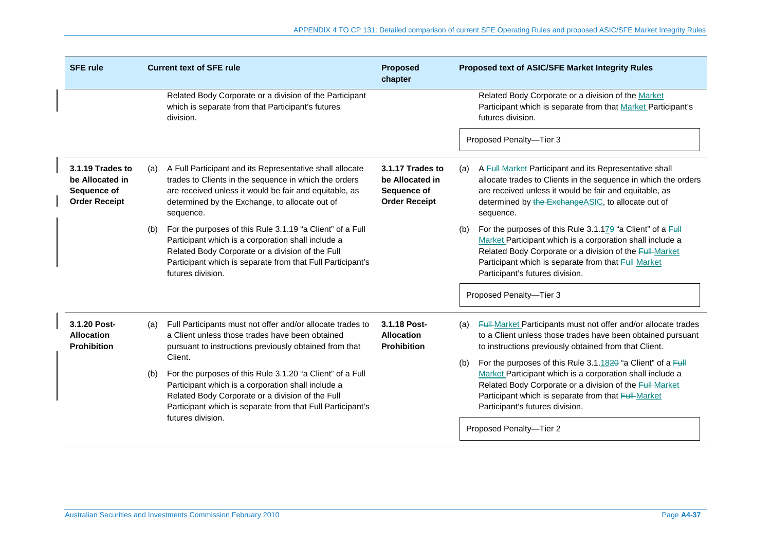| SFE rule | Current text of SFE rule | Proposed chapter | Proposed text of ASIC/SFE Market Integrity Rules |
|---|---|---|---|
| | Related Body Corporate or a division of the Participant which is separate from that Participant's futures division. | | Related Body Corporate or a division of the Market Participant which is separate from that Market Participant's futures division. <br><br> Proposed Penalty—Tier 3 |
| **3.1.19 Trades to be Allocated in Sequence of Order Receipt** | (a) A Full Participant and its Representative shall allocate trades to Clients in the sequence in which the orders are received unless it would be fair and equitable, as determined by the Exchange, to allocate out of sequence. <br><br> (b) For the purposes of this Rule 3.1.19 "a Client" of a Full Participant which is a corporation shall include a Related Body Corporate or a division of the Full Participant which is separate from that Full Participant's futures division. | **3.1.17 Trades to be Allocated in Sequence of Order Receipt** | (a) A ~~Full~~ Market Participant and its Representative shall allocate trades to Clients in the sequence in which the orders are received unless it would be fair and equitable, as determined by ~~the Exchange~~ASIC, to allocate out of sequence. <br><br> (b) For the purposes of this Rule 3.1.17~~9~~ "a Client" of a ~~Full~~ Market Participant which is a corporation shall include a Related Body Corporate or a division of the ~~Full~~ Market Participant which is separate from that ~~Full~~ Market Participant's futures division. <br><br> Proposed Penalty—Tier 3 |
| **3.1.20 Post-Allocation Prohibition** | (a) Full Participants must not offer and/or allocate trades to a Client unless those trades have been obtained pursuant to instructions previously obtained from that Client. <br><br> (b) For the purposes of this Rule 3.1.20 "a Client" of a Full Participant which is a corporation shall include a Related Body Corporate or a division of the Full Participant which is separate from that Full Participant's futures division. | **3.1.18 Post-Allocation Prohibition** | (a) ~~Full~~ Market Participants must not offer and/or allocate trades to a Client unless those trades have been obtained pursuant to instructions previously obtained from that Client. <br><br> (b) For the purposes of this Rule 3.1.18~~20~~ "a Client" of a ~~Full~~ Market Participant which is a corporation shall include a Related Body Corporate or a division of the ~~Full~~ Market Participant which is separate from that ~~Full~~ Market Participant's futures division. <br><br> Proposed Penalty—Tier 2 |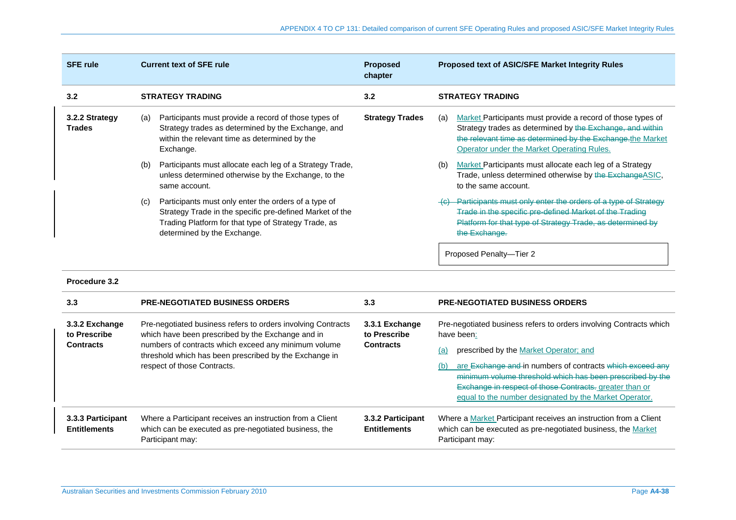| SFE rule | Current text of SFE rule | Proposed chapter | Proposed text of ASIC/SFE Market Integrity Rules |
|---|---|---|---|
| **3.2** | **STRATEGY TRADING** | **3.2** | **STRATEGY TRADING** |
| **3.2.2 Strategy Trades** | (a) Participants must provide a record of those types of Strategy trades as determined by the Exchange, and within the relevant time as determined by the Exchange.<br><br>(b) Participants must allocate each leg of a Strategy Trade, unless determined otherwise by the Exchange, to the same account.<br><br>(c) Participants must only enter the orders of a type of Strategy Trade in the specific pre-defined Market of the Trading Platform for that type of Strategy Trade, as determined by the Exchange. | **Strategy Trades** | (a) Market Participants must provide a record of those types of Strategy trades as determined by ~~the Exchange, and within the relevant time as determined by the Exchange.~~ the Market Operator under the Market Operating Rules.<br><br>(b) Market Participants must allocate each leg of a Strategy Trade, unless determined otherwise by ~~the Exchange~~ASIC, to the same account.<br><br>~~(c) Participants must only enter the orders of a type of Strategy Trade in the specific pre-defined Market of the Trading Platform for that type of Strategy Trade, as determined by the Exchange.~~<br><br>Proposed Penalty—Tier 2 |
| **Procedure 3.2** | | | |
| **3.3** | **PRE-NEGOTIATED BUSINESS ORDERS** | **3.3** | **PRE-NEGOTIATED BUSINESS ORDERS** |
| **3.3.2 Exchange to Prescribe Contracts** | Pre-negotiated business refers to orders involving Contracts which have been prescribed by the Exchange and in numbers of contracts which exceed any minimum volume threshold which has been prescribed by the Exchange in respect of those Contracts. | **3.3.1 Exchange to Prescribe Contracts** | Pre-negotiated business refers to orders involving Contracts which have been:<br><br>(a) prescribed by the Market Operator; and<br><br>(b) are ~~Exchange and~~ in numbers of contracts ~~which exceed any minimum volume threshold which has been prescribed by the Exchange in respect of those Contracts.~~ greater than or equal to the number designated by the Market Operator. |
| **3.3.3 Participant Entitlements** | Where a Participant receives an instruction from a Client which can be executed as pre-negotiated business, the Participant may: | **3.3.2 Participant Entitlements** | Where a Market Participant receives an instruction from a Client which can be executed as pre-negotiated business, the Market Participant may: |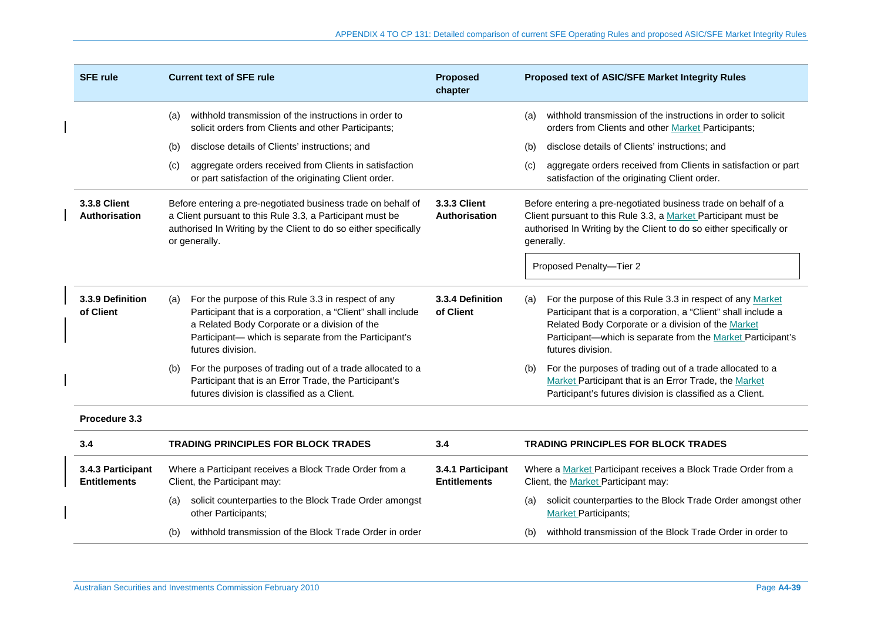| SFE rule | Current text of SFE rule | Proposed chapter | Proposed text of ASIC/SFE Market Integrity Rules |
|---|---|---|---|
| | (a) withhold transmission of the instructions in order to solicit orders from Clients and other Participants; | | (a) withhold transmission of the instructions in order to solicit orders from Clients and other Market Participants; |
| | (b) disclose details of Clients' instructions; and | | (b) disclose details of Clients' instructions; and |
| | (c) aggregate orders received from Clients in satisfaction or part satisfaction of the originating Client order. | | (c) aggregate orders received from Clients in satisfaction or part satisfaction of the originating Client order. |
| **3.3.8 Client Authorisation** | Before entering a pre-negotiated business trade on behalf of a Client pursuant to this Rule 3.3, a Participant must be authorised In Writing by the Client to do so either specifically or generally. | **3.3.3 Client Authorisation** | Before entering a pre-negotiated business trade on behalf of a Client pursuant to this Rule 3.3, a Market Participant must be authorised In Writing by the Client to do so either specifically or generally.<br><br>Proposed Penalty—Tier 2 |
| **3.3.9 Definition of Client** | (a) For the purpose of this Rule 3.3 in respect of any Participant that is a corporation, a "Client" shall include a Related Body Corporate or a division of the Participant— which is separate from the Participant's futures division. | **3.3.4 Definition of Client** | (a) For the purpose of this Rule 3.3 in respect of any Market Participant that is a corporation, a "Client" shall include a Related Body Corporate or a division of the Market Participant—which is separate from the Market Participant's futures division. |
| | (b) For the purposes of trading out of a trade allocated to a Participant that is an Error Trade, the Participant's futures division is classified as a Client. | | (b) For the purposes of trading out of a trade allocated to a Market Participant that is an Error Trade, the Market Participant's futures division is classified as a Client. |
| **Procedure 3.3** | | | |
| **3.4** | **TRADING PRINCIPLES FOR BLOCK TRADES** | **3.4** | **TRADING PRINCIPLES FOR BLOCK TRADES** |
| **3.4.3 Participant Entitlements** | Where a Participant receives a Block Trade Order from a Client, the Participant may: | **3.4.1 Participant Entitlements** | Where a Market Participant receives a Block Trade Order from a Client, the Market Participant may: |
| | (a) solicit counterparties to the Block Trade Order amongst other Participants; | | (a) solicit counterparties to the Block Trade Order amongst other Market Participants; |
| | (b) withhold transmission of the Block Trade Order in order | | (b) withhold transmission of the Block Trade Order in order to |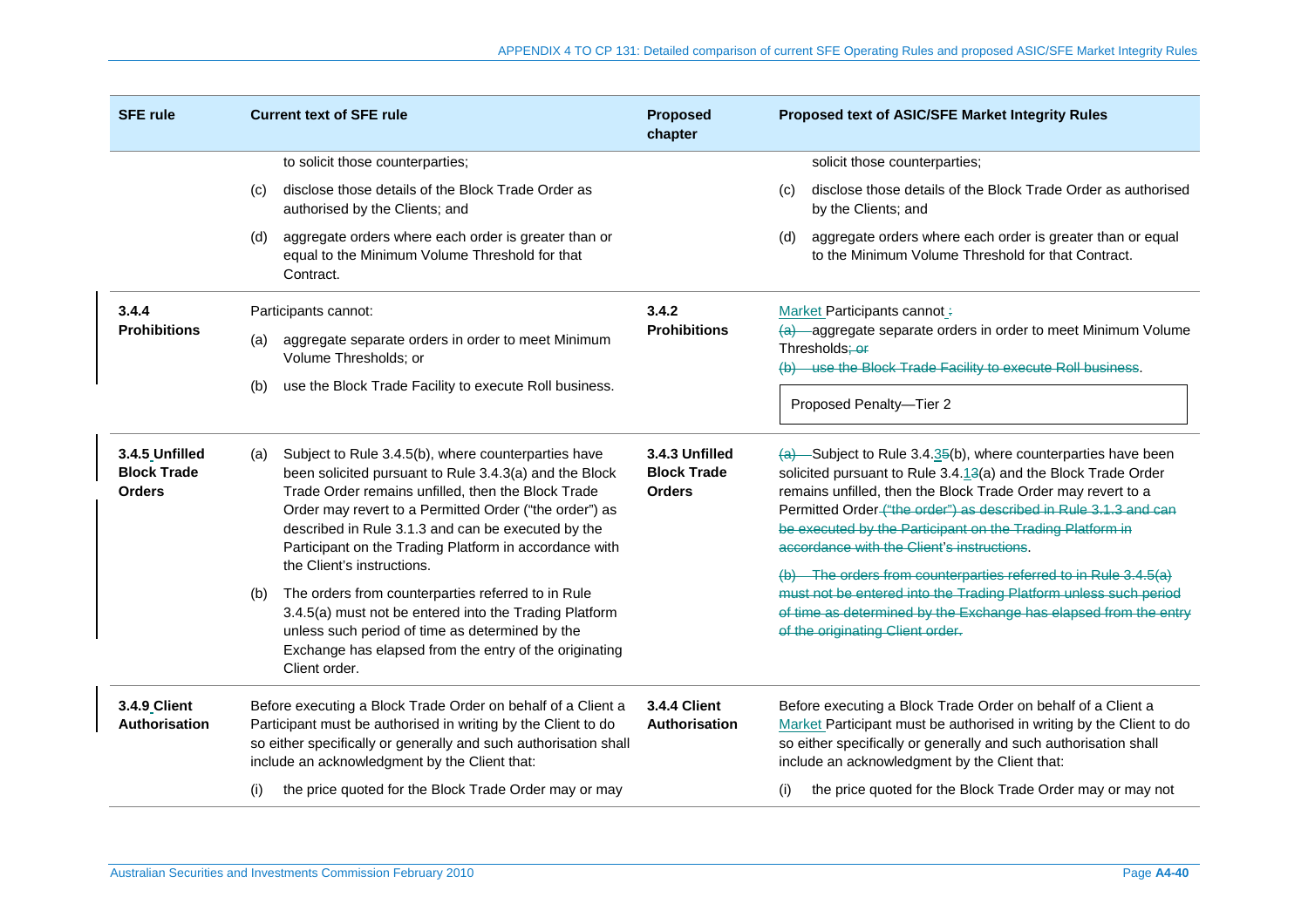| SFE rule | Current text of SFE rule | Proposed chapter | Proposed text of ASIC/SFE Market Integrity Rules |
|---|---|---|---|
| | to solicit those counterparties;<br>(c) disclose those details of the Block Trade Order as authorised by the Clients; and<br>(d) aggregate orders where each order is greater than or equal to the Minimum Volume Threshold for that Contract. | | solicit those counterparties;<br>(c) disclose those details of the Block Trade Order as authorised by the Clients; and<br>(d) aggregate orders where each order is greater than or equal to the Minimum Volume Threshold for that Contract. |
| **3.4.4 Prohibitions** | Participants cannot:<br>(a) aggregate separate orders in order to meet Minimum Volume Thresholds; or<br>(b) use the Block Trade Facility to execute Roll business. | **3.4.2 Prohibitions** | Market Participants cannot ~~:~~<br>~~(a)~~ aggregate separate orders in order to meet Minimum Volume Thresholds~~; or~~<br>~~(b) use the Block Trade Facility to execute Roll business~~.<br><br>Proposed Penalty—Tier 2 |
| **3.4.5 Unfilled Block Trade Orders** | (a) Subject to Rule 3.4.5(b), where counterparties have been solicited pursuant to Rule 3.4.3(a) and the Block Trade Order remains unfilled, then the Block Trade Order may revert to a Permitted Order ("the order") as described in Rule 3.1.3 and can be executed by the Participant on the Trading Platform in accordance with the Client's instructions.<br>(b) The orders from counterparties referred to in Rule 3.4.5(a) must not be entered into the Trading Platform unless such period of time as determined by the Exchange has elapsed from the entry of the originating Client order. | **3.4.3 Unfilled Block Trade Orders** | ~~(a)~~ Subject to Rule 3.4.3~~5~~(b), where counterparties have been solicited pursuant to Rule 3.4.1~~3~~(a) and the Block Trade Order remains unfilled, then the Block Trade Order may revert to a Permitted Order ~~("the order") as described in Rule 3.1.3 and can be executed by the Participant on the Trading Platform in accordance with the Client's instructions~~.<br>~~(b) The orders from counterparties referred to in Rule 3.4.5(a) must not be entered into the Trading Platform unless such period of time as determined by the Exchange has elapsed from the entry of the originating Client order.~~ |
| **3.4.9 Client Authorisation** | Before executing a Block Trade Order on behalf of a Client a Participant must be authorised in writing by the Client to do so either specifically or generally and such authorisation shall include an acknowledgment by the Client that:<br>(i) the price quoted for the Block Trade Order may or may | **3.4.4 Client Authorisation** | Before executing a Block Trade Order on behalf of a Client a Market Participant must be authorised in writing by the Client to do so either specifically or generally and such authorisation shall include an acknowledgment by the Client that:<br>(i) the price quoted for the Block Trade Order may or may not |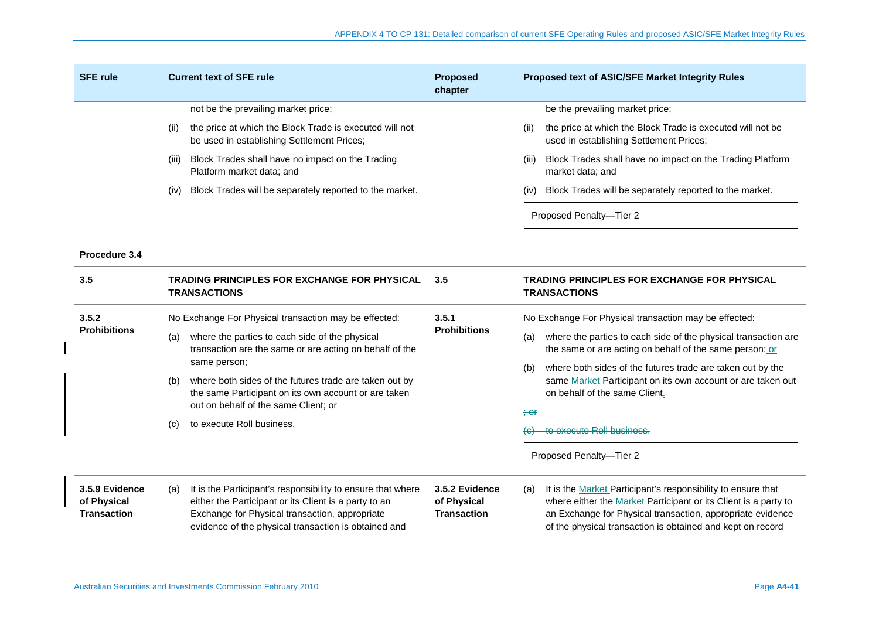| SFE rule | Current text of SFE rule | Proposed chapter | Proposed text of ASIC/SFE Market Integrity Rules |
|---|---|---|---|
| | not be the prevailing market price;<br>(ii) the price at which the Block Trade is executed will not be used in establishing Settlement Prices;<br>(iii) Block Trades shall have no impact on the Trading Platform market data; and<br>(iv) Block Trades will be separately reported to the market. | | be the prevailing market price;<br>(ii) the price at which the Block Trade is executed will not be used in establishing Settlement Prices;<br>(iii) Block Trades shall have no impact on the Trading Platform market data; and<br>(iv) Block Trades will be separately reported to the market.<br><br>Proposed Penalty—Tier 2 |
| **Procedure 3.4** | | | |
| **3.5** | **TRADING PRINCIPLES FOR EXCHANGE FOR PHYSICAL TRANSACTIONS** | **3.5** | **TRADING PRINCIPLES FOR EXCHANGE FOR PHYSICAL TRANSACTIONS** |
| **3.5.2 Prohibitions** | No Exchange For Physical transaction may be effected:<br>(a) where the parties to each side of the physical transaction are the same or are acting on behalf of the same person;<br>(b) where both sides of the futures trade are taken out by the same Participant on its own account or are taken out on behalf of the same Client; or<br>(c) to execute Roll business. | **3.5.1 Prohibitions** | No Exchange For Physical transaction may be effected:<br>(a) where the parties to each side of the physical transaction are the same or are acting on behalf of the same person; or<br>(b) where both sides of the futures trade are taken out by the same Market Participant on its own account or are taken out on behalf of the same Client.<br>~~; or~~<br>~~(c) to execute Roll business.~~<br><br>Proposed Penalty—Tier 2 |
| **3.5.9 Evidence of Physical Transaction** | (a) It is the Participant's responsibility to ensure that where either the Participant or its Client is a party to an Exchange for Physical transaction, appropriate evidence of the physical transaction is obtained and | **3.5.2 Evidence of Physical Transaction** | (a) It is the Market Participant's responsibility to ensure that where either the Market Participant or its Client is a party to an Exchange for Physical transaction, appropriate evidence of the physical transaction is obtained and kept on record |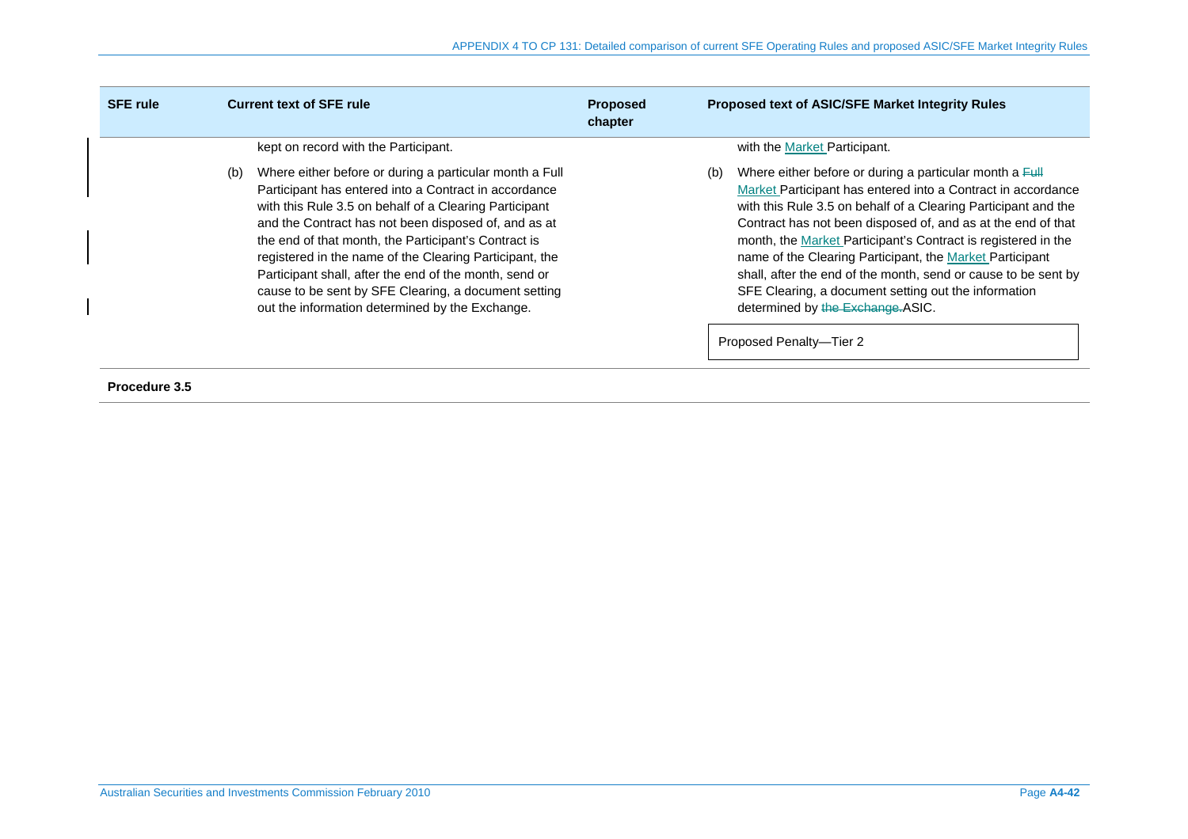| SFE rule | Current text of SFE rule | Proposed chapter | Proposed text of ASIC/SFE Market Integrity Rules |
|---|---|---|---|
| | kept on record with the Participant. | | with the Market Participant. |
| | (b) Where either before or during a particular month a Full Participant has entered into a Contract in accordance with this Rule 3.5 on behalf of a Clearing Participant and the Contract has not been disposed of, and as at the end of that month, the Participant's Contract is registered in the name of the Clearing Participant, the Participant shall, after the end of the month, send or cause to be sent by SFE Clearing, a document setting out the information determined by the Exchange. | | (b) Where either before or during a particular month a ~~Full~~ Market Participant has entered into a Contract in accordance with this Rule 3.5 on behalf of a Clearing Participant and the Contract has not been disposed of, and as at the end of that month, the Market Participant's Contract is registered in the name of the Clearing Participant, the Market Participant shall, after the end of the month, send or cause to be sent by SFE Clearing, a document setting out the information determined by ~~the Exchange.~~ASIC. |
| | | | Proposed Penalty—Tier 2 |
| **Procedure 3.5** | | | |